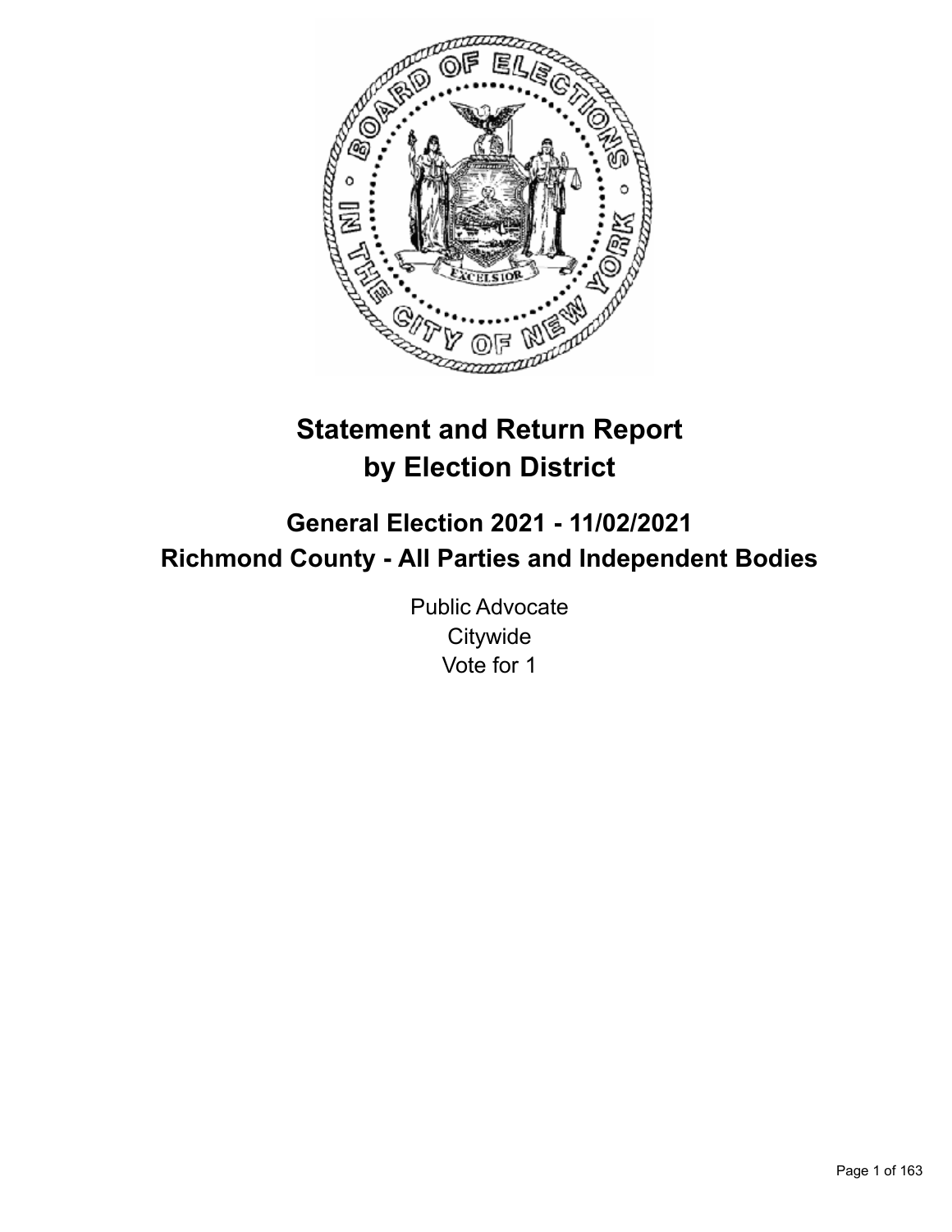# Statement and Return Report by Election District

## General Election 2021 - 11/02/2021
## Richmond County - All Parties and Independent Bodies

Public Advocate
Citywide
Vote for 1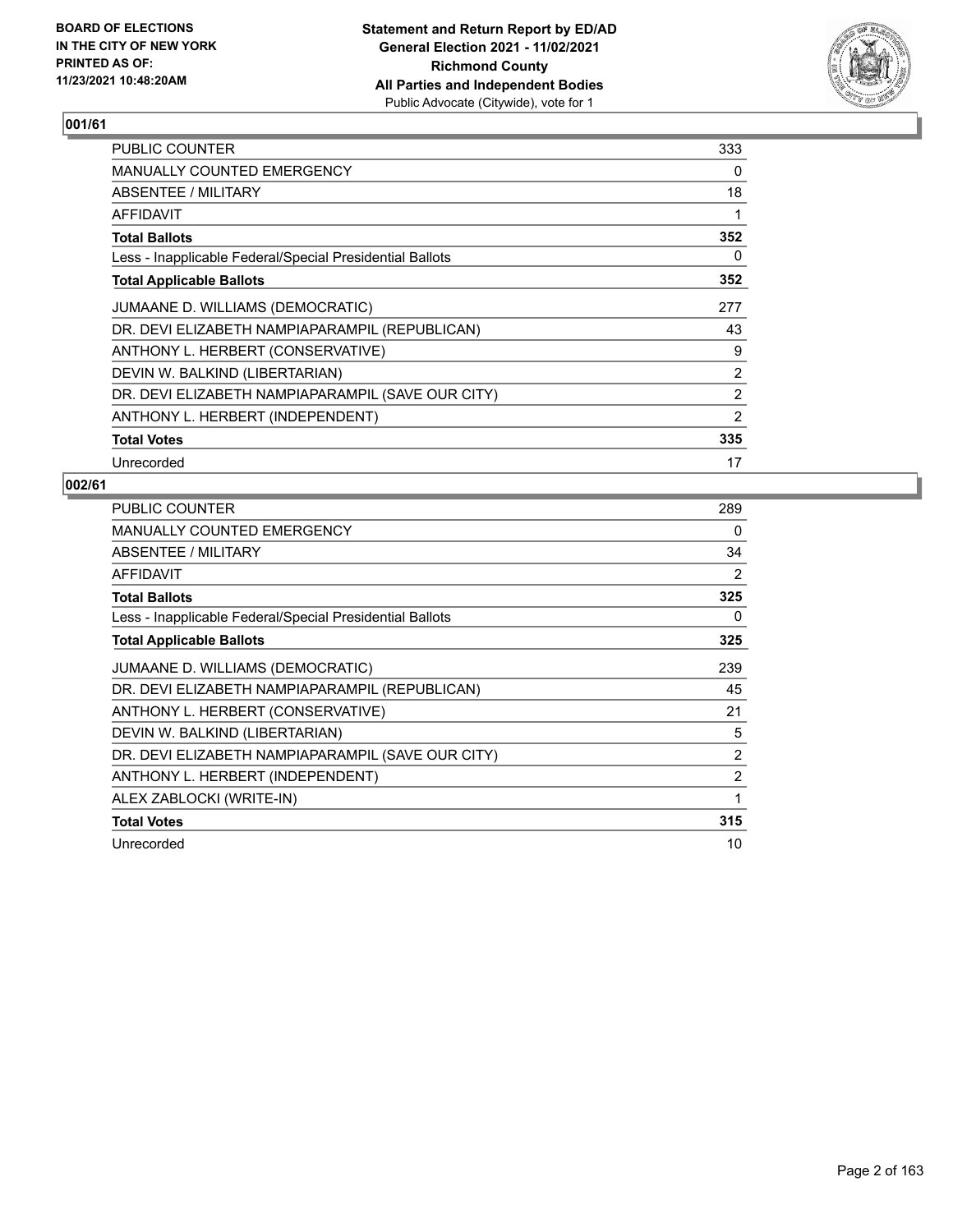**BOARD OF ELECTIONS IN THE CITY OF NEW YORK PRINTED AS OF: 11/23/2021 10:48:20AM**

**Statement and Return Report by ED/AD**
**General Election 2021 - 11/02/2021**
**Richmond County**
**All Parties and Independent Bodies**
Public Advocate (Citywide), vote for 1

## 001/61

| | |
|---|---|
| PUBLIC COUNTER | 333 |
| MANUALLY COUNTED EMERGENCY | 0 |
| ABSENTEE / MILITARY | 18 |
| AFFIDAVIT | 1 |
| **Total Ballots** | **352** |
| Less - Inapplicable Federal/Special Presidential Ballots | 0 |
| **Total Applicable Ballots** | **352** |
| JUMAANE D. WILLIAMS (DEMOCRATIC) | 277 |
| DR. DEVI ELIZABETH NAMPIAPARAMPIL (REPUBLICAN) | 43 |
| ANTHONY L. HERBERT (CONSERVATIVE) | 9 |
| DEVIN W. BALKIND (LIBERTARIAN) | 2 |
| DR. DEVI ELIZABETH NAMPIAPARAMPIL (SAVE OUR CITY) | 2 |
| ANTHONY L. HERBERT (INDEPENDENT) | 2 |
| **Total Votes** | **335** |
| Unrecorded | 17 |

## 002/61

| | |
|---|---|
| PUBLIC COUNTER | 289 |
| MANUALLY COUNTED EMERGENCY | 0 |
| ABSENTEE / MILITARY | 34 |
| AFFIDAVIT | 2 |
| **Total Ballots** | **325** |
| Less - Inapplicable Federal/Special Presidential Ballots | 0 |
| **Total Applicable Ballots** | **325** |
| JUMAANE D. WILLIAMS (DEMOCRATIC) | 239 |
| DR. DEVI ELIZABETH NAMPIAPARAMPIL (REPUBLICAN) | 45 |
| ANTHONY L. HERBERT (CONSERVATIVE) | 21 |
| DEVIN W. BALKIND (LIBERTARIAN) | 5 |
| DR. DEVI ELIZABETH NAMPIAPARAMPIL (SAVE OUR CITY) | 2 |
| ANTHONY L. HERBERT (INDEPENDENT) | 2 |
| ALEX ZABLOCKI (WRITE-IN) | 1 |
| **Total Votes** | **315** |
| Unrecorded | 10 |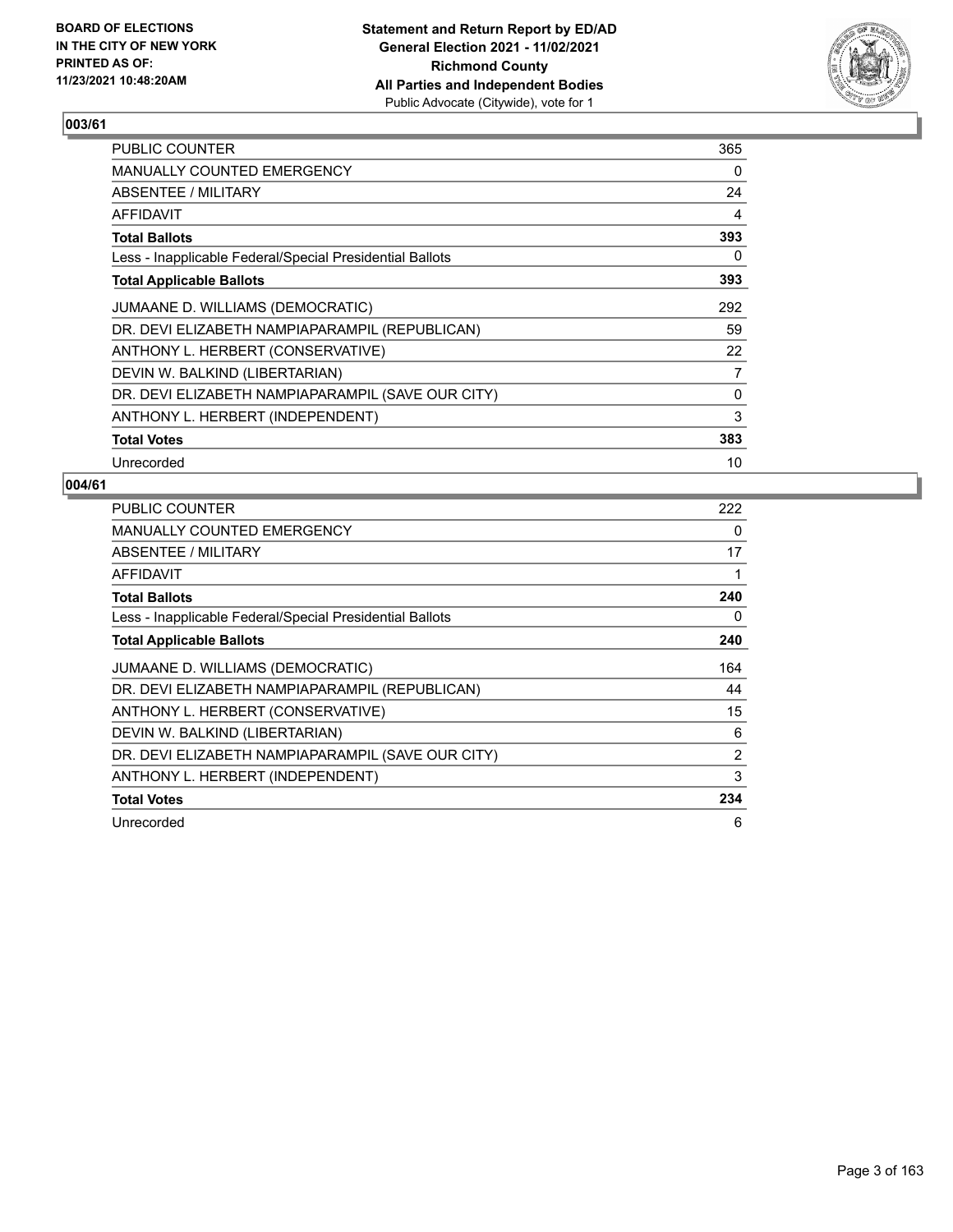## 003/61

| | |
|---|---|
| PUBLIC COUNTER | 365 |
| MANUALLY COUNTED EMERGENCY | 0 |
| ABSENTEE / MILITARY | 24 |
| AFFIDAVIT | 4 |
| **Total Ballots** | **393** |
| Less - Inapplicable Federal/Special Presidential Ballots | 0 |
| **Total Applicable Ballots** | **393** |
| JUMAANE D. WILLIAMS (DEMOCRATIC) | 292 |
| DR. DEVI ELIZABETH NAMPIAPARAMPIL (REPUBLICAN) | 59 |
| ANTHONY L. HERBERT (CONSERVATIVE) | 22 |
| DEVIN W. BALKIND (LIBERTARIAN) | 7 |
| DR. DEVI ELIZABETH NAMPIAPARAMPIL (SAVE OUR CITY) | 0 |
| ANTHONY L. HERBERT (INDEPENDENT) | 3 |
| **Total Votes** | **383** |
| Unrecorded | 10 |

## 004/61

| | |
|---|---|
| PUBLIC COUNTER | 222 |
| MANUALLY COUNTED EMERGENCY | 0 |
| ABSENTEE / MILITARY | 17 |
| AFFIDAVIT | 1 |
| **Total Ballots** | **240** |
| Less - Inapplicable Federal/Special Presidential Ballots | 0 |
| **Total Applicable Ballots** | **240** |
| JUMAANE D. WILLIAMS (DEMOCRATIC) | 164 |
| DR. DEVI ELIZABETH NAMPIAPARAMPIL (REPUBLICAN) | 44 |
| ANTHONY L. HERBERT (CONSERVATIVE) | 15 |
| DEVIN W. BALKIND (LIBERTARIAN) | 6 |
| DR. DEVI ELIZABETH NAMPIAPARAMPIL (SAVE OUR CITY) | 2 |
| ANTHONY L. HERBERT (INDEPENDENT) | 3 |
| **Total Votes** | **234** |
| Unrecorded | 6 |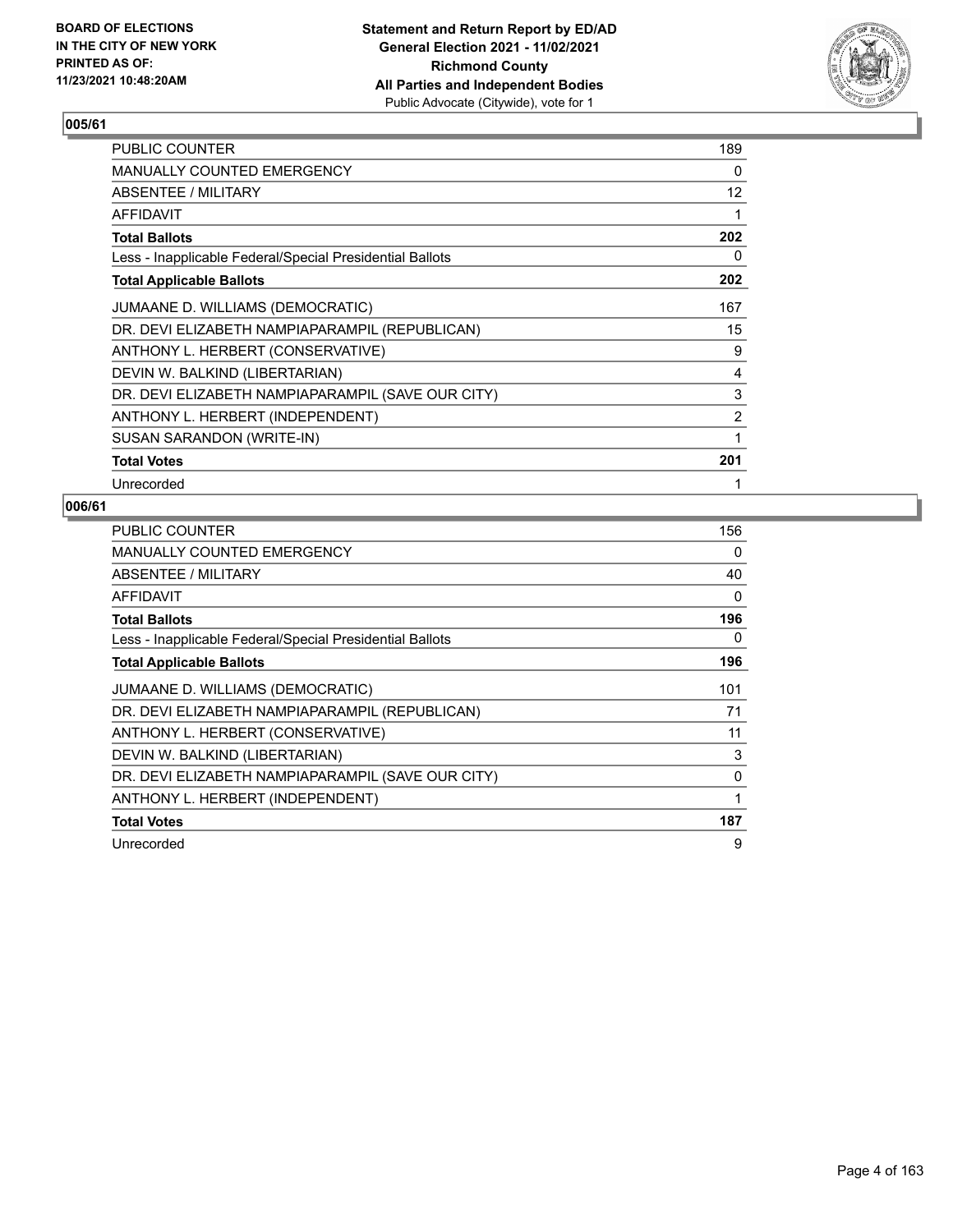**BOARD OF ELECTIONS IN THE CITY OF NEW YORK PRINTED AS OF: 11/23/2021 10:48:20AM**

**Statement and Return Report by ED/AD General Election 2021 - 11/02/2021 Richmond County All Parties and Independent Bodies**
Public Advocate (Citywide), vote for 1

## 005/61

| | |
|---|---|
| PUBLIC COUNTER | 189 |
| MANUALLY COUNTED EMERGENCY | 0 |
| ABSENTEE / MILITARY | 12 |
| AFFIDAVIT | 1 |
| **Total Ballots** | **202** |
| Less - Inapplicable Federal/Special Presidential Ballots | 0 |
| **Total Applicable Ballots** | **202** |
| JUMAANE D. WILLIAMS (DEMOCRATIC) | 167 |
| DR. DEVI ELIZABETH NAMPIAPARAMPIL (REPUBLICAN) | 15 |
| ANTHONY L. HERBERT (CONSERVATIVE) | 9 |
| DEVIN W. BALKIND (LIBERTARIAN) | 4 |
| DR. DEVI ELIZABETH NAMPIAPARAMPIL (SAVE OUR CITY) | 3 |
| ANTHONY L. HERBERT (INDEPENDENT) | 2 |
| SUSAN SARANDON (WRITE-IN) | 1 |
| **Total Votes** | **201** |
| Unrecorded | 1 |

## 006/61

| | |
|---|---|
| PUBLIC COUNTER | 156 |
| MANUALLY COUNTED EMERGENCY | 0 |
| ABSENTEE / MILITARY | 40 |
| AFFIDAVIT | 0 |
| **Total Ballots** | **196** |
| Less - Inapplicable Federal/Special Presidential Ballots | 0 |
| **Total Applicable Ballots** | **196** |
| JUMAANE D. WILLIAMS (DEMOCRATIC) | 101 |
| DR. DEVI ELIZABETH NAMPIAPARAMPIL (REPUBLICAN) | 71 |
| ANTHONY L. HERBERT (CONSERVATIVE) | 11 |
| DEVIN W. BALKIND (LIBERTARIAN) | 3 |
| DR. DEVI ELIZABETH NAMPIAPARAMPIL (SAVE OUR CITY) | 0 |
| ANTHONY L. HERBERT (INDEPENDENT) | 1 |
| **Total Votes** | **187** |
| Unrecorded | 9 |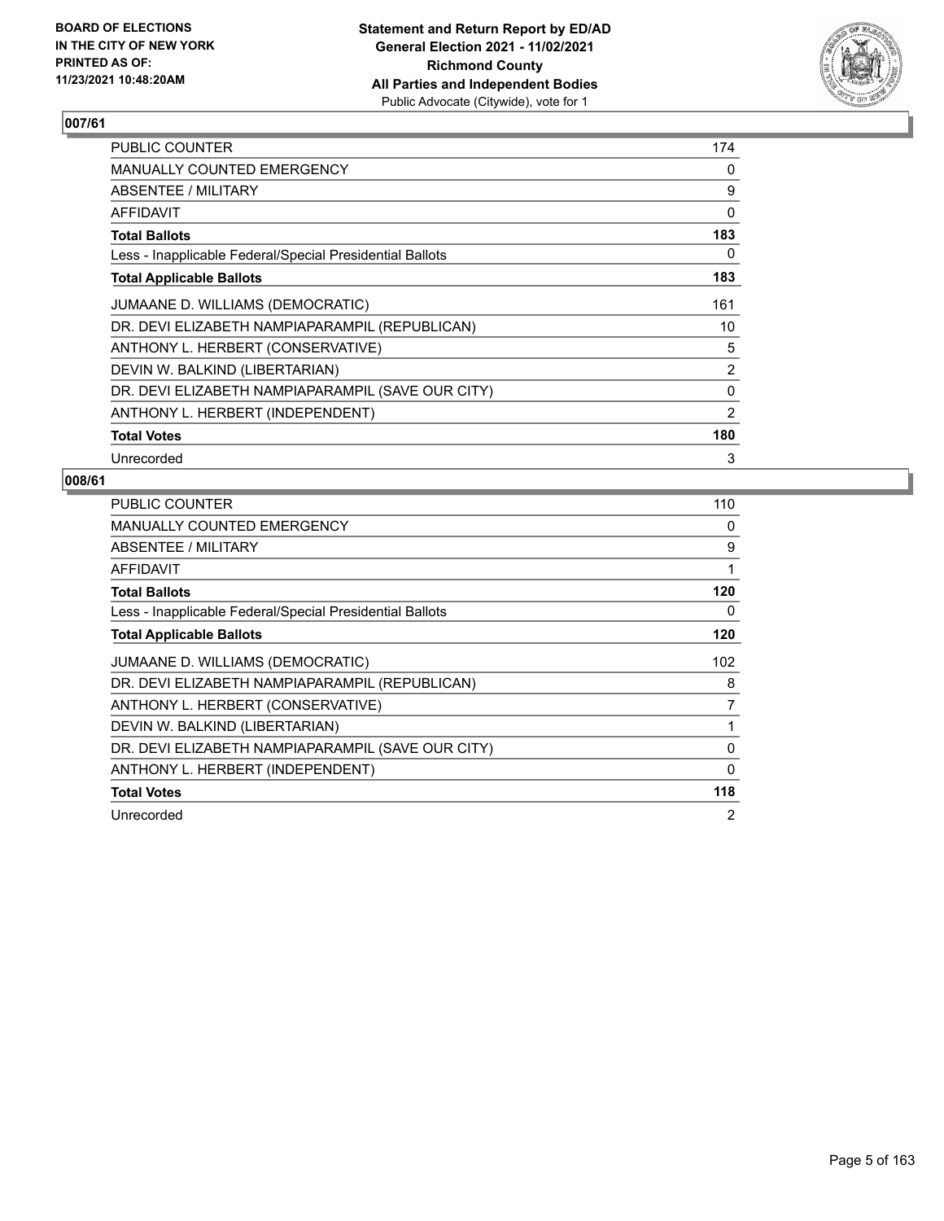**BOARD OF ELECTIONS IN THE CITY OF NEW YORK PRINTED AS OF: 11/23/2021 10:48:20AM**

**Statement and Return Report by ED/AD**
**General Election 2021 - 11/02/2021**
**Richmond County**
**All Parties and Independent Bodies**
Public Advocate (Citywide), vote for 1

### 007/61

| | |
|---|---|
| PUBLIC COUNTER | 174 |
| MANUALLY COUNTED EMERGENCY | 0 |
| ABSENTEE / MILITARY | 9 |
| AFFIDAVIT | 0 |
| **Total Ballots** | **183** |
| Less - Inapplicable Federal/Special Presidential Ballots | 0 |
| **Total Applicable Ballots** | **183** |
| JUMAANE D. WILLIAMS (DEMOCRATIC) | 161 |
| DR. DEVI ELIZABETH NAMPIAPARAMPIL (REPUBLICAN) | 10 |
| ANTHONY L. HERBERT (CONSERVATIVE) | 5 |
| DEVIN W. BALKIND (LIBERTARIAN) | 2 |
| DR. DEVI ELIZABETH NAMPIAPARAMPIL (SAVE OUR CITY) | 0 |
| ANTHONY L. HERBERT (INDEPENDENT) | 2 |
| **Total Votes** | **180** |
| Unrecorded | 3 |

### 008/61

| | |
|---|---|
| PUBLIC COUNTER | 110 |
| MANUALLY COUNTED EMERGENCY | 0 |
| ABSENTEE / MILITARY | 9 |
| AFFIDAVIT | 1 |
| **Total Ballots** | **120** |
| Less - Inapplicable Federal/Special Presidential Ballots | 0 |
| **Total Applicable Ballots** | **120** |
| JUMAANE D. WILLIAMS (DEMOCRATIC) | 102 |
| DR. DEVI ELIZABETH NAMPIAPARAMPIL (REPUBLICAN) | 8 |
| ANTHONY L. HERBERT (CONSERVATIVE) | 7 |
| DEVIN W. BALKIND (LIBERTARIAN) | 1 |
| DR. DEVI ELIZABETH NAMPIAPARAMPIL (SAVE OUR CITY) | 0 |
| ANTHONY L. HERBERT (INDEPENDENT) | 0 |
| **Total Votes** | **118** |
| Unrecorded | 2 |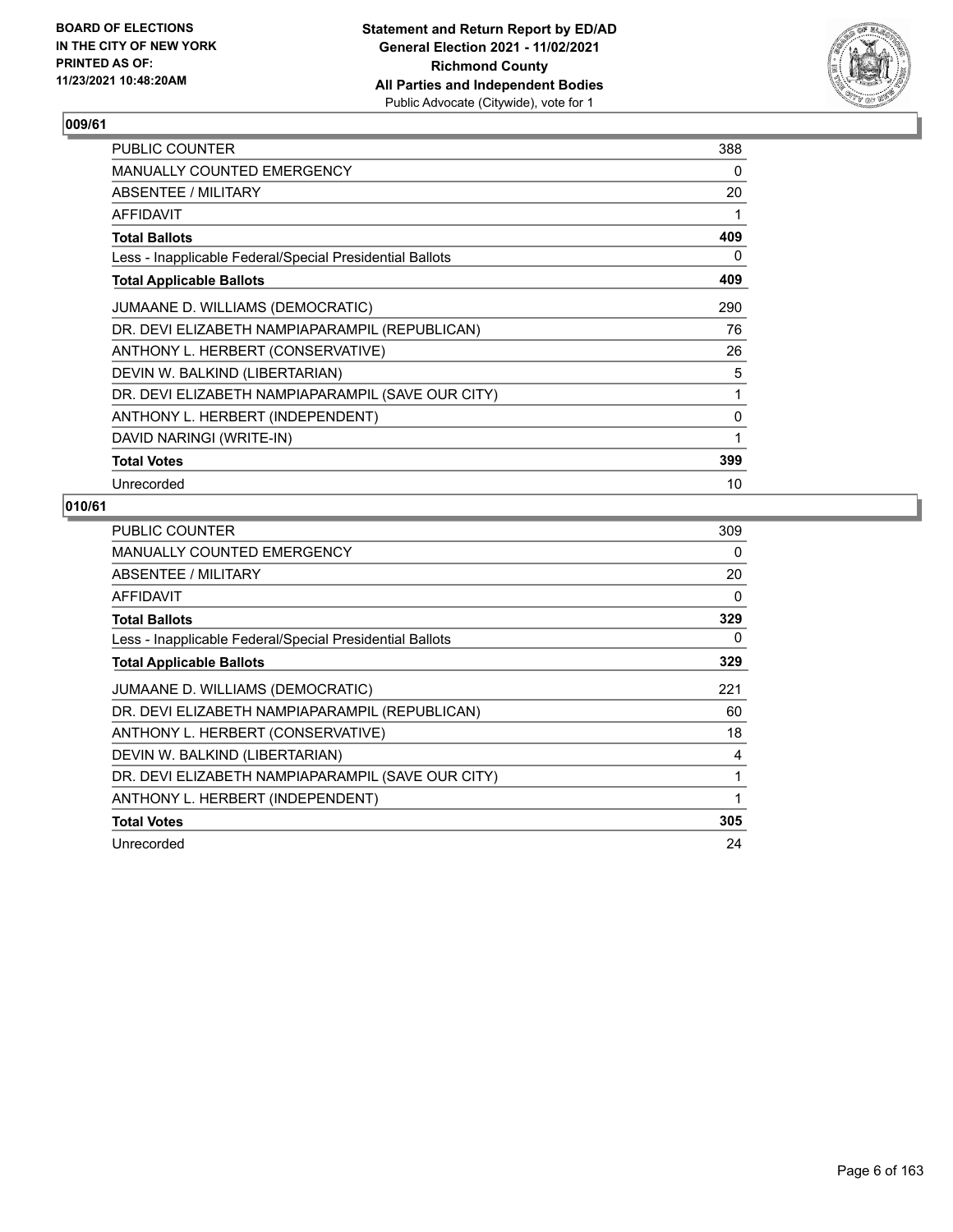## 009/61

| | |
|---|---|
| PUBLIC COUNTER | 388 |
| MANUALLY COUNTED EMERGENCY | 0 |
| ABSENTEE / MILITARY | 20 |
| AFFIDAVIT | 1 |
| **Total Ballots** | **409** |
| Less - Inapplicable Federal/Special Presidential Ballots | 0 |
| **Total Applicable Ballots** | **409** |
| JUMAANE D. WILLIAMS (DEMOCRATIC) | 290 |
| DR. DEVI ELIZABETH NAMPIAPARAMPIL (REPUBLICAN) | 76 |
| ANTHONY L. HERBERT (CONSERVATIVE) | 26 |
| DEVIN W. BALKIND (LIBERTARIAN) | 5 |
| DR. DEVI ELIZABETH NAMPIAPARAMPIL (SAVE OUR CITY) | 1 |
| ANTHONY L. HERBERT (INDEPENDENT) | 0 |
| DAVID NARINGI (WRITE-IN) | 1 |
| **Total Votes** | **399** |
| Unrecorded | 10 |

## 010/61

| | |
|---|---|
| PUBLIC COUNTER | 309 |
| MANUALLY COUNTED EMERGENCY | 0 |
| ABSENTEE / MILITARY | 20 |
| AFFIDAVIT | 0 |
| **Total Ballots** | **329** |
| Less - Inapplicable Federal/Special Presidential Ballots | 0 |
| **Total Applicable Ballots** | **329** |
| JUMAANE D. WILLIAMS (DEMOCRATIC) | 221 |
| DR. DEVI ELIZABETH NAMPIAPARAMPIL (REPUBLICAN) | 60 |
| ANTHONY L. HERBERT (CONSERVATIVE) | 18 |
| DEVIN W. BALKIND (LIBERTARIAN) | 4 |
| DR. DEVI ELIZABETH NAMPIAPARAMPIL (SAVE OUR CITY) | 1 |
| ANTHONY L. HERBERT (INDEPENDENT) | 1 |
| **Total Votes** | **305** |
| Unrecorded | 24 |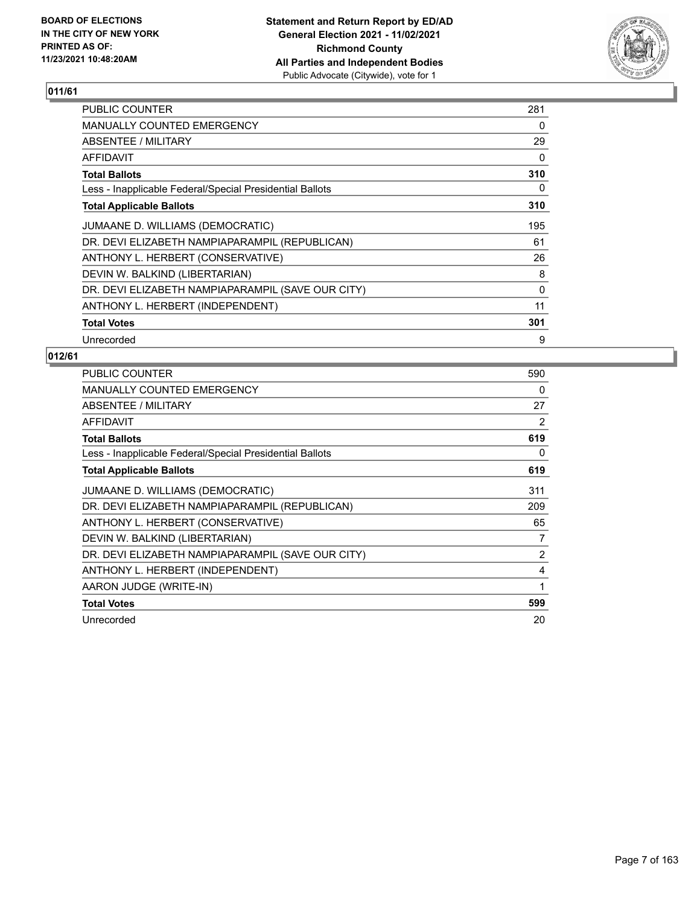BOARD OF ELECTIONS
IN THE CITY OF NEW YORK
PRINTED AS OF:
11/23/2021 10:48:20AM

**Statement and Return Report by ED/AD**
**General Election 2021 - 11/02/2021**
**Richmond County**
**All Parties and Independent Bodies**
Public Advocate (Citywide), vote for 1

### 011/61

| | |
|---|---|
| PUBLIC COUNTER | 281 |
| MANUALLY COUNTED EMERGENCY | 0 |
| ABSENTEE / MILITARY | 29 |
| AFFIDAVIT | 0 |
| **Total Ballots** | **310** |
| Less - Inapplicable Federal/Special Presidential Ballots | 0 |
| **Total Applicable Ballots** | **310** |
| JUMAANE D. WILLIAMS (DEMOCRATIC) | 195 |
| DR. DEVI ELIZABETH NAMPIAPARAMPIL (REPUBLICAN) | 61 |
| ANTHONY L. HERBERT (CONSERVATIVE) | 26 |
| DEVIN W. BALKIND (LIBERTARIAN) | 8 |
| DR. DEVI ELIZABETH NAMPIAPARAMPIL (SAVE OUR CITY) | 0 |
| ANTHONY L. HERBERT (INDEPENDENT) | 11 |
| **Total Votes** | **301** |
| Unrecorded | 9 |

### 012/61

| | |
|---|---|
| PUBLIC COUNTER | 590 |
| MANUALLY COUNTED EMERGENCY | 0 |
| ABSENTEE / MILITARY | 27 |
| AFFIDAVIT | 2 |
| **Total Ballots** | **619** |
| Less - Inapplicable Federal/Special Presidential Ballots | 0 |
| **Total Applicable Ballots** | **619** |
| JUMAANE D. WILLIAMS (DEMOCRATIC) | 311 |
| DR. DEVI ELIZABETH NAMPIAPARAMPIL (REPUBLICAN) | 209 |
| ANTHONY L. HERBERT (CONSERVATIVE) | 65 |
| DEVIN W. BALKIND (LIBERTARIAN) | 7 |
| DR. DEVI ELIZABETH NAMPIAPARAMPIL (SAVE OUR CITY) | 2 |
| ANTHONY L. HERBERT (INDEPENDENT) | 4 |
| AARON JUDGE (WRITE-IN) | 1 |
| **Total Votes** | **599** |
| Unrecorded | 20 |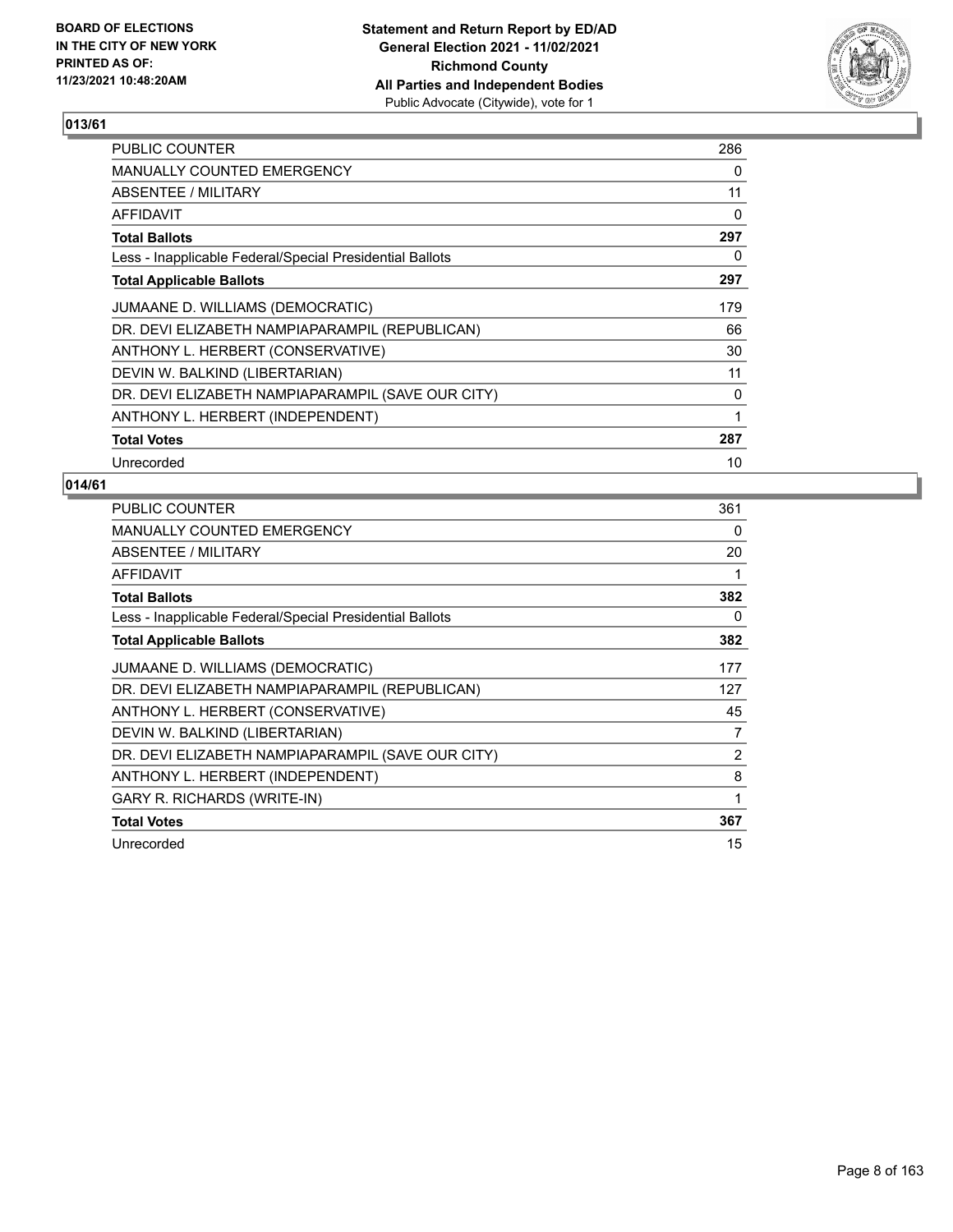## 013/61

| | |
|---|---|
| PUBLIC COUNTER | 286 |
| MANUALLY COUNTED EMERGENCY | 0 |
| ABSENTEE / MILITARY | 11 |
| AFFIDAVIT | 0 |
| **Total Ballots** | **297** |
| Less - Inapplicable Federal/Special Presidential Ballots | 0 |
| **Total Applicable Ballots** | **297** |
| JUMAANE D. WILLIAMS (DEMOCRATIC) | 179 |
| DR. DEVI ELIZABETH NAMPIAPARAMPIL (REPUBLICAN) | 66 |
| ANTHONY L. HERBERT (CONSERVATIVE) | 30 |
| DEVIN W. BALKIND (LIBERTARIAN) | 11 |
| DR. DEVI ELIZABETH NAMPIAPARAMPIL (SAVE OUR CITY) | 0 |
| ANTHONY L. HERBERT (INDEPENDENT) | 1 |
| **Total Votes** | **287** |
| Unrecorded | 10 |

## 014/61

| | |
|---|---|
| PUBLIC COUNTER | 361 |
| MANUALLY COUNTED EMERGENCY | 0 |
| ABSENTEE / MILITARY | 20 |
| AFFIDAVIT | 1 |
| **Total Ballots** | **382** |
| Less - Inapplicable Federal/Special Presidential Ballots | 0 |
| **Total Applicable Ballots** | **382** |
| JUMAANE D. WILLIAMS (DEMOCRATIC) | 177 |
| DR. DEVI ELIZABETH NAMPIAPARAMPIL (REPUBLICAN) | 127 |
| ANTHONY L. HERBERT (CONSERVATIVE) | 45 |
| DEVIN W. BALKIND (LIBERTARIAN) | 7 |
| DR. DEVI ELIZABETH NAMPIAPARAMPIL (SAVE OUR CITY) | 2 |
| ANTHONY L. HERBERT (INDEPENDENT) | 8 |
| GARY R. RICHARDS (WRITE-IN) | 1 |
| **Total Votes** | **367** |
| Unrecorded | 15 |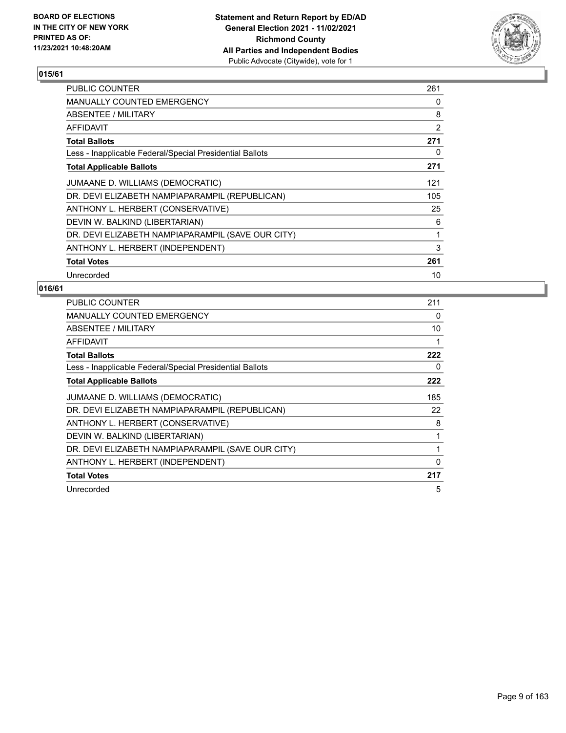BOARD OF ELECTIONS
IN THE CITY OF NEW YORK
PRINTED AS OF:
11/23/2021 10:48:20AM

**Statement and Return Report by ED/AD**
**General Election 2021 - 11/02/2021**
**Richmond County**
**All Parties and Independent Bodies**
Public Advocate (Citywide), vote for 1

## 015/61

| | |
|---|---|
| PUBLIC COUNTER | 261 |
| MANUALLY COUNTED EMERGENCY | 0 |
| ABSENTEE / MILITARY | 8 |
| AFFIDAVIT | 2 |
| **Total Ballots** | **271** |
| Less - Inapplicable Federal/Special Presidential Ballots | 0 |
| **Total Applicable Ballots** | **271** |
| JUMAANE D. WILLIAMS (DEMOCRATIC) | 121 |
| DR. DEVI ELIZABETH NAMPIAPARAMPIL (REPUBLICAN) | 105 |
| ANTHONY L. HERBERT (CONSERVATIVE) | 25 |
| DEVIN W. BALKIND (LIBERTARIAN) | 6 |
| DR. DEVI ELIZABETH NAMPIAPARAMPIL (SAVE OUR CITY) | 1 |
| ANTHONY L. HERBERT (INDEPENDENT) | 3 |
| **Total Votes** | **261** |
| Unrecorded | 10 |

## 016/61

| | |
|---|---|
| PUBLIC COUNTER | 211 |
| MANUALLY COUNTED EMERGENCY | 0 |
| ABSENTEE / MILITARY | 10 |
| AFFIDAVIT | 1 |
| **Total Ballots** | **222** |
| Less - Inapplicable Federal/Special Presidential Ballots | 0 |
| **Total Applicable Ballots** | **222** |
| JUMAANE D. WILLIAMS (DEMOCRATIC) | 185 |
| DR. DEVI ELIZABETH NAMPIAPARAMPIL (REPUBLICAN) | 22 |
| ANTHONY L. HERBERT (CONSERVATIVE) | 8 |
| DEVIN W. BALKIND (LIBERTARIAN) | 1 |
| DR. DEVI ELIZABETH NAMPIAPARAMPIL (SAVE OUR CITY) | 1 |
| ANTHONY L. HERBERT (INDEPENDENT) | 0 |
| **Total Votes** | **217** |
| Unrecorded | 5 |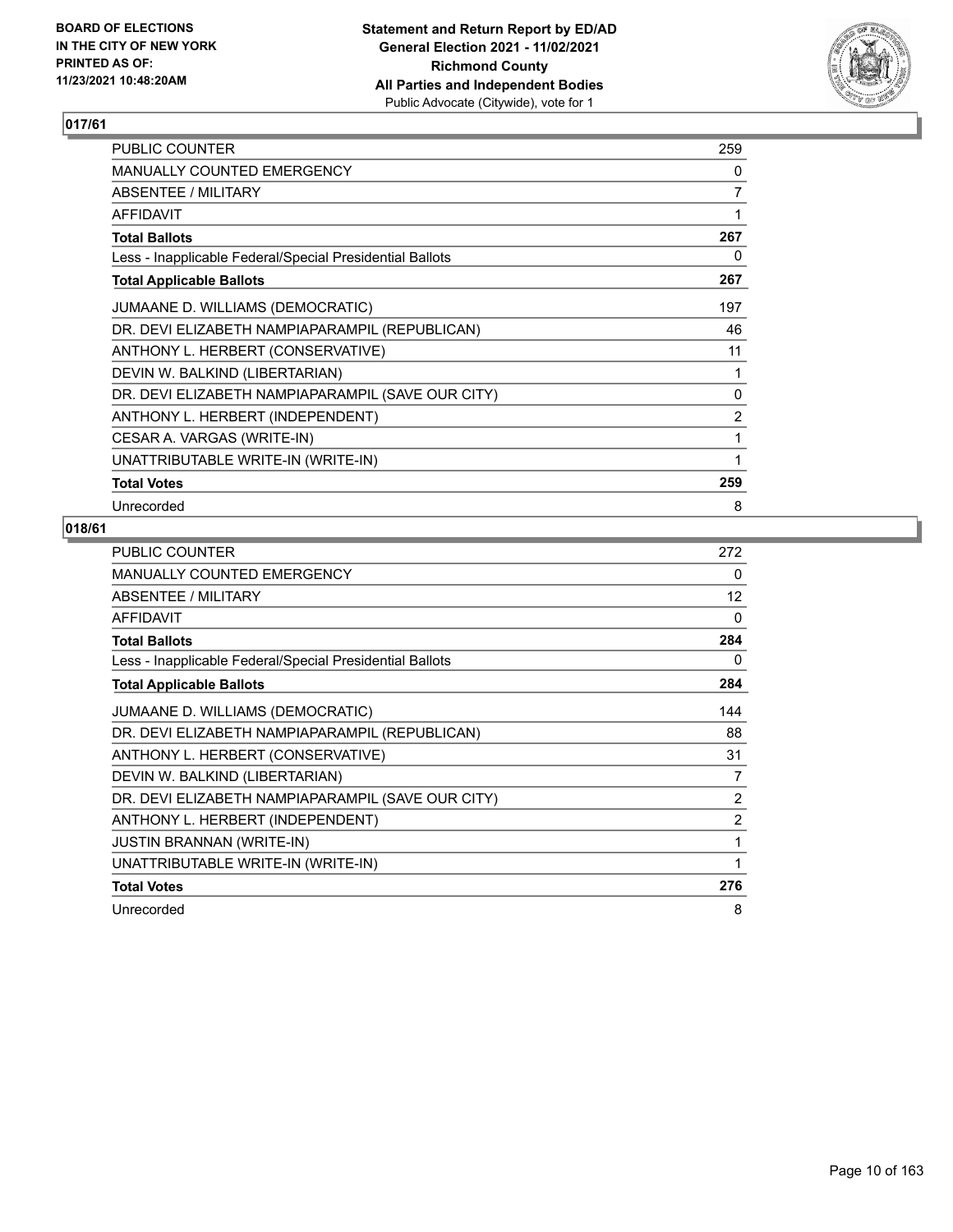**BOARD OF ELECTIONS IN THE CITY OF NEW YORK PRINTED AS OF: 11/23/2021 10:48:20AM**

**Statement and Return Report by ED/AD General Election 2021 - 11/02/2021 Richmond County All Parties and Independent Bodies**
Public Advocate (Citywide), vote for 1

## 017/61

| | |
|---|---|
| PUBLIC COUNTER | 259 |
| MANUALLY COUNTED EMERGENCY | 0 |
| ABSENTEE / MILITARY | 7 |
| AFFIDAVIT | 1 |
| **Total Ballots** | **267** |
| Less - Inapplicable Federal/Special Presidential Ballots | 0 |
| **Total Applicable Ballots** | **267** |
| JUMAANE D. WILLIAMS (DEMOCRATIC) | 197 |
| DR. DEVI ELIZABETH NAMPIAPARAMPIL (REPUBLICAN) | 46 |
| ANTHONY L. HERBERT (CONSERVATIVE) | 11 |
| DEVIN W. BALKIND (LIBERTARIAN) | 1 |
| DR. DEVI ELIZABETH NAMPIAPARAMPIL (SAVE OUR CITY) | 0 |
| ANTHONY L. HERBERT (INDEPENDENT) | 2 |
| CESAR A. VARGAS (WRITE-IN) | 1 |
| UNATTRIBUTABLE WRITE-IN (WRITE-IN) | 1 |
| **Total Votes** | **259** |
| Unrecorded | 8 |

## 018/61

| | |
|---|---|
| PUBLIC COUNTER | 272 |
| MANUALLY COUNTED EMERGENCY | 0 |
| ABSENTEE / MILITARY | 12 |
| AFFIDAVIT | 0 |
| **Total Ballots** | **284** |
| Less - Inapplicable Federal/Special Presidential Ballots | 0 |
| **Total Applicable Ballots** | **284** |
| JUMAANE D. WILLIAMS (DEMOCRATIC) | 144 |
| DR. DEVI ELIZABETH NAMPIAPARAMPIL (REPUBLICAN) | 88 |
| ANTHONY L. HERBERT (CONSERVATIVE) | 31 |
| DEVIN W. BALKIND (LIBERTARIAN) | 7 |
| DR. DEVI ELIZABETH NAMPIAPARAMPIL (SAVE OUR CITY) | 2 |
| ANTHONY L. HERBERT (INDEPENDENT) | 2 |
| JUSTIN BRANNAN (WRITE-IN) | 1 |
| UNATTRIBUTABLE WRITE-IN (WRITE-IN) | 1 |
| **Total Votes** | **276** |
| Unrecorded | 8 |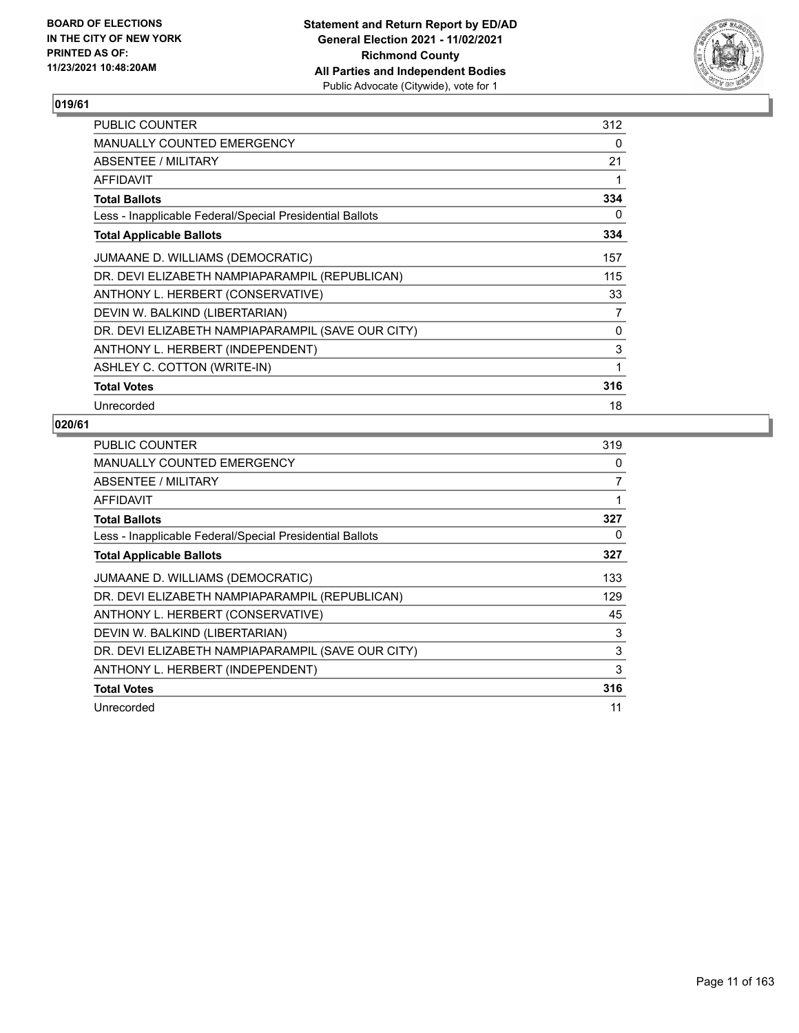**BOARD OF ELECTIONS IN THE CITY OF NEW YORK PRINTED AS OF: 11/23/2021 10:48:20AM**

**Statement and Return Report by ED/AD General Election 2021 - 11/02/2021 Richmond County All Parties and Independent Bodies**
Public Advocate (Citywide), vote for 1

## 019/61

| | |
|---|---|
| PUBLIC COUNTER | 312 |
| MANUALLY COUNTED EMERGENCY | 0 |
| ABSENTEE / MILITARY | 21 |
| AFFIDAVIT | 1 |
| **Total Ballots** | **334** |
| Less - Inapplicable Federal/Special Presidential Ballots | 0 |
| **Total Applicable Ballots** | **334** |
| JUMAANE D. WILLIAMS (DEMOCRATIC) | 157 |
| DR. DEVI ELIZABETH NAMPIAPARAMPIL (REPUBLICAN) | 115 |
| ANTHONY L. HERBERT (CONSERVATIVE) | 33 |
| DEVIN W. BALKIND (LIBERTARIAN) | 7 |
| DR. DEVI ELIZABETH NAMPIAPARAMPIL (SAVE OUR CITY) | 0 |
| ANTHONY L. HERBERT (INDEPENDENT) | 3 |
| ASHLEY C. COTTON (WRITE-IN) | 1 |
| **Total Votes** | **316** |
| Unrecorded | 18 |

## 020/61

| | |
|---|---|
| PUBLIC COUNTER | 319 |
| MANUALLY COUNTED EMERGENCY | 0 |
| ABSENTEE / MILITARY | 7 |
| AFFIDAVIT | 1 |
| **Total Ballots** | **327** |
| Less - Inapplicable Federal/Special Presidential Ballots | 0 |
| **Total Applicable Ballots** | **327** |
| JUMAANE D. WILLIAMS (DEMOCRATIC) | 133 |
| DR. DEVI ELIZABETH NAMPIAPARAMPIL (REPUBLICAN) | 129 |
| ANTHONY L. HERBERT (CONSERVATIVE) | 45 |
| DEVIN W. BALKIND (LIBERTARIAN) | 3 |
| DR. DEVI ELIZABETH NAMPIAPARAMPIL (SAVE OUR CITY) | 3 |
| ANTHONY L. HERBERT (INDEPENDENT) | 3 |
| **Total Votes** | **316** |
| Unrecorded | 11 |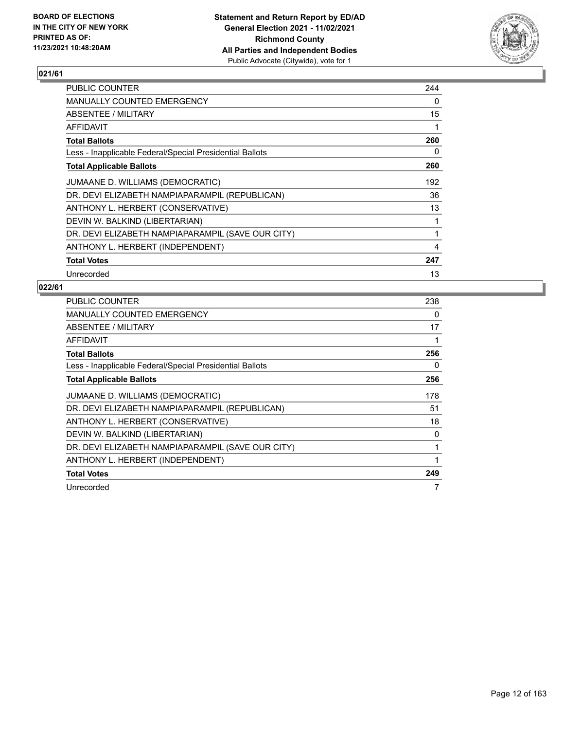BOARD OF ELECTIONS
IN THE CITY OF NEW YORK
PRINTED AS OF:
11/23/2021 10:48:20AM

**Statement and Return Report by ED/AD**
**General Election 2021 - 11/02/2021**
**Richmond County**
**All Parties and Independent Bodies**
Public Advocate (Citywide), vote for 1

## 021/61

| | |
|---|---|
| PUBLIC COUNTER | 244 |
| MANUALLY COUNTED EMERGENCY | 0 |
| ABSENTEE / MILITARY | 15 |
| AFFIDAVIT | 1 |
| **Total Ballots** | **260** |
| Less - Inapplicable Federal/Special Presidential Ballots | 0 |
| **Total Applicable Ballots** | **260** |
| JUMAANE D. WILLIAMS (DEMOCRATIC) | 192 |
| DR. DEVI ELIZABETH NAMPIAPARAMPIL (REPUBLICAN) | 36 |
| ANTHONY L. HERBERT (CONSERVATIVE) | 13 |
| DEVIN W. BALKIND (LIBERTARIAN) | 1 |
| DR. DEVI ELIZABETH NAMPIAPARAMPIL (SAVE OUR CITY) | 1 |
| ANTHONY L. HERBERT (INDEPENDENT) | 4 |
| **Total Votes** | **247** |
| Unrecorded | 13 |

## 022/61

| | |
|---|---|
| PUBLIC COUNTER | 238 |
| MANUALLY COUNTED EMERGENCY | 0 |
| ABSENTEE / MILITARY | 17 |
| AFFIDAVIT | 1 |
| **Total Ballots** | **256** |
| Less - Inapplicable Federal/Special Presidential Ballots | 0 |
| **Total Applicable Ballots** | **256** |
| JUMAANE D. WILLIAMS (DEMOCRATIC) | 178 |
| DR. DEVI ELIZABETH NAMPIAPARAMPIL (REPUBLICAN) | 51 |
| ANTHONY L. HERBERT (CONSERVATIVE) | 18 |
| DEVIN W. BALKIND (LIBERTARIAN) | 0 |
| DR. DEVI ELIZABETH NAMPIAPARAMPIL (SAVE OUR CITY) | 1 |
| ANTHONY L. HERBERT (INDEPENDENT) | 1 |
| **Total Votes** | **249** |
| Unrecorded | 7 |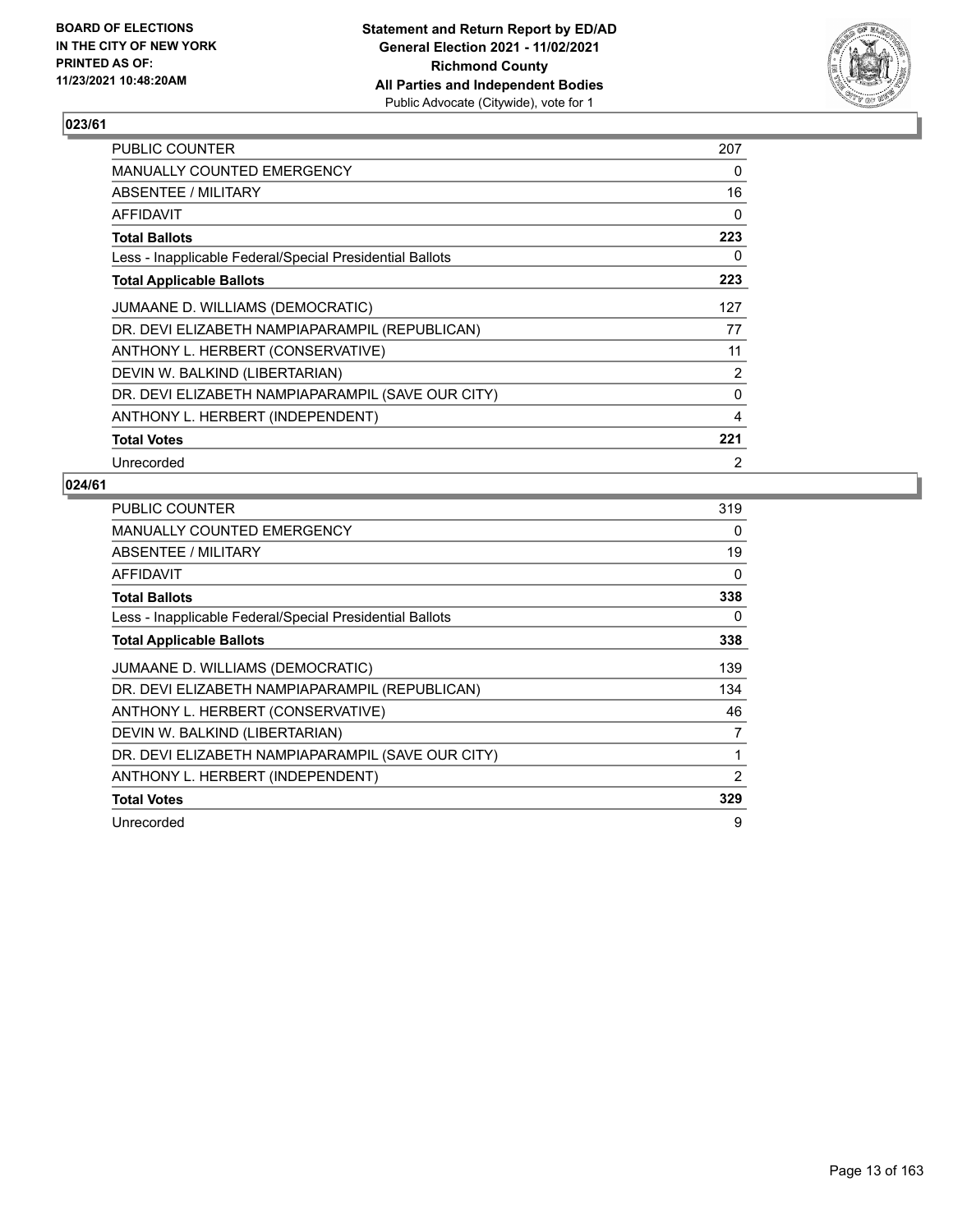BOARD OF ELECTIONS
IN THE CITY OF NEW YORK
PRINTED AS OF:
11/23/2021 10:48:20AM

**Statement and Return Report by ED/AD**
**General Election 2021 - 11/02/2021**
**Richmond County**
**All Parties and Independent Bodies**
Public Advocate (Citywide), vote for 1

## 023/61

| | |
|---|---|
| PUBLIC COUNTER | 207 |
| MANUALLY COUNTED EMERGENCY | 0 |
| ABSENTEE / MILITARY | 16 |
| AFFIDAVIT | 0 |
| **Total Ballots** | **223** |
| Less - Inapplicable Federal/Special Presidential Ballots | 0 |
| **Total Applicable Ballots** | **223** |
| JUMAANE D. WILLIAMS (DEMOCRATIC) | 127 |
| DR. DEVI ELIZABETH NAMPIAPARAMPIL (REPUBLICAN) | 77 |
| ANTHONY L. HERBERT (CONSERVATIVE) | 11 |
| DEVIN W. BALKIND (LIBERTARIAN) | 2 |
| DR. DEVI ELIZABETH NAMPIAPARAMPIL (SAVE OUR CITY) | 0 |
| ANTHONY L. HERBERT (INDEPENDENT) | 4 |
| **Total Votes** | **221** |
| Unrecorded | 2 |

## 024/61

| | |
|---|---|
| PUBLIC COUNTER | 319 |
| MANUALLY COUNTED EMERGENCY | 0 |
| ABSENTEE / MILITARY | 19 |
| AFFIDAVIT | 0 |
| **Total Ballots** | **338** |
| Less - Inapplicable Federal/Special Presidential Ballots | 0 |
| **Total Applicable Ballots** | **338** |
| JUMAANE D. WILLIAMS (DEMOCRATIC) | 139 |
| DR. DEVI ELIZABETH NAMPIAPARAMPIL (REPUBLICAN) | 134 |
| ANTHONY L. HERBERT (CONSERVATIVE) | 46 |
| DEVIN W. BALKIND (LIBERTARIAN) | 7 |
| DR. DEVI ELIZABETH NAMPIAPARAMPIL (SAVE OUR CITY) | 1 |
| ANTHONY L. HERBERT (INDEPENDENT) | 2 |
| **Total Votes** | **329** |
| Unrecorded | 9 |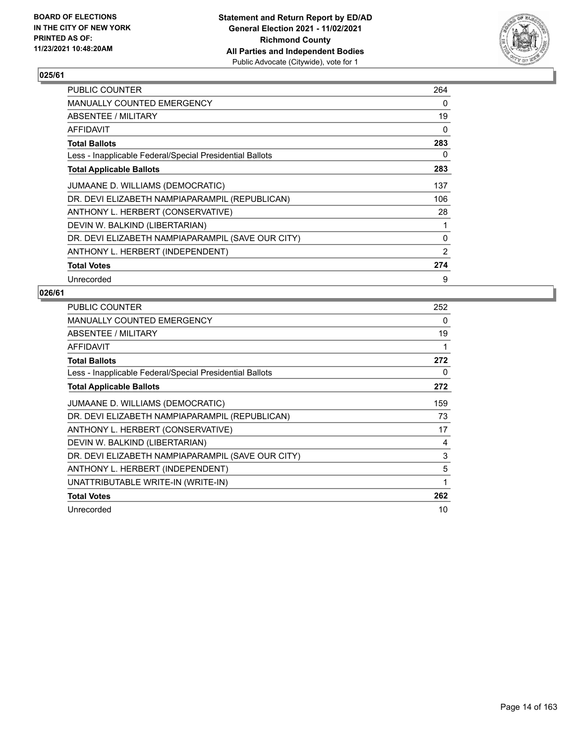**BOARD OF ELECTIONS IN THE CITY OF NEW YORK PRINTED AS OF: 11/23/2021 10:48:20AM**

**Statement and Return Report by ED/AD**
**General Election 2021 - 11/02/2021**
**Richmond County**
**All Parties and Independent Bodies**
Public Advocate (Citywide), vote for 1

## 025/61

| | |
|---|---|
| PUBLIC COUNTER | 264 |
| MANUALLY COUNTED EMERGENCY | 0 |
| ABSENTEE / MILITARY | 19 |
| AFFIDAVIT | 0 |
| **Total Ballots** | **283** |
| Less - Inapplicable Federal/Special Presidential Ballots | 0 |
| **Total Applicable Ballots** | **283** |
| JUMAANE D. WILLIAMS (DEMOCRATIC) | 137 |
| DR. DEVI ELIZABETH NAMPIAPARAMPIL (REPUBLICAN) | 106 |
| ANTHONY L. HERBERT (CONSERVATIVE) | 28 |
| DEVIN W. BALKIND (LIBERTARIAN) | 1 |
| DR. DEVI ELIZABETH NAMPIAPARAMPIL (SAVE OUR CITY) | 0 |
| ANTHONY L. HERBERT (INDEPENDENT) | 2 |
| **Total Votes** | **274** |
| Unrecorded | 9 |

## 026/61

| | |
|---|---|
| PUBLIC COUNTER | 252 |
| MANUALLY COUNTED EMERGENCY | 0 |
| ABSENTEE / MILITARY | 19 |
| AFFIDAVIT | 1 |
| **Total Ballots** | **272** |
| Less - Inapplicable Federal/Special Presidential Ballots | 0 |
| **Total Applicable Ballots** | **272** |
| JUMAANE D. WILLIAMS (DEMOCRATIC) | 159 |
| DR. DEVI ELIZABETH NAMPIAPARAMPIL (REPUBLICAN) | 73 |
| ANTHONY L. HERBERT (CONSERVATIVE) | 17 |
| DEVIN W. BALKIND (LIBERTARIAN) | 4 |
| DR. DEVI ELIZABETH NAMPIAPARAMPIL (SAVE OUR CITY) | 3 |
| ANTHONY L. HERBERT (INDEPENDENT) | 5 |
| UNATTRIBUTABLE WRITE-IN (WRITE-IN) | 1 |
| **Total Votes** | **262** |
| Unrecorded | 10 |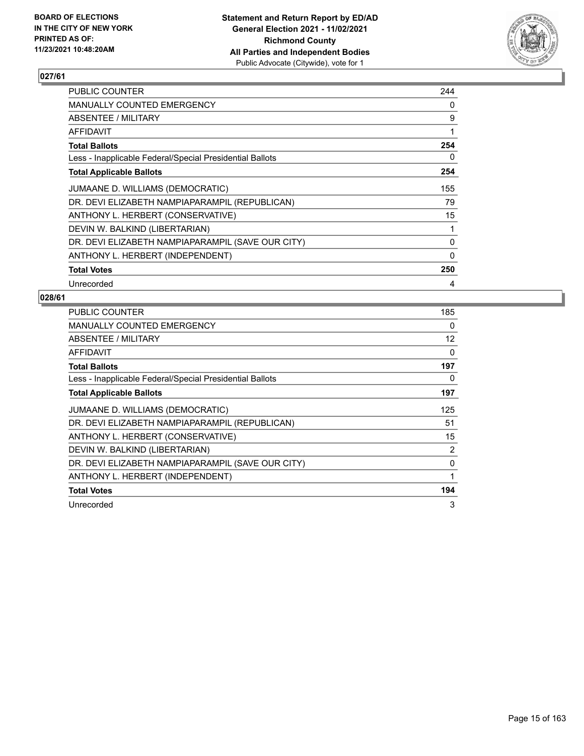**BOARD OF ELECTIONS IN THE CITY OF NEW YORK PRINTED AS OF: 11/23/2021 10:48:20AM**

**Statement and Return Report by ED/AD**
**General Election 2021 - 11/02/2021**
**Richmond County**
**All Parties and Independent Bodies**
Public Advocate (Citywide), vote for 1

## 027/61

| | |
|---|---|
| PUBLIC COUNTER | 244 |
| MANUALLY COUNTED EMERGENCY | 0 |
| ABSENTEE / MILITARY | 9 |
| AFFIDAVIT | 1 |
| **Total Ballots** | **254** |
| Less - Inapplicable Federal/Special Presidential Ballots | 0 |
| **Total Applicable Ballots** | **254** |
| JUMAANE D. WILLIAMS (DEMOCRATIC) | 155 |
| DR. DEVI ELIZABETH NAMPIAPARAMPIL (REPUBLICAN) | 79 |
| ANTHONY L. HERBERT (CONSERVATIVE) | 15 |
| DEVIN W. BALKIND (LIBERTARIAN) | 1 |
| DR. DEVI ELIZABETH NAMPIAPARAMPIL (SAVE OUR CITY) | 0 |
| ANTHONY L. HERBERT (INDEPENDENT) | 0 |
| **Total Votes** | **250** |
| Unrecorded | 4 |

## 028/61

| | |
|---|---|
| PUBLIC COUNTER | 185 |
| MANUALLY COUNTED EMERGENCY | 0 |
| ABSENTEE / MILITARY | 12 |
| AFFIDAVIT | 0 |
| **Total Ballots** | **197** |
| Less - Inapplicable Federal/Special Presidential Ballots | 0 |
| **Total Applicable Ballots** | **197** |
| JUMAANE D. WILLIAMS (DEMOCRATIC) | 125 |
| DR. DEVI ELIZABETH NAMPIAPARAMPIL (REPUBLICAN) | 51 |
| ANTHONY L. HERBERT (CONSERVATIVE) | 15 |
| DEVIN W. BALKIND (LIBERTARIAN) | 2 |
| DR. DEVI ELIZABETH NAMPIAPARAMPIL (SAVE OUR CITY) | 0 |
| ANTHONY L. HERBERT (INDEPENDENT) | 1 |
| **Total Votes** | **194** |
| Unrecorded | 3 |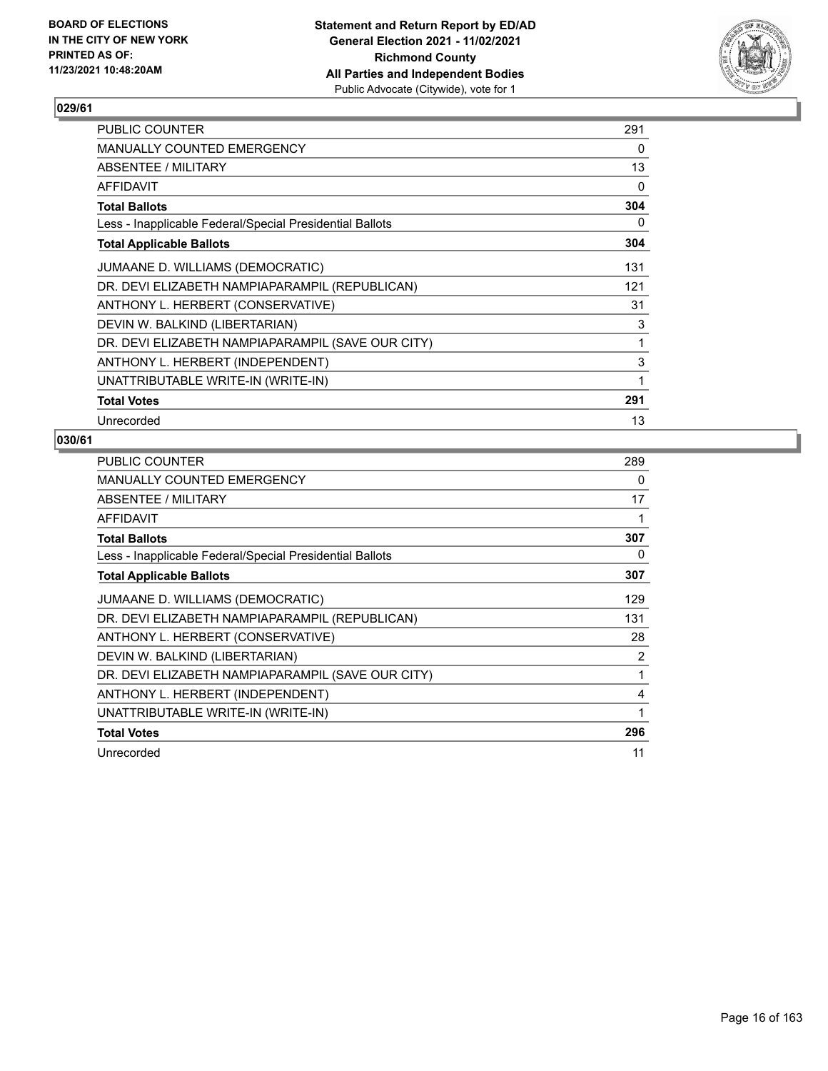BOARD OF ELECTIONS
IN THE CITY OF NEW YORK
PRINTED AS OF:
11/23/2021 10:48:20AM

**Statement and Return Report by ED/AD**
**General Election 2021 - 11/02/2021**
**Richmond County**
**All Parties and Independent Bodies**
Public Advocate (Citywide), vote for 1

## 029/61

| | |
|---|---|
| PUBLIC COUNTER | 291 |
| MANUALLY COUNTED EMERGENCY | 0 |
| ABSENTEE / MILITARY | 13 |
| AFFIDAVIT | 0 |
| **Total Ballots** | **304** |
| Less - Inapplicable Federal/Special Presidential Ballots | 0 |
| **Total Applicable Ballots** | **304** |
| JUMAANE D. WILLIAMS (DEMOCRATIC) | 131 |
| DR. DEVI ELIZABETH NAMPIAPARAMPIL (REPUBLICAN) | 121 |
| ANTHONY L. HERBERT (CONSERVATIVE) | 31 |
| DEVIN W. BALKIND (LIBERTARIAN) | 3 |
| DR. DEVI ELIZABETH NAMPIAPARAMPIL (SAVE OUR CITY) | 1 |
| ANTHONY L. HERBERT (INDEPENDENT) | 3 |
| UNATTRIBUTABLE WRITE-IN (WRITE-IN) | 1 |
| **Total Votes** | **291** |
| Unrecorded | 13 |

## 030/61

| | |
|---|---|
| PUBLIC COUNTER | 289 |
| MANUALLY COUNTED EMERGENCY | 0 |
| ABSENTEE / MILITARY | 17 |
| AFFIDAVIT | 1 |
| **Total Ballots** | **307** |
| Less - Inapplicable Federal/Special Presidential Ballots | 0 |
| **Total Applicable Ballots** | **307** |
| JUMAANE D. WILLIAMS (DEMOCRATIC) | 129 |
| DR. DEVI ELIZABETH NAMPIAPARAMPIL (REPUBLICAN) | 131 |
| ANTHONY L. HERBERT (CONSERVATIVE) | 28 |
| DEVIN W. BALKIND (LIBERTARIAN) | 2 |
| DR. DEVI ELIZABETH NAMPIAPARAMPIL (SAVE OUR CITY) | 1 |
| ANTHONY L. HERBERT (INDEPENDENT) | 4 |
| UNATTRIBUTABLE WRITE-IN (WRITE-IN) | 1 |
| **Total Votes** | **296** |
| Unrecorded | 11 |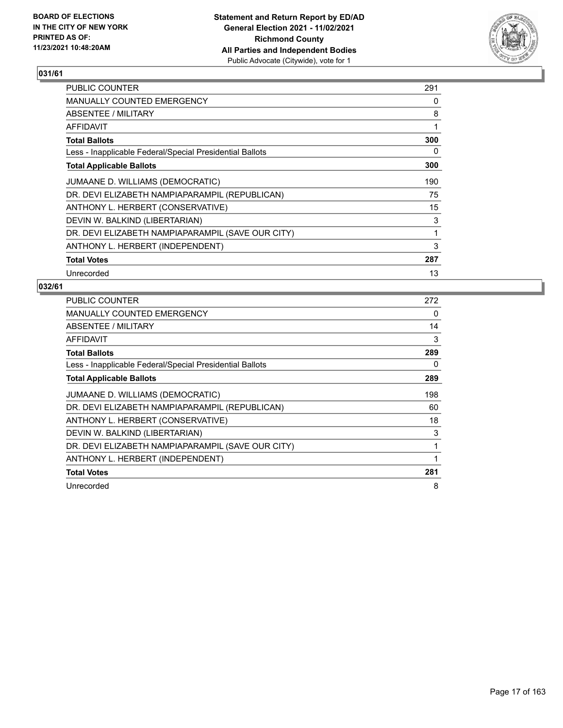## 031/61

| | |
|---|---|
| PUBLIC COUNTER | 291 |
| MANUALLY COUNTED EMERGENCY | 0 |
| ABSENTEE / MILITARY | 8 |
| AFFIDAVIT | 1 |
| **Total Ballots** | **300** |
| Less - Inapplicable Federal/Special Presidential Ballots | 0 |
| **Total Applicable Ballots** | **300** |
| JUMAANE D. WILLIAMS (DEMOCRATIC) | 190 |
| DR. DEVI ELIZABETH NAMPIAPARAMPIL (REPUBLICAN) | 75 |
| ANTHONY L. HERBERT (CONSERVATIVE) | 15 |
| DEVIN W. BALKIND (LIBERTARIAN) | 3 |
| DR. DEVI ELIZABETH NAMPIAPARAMPIL (SAVE OUR CITY) | 1 |
| ANTHONY L. HERBERT (INDEPENDENT) | 3 |
| **Total Votes** | **287** |
| Unrecorded | 13 |

## 032/61

| | |
|---|---|
| PUBLIC COUNTER | 272 |
| MANUALLY COUNTED EMERGENCY | 0 |
| ABSENTEE / MILITARY | 14 |
| AFFIDAVIT | 3 |
| **Total Ballots** | **289** |
| Less - Inapplicable Federal/Special Presidential Ballots | 0 |
| **Total Applicable Ballots** | **289** |
| JUMAANE D. WILLIAMS (DEMOCRATIC) | 198 |
| DR. DEVI ELIZABETH NAMPIAPARAMPIL (REPUBLICAN) | 60 |
| ANTHONY L. HERBERT (CONSERVATIVE) | 18 |
| DEVIN W. BALKIND (LIBERTARIAN) | 3 |
| DR. DEVI ELIZABETH NAMPIAPARAMPIL (SAVE OUR CITY) | 1 |
| ANTHONY L. HERBERT (INDEPENDENT) | 1 |
| **Total Votes** | **281** |
| Unrecorded | 8 |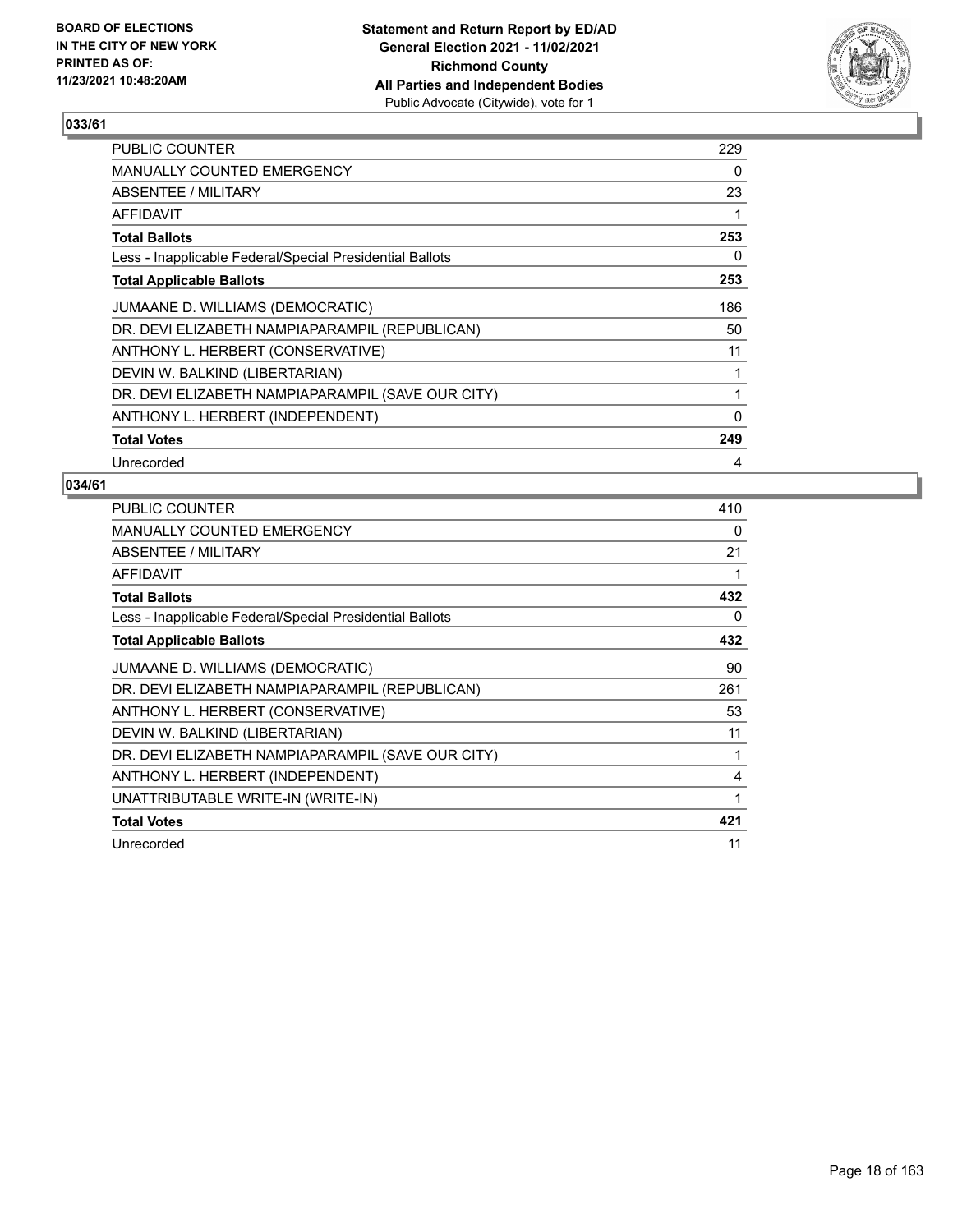BOARD OF ELECTIONS
IN THE CITY OF NEW YORK
PRINTED AS OF:
11/23/2021 10:48:20AM

**Statement and Return Report by ED/AD**
**General Election 2021 - 11/02/2021**
**Richmond County**
**All Parties and Independent Bodies**
Public Advocate (Citywide), vote for 1

## 033/61

| | |
|---|---|
| PUBLIC COUNTER | 229 |
| MANUALLY COUNTED EMERGENCY | 0 |
| ABSENTEE / MILITARY | 23 |
| AFFIDAVIT | 1 |
| **Total Ballots** | **253** |
| Less - Inapplicable Federal/Special Presidential Ballots | 0 |
| **Total Applicable Ballots** | **253** |
| JUMAANE D. WILLIAMS (DEMOCRATIC) | 186 |
| DR. DEVI ELIZABETH NAMPIAPARAMPIL (REPUBLICAN) | 50 |
| ANTHONY L. HERBERT (CONSERVATIVE) | 11 |
| DEVIN W. BALKIND (LIBERTARIAN) | 1 |
| DR. DEVI ELIZABETH NAMPIAPARAMPIL (SAVE OUR CITY) | 1 |
| ANTHONY L. HERBERT (INDEPENDENT) | 0 |
| **Total Votes** | **249** |
| Unrecorded | 4 |

## 034/61

| | |
|---|---|
| PUBLIC COUNTER | 410 |
| MANUALLY COUNTED EMERGENCY | 0 |
| ABSENTEE / MILITARY | 21 |
| AFFIDAVIT | 1 |
| **Total Ballots** | **432** |
| Less - Inapplicable Federal/Special Presidential Ballots | 0 |
| **Total Applicable Ballots** | **432** |
| JUMAANE D. WILLIAMS (DEMOCRATIC) | 90 |
| DR. DEVI ELIZABETH NAMPIAPARAMPIL (REPUBLICAN) | 261 |
| ANTHONY L. HERBERT (CONSERVATIVE) | 53 |
| DEVIN W. BALKIND (LIBERTARIAN) | 11 |
| DR. DEVI ELIZABETH NAMPIAPARAMPIL (SAVE OUR CITY) | 1 |
| ANTHONY L. HERBERT (INDEPENDENT) | 4 |
| UNATTRIBUTABLE WRITE-IN (WRITE-IN) | 1 |
| **Total Votes** | **421** |
| Unrecorded | 11 |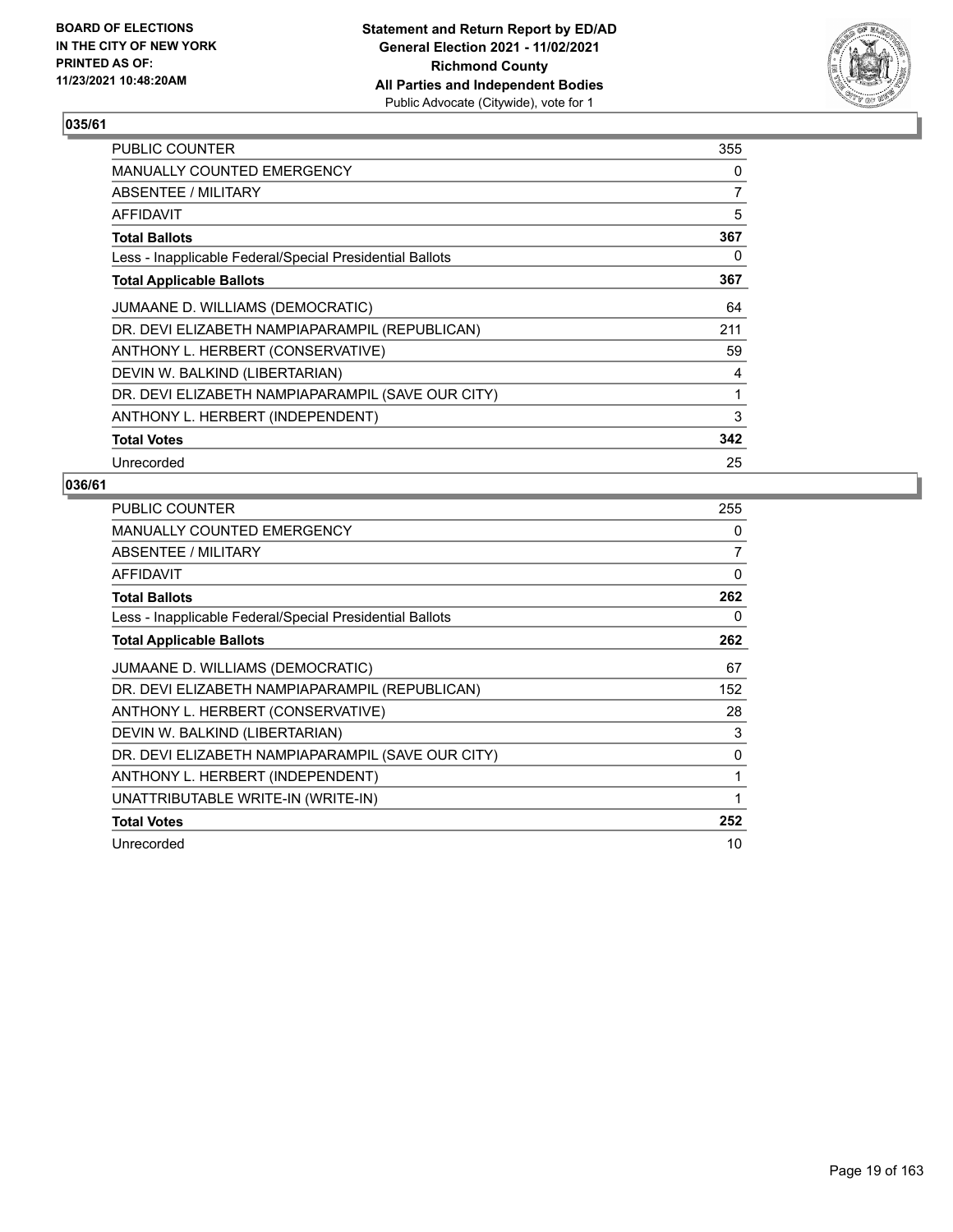**BOARD OF ELECTIONS IN THE CITY OF NEW YORK PRINTED AS OF: 11/23/2021 10:48:20AM**

**Statement and Return Report by ED/AD General Election 2021 - 11/02/2021 Richmond County All Parties and Independent Bodies**
Public Advocate (Citywide), vote for 1

## 035/61

| | |
|---|---|
| PUBLIC COUNTER | 355 |
| MANUALLY COUNTED EMERGENCY | 0 |
| ABSENTEE / MILITARY | 7 |
| AFFIDAVIT | 5 |
| **Total Ballots** | **367** |
| Less - Inapplicable Federal/Special Presidential Ballots | 0 |
| **Total Applicable Ballots** | **367** |
| JUMAANE D. WILLIAMS (DEMOCRATIC) | 64 |
| DR. DEVI ELIZABETH NAMPIAPARAMPIL (REPUBLICAN) | 211 |
| ANTHONY L. HERBERT (CONSERVATIVE) | 59 |
| DEVIN W. BALKIND (LIBERTARIAN) | 4 |
| DR. DEVI ELIZABETH NAMPIAPARAMPIL (SAVE OUR CITY) | 1 |
| ANTHONY L. HERBERT (INDEPENDENT) | 3 |
| **Total Votes** | **342** |
| Unrecorded | 25 |

## 036/61

| | |
|---|---|
| PUBLIC COUNTER | 255 |
| MANUALLY COUNTED EMERGENCY | 0 |
| ABSENTEE / MILITARY | 7 |
| AFFIDAVIT | 0 |
| **Total Ballots** | **262** |
| Less - Inapplicable Federal/Special Presidential Ballots | 0 |
| **Total Applicable Ballots** | **262** |
| JUMAANE D. WILLIAMS (DEMOCRATIC) | 67 |
| DR. DEVI ELIZABETH NAMPIAPARAMPIL (REPUBLICAN) | 152 |
| ANTHONY L. HERBERT (CONSERVATIVE) | 28 |
| DEVIN W. BALKIND (LIBERTARIAN) | 3 |
| DR. DEVI ELIZABETH NAMPIAPARAMPIL (SAVE OUR CITY) | 0 |
| ANTHONY L. HERBERT (INDEPENDENT) | 1 |
| UNATTRIBUTABLE WRITE-IN (WRITE-IN) | 1 |
| **Total Votes** | **252** |
| Unrecorded | 10 |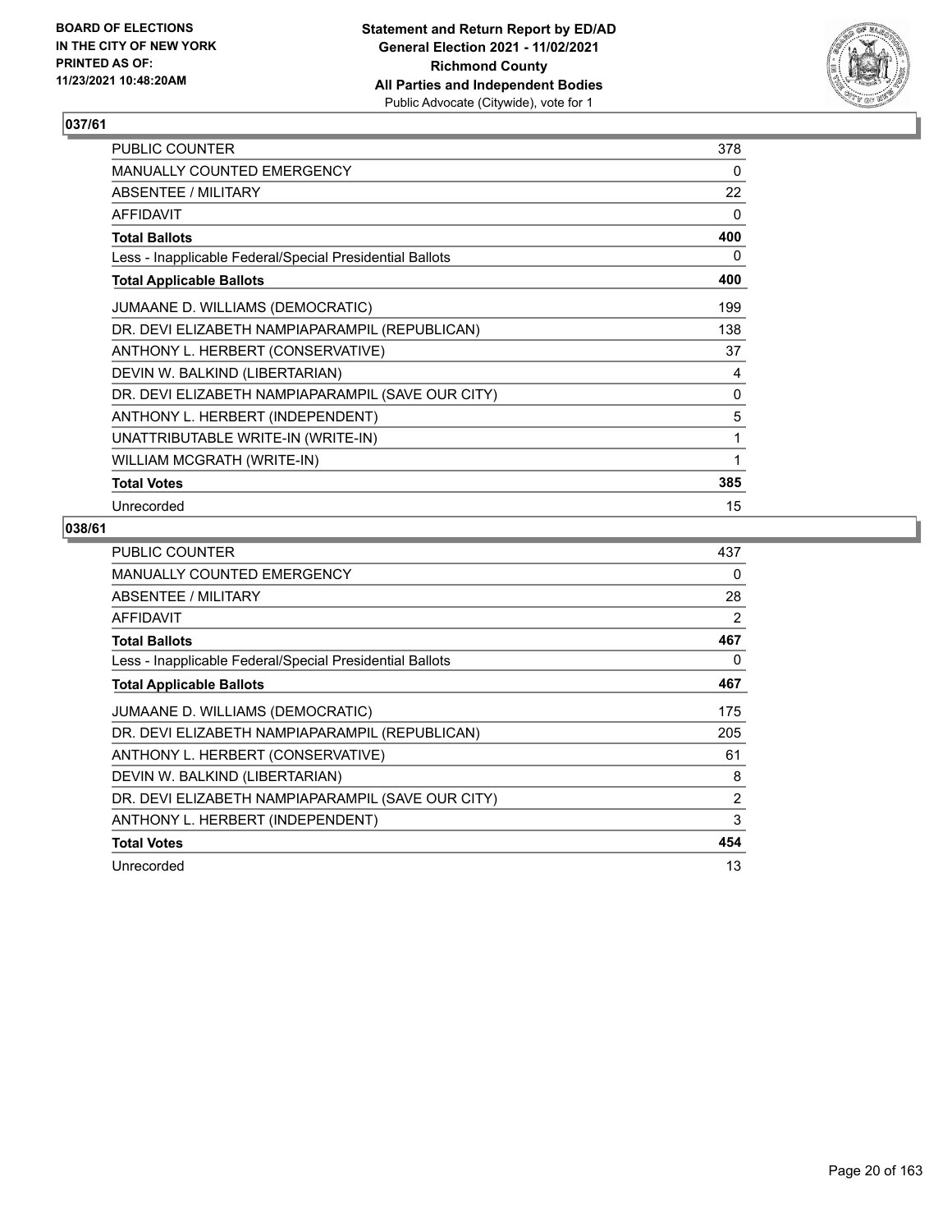## 037/61

| | |
|---|---|
| PUBLIC COUNTER | 378 |
| MANUALLY COUNTED EMERGENCY | 0 |
| ABSENTEE / MILITARY | 22 |
| AFFIDAVIT | 0 |
| **Total Ballots** | **400** |
| Less - Inapplicable Federal/Special Presidential Ballots | 0 |
| **Total Applicable Ballots** | **400** |
| JUMAANE D. WILLIAMS (DEMOCRATIC) | 199 |
| DR. DEVI ELIZABETH NAMPIAPARAMPIL (REPUBLICAN) | 138 |
| ANTHONY L. HERBERT (CONSERVATIVE) | 37 |
| DEVIN W. BALKIND (LIBERTARIAN) | 4 |
| DR. DEVI ELIZABETH NAMPIAPARAMPIL (SAVE OUR CITY) | 0 |
| ANTHONY L. HERBERT (INDEPENDENT) | 5 |
| UNATTRIBUTABLE WRITE-IN (WRITE-IN) | 1 |
| WILLIAM MCGRATH (WRITE-IN) | 1 |
| **Total Votes** | **385** |
| Unrecorded | 15 |

## 038/61

| | |
|---|---|
| PUBLIC COUNTER | 437 |
| MANUALLY COUNTED EMERGENCY | 0 |
| ABSENTEE / MILITARY | 28 |
| AFFIDAVIT | 2 |
| **Total Ballots** | **467** |
| Less - Inapplicable Federal/Special Presidential Ballots | 0 |
| **Total Applicable Ballots** | **467** |
| JUMAANE D. WILLIAMS (DEMOCRATIC) | 175 |
| DR. DEVI ELIZABETH NAMPIAPARAMPIL (REPUBLICAN) | 205 |
| ANTHONY L. HERBERT (CONSERVATIVE) | 61 |
| DEVIN W. BALKIND (LIBERTARIAN) | 8 |
| DR. DEVI ELIZABETH NAMPIAPARAMPIL (SAVE OUR CITY) | 2 |
| ANTHONY L. HERBERT (INDEPENDENT) | 3 |
| **Total Votes** | **454** |
| Unrecorded | 13 |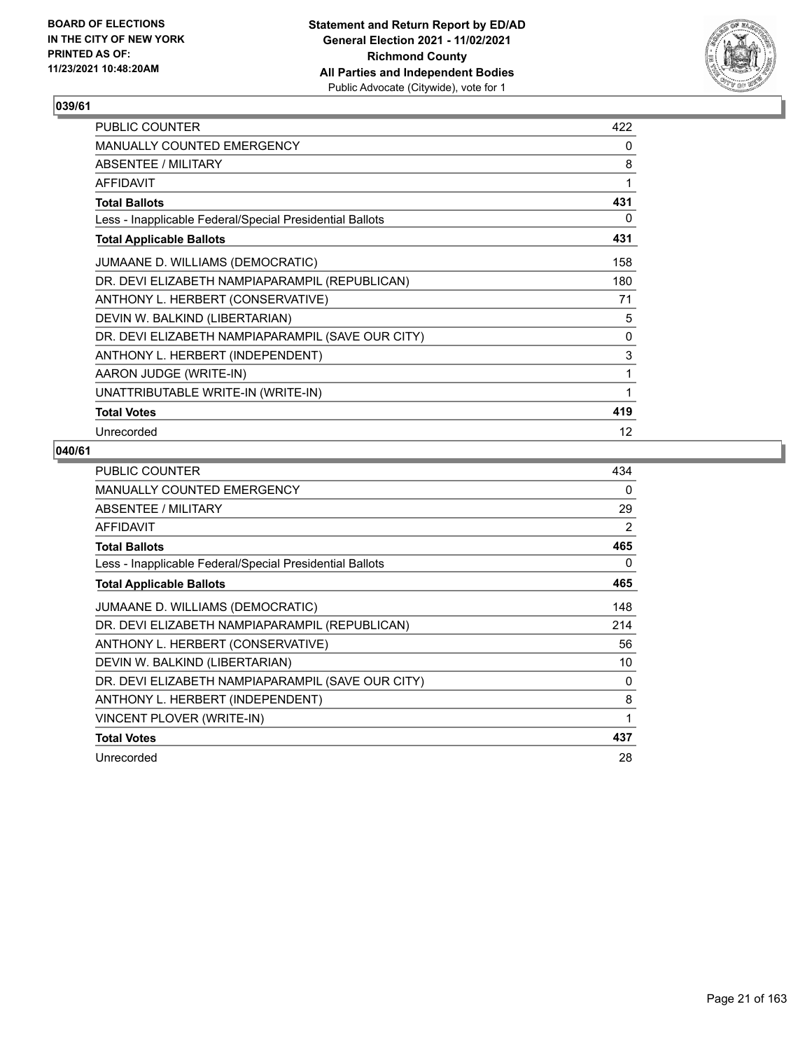**BOARD OF ELECTIONS IN THE CITY OF NEW YORK PRINTED AS OF: 11/23/2021 10:48:20AM**

**Statement and Return Report by ED/AD General Election 2021 - 11/02/2021 Richmond County All Parties and Independent Bodies**
Public Advocate (Citywide), vote for 1

## 039/61

| | |
|---|---|
| PUBLIC COUNTER | 422 |
| MANUALLY COUNTED EMERGENCY | 0 |
| ABSENTEE / MILITARY | 8 |
| AFFIDAVIT | 1 |
| **Total Ballots** | **431** |
| Less - Inapplicable Federal/Special Presidential Ballots | 0 |
| **Total Applicable Ballots** | **431** |
| JUMAANE D. WILLIAMS (DEMOCRATIC) | 158 |
| DR. DEVI ELIZABETH NAMPIAPARAMPIL (REPUBLICAN) | 180 |
| ANTHONY L. HERBERT (CONSERVATIVE) | 71 |
| DEVIN W. BALKIND (LIBERTARIAN) | 5 |
| DR. DEVI ELIZABETH NAMPIAPARAMPIL (SAVE OUR CITY) | 0 |
| ANTHONY L. HERBERT (INDEPENDENT) | 3 |
| AARON JUDGE (WRITE-IN) | 1 |
| UNATTRIBUTABLE WRITE-IN (WRITE-IN) | 1 |
| **Total Votes** | **419** |
| Unrecorded | 12 |

## 040/61

| | |
|---|---|
| PUBLIC COUNTER | 434 |
| MANUALLY COUNTED EMERGENCY | 0 |
| ABSENTEE / MILITARY | 29 |
| AFFIDAVIT | 2 |
| **Total Ballots** | **465** |
| Less - Inapplicable Federal/Special Presidential Ballots | 0 |
| **Total Applicable Ballots** | **465** |
| JUMAANE D. WILLIAMS (DEMOCRATIC) | 148 |
| DR. DEVI ELIZABETH NAMPIAPARAMPIL (REPUBLICAN) | 214 |
| ANTHONY L. HERBERT (CONSERVATIVE) | 56 |
| DEVIN W. BALKIND (LIBERTARIAN) | 10 |
| DR. DEVI ELIZABETH NAMPIAPARAMPIL (SAVE OUR CITY) | 0 |
| ANTHONY L. HERBERT (INDEPENDENT) | 8 |
| VINCENT PLOVER (WRITE-IN) | 1 |
| **Total Votes** | **437** |
| Unrecorded | 28 |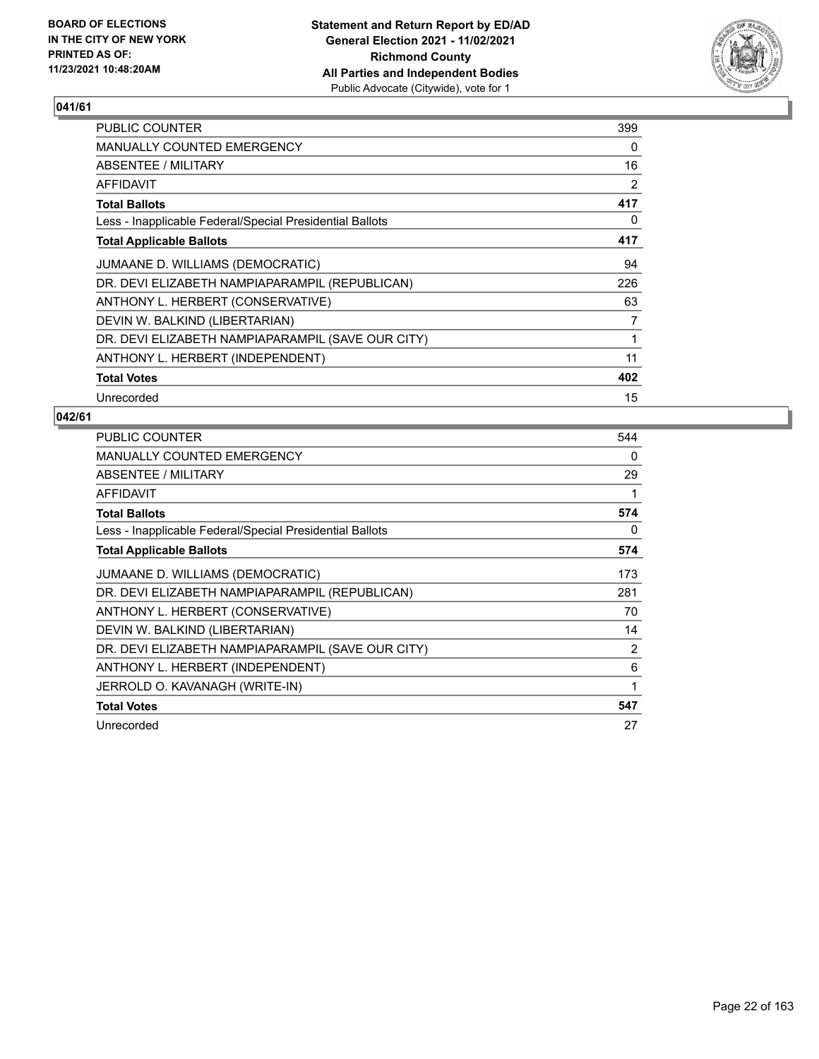**Statement and Return Report by ED/AD**
**General Election 2021 - 11/02/2021**
**Richmond County**
**All Parties and Independent Bodies**
Public Advocate (Citywide), vote for 1

BOARD OF ELECTIONS
IN THE CITY OF NEW YORK
PRINTED AS OF:
11/23/2021 10:48:20AM

**041/61**

| | |
|---|---|
| PUBLIC COUNTER | 399 |
| MANUALLY COUNTED EMERGENCY | 0 |
| ABSENTEE / MILITARY | 16 |
| AFFIDAVIT | 2 |
| **Total Ballots** | **417** |
| Less - Inapplicable Federal/Special Presidential Ballots | 0 |
| **Total Applicable Ballots** | **417** |
| JUMAANE D. WILLIAMS (DEMOCRATIC) | 94 |
| DR. DEVI ELIZABETH NAMPIAPARAMPIL (REPUBLICAN) | 226 |
| ANTHONY L. HERBERT (CONSERVATIVE) | 63 |
| DEVIN W. BALKIND (LIBERTARIAN) | 7 |
| DR. DEVI ELIZABETH NAMPIAPARAMPIL (SAVE OUR CITY) | 1 |
| ANTHONY L. HERBERT (INDEPENDENT) | 11 |
| **Total Votes** | **402** |
| Unrecorded | 15 |

**042/61**

| | |
|---|---|
| PUBLIC COUNTER | 544 |
| MANUALLY COUNTED EMERGENCY | 0 |
| ABSENTEE / MILITARY | 29 |
| AFFIDAVIT | 1 |
| **Total Ballots** | **574** |
| Less - Inapplicable Federal/Special Presidential Ballots | 0 |
| **Total Applicable Ballots** | **574** |
| JUMAANE D. WILLIAMS (DEMOCRATIC) | 173 |
| DR. DEVI ELIZABETH NAMPIAPARAMPIL (REPUBLICAN) | 281 |
| ANTHONY L. HERBERT (CONSERVATIVE) | 70 |
| DEVIN W. BALKIND (LIBERTARIAN) | 14 |
| DR. DEVI ELIZABETH NAMPIAPARAMPIL (SAVE OUR CITY) | 2 |
| ANTHONY L. HERBERT (INDEPENDENT) | 6 |
| JERROLD O. KAVANAGH (WRITE-IN) | 1 |
| **Total Votes** | **547** |
| Unrecorded | 27 |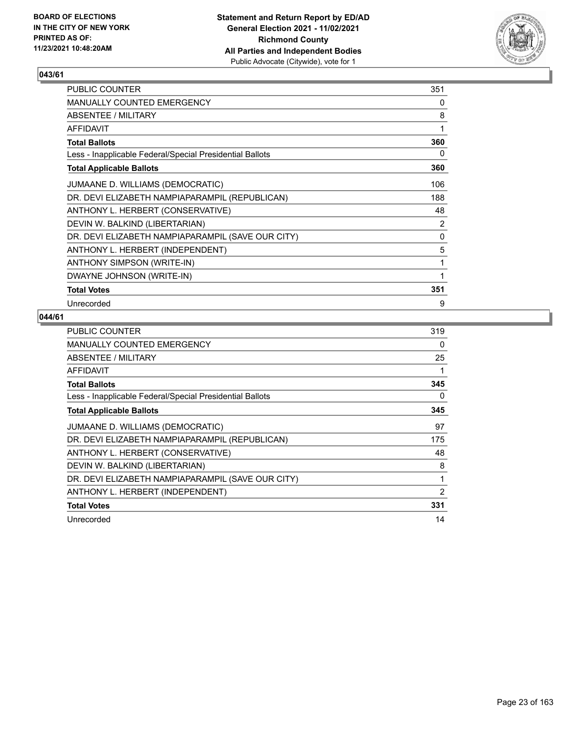BOARD OF ELECTIONS
IN THE CITY OF NEW YORK
PRINTED AS OF:
11/23/2021 10:48:20AM

**Statement and Return Report by ED/AD**
**General Election 2021 - 11/02/2021**
**Richmond County**
**All Parties and Independent Bodies**
Public Advocate (Citywide), vote for 1

### 043/61

| | |
|---|---|
| PUBLIC COUNTER | 351 |
| MANUALLY COUNTED EMERGENCY | 0 |
| ABSENTEE / MILITARY | 8 |
| AFFIDAVIT | 1 |
| **Total Ballots** | **360** |
| Less - Inapplicable Federal/Special Presidential Ballots | 0 |
| **Total Applicable Ballots** | **360** |
| JUMAANE D. WILLIAMS (DEMOCRATIC) | 106 |
| DR. DEVI ELIZABETH NAMPIAPARAMPIL (REPUBLICAN) | 188 |
| ANTHONY L. HERBERT (CONSERVATIVE) | 48 |
| DEVIN W. BALKIND (LIBERTARIAN) | 2 |
| DR. DEVI ELIZABETH NAMPIAPARAMPIL (SAVE OUR CITY) | 0 |
| ANTHONY L. HERBERT (INDEPENDENT) | 5 |
| ANTHONY SIMPSON (WRITE-IN) | 1 |
| DWAYNE JOHNSON (WRITE-IN) | 1 |
| **Total Votes** | **351** |
| Unrecorded | 9 |

### 044/61

| | |
|---|---|
| PUBLIC COUNTER | 319 |
| MANUALLY COUNTED EMERGENCY | 0 |
| ABSENTEE / MILITARY | 25 |
| AFFIDAVIT | 1 |
| **Total Ballots** | **345** |
| Less - Inapplicable Federal/Special Presidential Ballots | 0 |
| **Total Applicable Ballots** | **345** |
| JUMAANE D. WILLIAMS (DEMOCRATIC) | 97 |
| DR. DEVI ELIZABETH NAMPIAPARAMPIL (REPUBLICAN) | 175 |
| ANTHONY L. HERBERT (CONSERVATIVE) | 48 |
| DEVIN W. BALKIND (LIBERTARIAN) | 8 |
| DR. DEVI ELIZABETH NAMPIAPARAMPIL (SAVE OUR CITY) | 1 |
| ANTHONY L. HERBERT (INDEPENDENT) | 2 |
| **Total Votes** | **331** |
| Unrecorded | 14 |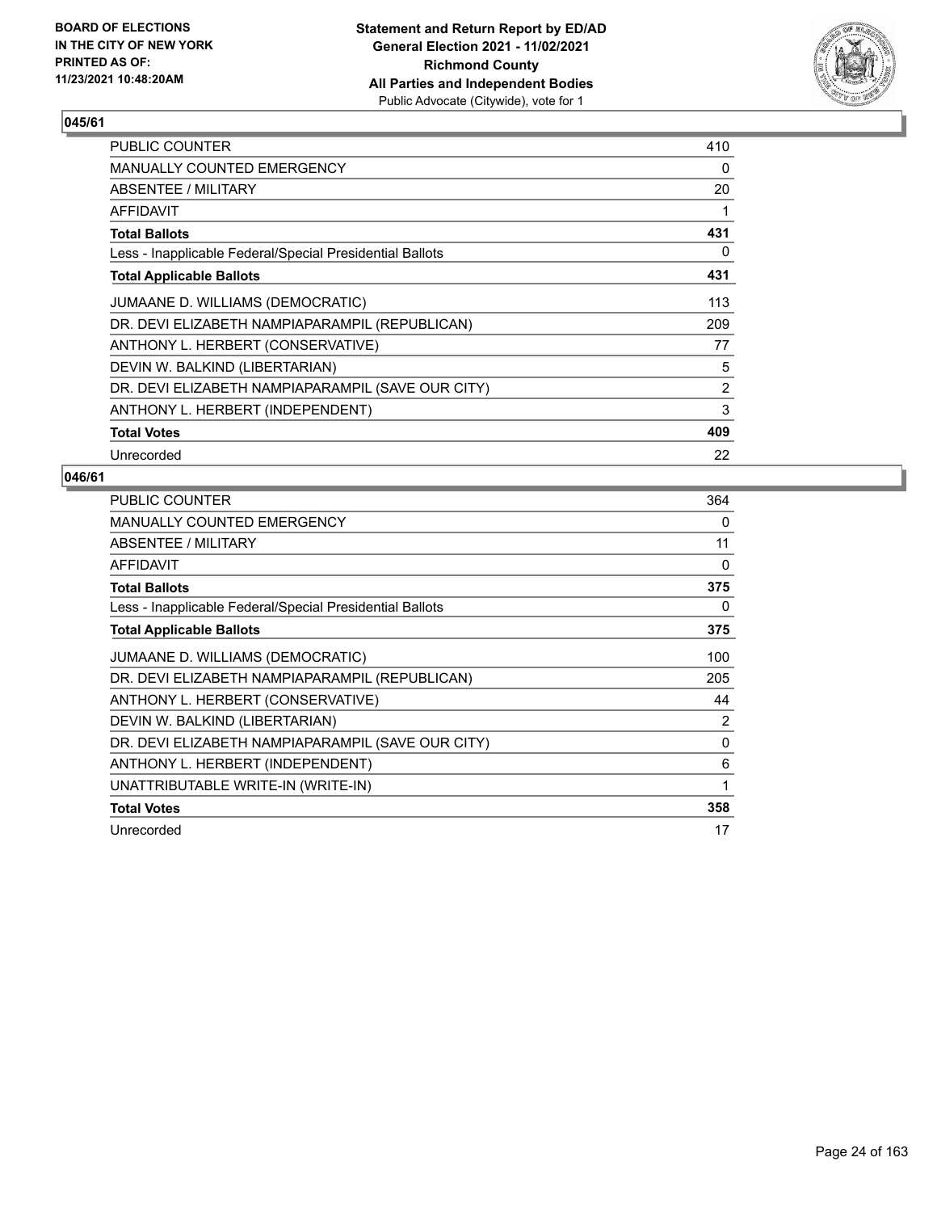BOARD OF ELECTIONS
IN THE CITY OF NEW YORK
PRINTED AS OF:
11/23/2021 10:48:20AM

**Statement and Return Report by ED/AD**
**General Election 2021 - 11/02/2021**
**Richmond County**
**All Parties and Independent Bodies**
Public Advocate (Citywide), vote for 1

## 045/61

| | |
|---|---|
| PUBLIC COUNTER | 410 |
| MANUALLY COUNTED EMERGENCY | 0 |
| ABSENTEE / MILITARY | 20 |
| AFFIDAVIT | 1 |
| **Total Ballots** | **431** |
| Less - Inapplicable Federal/Special Presidential Ballots | 0 |
| **Total Applicable Ballots** | **431** |
| JUMAANE D. WILLIAMS (DEMOCRATIC) | 113 |
| DR. DEVI ELIZABETH NAMPIAPARAMPIL (REPUBLICAN) | 209 |
| ANTHONY L. HERBERT (CONSERVATIVE) | 77 |
| DEVIN W. BALKIND (LIBERTARIAN) | 5 |
| DR. DEVI ELIZABETH NAMPIAPARAMPIL (SAVE OUR CITY) | 2 |
| ANTHONY L. HERBERT (INDEPENDENT) | 3 |
| **Total Votes** | **409** |
| Unrecorded | 22 |

## 046/61

| | |
|---|---|
| PUBLIC COUNTER | 364 |
| MANUALLY COUNTED EMERGENCY | 0 |
| ABSENTEE / MILITARY | 11 |
| AFFIDAVIT | 0 |
| **Total Ballots** | **375** |
| Less - Inapplicable Federal/Special Presidential Ballots | 0 |
| **Total Applicable Ballots** | **375** |
| JUMAANE D. WILLIAMS (DEMOCRATIC) | 100 |
| DR. DEVI ELIZABETH NAMPIAPARAMPIL (REPUBLICAN) | 205 |
| ANTHONY L. HERBERT (CONSERVATIVE) | 44 |
| DEVIN W. BALKIND (LIBERTARIAN) | 2 |
| DR. DEVI ELIZABETH NAMPIAPARAMPIL (SAVE OUR CITY) | 0 |
| ANTHONY L. HERBERT (INDEPENDENT) | 6 |
| UNATTRIBUTABLE WRITE-IN (WRITE-IN) | 1 |
| **Total Votes** | **358** |
| Unrecorded | 17 |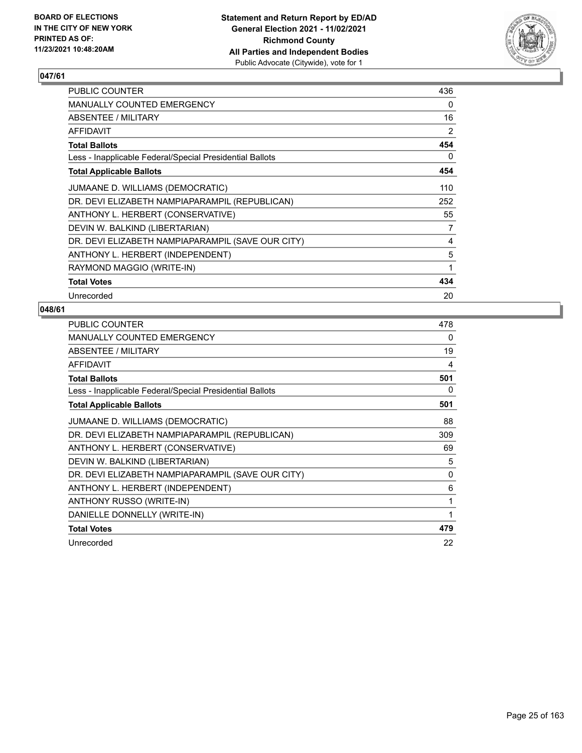**BOARD OF ELECTIONS IN THE CITY OF NEW YORK PRINTED AS OF: 11/23/2021 10:48:20AM**

**Statement and Return Report by ED/AD General Election 2021 - 11/02/2021 Richmond County All Parties and Independent Bodies**
Public Advocate (Citywide), vote for 1

### 047/61

| | |
|---|---|
| PUBLIC COUNTER | 436 |
| MANUALLY COUNTED EMERGENCY | 0 |
| ABSENTEE / MILITARY | 16 |
| AFFIDAVIT | 2 |
| **Total Ballots** | **454** |
| Less - Inapplicable Federal/Special Presidential Ballots | 0 |
| **Total Applicable Ballots** | **454** |
| JUMAANE D. WILLIAMS (DEMOCRATIC) | 110 |
| DR. DEVI ELIZABETH NAMPIAPARAMPIL (REPUBLICAN) | 252 |
| ANTHONY L. HERBERT (CONSERVATIVE) | 55 |
| DEVIN W. BALKIND (LIBERTARIAN) | 7 |
| DR. DEVI ELIZABETH NAMPIAPARAMPIL (SAVE OUR CITY) | 4 |
| ANTHONY L. HERBERT (INDEPENDENT) | 5 |
| RAYMOND MAGGIO (WRITE-IN) | 1 |
| **Total Votes** | **434** |
| Unrecorded | 20 |

### 048/61

| | |
|---|---|
| PUBLIC COUNTER | 478 |
| MANUALLY COUNTED EMERGENCY | 0 |
| ABSENTEE / MILITARY | 19 |
| AFFIDAVIT | 4 |
| **Total Ballots** | **501** |
| Less - Inapplicable Federal/Special Presidential Ballots | 0 |
| **Total Applicable Ballots** | **501** |
| JUMAANE D. WILLIAMS (DEMOCRATIC) | 88 |
| DR. DEVI ELIZABETH NAMPIAPARAMPIL (REPUBLICAN) | 309 |
| ANTHONY L. HERBERT (CONSERVATIVE) | 69 |
| DEVIN W. BALKIND (LIBERTARIAN) | 5 |
| DR. DEVI ELIZABETH NAMPIAPARAMPIL (SAVE OUR CITY) | 0 |
| ANTHONY L. HERBERT (INDEPENDENT) | 6 |
| ANTHONY RUSSO (WRITE-IN) | 1 |
| DANIELLE DONNELLY (WRITE-IN) | 1 |
| **Total Votes** | **479** |
| Unrecorded | 22 |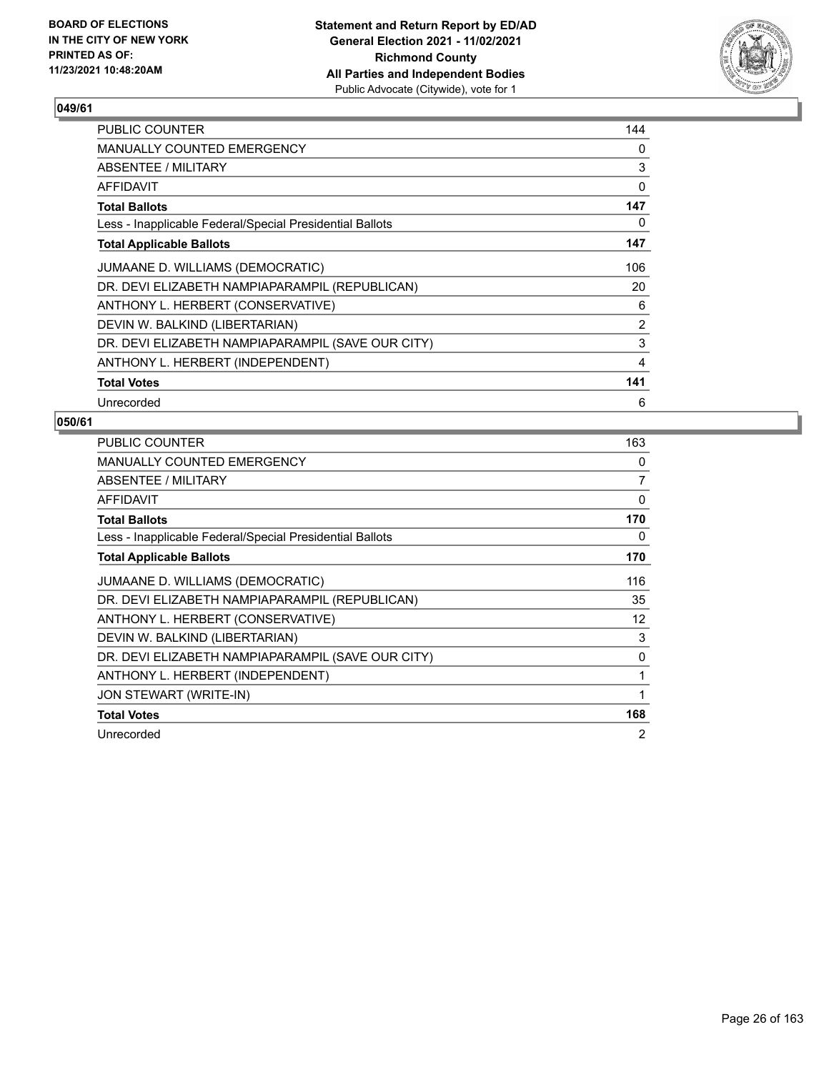## 049/61

| | |
|---|---|
| PUBLIC COUNTER | 144 |
| MANUALLY COUNTED EMERGENCY | 0 |
| ABSENTEE / MILITARY | 3 |
| AFFIDAVIT | 0 |
| **Total Ballots** | **147** |
| Less - Inapplicable Federal/Special Presidential Ballots | 0 |
| **Total Applicable Ballots** | **147** |
| JUMAANE D. WILLIAMS (DEMOCRATIC) | 106 |
| DR. DEVI ELIZABETH NAMPIAPARAMPIL (REPUBLICAN) | 20 |
| ANTHONY L. HERBERT (CONSERVATIVE) | 6 |
| DEVIN W. BALKIND (LIBERTARIAN) | 2 |
| DR. DEVI ELIZABETH NAMPIAPARAMPIL (SAVE OUR CITY) | 3 |
| ANTHONY L. HERBERT (INDEPENDENT) | 4 |
| **Total Votes** | **141** |
| Unrecorded | 6 |

## 050/61

| | |
|---|---|
| PUBLIC COUNTER | 163 |
| MANUALLY COUNTED EMERGENCY | 0 |
| ABSENTEE / MILITARY | 7 |
| AFFIDAVIT | 0 |
| **Total Ballots** | **170** |
| Less - Inapplicable Federal/Special Presidential Ballots | 0 |
| **Total Applicable Ballots** | **170** |
| JUMAANE D. WILLIAMS (DEMOCRATIC) | 116 |
| DR. DEVI ELIZABETH NAMPIAPARAMPIL (REPUBLICAN) | 35 |
| ANTHONY L. HERBERT (CONSERVATIVE) | 12 |
| DEVIN W. BALKIND (LIBERTARIAN) | 3 |
| DR. DEVI ELIZABETH NAMPIAPARAMPIL (SAVE OUR CITY) | 0 |
| ANTHONY L. HERBERT (INDEPENDENT) | 1 |
| JON STEWART (WRITE-IN) | 1 |
| **Total Votes** | **168** |
| Unrecorded | 2 |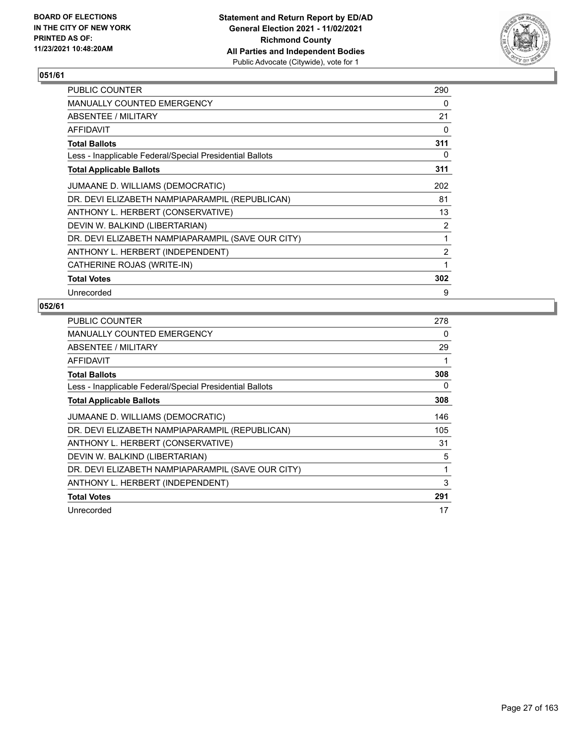**BOARD OF ELECTIONS IN THE CITY OF NEW YORK PRINTED AS OF: 11/23/2021 10:48:20AM**

**Statement and Return Report by ED/AD General Election 2021 - 11/02/2021 Richmond County All Parties and Independent Bodies** Public Advocate (Citywide), vote for 1

### 051/61

| | |
|---|---|
| PUBLIC COUNTER | 290 |
| MANUALLY COUNTED EMERGENCY | 0 |
| ABSENTEE / MILITARY | 21 |
| AFFIDAVIT | 0 |
| **Total Ballots** | **311** |
| Less - Inapplicable Federal/Special Presidential Ballots | 0 |
| **Total Applicable Ballots** | **311** |
| JUMAANE D. WILLIAMS (DEMOCRATIC) | 202 |
| DR. DEVI ELIZABETH NAMPIAPARAMPIL (REPUBLICAN) | 81 |
| ANTHONY L. HERBERT (CONSERVATIVE) | 13 |
| DEVIN W. BALKIND (LIBERTARIAN) | 2 |
| DR. DEVI ELIZABETH NAMPIAPARAMPIL (SAVE OUR CITY) | 1 |
| ANTHONY L. HERBERT (INDEPENDENT) | 2 |
| CATHERINE ROJAS (WRITE-IN) | 1 |
| **Total Votes** | **302** |
| Unrecorded | 9 |

### 052/61

| | |
|---|---|
| PUBLIC COUNTER | 278 |
| MANUALLY COUNTED EMERGENCY | 0 |
| ABSENTEE / MILITARY | 29 |
| AFFIDAVIT | 1 |
| **Total Ballots** | **308** |
| Less - Inapplicable Federal/Special Presidential Ballots | 0 |
| **Total Applicable Ballots** | **308** |
| JUMAANE D. WILLIAMS (DEMOCRATIC) | 146 |
| DR. DEVI ELIZABETH NAMPIAPARAMPIL (REPUBLICAN) | 105 |
| ANTHONY L. HERBERT (CONSERVATIVE) | 31 |
| DEVIN W. BALKIND (LIBERTARIAN) | 5 |
| DR. DEVI ELIZABETH NAMPIAPARAMPIL (SAVE OUR CITY) | 1 |
| ANTHONY L. HERBERT (INDEPENDENT) | 3 |
| **Total Votes** | **291** |
| Unrecorded | 17 |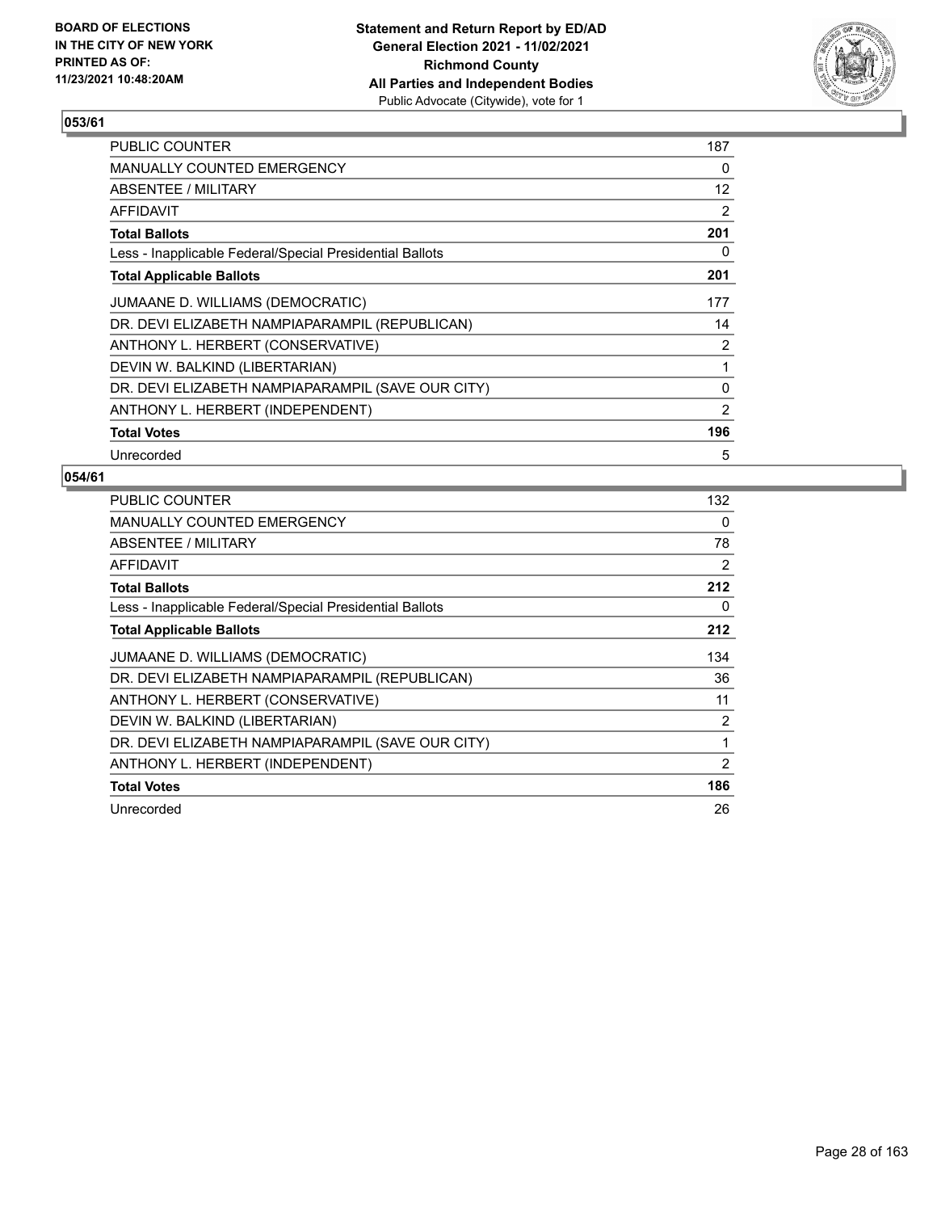BOARD OF ELECTIONS
IN THE CITY OF NEW YORK
PRINTED AS OF:
11/23/2021 10:48:20AM

**Statement and Return Report by ED/AD**
**General Election 2021 - 11/02/2021**
**Richmond County**
**All Parties and Independent Bodies**
Public Advocate (Citywide), vote for 1

## 053/61

| | |
|---|---|
| PUBLIC COUNTER | 187 |
| MANUALLY COUNTED EMERGENCY | 0 |
| ABSENTEE / MILITARY | 12 |
| AFFIDAVIT | 2 |
| **Total Ballots** | **201** |
| Less - Inapplicable Federal/Special Presidential Ballots | 0 |
| **Total Applicable Ballots** | **201** |
| JUMAANE D. WILLIAMS (DEMOCRATIC) | 177 |
| DR. DEVI ELIZABETH NAMPIAPARAMPIL (REPUBLICAN) | 14 |
| ANTHONY L. HERBERT (CONSERVATIVE) | 2 |
| DEVIN W. BALKIND (LIBERTARIAN) | 1 |
| DR. DEVI ELIZABETH NAMPIAPARAMPIL (SAVE OUR CITY) | 0 |
| ANTHONY L. HERBERT (INDEPENDENT) | 2 |
| **Total Votes** | **196** |
| Unrecorded | 5 |

## 054/61

| | |
|---|---|
| PUBLIC COUNTER | 132 |
| MANUALLY COUNTED EMERGENCY | 0 |
| ABSENTEE / MILITARY | 78 |
| AFFIDAVIT | 2 |
| **Total Ballots** | **212** |
| Less - Inapplicable Federal/Special Presidential Ballots | 0 |
| **Total Applicable Ballots** | **212** |
| JUMAANE D. WILLIAMS (DEMOCRATIC) | 134 |
| DR. DEVI ELIZABETH NAMPIAPARAMPIL (REPUBLICAN) | 36 |
| ANTHONY L. HERBERT (CONSERVATIVE) | 11 |
| DEVIN W. BALKIND (LIBERTARIAN) | 2 |
| DR. DEVI ELIZABETH NAMPIAPARAMPIL (SAVE OUR CITY) | 1 |
| ANTHONY L. HERBERT (INDEPENDENT) | 2 |
| **Total Votes** | **186** |
| Unrecorded | 26 |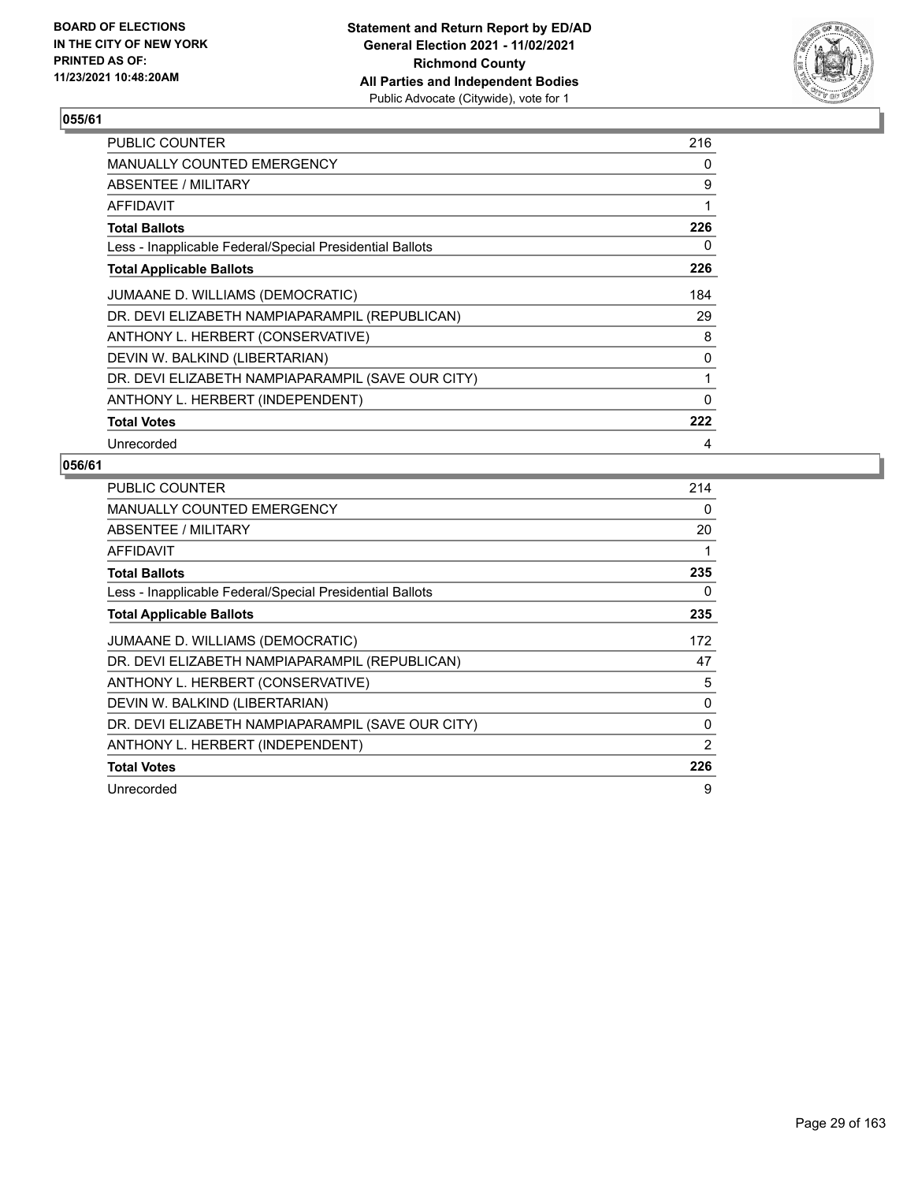**Statement and Return Report by ED/AD**
**General Election 2021 - 11/02/2021**
**Richmond County**
**All Parties and Independent Bodies**
Public Advocate (Citywide), vote for 1

BOARD OF ELECTIONS
IN THE CITY OF NEW YORK
PRINTED AS OF:
11/23/2021 10:48:20AM

## 055/61

| | |
|---|---|
| PUBLIC COUNTER | 216 |
| MANUALLY COUNTED EMERGENCY | 0 |
| ABSENTEE / MILITARY | 9 |
| AFFIDAVIT | 1 |
| **Total Ballots** | **226** |
| Less - Inapplicable Federal/Special Presidential Ballots | 0 |
| **Total Applicable Ballots** | **226** |
| JUMAANE D. WILLIAMS (DEMOCRATIC) | 184 |
| DR. DEVI ELIZABETH NAMPIAPARAMPIL (REPUBLICAN) | 29 |
| ANTHONY L. HERBERT (CONSERVATIVE) | 8 |
| DEVIN W. BALKIND (LIBERTARIAN) | 0 |
| DR. DEVI ELIZABETH NAMPIAPARAMPIL (SAVE OUR CITY) | 1 |
| ANTHONY L. HERBERT (INDEPENDENT) | 0 |
| **Total Votes** | **222** |
| Unrecorded | 4 |

## 056/61

| | |
|---|---|
| PUBLIC COUNTER | 214 |
| MANUALLY COUNTED EMERGENCY | 0 |
| ABSENTEE / MILITARY | 20 |
| AFFIDAVIT | 1 |
| **Total Ballots** | **235** |
| Less - Inapplicable Federal/Special Presidential Ballots | 0 |
| **Total Applicable Ballots** | **235** |
| JUMAANE D. WILLIAMS (DEMOCRATIC) | 172 |
| DR. DEVI ELIZABETH NAMPIAPARAMPIL (REPUBLICAN) | 47 |
| ANTHONY L. HERBERT (CONSERVATIVE) | 5 |
| DEVIN W. BALKIND (LIBERTARIAN) | 0 |
| DR. DEVI ELIZABETH NAMPIAPARAMPIL (SAVE OUR CITY) | 0 |
| ANTHONY L. HERBERT (INDEPENDENT) | 2 |
| **Total Votes** | **226** |
| Unrecorded | 9 |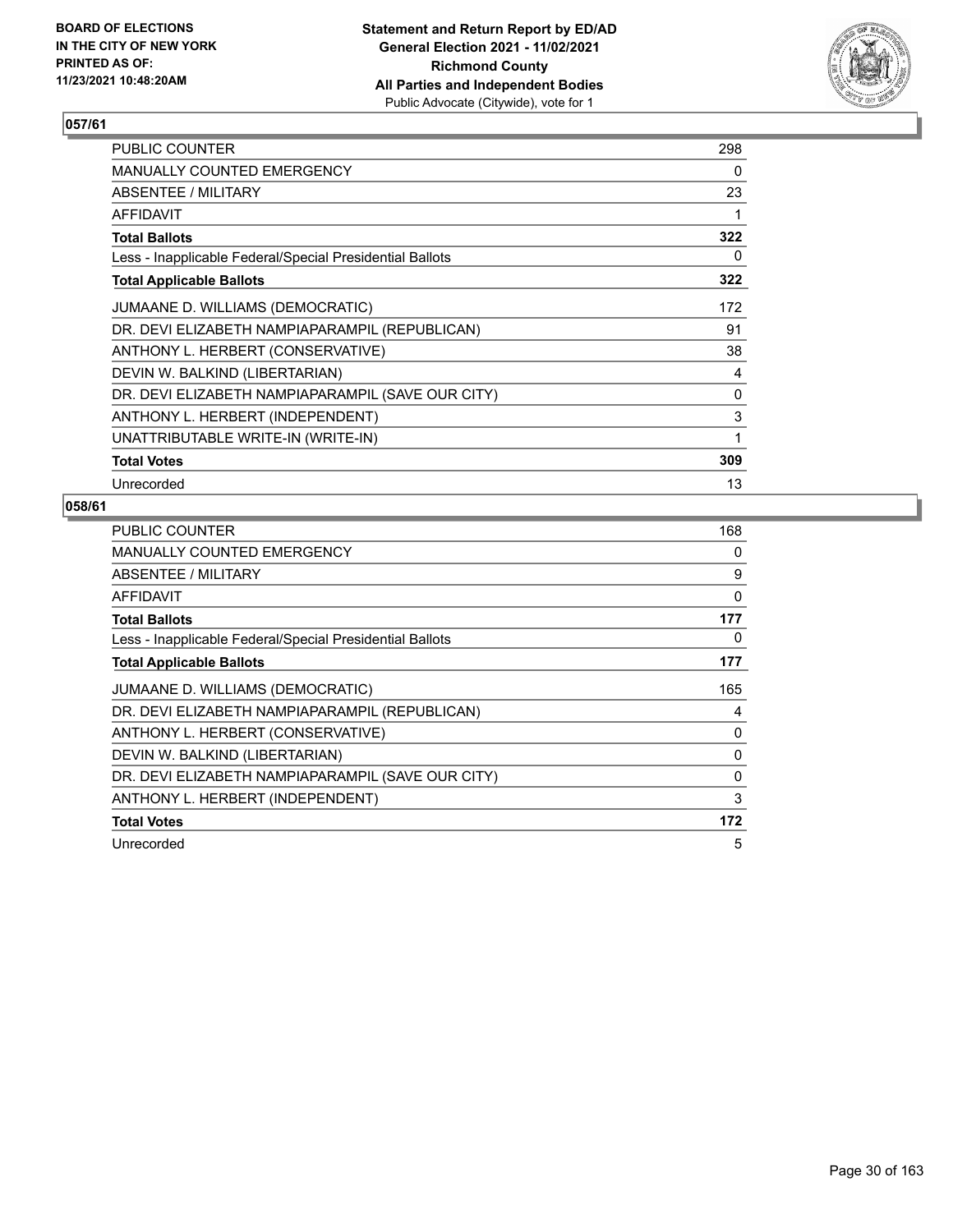**Statement and Return Report by ED/AD**
**General Election 2021 - 11/02/2021**
**Richmond County**
**All Parties and Independent Bodies**
Public Advocate (Citywide), vote for 1

BOARD OF ELECTIONS
IN THE CITY OF NEW YORK
PRINTED AS OF:
11/23/2021 10:48:20AM

## 057/61

| | |
|---|---|
| PUBLIC COUNTER | 298 |
| MANUALLY COUNTED EMERGENCY | 0 |
| ABSENTEE / MILITARY | 23 |
| AFFIDAVIT | 1 |
| **Total Ballots** | **322** |
| Less - Inapplicable Federal/Special Presidential Ballots | 0 |
| **Total Applicable Ballots** | **322** |
| JUMAANE D. WILLIAMS (DEMOCRATIC) | 172 |
| DR. DEVI ELIZABETH NAMPIAPARAMPIL (REPUBLICAN) | 91 |
| ANTHONY L. HERBERT (CONSERVATIVE) | 38 |
| DEVIN W. BALKIND (LIBERTARIAN) | 4 |
| DR. DEVI ELIZABETH NAMPIAPARAMPIL (SAVE OUR CITY) | 0 |
| ANTHONY L. HERBERT (INDEPENDENT) | 3 |
| UNATTRIBUTABLE WRITE-IN (WRITE-IN) | 1 |
| **Total Votes** | **309** |
| Unrecorded | 13 |

## 058/61

| | |
|---|---|
| PUBLIC COUNTER | 168 |
| MANUALLY COUNTED EMERGENCY | 0 |
| ABSENTEE / MILITARY | 9 |
| AFFIDAVIT | 0 |
| **Total Ballots** | **177** |
| Less - Inapplicable Federal/Special Presidential Ballots | 0 |
| **Total Applicable Ballots** | **177** |
| JUMAANE D. WILLIAMS (DEMOCRATIC) | 165 |
| DR. DEVI ELIZABETH NAMPIAPARAMPIL (REPUBLICAN) | 4 |
| ANTHONY L. HERBERT (CONSERVATIVE) | 0 |
| DEVIN W. BALKIND (LIBERTARIAN) | 0 |
| DR. DEVI ELIZABETH NAMPIAPARAMPIL (SAVE OUR CITY) | 0 |
| ANTHONY L. HERBERT (INDEPENDENT) | 3 |
| **Total Votes** | **172** |
| Unrecorded | 5 |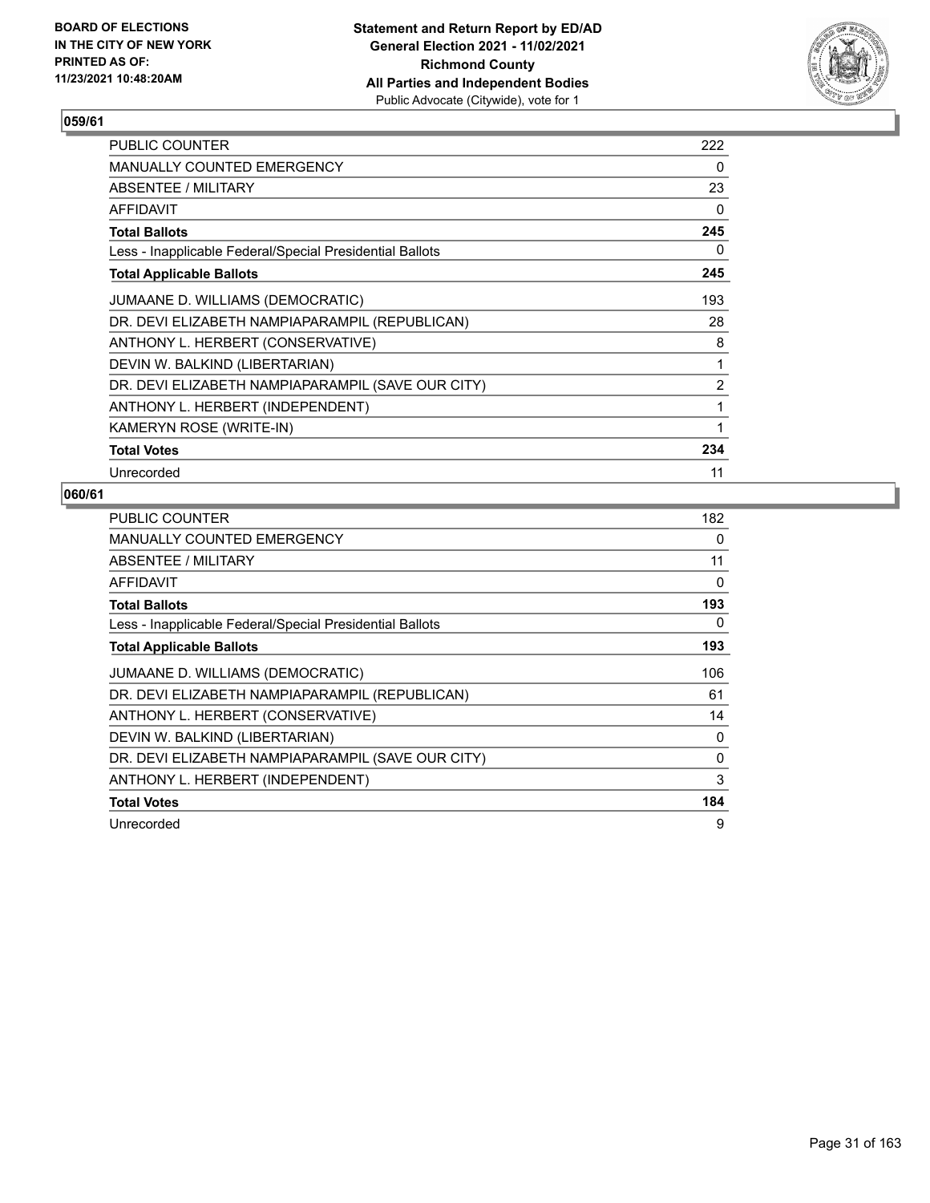**BOARD OF ELECTIONS IN THE CITY OF NEW YORK PRINTED AS OF: 11/23/2021 10:48:20AM**

**Statement and Return Report by ED/AD General Election 2021 - 11/02/2021 Richmond County All Parties and Independent Bodies**
Public Advocate (Citywide), vote for 1

### 059/61

| | |
|---|---|
| PUBLIC COUNTER | 222 |
| MANUALLY COUNTED EMERGENCY | 0 |
| ABSENTEE / MILITARY | 23 |
| AFFIDAVIT | 0 |
| **Total Ballots** | **245** |
| Less - Inapplicable Federal/Special Presidential Ballots | 0 |
| **Total Applicable Ballots** | **245** |
| JUMAANE D. WILLIAMS (DEMOCRATIC) | 193 |
| DR. DEVI ELIZABETH NAMPIAPARAMPIL (REPUBLICAN) | 28 |
| ANTHONY L. HERBERT (CONSERVATIVE) | 8 |
| DEVIN W. BALKIND (LIBERTARIAN) | 1 |
| DR. DEVI ELIZABETH NAMPIAPARAMPIL (SAVE OUR CITY) | 2 |
| ANTHONY L. HERBERT (INDEPENDENT) | 1 |
| KAMERYN ROSE (WRITE-IN) | 1 |
| **Total Votes** | **234** |
| Unrecorded | 11 |

### 060/61

| | |
|---|---|
| PUBLIC COUNTER | 182 |
| MANUALLY COUNTED EMERGENCY | 0 |
| ABSENTEE / MILITARY | 11 |
| AFFIDAVIT | 0 |
| **Total Ballots** | **193** |
| Less - Inapplicable Federal/Special Presidential Ballots | 0 |
| **Total Applicable Ballots** | **193** |
| JUMAANE D. WILLIAMS (DEMOCRATIC) | 106 |
| DR. DEVI ELIZABETH NAMPIAPARAMPIL (REPUBLICAN) | 61 |
| ANTHONY L. HERBERT (CONSERVATIVE) | 14 |
| DEVIN W. BALKIND (LIBERTARIAN) | 0 |
| DR. DEVI ELIZABETH NAMPIAPARAMPIL (SAVE OUR CITY) | 0 |
| ANTHONY L. HERBERT (INDEPENDENT) | 3 |
| **Total Votes** | **184** |
| Unrecorded | 9 |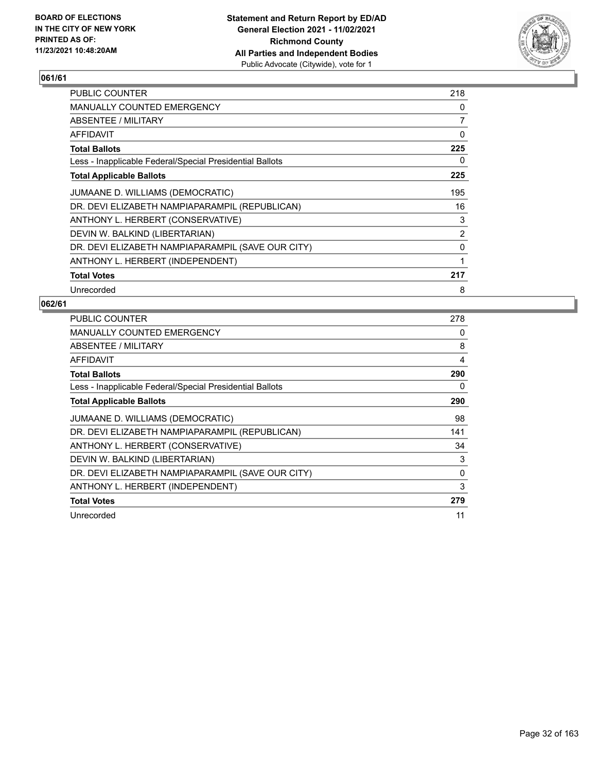BOARD OF ELECTIONS
IN THE CITY OF NEW YORK
PRINTED AS OF:
11/23/2021 10:48:20AM

**Statement and Return Report by ED/AD**
**General Election 2021 - 11/02/2021**
**Richmond County**
**All Parties and Independent Bodies**
Public Advocate (Citywide), vote for 1

## 061/61

| | |
|---|---|
| PUBLIC COUNTER | 218 |
| MANUALLY COUNTED EMERGENCY | 0 |
| ABSENTEE / MILITARY | 7 |
| AFFIDAVIT | 0 |
| **Total Ballots** | **225** |
| Less - Inapplicable Federal/Special Presidential Ballots | 0 |
| **Total Applicable Ballots** | **225** |
| JUMAANE D. WILLIAMS (DEMOCRATIC) | 195 |
| DR. DEVI ELIZABETH NAMPIAPARAMPIL (REPUBLICAN) | 16 |
| ANTHONY L. HERBERT (CONSERVATIVE) | 3 |
| DEVIN W. BALKIND (LIBERTARIAN) | 2 |
| DR. DEVI ELIZABETH NAMPIAPARAMPIL (SAVE OUR CITY) | 0 |
| ANTHONY L. HERBERT (INDEPENDENT) | 1 |
| **Total Votes** | **217** |
| Unrecorded | 8 |

## 062/61

| | |
|---|---|
| PUBLIC COUNTER | 278 |
| MANUALLY COUNTED EMERGENCY | 0 |
| ABSENTEE / MILITARY | 8 |
| AFFIDAVIT | 4 |
| **Total Ballots** | **290** |
| Less - Inapplicable Federal/Special Presidential Ballots | 0 |
| **Total Applicable Ballots** | **290** |
| JUMAANE D. WILLIAMS (DEMOCRATIC) | 98 |
| DR. DEVI ELIZABETH NAMPIAPARAMPIL (REPUBLICAN) | 141 |
| ANTHONY L. HERBERT (CONSERVATIVE) | 34 |
| DEVIN W. BALKIND (LIBERTARIAN) | 3 |
| DR. DEVI ELIZABETH NAMPIAPARAMPIL (SAVE OUR CITY) | 0 |
| ANTHONY L. HERBERT (INDEPENDENT) | 3 |
| **Total Votes** | **279** |
| Unrecorded | 11 |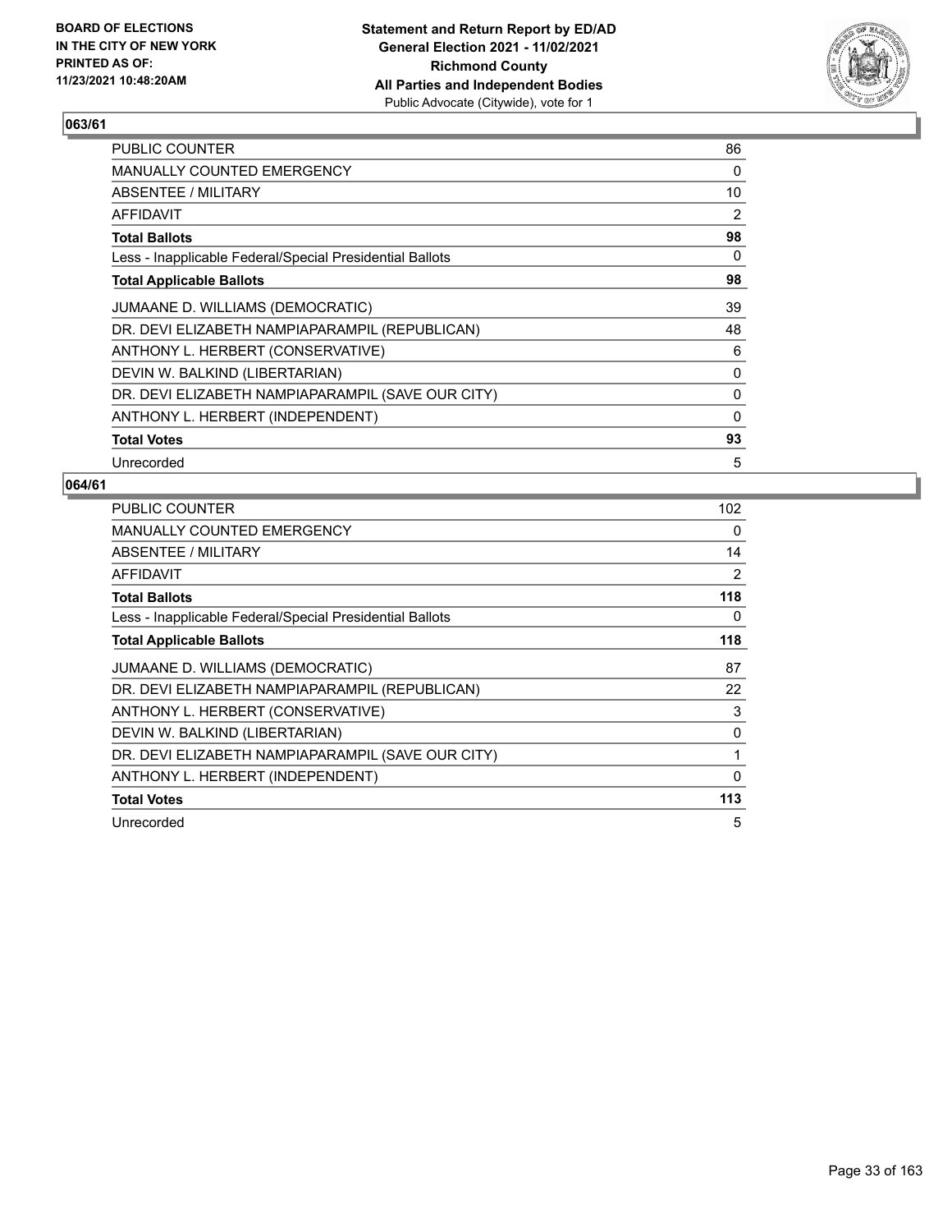BOARD OF ELECTIONS
IN THE CITY OF NEW YORK
PRINTED AS OF:
11/23/2021 10:48:20AM

**Statement and Return Report by ED/AD**
**General Election 2021 - 11/02/2021**
**Richmond County**
**All Parties and Independent Bodies**
Public Advocate (Citywide), vote for 1

## 063/61

| | |
|---|---|
| PUBLIC COUNTER | 86 |
| MANUALLY COUNTED EMERGENCY | 0 |
| ABSENTEE / MILITARY | 10 |
| AFFIDAVIT | 2 |
| **Total Ballots** | **98** |
| Less - Inapplicable Federal/Special Presidential Ballots | 0 |
| **Total Applicable Ballots** | **98** |
| JUMAANE D. WILLIAMS (DEMOCRATIC) | 39 |
| DR. DEVI ELIZABETH NAMPIAPARAMPIL (REPUBLICAN) | 48 |
| ANTHONY L. HERBERT (CONSERVATIVE) | 6 |
| DEVIN W. BALKIND (LIBERTARIAN) | 0 |
| DR. DEVI ELIZABETH NAMPIAPARAMPIL (SAVE OUR CITY) | 0 |
| ANTHONY L. HERBERT (INDEPENDENT) | 0 |
| **Total Votes** | **93** |
| Unrecorded | 5 |

## 064/61

| | |
|---|---|
| PUBLIC COUNTER | 102 |
| MANUALLY COUNTED EMERGENCY | 0 |
| ABSENTEE / MILITARY | 14 |
| AFFIDAVIT | 2 |
| **Total Ballots** | **118** |
| Less - Inapplicable Federal/Special Presidential Ballots | 0 |
| **Total Applicable Ballots** | **118** |
| JUMAANE D. WILLIAMS (DEMOCRATIC) | 87 |
| DR. DEVI ELIZABETH NAMPIAPARAMPIL (REPUBLICAN) | 22 |
| ANTHONY L. HERBERT (CONSERVATIVE) | 3 |
| DEVIN W. BALKIND (LIBERTARIAN) | 0 |
| DR. DEVI ELIZABETH NAMPIAPARAMPIL (SAVE OUR CITY) | 1 |
| ANTHONY L. HERBERT (INDEPENDENT) | 0 |
| **Total Votes** | **113** |
| Unrecorded | 5 |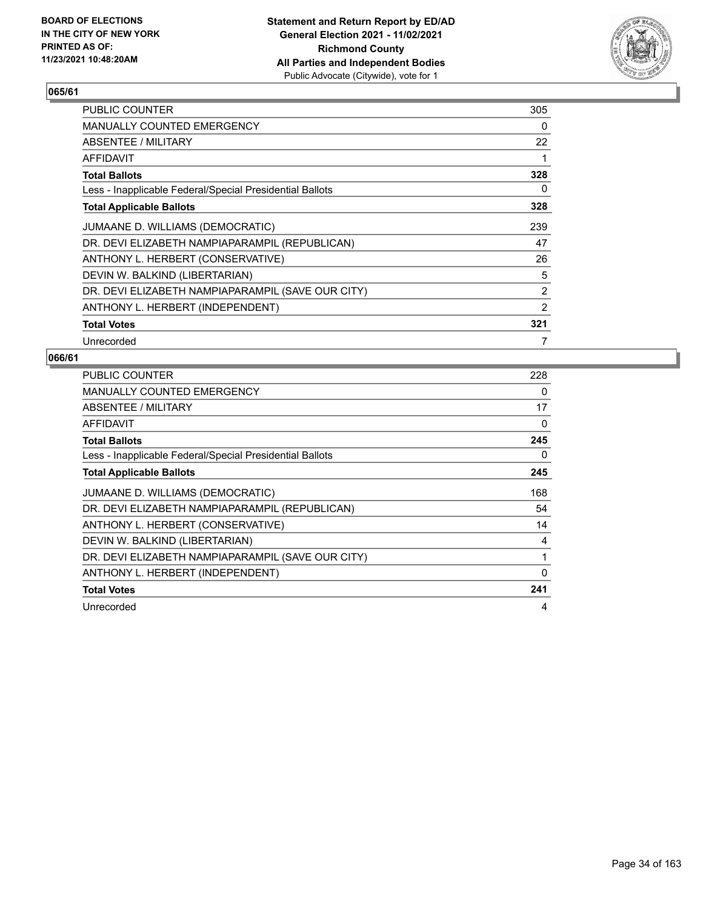BOARD OF ELECTIONS
IN THE CITY OF NEW YORK
PRINTED AS OF:
11/23/2021 10:48:20AM

**Statement and Return Report by ED/AD**
**General Election 2021 - 11/02/2021**
**Richmond County**
**All Parties and Independent Bodies**
Public Advocate (Citywide), vote for 1

## 065/61

| | |
|---|---|
| PUBLIC COUNTER | 305 |
| MANUALLY COUNTED EMERGENCY | 0 |
| ABSENTEE / MILITARY | 22 |
| AFFIDAVIT | 1 |
| **Total Ballots** | **328** |
| Less - Inapplicable Federal/Special Presidential Ballots | 0 |
| **Total Applicable Ballots** | **328** |
| JUMAANE D. WILLIAMS (DEMOCRATIC) | 239 |
| DR. DEVI ELIZABETH NAMPIAPARAMPIL (REPUBLICAN) | 47 |
| ANTHONY L. HERBERT (CONSERVATIVE) | 26 |
| DEVIN W. BALKIND (LIBERTARIAN) | 5 |
| DR. DEVI ELIZABETH NAMPIAPARAMPIL (SAVE OUR CITY) | 2 |
| ANTHONY L. HERBERT (INDEPENDENT) | 2 |
| **Total Votes** | **321** |
| Unrecorded | 7 |

## 066/61

| | |
|---|---|
| PUBLIC COUNTER | 228 |
| MANUALLY COUNTED EMERGENCY | 0 |
| ABSENTEE / MILITARY | 17 |
| AFFIDAVIT | 0 |
| **Total Ballots** | **245** |
| Less - Inapplicable Federal/Special Presidential Ballots | 0 |
| **Total Applicable Ballots** | **245** |
| JUMAANE D. WILLIAMS (DEMOCRATIC) | 168 |
| DR. DEVI ELIZABETH NAMPIAPARAMPIL (REPUBLICAN) | 54 |
| ANTHONY L. HERBERT (CONSERVATIVE) | 14 |
| DEVIN W. BALKIND (LIBERTARIAN) | 4 |
| DR. DEVI ELIZABETH NAMPIAPARAMPIL (SAVE OUR CITY) | 1 |
| ANTHONY L. HERBERT (INDEPENDENT) | 0 |
| **Total Votes** | **241** |
| Unrecorded | 4 |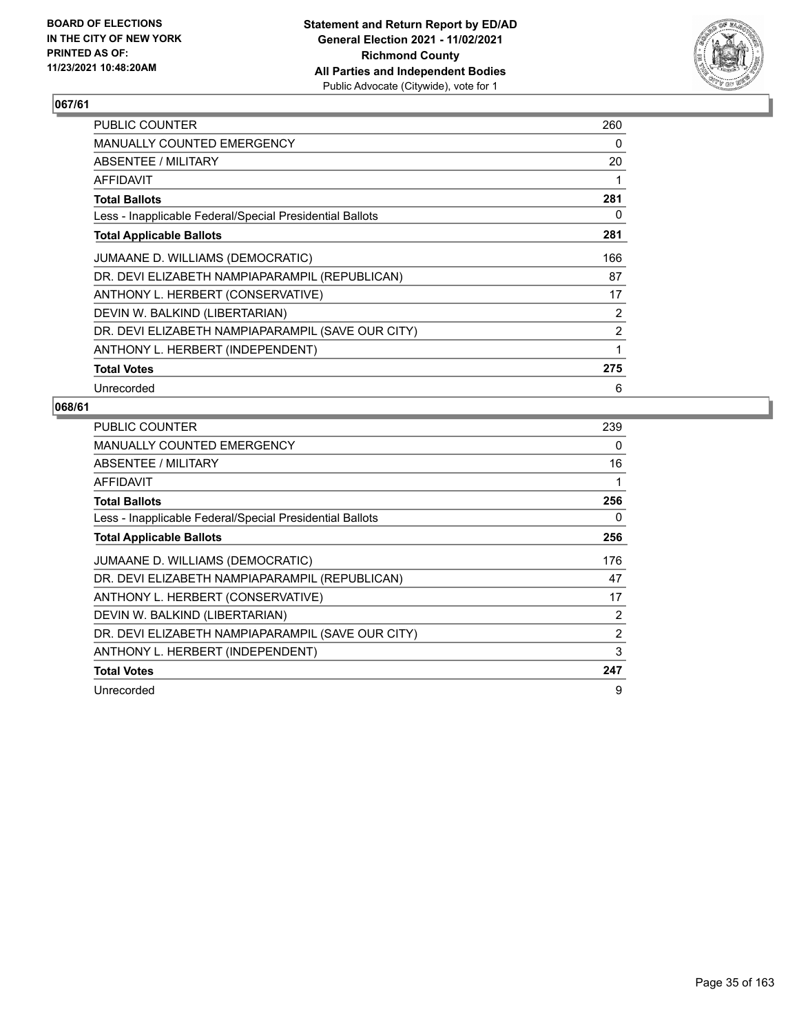BOARD OF ELECTIONS
IN THE CITY OF NEW YORK
PRINTED AS OF:
11/23/2021 10:48:20AM

**Statement and Return Report by ED/AD**
**General Election 2021 - 11/02/2021**
**Richmond County**
**All Parties and Independent Bodies**
Public Advocate (Citywide), vote for 1

## 067/61

| | |
|---|---|
| PUBLIC COUNTER | 260 |
| MANUALLY COUNTED EMERGENCY | 0 |
| ABSENTEE / MILITARY | 20 |
| AFFIDAVIT | 1 |
| **Total Ballots** | **281** |
| Less - Inapplicable Federal/Special Presidential Ballots | 0 |
| **Total Applicable Ballots** | **281** |
| JUMAANE D. WILLIAMS (DEMOCRATIC) | 166 |
| DR. DEVI ELIZABETH NAMPIAPARAMPIL (REPUBLICAN) | 87 |
| ANTHONY L. HERBERT (CONSERVATIVE) | 17 |
| DEVIN W. BALKIND (LIBERTARIAN) | 2 |
| DR. DEVI ELIZABETH NAMPIAPARAMPIL (SAVE OUR CITY) | 2 |
| ANTHONY L. HERBERT (INDEPENDENT) | 1 |
| **Total Votes** | **275** |
| Unrecorded | 6 |

## 068/61

| | |
|---|---|
| PUBLIC COUNTER | 239 |
| MANUALLY COUNTED EMERGENCY | 0 |
| ABSENTEE / MILITARY | 16 |
| AFFIDAVIT | 1 |
| **Total Ballots** | **256** |
| Less - Inapplicable Federal/Special Presidential Ballots | 0 |
| **Total Applicable Ballots** | **256** |
| JUMAANE D. WILLIAMS (DEMOCRATIC) | 176 |
| DR. DEVI ELIZABETH NAMPIAPARAMPIL (REPUBLICAN) | 47 |
| ANTHONY L. HERBERT (CONSERVATIVE) | 17 |
| DEVIN W. BALKIND (LIBERTARIAN) | 2 |
| DR. DEVI ELIZABETH NAMPIAPARAMPIL (SAVE OUR CITY) | 2 |
| ANTHONY L. HERBERT (INDEPENDENT) | 3 |
| **Total Votes** | **247** |
| Unrecorded | 9 |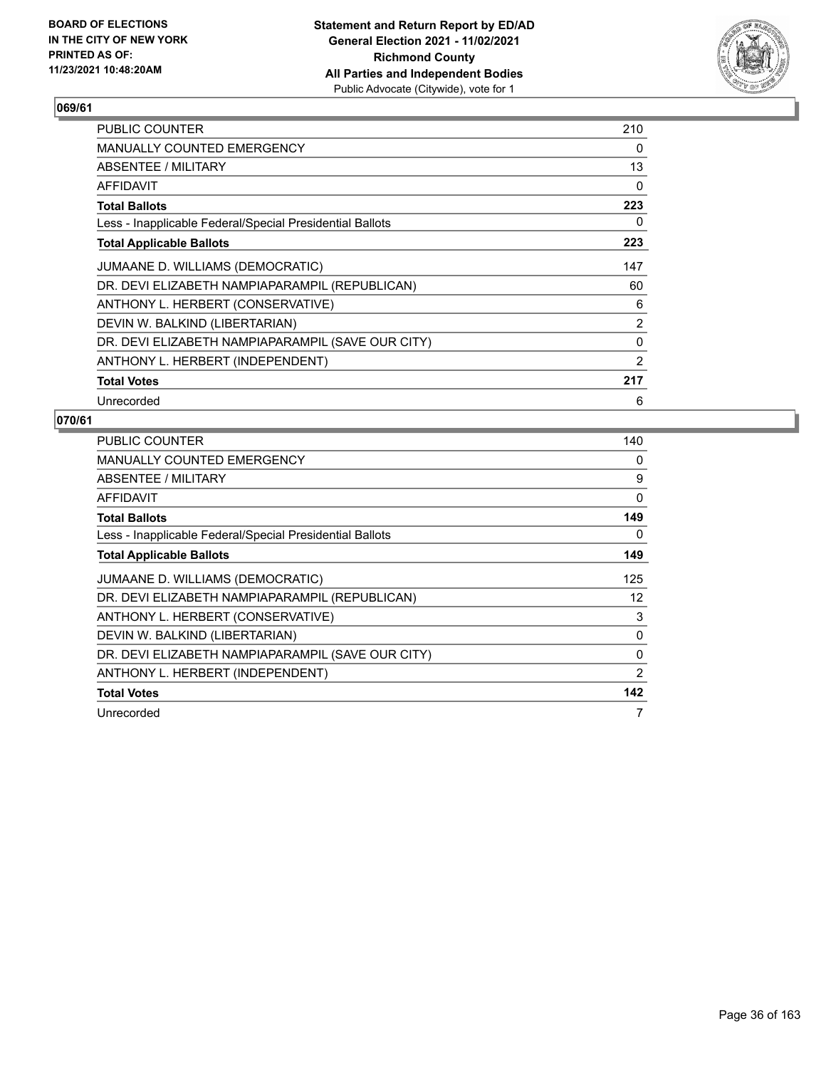## 069/61

| | |
|---|---|
| PUBLIC COUNTER | 210 |
| MANUALLY COUNTED EMERGENCY | 0 |
| ABSENTEE / MILITARY | 13 |
| AFFIDAVIT | 0 |
| **Total Ballots** | **223** |
| Less - Inapplicable Federal/Special Presidential Ballots | 0 |
| **Total Applicable Ballots** | **223** |
| JUMAANE D. WILLIAMS (DEMOCRATIC) | 147 |
| DR. DEVI ELIZABETH NAMPIAPARAMPIL (REPUBLICAN) | 60 |
| ANTHONY L. HERBERT (CONSERVATIVE) | 6 |
| DEVIN W. BALKIND (LIBERTARIAN) | 2 |
| DR. DEVI ELIZABETH NAMPIAPARAMPIL (SAVE OUR CITY) | 0 |
| ANTHONY L. HERBERT (INDEPENDENT) | 2 |
| **Total Votes** | **217** |
| Unrecorded | 6 |

## 070/61

| | |
|---|---|
| PUBLIC COUNTER | 140 |
| MANUALLY COUNTED EMERGENCY | 0 |
| ABSENTEE / MILITARY | 9 |
| AFFIDAVIT | 0 |
| **Total Ballots** | **149** |
| Less - Inapplicable Federal/Special Presidential Ballots | 0 |
| **Total Applicable Ballots** | **149** |
| JUMAANE D. WILLIAMS (DEMOCRATIC) | 125 |
| DR. DEVI ELIZABETH NAMPIAPARAMPIL (REPUBLICAN) | 12 |
| ANTHONY L. HERBERT (CONSERVATIVE) | 3 |
| DEVIN W. BALKIND (LIBERTARIAN) | 0 |
| DR. DEVI ELIZABETH NAMPIAPARAMPIL (SAVE OUR CITY) | 0 |
| ANTHONY L. HERBERT (INDEPENDENT) | 2 |
| **Total Votes** | **142** |
| Unrecorded | 7 |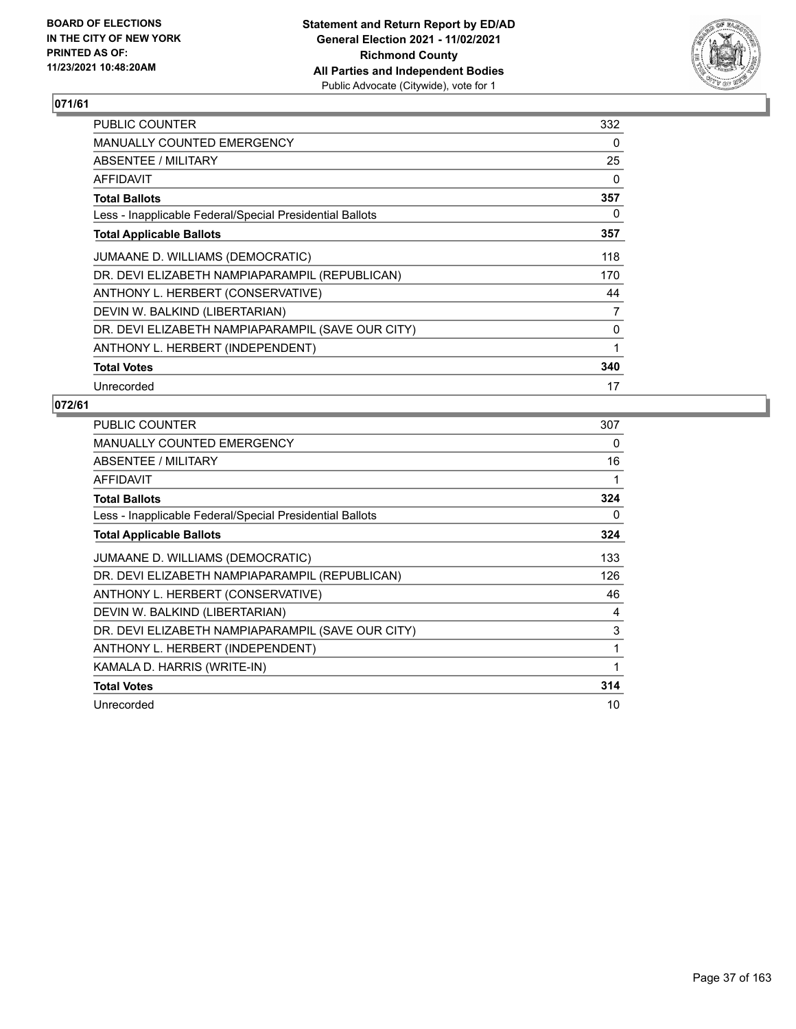**BOARD OF ELECTIONS IN THE CITY OF NEW YORK PRINTED AS OF: 11/23/2021 10:48:20AM**

**Statement and Return Report by ED/AD General Election 2021 - 11/02/2021 Richmond County All Parties and Independent Bodies**
Public Advocate (Citywide), vote for 1

## 071/61

| | |
|---|---|
| PUBLIC COUNTER | 332 |
| MANUALLY COUNTED EMERGENCY | 0 |
| ABSENTEE / MILITARY | 25 |
| AFFIDAVIT | 0 |
| **Total Ballots** | **357** |
| Less - Inapplicable Federal/Special Presidential Ballots | 0 |
| **Total Applicable Ballots** | **357** |
| JUMAANE D. WILLIAMS (DEMOCRATIC) | 118 |
| DR. DEVI ELIZABETH NAMPIAPARAMPIL (REPUBLICAN) | 170 |
| ANTHONY L. HERBERT (CONSERVATIVE) | 44 |
| DEVIN W. BALKIND (LIBERTARIAN) | 7 |
| DR. DEVI ELIZABETH NAMPIAPARAMPIL (SAVE OUR CITY) | 0 |
| ANTHONY L. HERBERT (INDEPENDENT) | 1 |
| **Total Votes** | **340** |
| Unrecorded | 17 |

## 072/61

| | |
|---|---|
| PUBLIC COUNTER | 307 |
| MANUALLY COUNTED EMERGENCY | 0 |
| ABSENTEE / MILITARY | 16 |
| AFFIDAVIT | 1 |
| **Total Ballots** | **324** |
| Less - Inapplicable Federal/Special Presidential Ballots | 0 |
| **Total Applicable Ballots** | **324** |
| JUMAANE D. WILLIAMS (DEMOCRATIC) | 133 |
| DR. DEVI ELIZABETH NAMPIAPARAMPIL (REPUBLICAN) | 126 |
| ANTHONY L. HERBERT (CONSERVATIVE) | 46 |
| DEVIN W. BALKIND (LIBERTARIAN) | 4 |
| DR. DEVI ELIZABETH NAMPIAPARAMPIL (SAVE OUR CITY) | 3 |
| ANTHONY L. HERBERT (INDEPENDENT) | 1 |
| KAMALA D. HARRIS (WRITE-IN) | 1 |
| **Total Votes** | **314** |
| Unrecorded | 10 |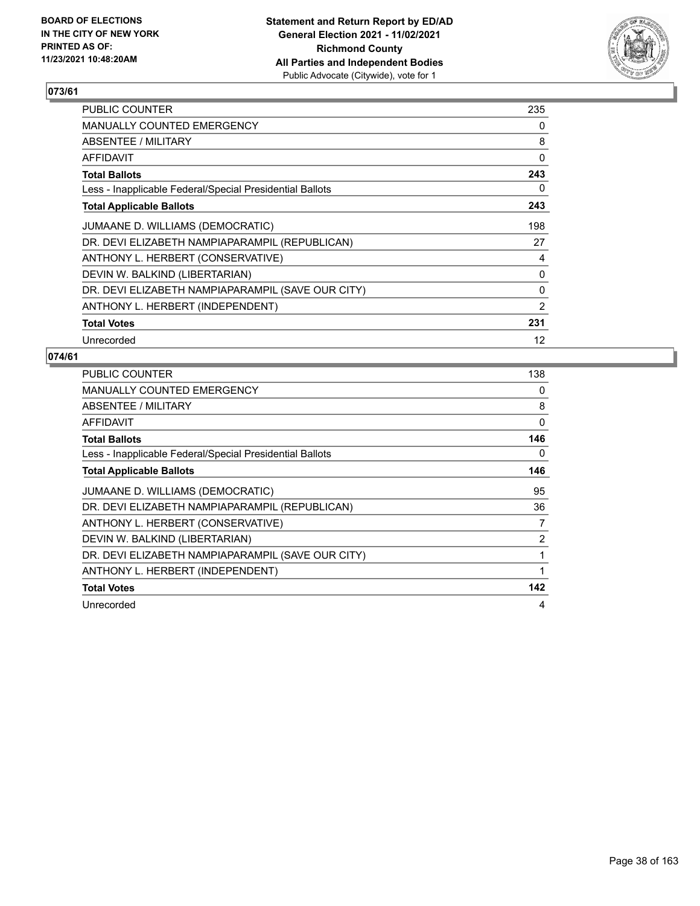BOARD OF ELECTIONS
IN THE CITY OF NEW YORK
PRINTED AS OF:
11/23/2021 10:48:20AM

**Statement and Return Report by ED/AD**
**General Election 2021 - 11/02/2021**
**Richmond County**
**All Parties and Independent Bodies**
Public Advocate (Citywide), vote for 1

## 073/61

| | |
|---|---|
| PUBLIC COUNTER | 235 |
| MANUALLY COUNTED EMERGENCY | 0 |
| ABSENTEE / MILITARY | 8 |
| AFFIDAVIT | 0 |
| **Total Ballots** | **243** |
| Less - Inapplicable Federal/Special Presidential Ballots | 0 |
| **Total Applicable Ballots** | **243** |
| JUMAANE D. WILLIAMS (DEMOCRATIC) | 198 |
| DR. DEVI ELIZABETH NAMPIAPARAMPIL (REPUBLICAN) | 27 |
| ANTHONY L. HERBERT (CONSERVATIVE) | 4 |
| DEVIN W. BALKIND (LIBERTARIAN) | 0 |
| DR. DEVI ELIZABETH NAMPIAPARAMPIL (SAVE OUR CITY) | 0 |
| ANTHONY L. HERBERT (INDEPENDENT) | 2 |
| **Total Votes** | **231** |
| Unrecorded | 12 |

## 074/61

| | |
|---|---|
| PUBLIC COUNTER | 138 |
| MANUALLY COUNTED EMERGENCY | 0 |
| ABSENTEE / MILITARY | 8 |
| AFFIDAVIT | 0 |
| **Total Ballots** | **146** |
| Less - Inapplicable Federal/Special Presidential Ballots | 0 |
| **Total Applicable Ballots** | **146** |
| JUMAANE D. WILLIAMS (DEMOCRATIC) | 95 |
| DR. DEVI ELIZABETH NAMPIAPARAMPIL (REPUBLICAN) | 36 |
| ANTHONY L. HERBERT (CONSERVATIVE) | 7 |
| DEVIN W. BALKIND (LIBERTARIAN) | 2 |
| DR. DEVI ELIZABETH NAMPIAPARAMPIL (SAVE OUR CITY) | 1 |
| ANTHONY L. HERBERT (INDEPENDENT) | 1 |
| **Total Votes** | **142** |
| Unrecorded | 4 |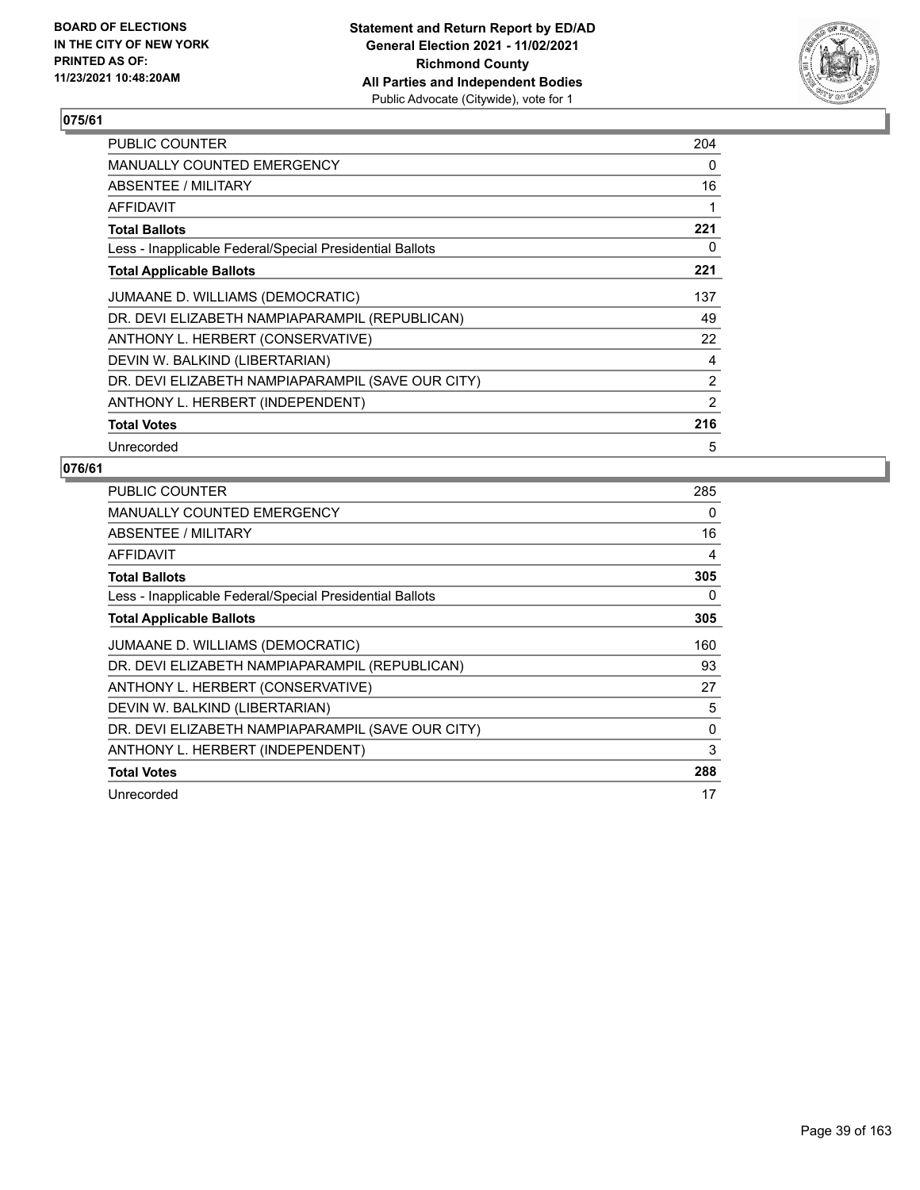BOARD OF ELECTIONS
IN THE CITY OF NEW YORK
PRINTED AS OF:
11/23/2021 10:48:20AM

**Statement and Return Report by ED/AD**
**General Election 2021 - 11/02/2021**
**Richmond County**
**All Parties and Independent Bodies**
Public Advocate (Citywide), vote for 1

## 075/61

| | |
|---|---|
| PUBLIC COUNTER | 204 |
| MANUALLY COUNTED EMERGENCY | 0 |
| ABSENTEE / MILITARY | 16 |
| AFFIDAVIT | 1 |
| **Total Ballots** | **221** |
| Less - Inapplicable Federal/Special Presidential Ballots | 0 |
| **Total Applicable Ballots** | **221** |
| JUMAANE D. WILLIAMS (DEMOCRATIC) | 137 |
| DR. DEVI ELIZABETH NAMPIAPARAMPIL (REPUBLICAN) | 49 |
| ANTHONY L. HERBERT (CONSERVATIVE) | 22 |
| DEVIN W. BALKIND (LIBERTARIAN) | 4 |
| DR. DEVI ELIZABETH NAMPIAPARAMPIL (SAVE OUR CITY) | 2 |
| ANTHONY L. HERBERT (INDEPENDENT) | 2 |
| **Total Votes** | **216** |
| Unrecorded | 5 |

## 076/61

| | |
|---|---|
| PUBLIC COUNTER | 285 |
| MANUALLY COUNTED EMERGENCY | 0 |
| ABSENTEE / MILITARY | 16 |
| AFFIDAVIT | 4 |
| **Total Ballots** | **305** |
| Less - Inapplicable Federal/Special Presidential Ballots | 0 |
| **Total Applicable Ballots** | **305** |
| JUMAANE D. WILLIAMS (DEMOCRATIC) | 160 |
| DR. DEVI ELIZABETH NAMPIAPARAMPIL (REPUBLICAN) | 93 |
| ANTHONY L. HERBERT (CONSERVATIVE) | 27 |
| DEVIN W. BALKIND (LIBERTARIAN) | 5 |
| DR. DEVI ELIZABETH NAMPIAPARAMPIL (SAVE OUR CITY) | 0 |
| ANTHONY L. HERBERT (INDEPENDENT) | 3 |
| **Total Votes** | **288** |
| Unrecorded | 17 |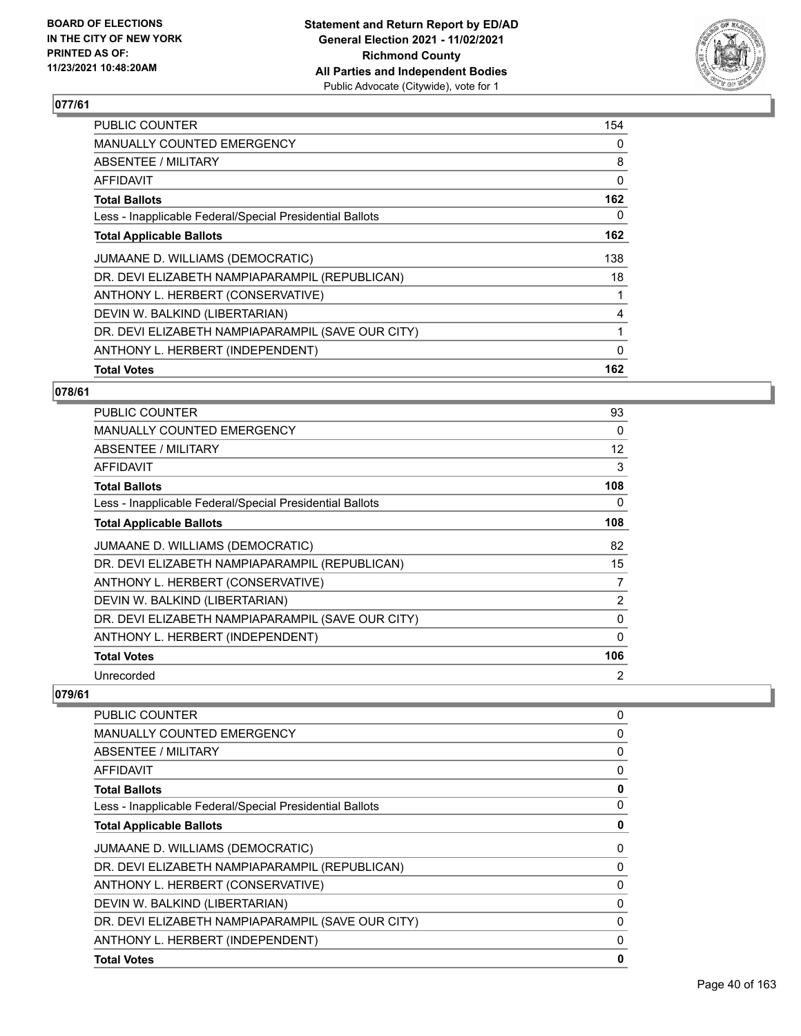## 077/61

| | |
|---|---|
| PUBLIC COUNTER | 154 |
| MANUALLY COUNTED EMERGENCY | 0 |
| ABSENTEE / MILITARY | 8 |
| AFFIDAVIT | 0 |
| **Total Ballots** | **162** |
| Less - Inapplicable Federal/Special Presidential Ballots | 0 |
| **Total Applicable Ballots** | **162** |
| JUMAANE D. WILLIAMS (DEMOCRATIC) | 138 |
| DR. DEVI ELIZABETH NAMPIAPARAMPIL (REPUBLICAN) | 18 |
| ANTHONY L. HERBERT (CONSERVATIVE) | 1 |
| DEVIN W. BALKIND (LIBERTARIAN) | 4 |
| DR. DEVI ELIZABETH NAMPIAPARAMPIL (SAVE OUR CITY) | 1 |
| ANTHONY L. HERBERT (INDEPENDENT) | 0 |
| **Total Votes** | **162** |

## 078/61

| | |
|---|---|
| PUBLIC COUNTER | 93 |
| MANUALLY COUNTED EMERGENCY | 0 |
| ABSENTEE / MILITARY | 12 |
| AFFIDAVIT | 3 |
| **Total Ballots** | **108** |
| Less - Inapplicable Federal/Special Presidential Ballots | 0 |
| **Total Applicable Ballots** | **108** |
| JUMAANE D. WILLIAMS (DEMOCRATIC) | 82 |
| DR. DEVI ELIZABETH NAMPIAPARAMPIL (REPUBLICAN) | 15 |
| ANTHONY L. HERBERT (CONSERVATIVE) | 7 |
| DEVIN W. BALKIND (LIBERTARIAN) | 2 |
| DR. DEVI ELIZABETH NAMPIAPARAMPIL (SAVE OUR CITY) | 0 |
| ANTHONY L. HERBERT (INDEPENDENT) | 0 |
| **Total Votes** | **106** |
| Unrecorded | 2 |

## 079/61

| | |
|---|---|
| PUBLIC COUNTER | 0 |
| MANUALLY COUNTED EMERGENCY | 0 |
| ABSENTEE / MILITARY | 0 |
| AFFIDAVIT | 0 |
| **Total Ballots** | **0** |
| Less - Inapplicable Federal/Special Presidential Ballots | 0 |
| **Total Applicable Ballots** | **0** |
| JUMAANE D. WILLIAMS (DEMOCRATIC) | 0 |
| DR. DEVI ELIZABETH NAMPIAPARAMPIL (REPUBLICAN) | 0 |
| ANTHONY L. HERBERT (CONSERVATIVE) | 0 |
| DEVIN W. BALKIND (LIBERTARIAN) | 0 |
| DR. DEVI ELIZABETH NAMPIAPARAMPIL (SAVE OUR CITY) | 0 |
| ANTHONY L. HERBERT (INDEPENDENT) | 0 |
| **Total Votes** | **0** |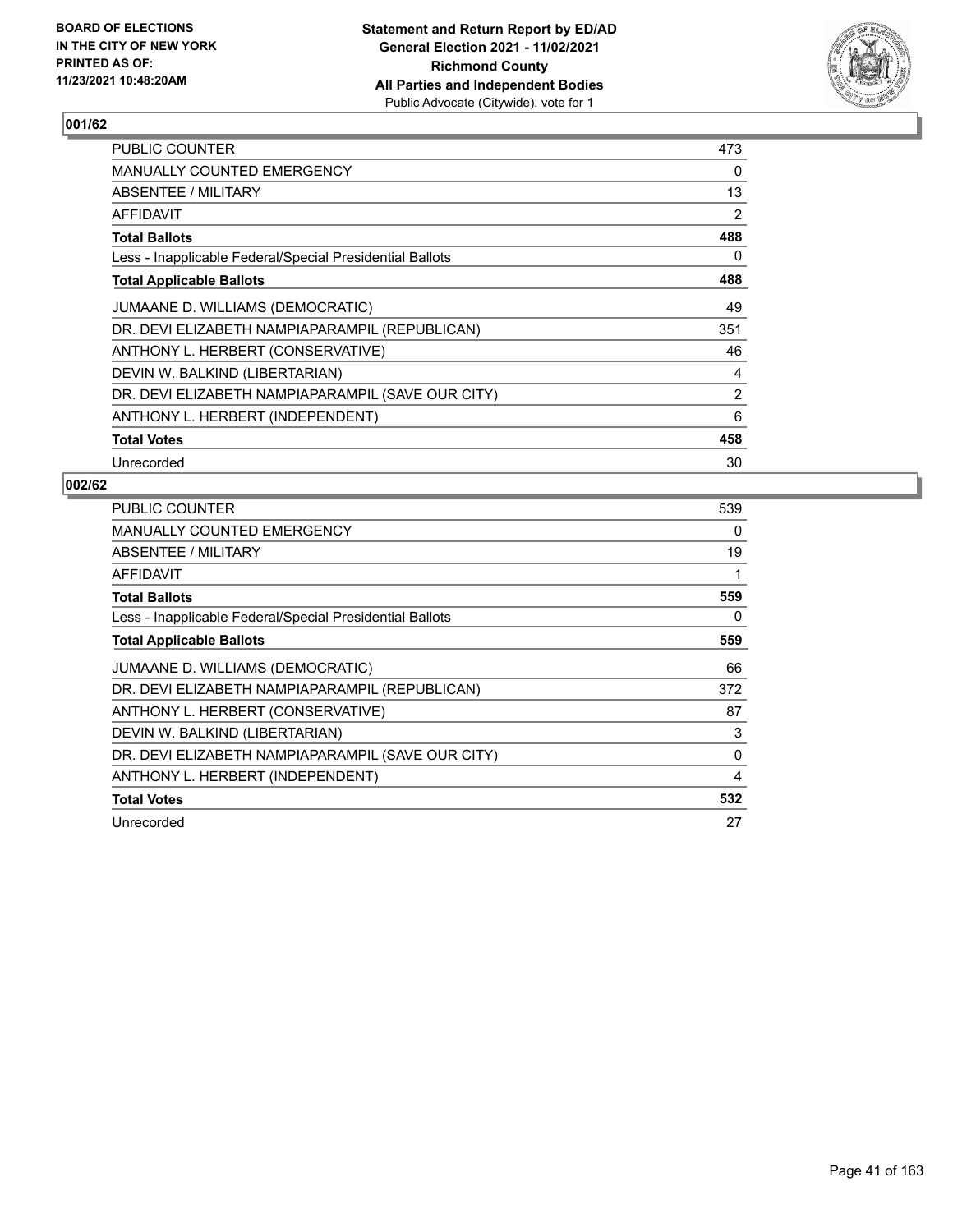BOARD OF ELECTIONS
IN THE CITY OF NEW YORK
PRINTED AS OF:
11/23/2021 10:48:20AM

**Statement and Return Report by ED/AD**
**General Election 2021 - 11/02/2021**
**Richmond County**
**All Parties and Independent Bodies**
Public Advocate (Citywide), vote for 1

### 001/62

| | |
|---|---|
| PUBLIC COUNTER | 473 |
| MANUALLY COUNTED EMERGENCY | 0 |
| ABSENTEE / MILITARY | 13 |
| AFFIDAVIT | 2 |
| **Total Ballots** | **488** |
| Less - Inapplicable Federal/Special Presidential Ballots | 0 |
| **Total Applicable Ballots** | **488** |
| JUMAANE D. WILLIAMS (DEMOCRATIC) | 49 |
| DR. DEVI ELIZABETH NAMPIAPARAMPIL (REPUBLICAN) | 351 |
| ANTHONY L. HERBERT (CONSERVATIVE) | 46 |
| DEVIN W. BALKIND (LIBERTARIAN) | 4 |
| DR. DEVI ELIZABETH NAMPIAPARAMPIL (SAVE OUR CITY) | 2 |
| ANTHONY L. HERBERT (INDEPENDENT) | 6 |
| **Total Votes** | **458** |
| Unrecorded | 30 |

### 002/62

| | |
|---|---|
| PUBLIC COUNTER | 539 |
| MANUALLY COUNTED EMERGENCY | 0 |
| ABSENTEE / MILITARY | 19 |
| AFFIDAVIT | 1 |
| **Total Ballots** | **559** |
| Less - Inapplicable Federal/Special Presidential Ballots | 0 |
| **Total Applicable Ballots** | **559** |
| JUMAANE D. WILLIAMS (DEMOCRATIC) | 66 |
| DR. DEVI ELIZABETH NAMPIAPARAMPIL (REPUBLICAN) | 372 |
| ANTHONY L. HERBERT (CONSERVATIVE) | 87 |
| DEVIN W. BALKIND (LIBERTARIAN) | 3 |
| DR. DEVI ELIZABETH NAMPIAPARAMPIL (SAVE OUR CITY) | 0 |
| ANTHONY L. HERBERT (INDEPENDENT) | 4 |
| **Total Votes** | **532** |
| Unrecorded | 27 |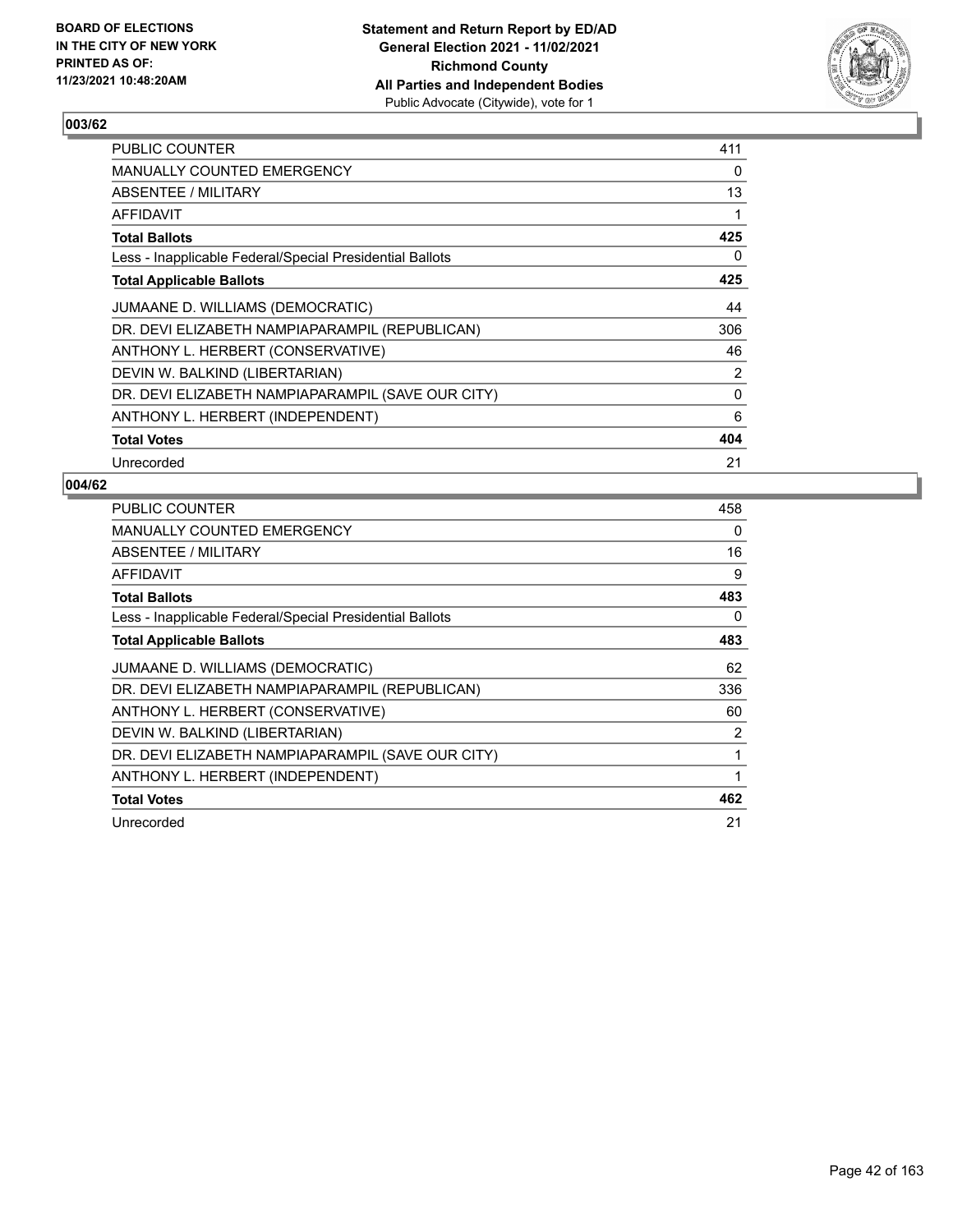**BOARD OF ELECTIONS IN THE CITY OF NEW YORK PRINTED AS OF: 11/23/2021 10:48:20AM**

**Statement and Return Report by ED/AD General Election 2021 - 11/02/2021 Richmond County All Parties and Independent Bodies** Public Advocate (Citywide), vote for 1

## 003/62

| | |
|---|---|
| PUBLIC COUNTER | 411 |
| MANUALLY COUNTED EMERGENCY | 0 |
| ABSENTEE / MILITARY | 13 |
| AFFIDAVIT | 1 |
| **Total Ballots** | **425** |
| Less - Inapplicable Federal/Special Presidential Ballots | 0 |
| **Total Applicable Ballots** | **425** |
| JUMAANE D. WILLIAMS (DEMOCRATIC) | 44 |
| DR. DEVI ELIZABETH NAMPIAPARAMPIL (REPUBLICAN) | 306 |
| ANTHONY L. HERBERT (CONSERVATIVE) | 46 |
| DEVIN W. BALKIND (LIBERTARIAN) | 2 |
| DR. DEVI ELIZABETH NAMPIAPARAMPIL (SAVE OUR CITY) | 0 |
| ANTHONY L. HERBERT (INDEPENDENT) | 6 |
| **Total Votes** | **404** |
| Unrecorded | 21 |

## 004/62

| | |
|---|---|
| PUBLIC COUNTER | 458 |
| MANUALLY COUNTED EMERGENCY | 0 |
| ABSENTEE / MILITARY | 16 |
| AFFIDAVIT | 9 |
| **Total Ballots** | **483** |
| Less - Inapplicable Federal/Special Presidential Ballots | 0 |
| **Total Applicable Ballots** | **483** |
| JUMAANE D. WILLIAMS (DEMOCRATIC) | 62 |
| DR. DEVI ELIZABETH NAMPIAPARAMPIL (REPUBLICAN) | 336 |
| ANTHONY L. HERBERT (CONSERVATIVE) | 60 |
| DEVIN W. BALKIND (LIBERTARIAN) | 2 |
| DR. DEVI ELIZABETH NAMPIAPARAMPIL (SAVE OUR CITY) | 1 |
| ANTHONY L. HERBERT (INDEPENDENT) | 1 |
| **Total Votes** | **462** |
| Unrecorded | 21 |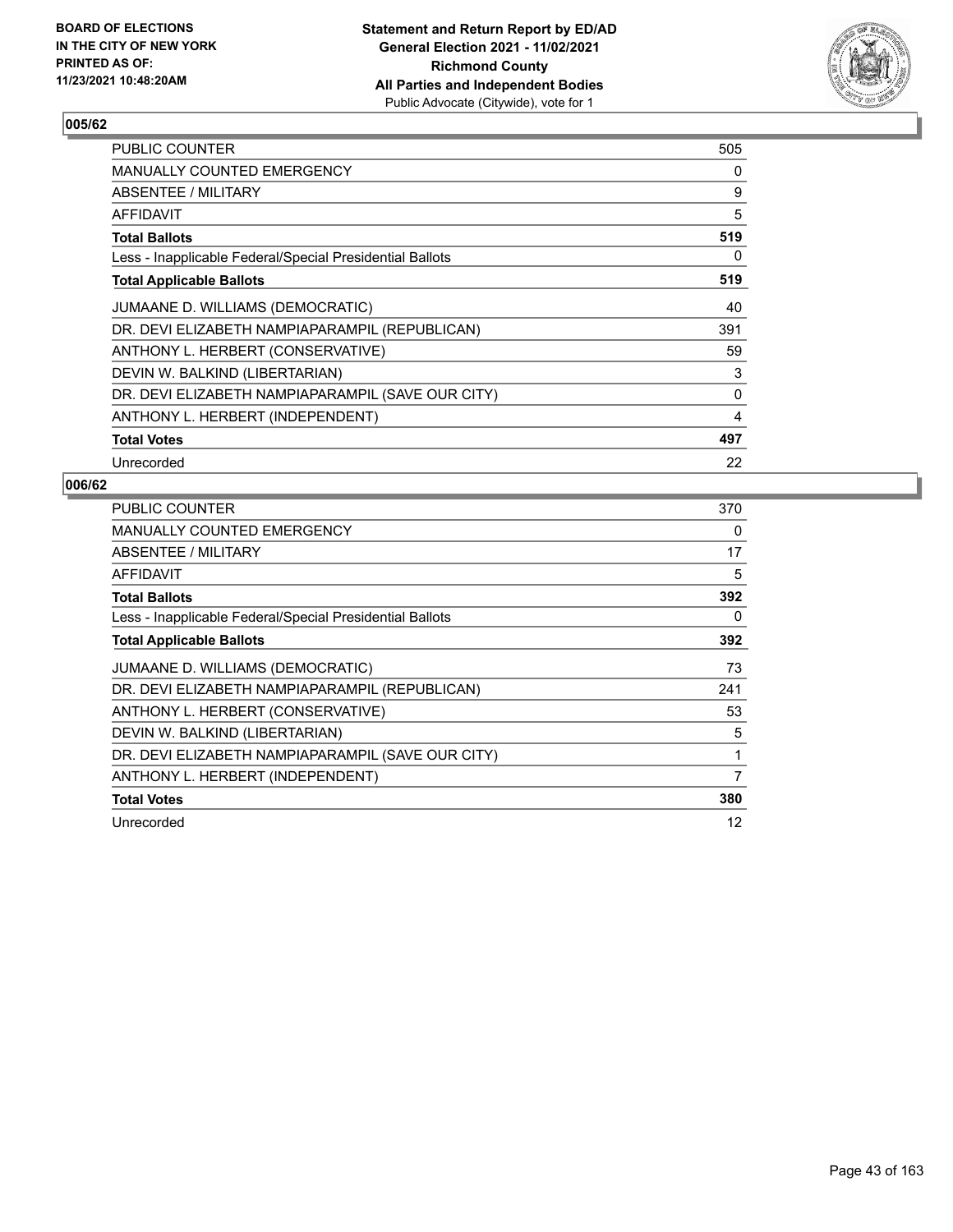**BOARD OF ELECTIONS IN THE CITY OF NEW YORK PRINTED AS OF: 11/23/2021 10:48:20AM**

**Statement and Return Report by ED/AD General Election 2021 - 11/02/2021 Richmond County All Parties and Independent Bodies**
Public Advocate (Citywide), vote for 1

## 005/62

| | |
|---|---|
| PUBLIC COUNTER | 505 |
| MANUALLY COUNTED EMERGENCY | 0 |
| ABSENTEE / MILITARY | 9 |
| AFFIDAVIT | 5 |
| **Total Ballots** | **519** |
| Less - Inapplicable Federal/Special Presidential Ballots | 0 |
| **Total Applicable Ballots** | **519** |
| JUMAANE D. WILLIAMS (DEMOCRATIC) | 40 |
| DR. DEVI ELIZABETH NAMPIAPARAMPIL (REPUBLICAN) | 391 |
| ANTHONY L. HERBERT (CONSERVATIVE) | 59 |
| DEVIN W. BALKIND (LIBERTARIAN) | 3 |
| DR. DEVI ELIZABETH NAMPIAPARAMPIL (SAVE OUR CITY) | 0 |
| ANTHONY L. HERBERT (INDEPENDENT) | 4 |
| **Total Votes** | **497** |
| Unrecorded | 22 |

## 006/62

| | |
|---|---|
| PUBLIC COUNTER | 370 |
| MANUALLY COUNTED EMERGENCY | 0 |
| ABSENTEE / MILITARY | 17 |
| AFFIDAVIT | 5 |
| **Total Ballots** | **392** |
| Less - Inapplicable Federal/Special Presidential Ballots | 0 |
| **Total Applicable Ballots** | **392** |
| JUMAANE D. WILLIAMS (DEMOCRATIC) | 73 |
| DR. DEVI ELIZABETH NAMPIAPARAMPIL (REPUBLICAN) | 241 |
| ANTHONY L. HERBERT (CONSERVATIVE) | 53 |
| DEVIN W. BALKIND (LIBERTARIAN) | 5 |
| DR. DEVI ELIZABETH NAMPIAPARAMPIL (SAVE OUR CITY) | 1 |
| ANTHONY L. HERBERT (INDEPENDENT) | 7 |
| **Total Votes** | **380** |
| Unrecorded | 12 |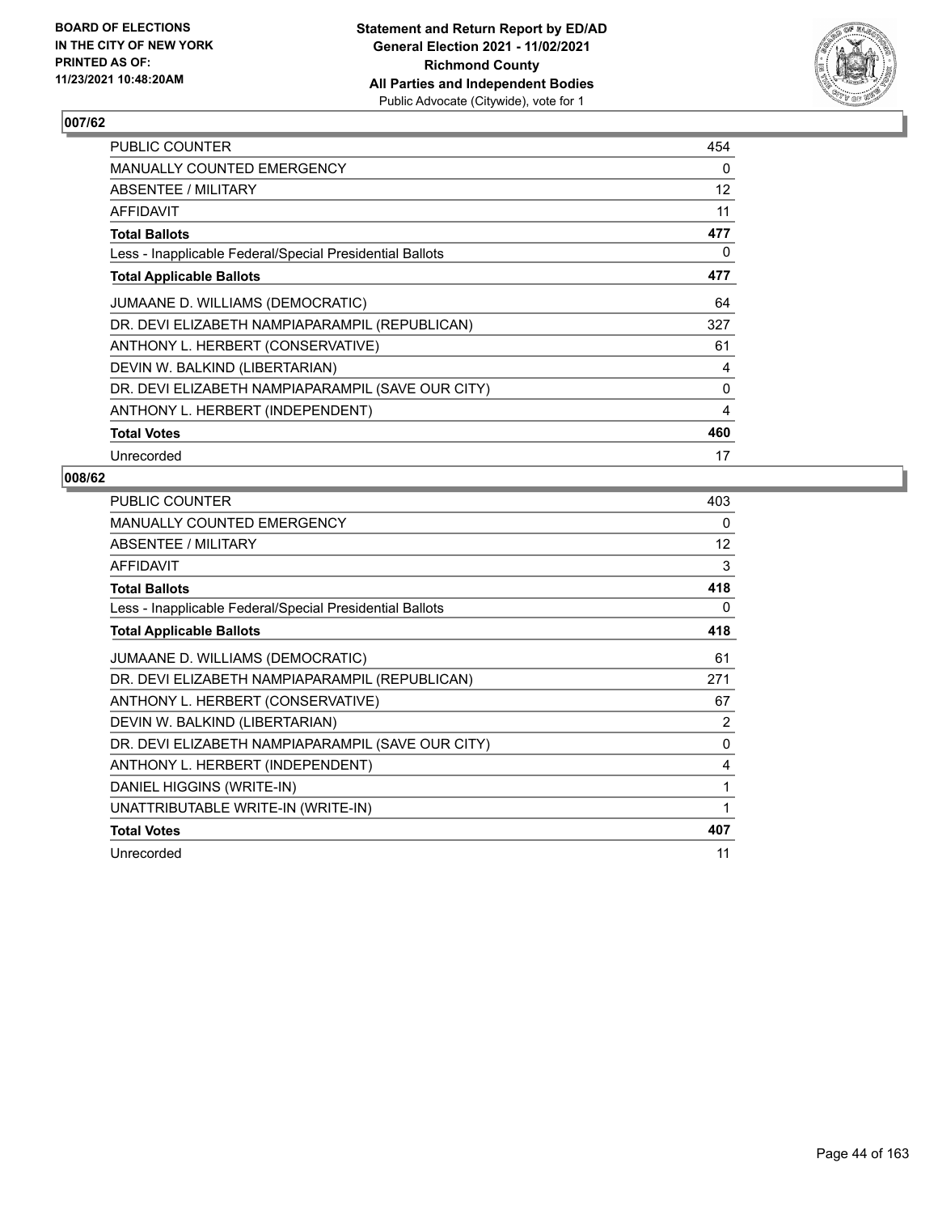## 007/62

| | |
|---|---|
| PUBLIC COUNTER | 454 |
| MANUALLY COUNTED EMERGENCY | 0 |
| ABSENTEE / MILITARY | 12 |
| AFFIDAVIT | 11 |
| **Total Ballots** | **477** |
| Less - Inapplicable Federal/Special Presidential Ballots | 0 |
| **Total Applicable Ballots** | **477** |
| JUMAANE D. WILLIAMS (DEMOCRATIC) | 64 |
| DR. DEVI ELIZABETH NAMPIAPARAMPIL (REPUBLICAN) | 327 |
| ANTHONY L. HERBERT (CONSERVATIVE) | 61 |
| DEVIN W. BALKIND (LIBERTARIAN) | 4 |
| DR. DEVI ELIZABETH NAMPIAPARAMPIL (SAVE OUR CITY) | 0 |
| ANTHONY L. HERBERT (INDEPENDENT) | 4 |
| **Total Votes** | **460** |
| Unrecorded | 17 |

## 008/62

| | |
|---|---|
| PUBLIC COUNTER | 403 |
| MANUALLY COUNTED EMERGENCY | 0 |
| ABSENTEE / MILITARY | 12 |
| AFFIDAVIT | 3 |
| **Total Ballots** | **418** |
| Less - Inapplicable Federal/Special Presidential Ballots | 0 |
| **Total Applicable Ballots** | **418** |
| JUMAANE D. WILLIAMS (DEMOCRATIC) | 61 |
| DR. DEVI ELIZABETH NAMPIAPARAMPIL (REPUBLICAN) | 271 |
| ANTHONY L. HERBERT (CONSERVATIVE) | 67 |
| DEVIN W. BALKIND (LIBERTARIAN) | 2 |
| DR. DEVI ELIZABETH NAMPIAPARAMPIL (SAVE OUR CITY) | 0 |
| ANTHONY L. HERBERT (INDEPENDENT) | 4 |
| DANIEL HIGGINS (WRITE-IN) | 1 |
| UNATTRIBUTABLE WRITE-IN (WRITE-IN) | 1 |
| **Total Votes** | **407** |
| Unrecorded | 11 |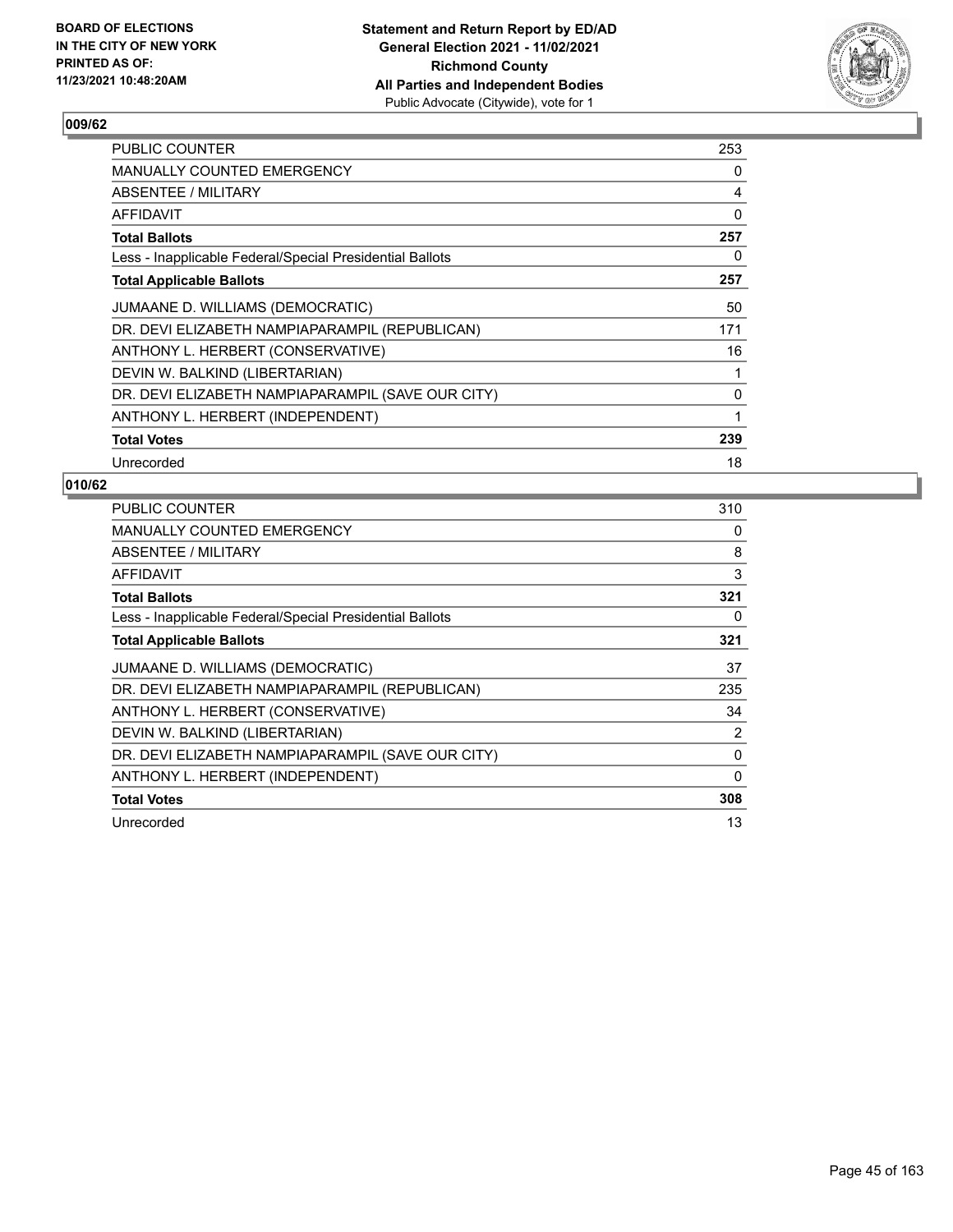BOARD OF ELECTIONS
IN THE CITY OF NEW YORK
PRINTED AS OF:
11/23/2021 10:48:20AM

**Statement and Return Report by ED/AD**
**General Election 2021 - 11/02/2021**
**Richmond County**
**All Parties and Independent Bodies**
Public Advocate (Citywide), vote for 1

## 009/62

| | |
|---|---|
| PUBLIC COUNTER | 253 |
| MANUALLY COUNTED EMERGENCY | 0 |
| ABSENTEE / MILITARY | 4 |
| AFFIDAVIT | 0 |
| **Total Ballots** | **257** |
| Less - Inapplicable Federal/Special Presidential Ballots | 0 |
| **Total Applicable Ballots** | **257** |
| JUMAANE D. WILLIAMS (DEMOCRATIC) | 50 |
| DR. DEVI ELIZABETH NAMPIAPARAMPIL (REPUBLICAN) | 171 |
| ANTHONY L. HERBERT (CONSERVATIVE) | 16 |
| DEVIN W. BALKIND (LIBERTARIAN) | 1 |
| DR. DEVI ELIZABETH NAMPIAPARAMPIL (SAVE OUR CITY) | 0 |
| ANTHONY L. HERBERT (INDEPENDENT) | 1 |
| **Total Votes** | **239** |
| Unrecorded | 18 |

## 010/62

| | |
|---|---|
| PUBLIC COUNTER | 310 |
| MANUALLY COUNTED EMERGENCY | 0 |
| ABSENTEE / MILITARY | 8 |
| AFFIDAVIT | 3 |
| **Total Ballots** | **321** |
| Less - Inapplicable Federal/Special Presidential Ballots | 0 |
| **Total Applicable Ballots** | **321** |
| JUMAANE D. WILLIAMS (DEMOCRATIC) | 37 |
| DR. DEVI ELIZABETH NAMPIAPARAMPIL (REPUBLICAN) | 235 |
| ANTHONY L. HERBERT (CONSERVATIVE) | 34 |
| DEVIN W. BALKIND (LIBERTARIAN) | 2 |
| DR. DEVI ELIZABETH NAMPIAPARAMPIL (SAVE OUR CITY) | 0 |
| ANTHONY L. HERBERT (INDEPENDENT) | 0 |
| **Total Votes** | **308** |
| Unrecorded | 13 |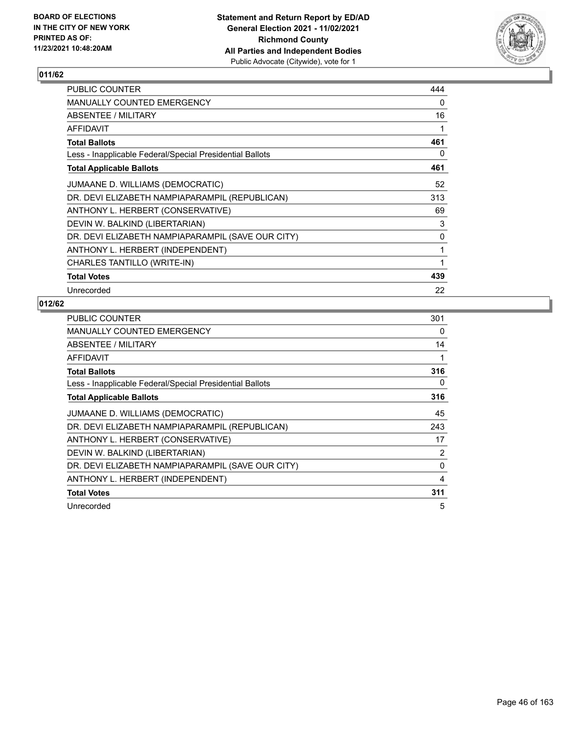**BOARD OF ELECTIONS IN THE CITY OF NEW YORK PRINTED AS OF: 11/23/2021 10:48:20AM**

**Statement and Return Report by ED/AD**
**General Election 2021 - 11/02/2021**
**Richmond County**
**All Parties and Independent Bodies**
Public Advocate (Citywide), vote for 1

## 011/62

| | |
|---|---|
| PUBLIC COUNTER | 444 |
| MANUALLY COUNTED EMERGENCY | 0 |
| ABSENTEE / MILITARY | 16 |
| AFFIDAVIT | 1 |
| **Total Ballots** | **461** |
| Less - Inapplicable Federal/Special Presidential Ballots | 0 |
| **Total Applicable Ballots** | **461** |
| JUMAANE D. WILLIAMS (DEMOCRATIC) | 52 |
| DR. DEVI ELIZABETH NAMPIAPARAMPIL (REPUBLICAN) | 313 |
| ANTHONY L. HERBERT (CONSERVATIVE) | 69 |
| DEVIN W. BALKIND (LIBERTARIAN) | 3 |
| DR. DEVI ELIZABETH NAMPIAPARAMPIL (SAVE OUR CITY) | 0 |
| ANTHONY L. HERBERT (INDEPENDENT) | 1 |
| CHARLES TANTILLO (WRITE-IN) | 1 |
| **Total Votes** | **439** |
| Unrecorded | 22 |

## 012/62

| | |
|---|---|
| PUBLIC COUNTER | 301 |
| MANUALLY COUNTED EMERGENCY | 0 |
| ABSENTEE / MILITARY | 14 |
| AFFIDAVIT | 1 |
| **Total Ballots** | **316** |
| Less - Inapplicable Federal/Special Presidential Ballots | 0 |
| **Total Applicable Ballots** | **316** |
| JUMAANE D. WILLIAMS (DEMOCRATIC) | 45 |
| DR. DEVI ELIZABETH NAMPIAPARAMPIL (REPUBLICAN) | 243 |
| ANTHONY L. HERBERT (CONSERVATIVE) | 17 |
| DEVIN W. BALKIND (LIBERTARIAN) | 2 |
| DR. DEVI ELIZABETH NAMPIAPARAMPIL (SAVE OUR CITY) | 0 |
| ANTHONY L. HERBERT (INDEPENDENT) | 4 |
| **Total Votes** | **311** |
| Unrecorded | 5 |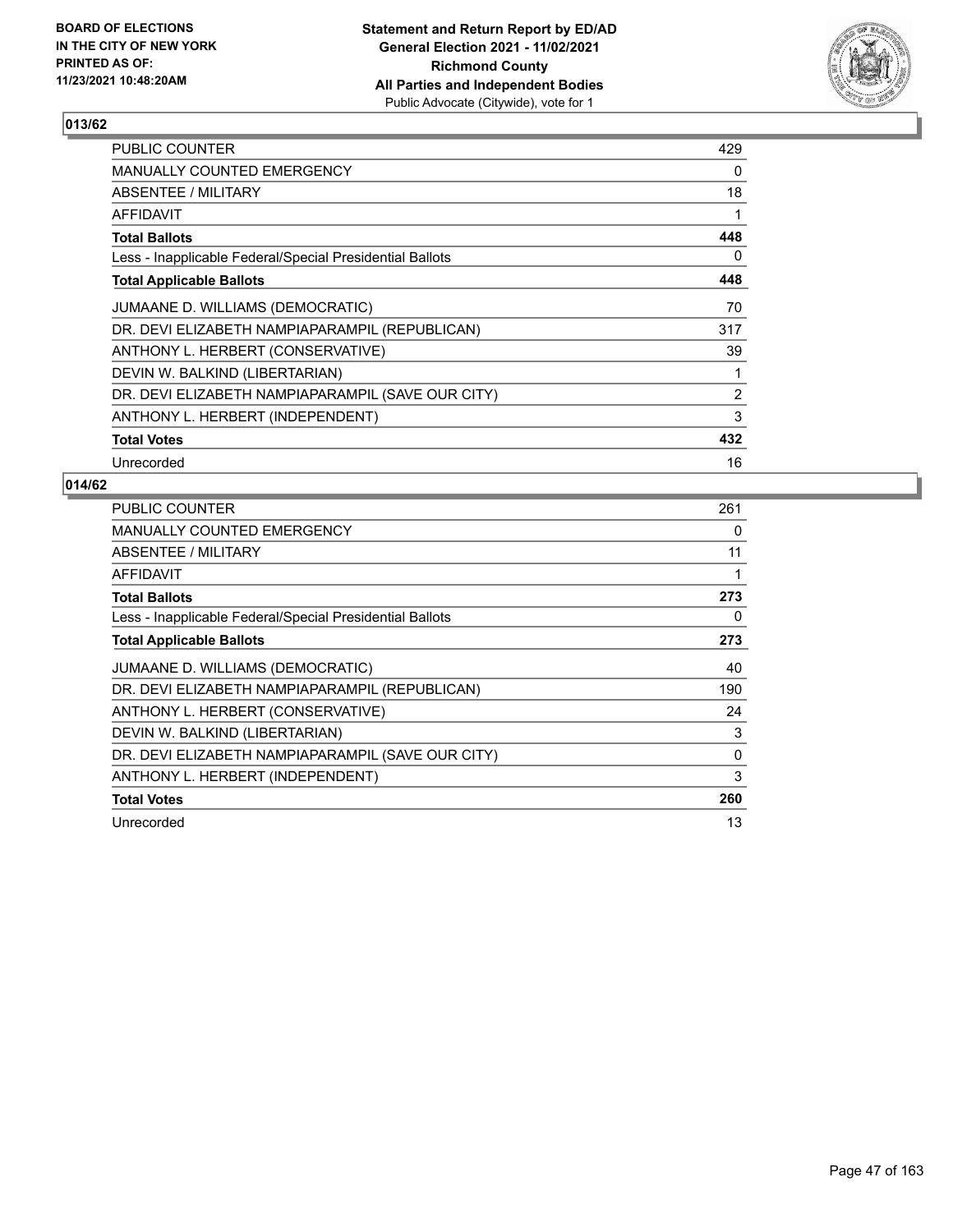BOARD OF ELECTIONS
IN THE CITY OF NEW YORK
PRINTED AS OF:
11/23/2021 10:48:20AM

**Statement and Return Report by ED/AD**
**General Election 2021 - 11/02/2021**
**Richmond County**
**All Parties and Independent Bodies**
Public Advocate (Citywide), vote for 1

## 013/62

| | |
|---|---|
| PUBLIC COUNTER | 429 |
| MANUALLY COUNTED EMERGENCY | 0 |
| ABSENTEE / MILITARY | 18 |
| AFFIDAVIT | 1 |
| **Total Ballots** | **448** |
| Less - Inapplicable Federal/Special Presidential Ballots | 0 |
| **Total Applicable Ballots** | **448** |
| JUMAANE D. WILLIAMS (DEMOCRATIC) | 70 |
| DR. DEVI ELIZABETH NAMPIAPARAMPIL (REPUBLICAN) | 317 |
| ANTHONY L. HERBERT (CONSERVATIVE) | 39 |
| DEVIN W. BALKIND (LIBERTARIAN) | 1 |
| DR. DEVI ELIZABETH NAMPIAPARAMPIL (SAVE OUR CITY) | 2 |
| ANTHONY L. HERBERT (INDEPENDENT) | 3 |
| **Total Votes** | **432** |
| Unrecorded | 16 |

## 014/62

| | |
|---|---|
| PUBLIC COUNTER | 261 |
| MANUALLY COUNTED EMERGENCY | 0 |
| ABSENTEE / MILITARY | 11 |
| AFFIDAVIT | 1 |
| **Total Ballots** | **273** |
| Less - Inapplicable Federal/Special Presidential Ballots | 0 |
| **Total Applicable Ballots** | **273** |
| JUMAANE D. WILLIAMS (DEMOCRATIC) | 40 |
| DR. DEVI ELIZABETH NAMPIAPARAMPIL (REPUBLICAN) | 190 |
| ANTHONY L. HERBERT (CONSERVATIVE) | 24 |
| DEVIN W. BALKIND (LIBERTARIAN) | 3 |
| DR. DEVI ELIZABETH NAMPIAPARAMPIL (SAVE OUR CITY) | 0 |
| ANTHONY L. HERBERT (INDEPENDENT) | 3 |
| **Total Votes** | **260** |
| Unrecorded | 13 |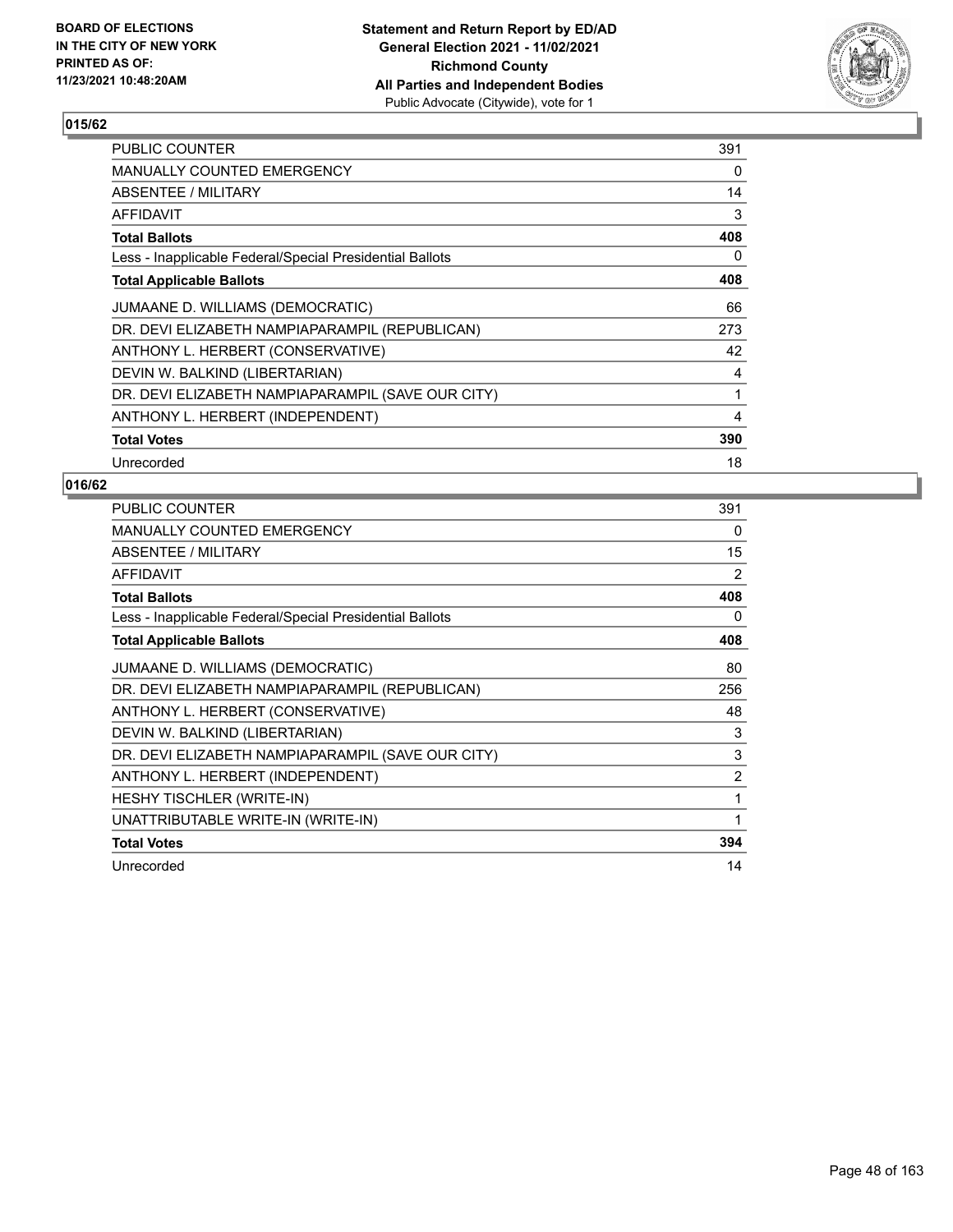**BOARD OF ELECTIONS IN THE CITY OF NEW YORK PRINTED AS OF: 11/23/2021 10:48:20AM**

**Statement and Return Report by ED/AD General Election 2021 - 11/02/2021 Richmond County All Parties and Independent Bodies**
Public Advocate (Citywide), vote for 1

## 015/62

| | |
|---|---|
| PUBLIC COUNTER | 391 |
| MANUALLY COUNTED EMERGENCY | 0 |
| ABSENTEE / MILITARY | 14 |
| AFFIDAVIT | 3 |
| **Total Ballots** | **408** |
| Less - Inapplicable Federal/Special Presidential Ballots | 0 |
| **Total Applicable Ballots** | **408** |
| JUMAANE D. WILLIAMS (DEMOCRATIC) | 66 |
| DR. DEVI ELIZABETH NAMPIAPARAMPIL (REPUBLICAN) | 273 |
| ANTHONY L. HERBERT (CONSERVATIVE) | 42 |
| DEVIN W. BALKIND (LIBERTARIAN) | 4 |
| DR. DEVI ELIZABETH NAMPIAPARAMPIL (SAVE OUR CITY) | 1 |
| ANTHONY L. HERBERT (INDEPENDENT) | 4 |
| **Total Votes** | **390** |
| Unrecorded | 18 |

## 016/62

| | |
|---|---|
| PUBLIC COUNTER | 391 |
| MANUALLY COUNTED EMERGENCY | 0 |
| ABSENTEE / MILITARY | 15 |
| AFFIDAVIT | 2 |
| **Total Ballots** | **408** |
| Less - Inapplicable Federal/Special Presidential Ballots | 0 |
| **Total Applicable Ballots** | **408** |
| JUMAANE D. WILLIAMS (DEMOCRATIC) | 80 |
| DR. DEVI ELIZABETH NAMPIAPARAMPIL (REPUBLICAN) | 256 |
| ANTHONY L. HERBERT (CONSERVATIVE) | 48 |
| DEVIN W. BALKIND (LIBERTARIAN) | 3 |
| DR. DEVI ELIZABETH NAMPIAPARAMPIL (SAVE OUR CITY) | 3 |
| ANTHONY L. HERBERT (INDEPENDENT) | 2 |
| HESHY TISCHLER (WRITE-IN) | 1 |
| UNATTRIBUTABLE WRITE-IN (WRITE-IN) | 1 |
| **Total Votes** | **394** |
| Unrecorded | 14 |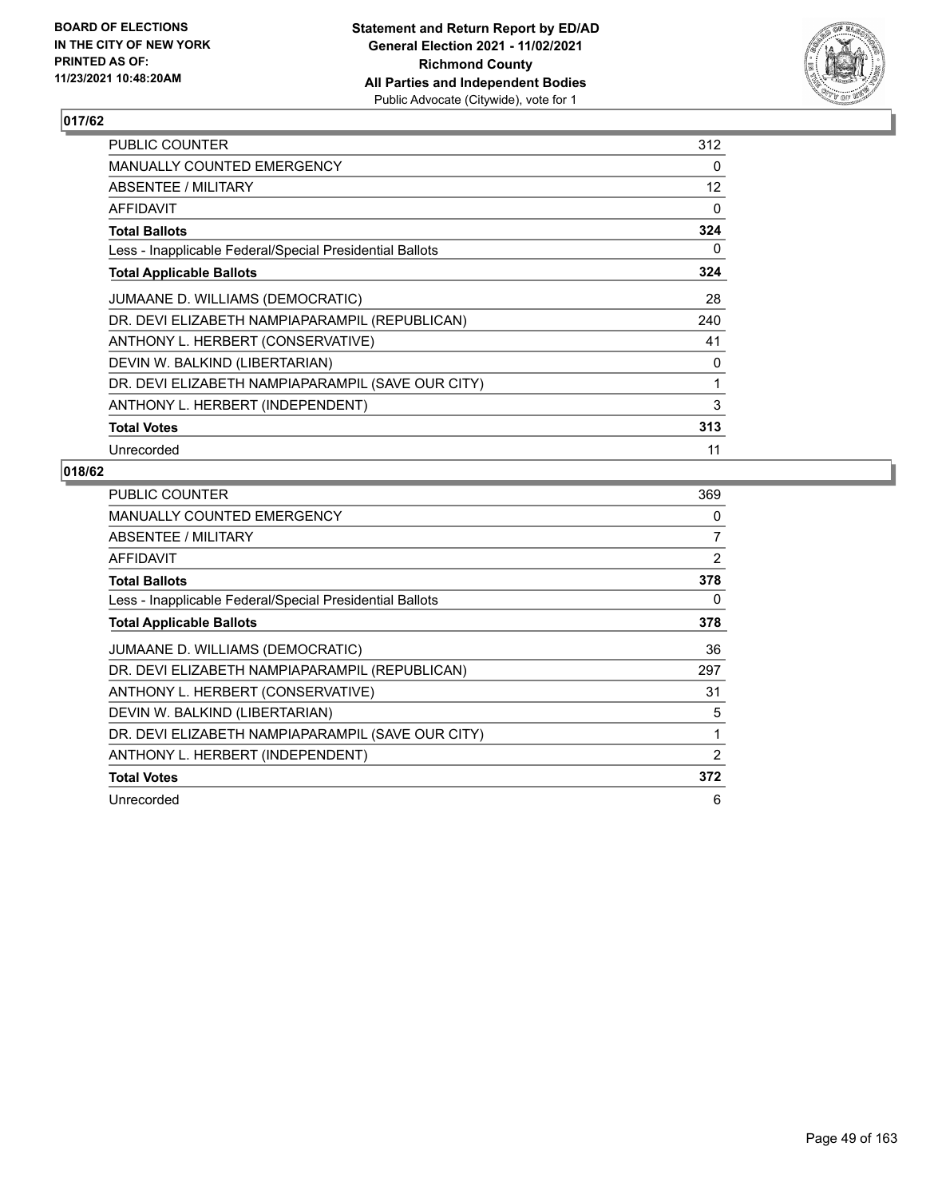**BOARD OF ELECTIONS IN THE CITY OF NEW YORK PRINTED AS OF: 11/23/2021 10:48:20AM**

**Statement and Return Report by ED/AD General Election 2021 - 11/02/2021 Richmond County All Parties and Independent Bodies**
Public Advocate (Citywide), vote for 1

## 017/62

| | |
|---|---|
| PUBLIC COUNTER | 312 |
| MANUALLY COUNTED EMERGENCY | 0 |
| ABSENTEE / MILITARY | 12 |
| AFFIDAVIT | 0 |
| **Total Ballots** | **324** |
| Less - Inapplicable Federal/Special Presidential Ballots | 0 |
| **Total Applicable Ballots** | **324** |
| JUMAANE D. WILLIAMS (DEMOCRATIC) | 28 |
| DR. DEVI ELIZABETH NAMPIAPARAMPIL (REPUBLICAN) | 240 |
| ANTHONY L. HERBERT (CONSERVATIVE) | 41 |
| DEVIN W. BALKIND (LIBERTARIAN) | 0 |
| DR. DEVI ELIZABETH NAMPIAPARAMPIL (SAVE OUR CITY) | 1 |
| ANTHONY L. HERBERT (INDEPENDENT) | 3 |
| **Total Votes** | **313** |
| Unrecorded | 11 |

## 018/62

| | |
|---|---|
| PUBLIC COUNTER | 369 |
| MANUALLY COUNTED EMERGENCY | 0 |
| ABSENTEE / MILITARY | 7 |
| AFFIDAVIT | 2 |
| **Total Ballots** | **378** |
| Less - Inapplicable Federal/Special Presidential Ballots | 0 |
| **Total Applicable Ballots** | **378** |
| JUMAANE D. WILLIAMS (DEMOCRATIC) | 36 |
| DR. DEVI ELIZABETH NAMPIAPARAMPIL (REPUBLICAN) | 297 |
| ANTHONY L. HERBERT (CONSERVATIVE) | 31 |
| DEVIN W. BALKIND (LIBERTARIAN) | 5 |
| DR. DEVI ELIZABETH NAMPIAPARAMPIL (SAVE OUR CITY) | 1 |
| ANTHONY L. HERBERT (INDEPENDENT) | 2 |
| **Total Votes** | **372** |
| Unrecorded | 6 |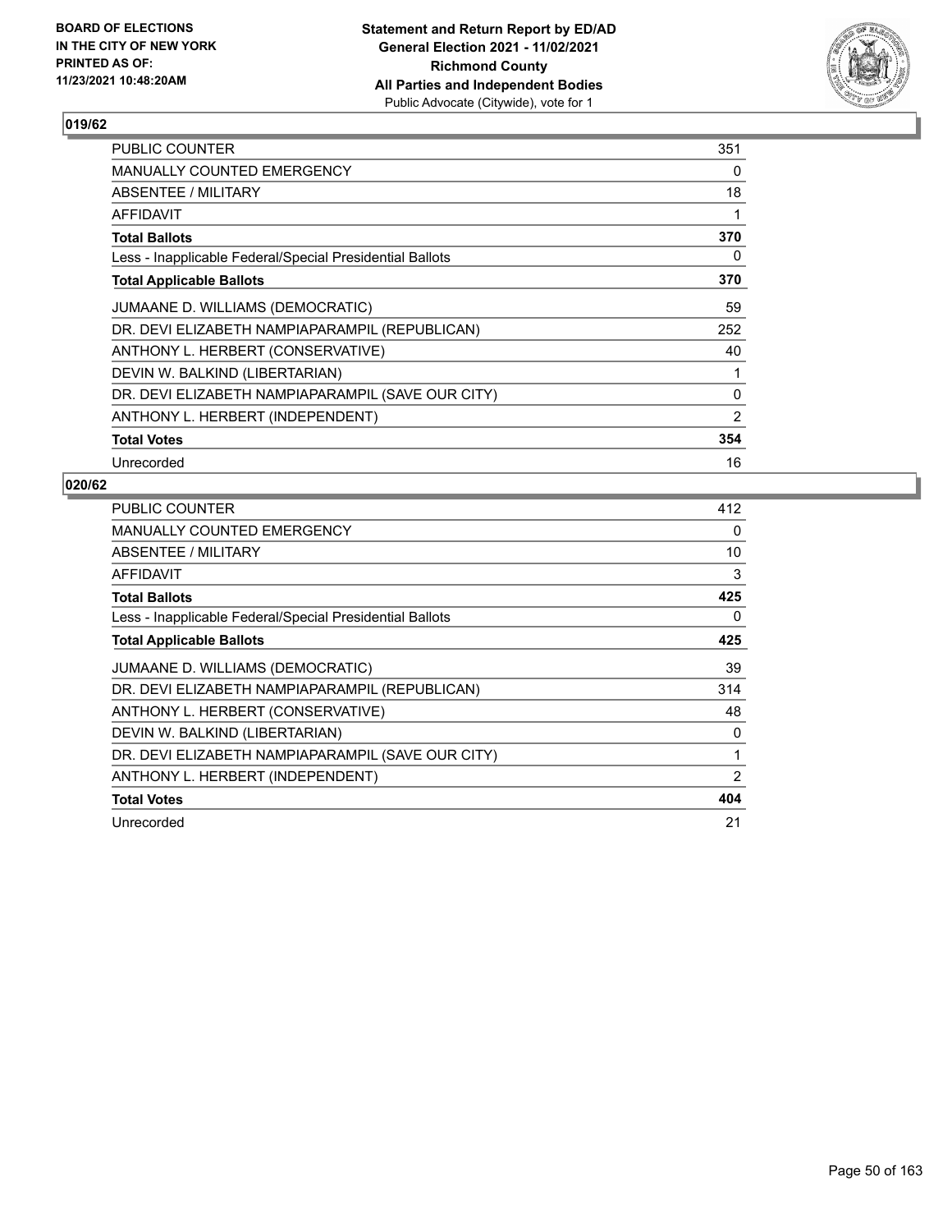BOARD OF ELECTIONS
IN THE CITY OF NEW YORK
PRINTED AS OF:
11/23/2021 10:48:20AM

**Statement and Return Report by ED/AD**
**General Election 2021 - 11/02/2021**
**Richmond County**
**All Parties and Independent Bodies**
Public Advocate (Citywide), vote for 1

## 019/62

| | |
|---|---|
| PUBLIC COUNTER | 351 |
| MANUALLY COUNTED EMERGENCY | 0 |
| ABSENTEE / MILITARY | 18 |
| AFFIDAVIT | 1 |
| **Total Ballots** | **370** |
| Less - Inapplicable Federal/Special Presidential Ballots | 0 |
| **Total Applicable Ballots** | **370** |
| JUMAANE D. WILLIAMS (DEMOCRATIC) | 59 |
| DR. DEVI ELIZABETH NAMPIAPARAMPIL (REPUBLICAN) | 252 |
| ANTHONY L. HERBERT (CONSERVATIVE) | 40 |
| DEVIN W. BALKIND (LIBERTARIAN) | 1 |
| DR. DEVI ELIZABETH NAMPIAPARAMPIL (SAVE OUR CITY) | 0 |
| ANTHONY L. HERBERT (INDEPENDENT) | 2 |
| **Total Votes** | **354** |
| Unrecorded | 16 |

## 020/62

| | |
|---|---|
| PUBLIC COUNTER | 412 |
| MANUALLY COUNTED EMERGENCY | 0 |
| ABSENTEE / MILITARY | 10 |
| AFFIDAVIT | 3 |
| **Total Ballots** | **425** |
| Less - Inapplicable Federal/Special Presidential Ballots | 0 |
| **Total Applicable Ballots** | **425** |
| JUMAANE D. WILLIAMS (DEMOCRATIC) | 39 |
| DR. DEVI ELIZABETH NAMPIAPARAMPIL (REPUBLICAN) | 314 |
| ANTHONY L. HERBERT (CONSERVATIVE) | 48 |
| DEVIN W. BALKIND (LIBERTARIAN) | 0 |
| DR. DEVI ELIZABETH NAMPIAPARAMPIL (SAVE OUR CITY) | 1 |
| ANTHONY L. HERBERT (INDEPENDENT) | 2 |
| **Total Votes** | **404** |
| Unrecorded | 21 |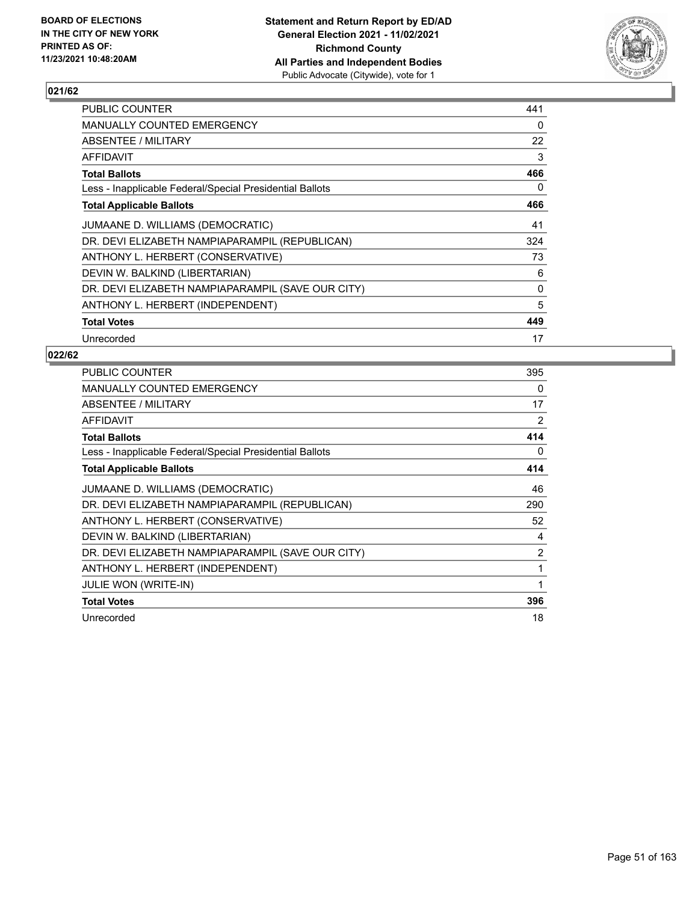BOARD OF ELECTIONS
IN THE CITY OF NEW YORK
PRINTED AS OF:
11/23/2021 10:48:20AM

**Statement and Return Report by ED/AD**
**General Election 2021 - 11/02/2021**
**Richmond County**
**All Parties and Independent Bodies**
Public Advocate (Citywide), vote for 1

## 021/62

| | |
|---|---|
| PUBLIC COUNTER | 441 |
| MANUALLY COUNTED EMERGENCY | 0 |
| ABSENTEE / MILITARY | 22 |
| AFFIDAVIT | 3 |
| **Total Ballots** | **466** |
| Less - Inapplicable Federal/Special Presidential Ballots | 0 |
| **Total Applicable Ballots** | **466** |
| JUMAANE D. WILLIAMS (DEMOCRATIC) | 41 |
| DR. DEVI ELIZABETH NAMPIAPARAMPIL (REPUBLICAN) | 324 |
| ANTHONY L. HERBERT (CONSERVATIVE) | 73 |
| DEVIN W. BALKIND (LIBERTARIAN) | 6 |
| DR. DEVI ELIZABETH NAMPIAPARAMPIL (SAVE OUR CITY) | 0 |
| ANTHONY L. HERBERT (INDEPENDENT) | 5 |
| **Total Votes** | **449** |
| Unrecorded | 17 |

## 022/62

| | |
|---|---|
| PUBLIC COUNTER | 395 |
| MANUALLY COUNTED EMERGENCY | 0 |
| ABSENTEE / MILITARY | 17 |
| AFFIDAVIT | 2 |
| **Total Ballots** | **414** |
| Less - Inapplicable Federal/Special Presidential Ballots | 0 |
| **Total Applicable Ballots** | **414** |
| JUMAANE D. WILLIAMS (DEMOCRATIC) | 46 |
| DR. DEVI ELIZABETH NAMPIAPARAMPIL (REPUBLICAN) | 290 |
| ANTHONY L. HERBERT (CONSERVATIVE) | 52 |
| DEVIN W. BALKIND (LIBERTARIAN) | 4 |
| DR. DEVI ELIZABETH NAMPIAPARAMPIL (SAVE OUR CITY) | 2 |
| ANTHONY L. HERBERT (INDEPENDENT) | 1 |
| JULIE WON (WRITE-IN) | 1 |
| **Total Votes** | **396** |
| Unrecorded | 18 |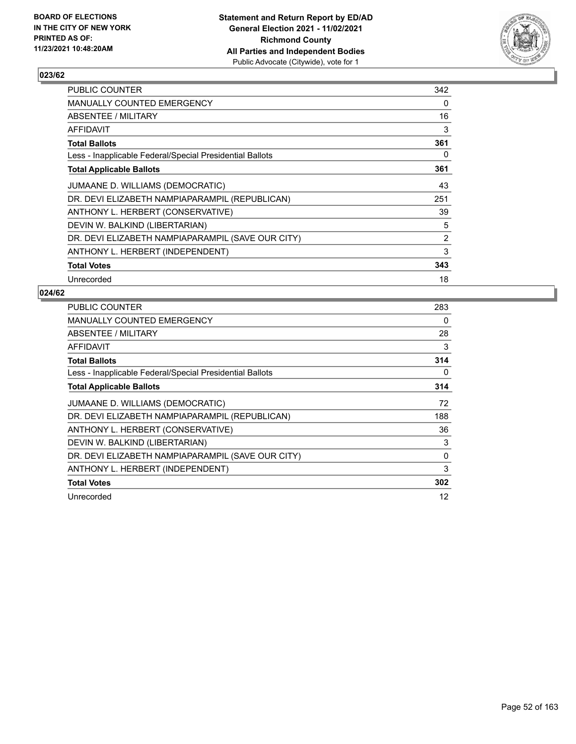## 023/62

| | |
|---|---|
| PUBLIC COUNTER | 342 |
| MANUALLY COUNTED EMERGENCY | 0 |
| ABSENTEE / MILITARY | 16 |
| AFFIDAVIT | 3 |
| **Total Ballots** | **361** |
| Less - Inapplicable Federal/Special Presidential Ballots | 0 |
| **Total Applicable Ballots** | **361** |
| JUMAANE D. WILLIAMS (DEMOCRATIC) | 43 |
| DR. DEVI ELIZABETH NAMPIAPARAMPIL (REPUBLICAN) | 251 |
| ANTHONY L. HERBERT (CONSERVATIVE) | 39 |
| DEVIN W. BALKIND (LIBERTARIAN) | 5 |
| DR. DEVI ELIZABETH NAMPIAPARAMPIL (SAVE OUR CITY) | 2 |
| ANTHONY L. HERBERT (INDEPENDENT) | 3 |
| **Total Votes** | **343** |
| Unrecorded | 18 |

## 024/62

| | |
|---|---|
| PUBLIC COUNTER | 283 |
| MANUALLY COUNTED EMERGENCY | 0 |
| ABSENTEE / MILITARY | 28 |
| AFFIDAVIT | 3 |
| **Total Ballots** | **314** |
| Less - Inapplicable Federal/Special Presidential Ballots | 0 |
| **Total Applicable Ballots** | **314** |
| JUMAANE D. WILLIAMS (DEMOCRATIC) | 72 |
| DR. DEVI ELIZABETH NAMPIAPARAMPIL (REPUBLICAN) | 188 |
| ANTHONY L. HERBERT (CONSERVATIVE) | 36 |
| DEVIN W. BALKIND (LIBERTARIAN) | 3 |
| DR. DEVI ELIZABETH NAMPIAPARAMPIL (SAVE OUR CITY) | 0 |
| ANTHONY L. HERBERT (INDEPENDENT) | 3 |
| **Total Votes** | **302** |
| Unrecorded | 12 |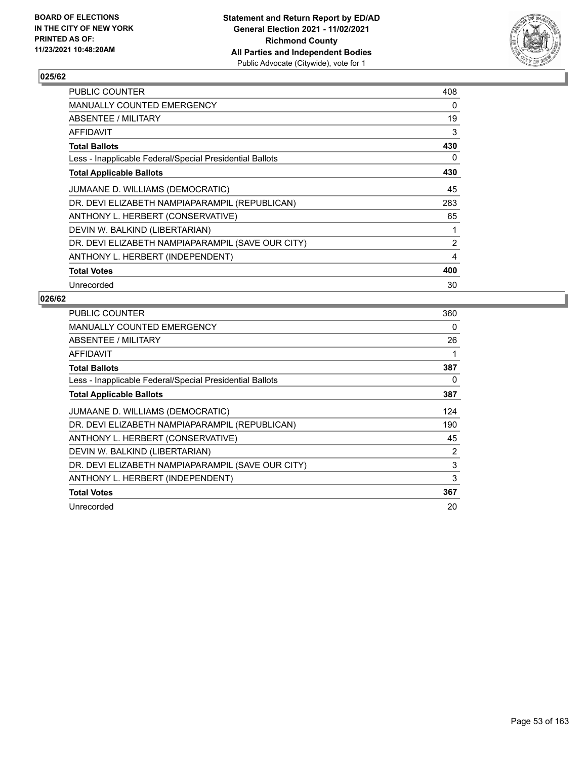BOARD OF ELECTIONS
IN THE CITY OF NEW YORK
PRINTED AS OF:
11/23/2021 10:48:20AM

**Statement and Return Report by ED/AD**
**General Election 2021 - 11/02/2021**
**Richmond County**
**All Parties and Independent Bodies**
Public Advocate (Citywide), vote for 1

## 025/62

| | |
|---|---|
| PUBLIC COUNTER | 408 |
| MANUALLY COUNTED EMERGENCY | 0 |
| ABSENTEE / MILITARY | 19 |
| AFFIDAVIT | 3 |
| **Total Ballots** | **430** |
| Less - Inapplicable Federal/Special Presidential Ballots | 0 |
| **Total Applicable Ballots** | **430** |
| JUMAANE D. WILLIAMS (DEMOCRATIC) | 45 |
| DR. DEVI ELIZABETH NAMPIAPARAMPIL (REPUBLICAN) | 283 |
| ANTHONY L. HERBERT (CONSERVATIVE) | 65 |
| DEVIN W. BALKIND (LIBERTARIAN) | 1 |
| DR. DEVI ELIZABETH NAMPIAPARAMPIL (SAVE OUR CITY) | 2 |
| ANTHONY L. HERBERT (INDEPENDENT) | 4 |
| **Total Votes** | **400** |
| Unrecorded | 30 |

## 026/62

| | |
|---|---|
| PUBLIC COUNTER | 360 |
| MANUALLY COUNTED EMERGENCY | 0 |
| ABSENTEE / MILITARY | 26 |
| AFFIDAVIT | 1 |
| **Total Ballots** | **387** |
| Less - Inapplicable Federal/Special Presidential Ballots | 0 |
| **Total Applicable Ballots** | **387** |
| JUMAANE D. WILLIAMS (DEMOCRATIC) | 124 |
| DR. DEVI ELIZABETH NAMPIAPARAMPIL (REPUBLICAN) | 190 |
| ANTHONY L. HERBERT (CONSERVATIVE) | 45 |
| DEVIN W. BALKIND (LIBERTARIAN) | 2 |
| DR. DEVI ELIZABETH NAMPIAPARAMPIL (SAVE OUR CITY) | 3 |
| ANTHONY L. HERBERT (INDEPENDENT) | 3 |
| **Total Votes** | **367** |
| Unrecorded | 20 |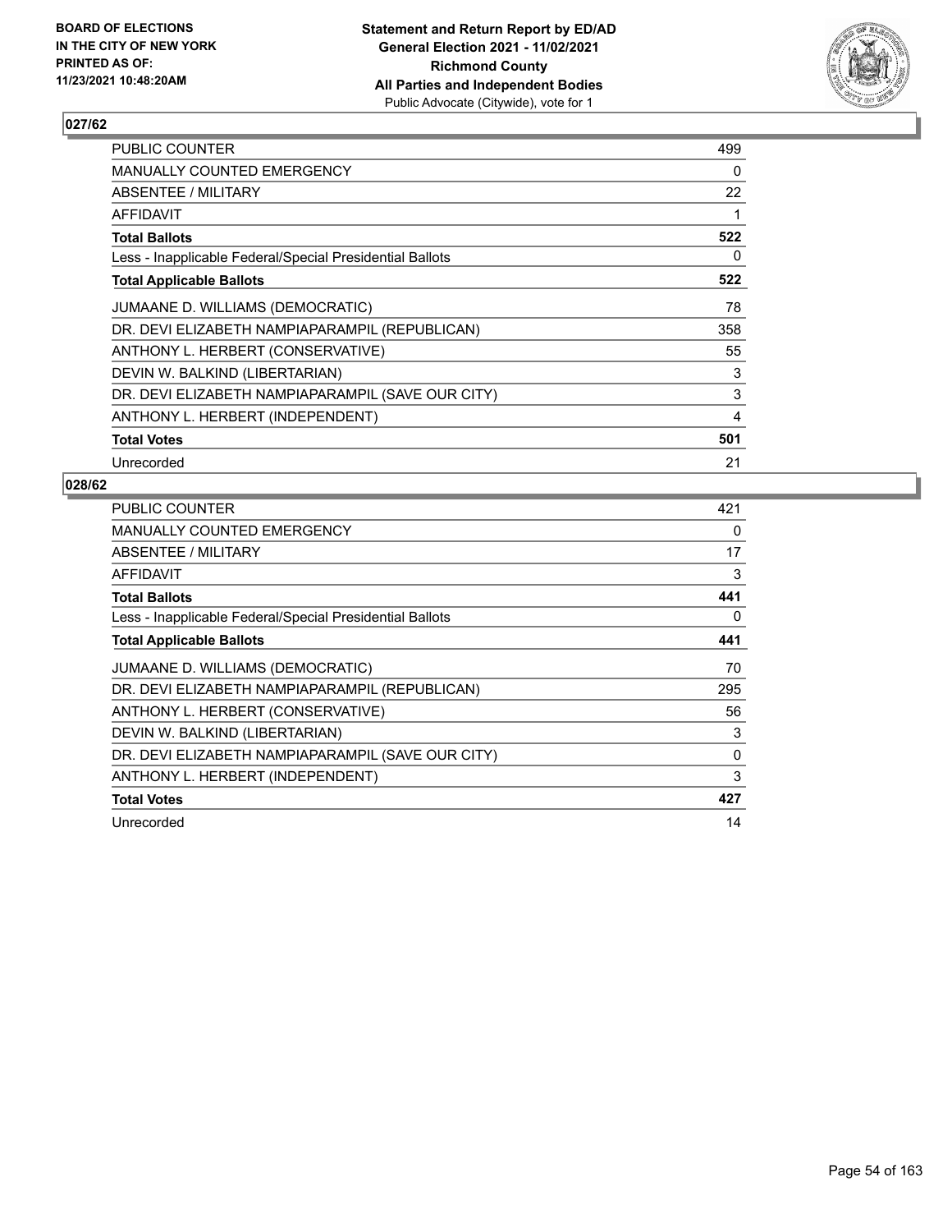## 027/62

| | |
|---|---|
| PUBLIC COUNTER | 499 |
| MANUALLY COUNTED EMERGENCY | 0 |
| ABSENTEE / MILITARY | 22 |
| AFFIDAVIT | 1 |
| **Total Ballots** | **522** |
| Less - Inapplicable Federal/Special Presidential Ballots | 0 |
| **Total Applicable Ballots** | **522** |
| JUMAANE D. WILLIAMS (DEMOCRATIC) | 78 |
| DR. DEVI ELIZABETH NAMPIAPARAMPIL (REPUBLICAN) | 358 |
| ANTHONY L. HERBERT (CONSERVATIVE) | 55 |
| DEVIN W. BALKIND (LIBERTARIAN) | 3 |
| DR. DEVI ELIZABETH NAMPIAPARAMPIL (SAVE OUR CITY) | 3 |
| ANTHONY L. HERBERT (INDEPENDENT) | 4 |
| **Total Votes** | **501** |
| Unrecorded | 21 |

## 028/62

| | |
|---|---|
| PUBLIC COUNTER | 421 |
| MANUALLY COUNTED EMERGENCY | 0 |
| ABSENTEE / MILITARY | 17 |
| AFFIDAVIT | 3 |
| **Total Ballots** | **441** |
| Less - Inapplicable Federal/Special Presidential Ballots | 0 |
| **Total Applicable Ballots** | **441** |
| JUMAANE D. WILLIAMS (DEMOCRATIC) | 70 |
| DR. DEVI ELIZABETH NAMPIAPARAMPIL (REPUBLICAN) | 295 |
| ANTHONY L. HERBERT (CONSERVATIVE) | 56 |
| DEVIN W. BALKIND (LIBERTARIAN) | 3 |
| DR. DEVI ELIZABETH NAMPIAPARAMPIL (SAVE OUR CITY) | 0 |
| ANTHONY L. HERBERT (INDEPENDENT) | 3 |
| **Total Votes** | **427** |
| Unrecorded | 14 |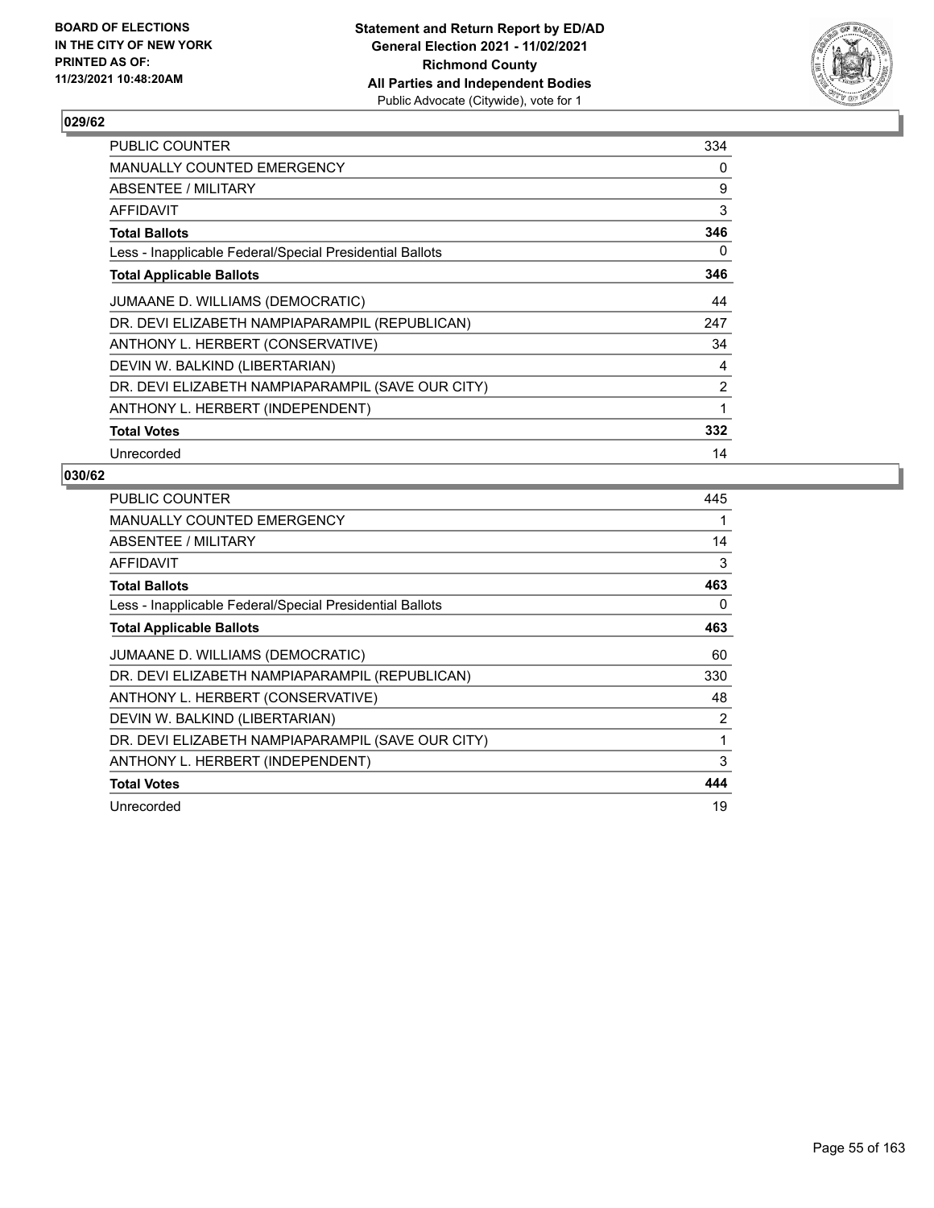BOARD OF ELECTIONS
IN THE CITY OF NEW YORK
PRINTED AS OF:
11/23/2021 10:48:20AM

**Statement and Return Report by ED/AD**
**General Election 2021 - 11/02/2021**
**Richmond County**
**All Parties and Independent Bodies**
Public Advocate (Citywide), vote for 1

## 029/62

| | |
|---|---|
| PUBLIC COUNTER | 334 |
| MANUALLY COUNTED EMERGENCY | 0 |
| ABSENTEE / MILITARY | 9 |
| AFFIDAVIT | 3 |
| **Total Ballots** | **346** |
| Less - Inapplicable Federal/Special Presidential Ballots | 0 |
| **Total Applicable Ballots** | **346** |
| JUMAANE D. WILLIAMS (DEMOCRATIC) | 44 |
| DR. DEVI ELIZABETH NAMPIAPARAMPIL (REPUBLICAN) | 247 |
| ANTHONY L. HERBERT (CONSERVATIVE) | 34 |
| DEVIN W. BALKIND (LIBERTARIAN) | 4 |
| DR. DEVI ELIZABETH NAMPIAPARAMPIL (SAVE OUR CITY) | 2 |
| ANTHONY L. HERBERT (INDEPENDENT) | 1 |
| **Total Votes** | **332** |
| Unrecorded | 14 |

## 030/62

| | |
|---|---|
| PUBLIC COUNTER | 445 |
| MANUALLY COUNTED EMERGENCY | 1 |
| ABSENTEE / MILITARY | 14 |
| AFFIDAVIT | 3 |
| **Total Ballots** | **463** |
| Less - Inapplicable Federal/Special Presidential Ballots | 0 |
| **Total Applicable Ballots** | **463** |
| JUMAANE D. WILLIAMS (DEMOCRATIC) | 60 |
| DR. DEVI ELIZABETH NAMPIAPARAMPIL (REPUBLICAN) | 330 |
| ANTHONY L. HERBERT (CONSERVATIVE) | 48 |
| DEVIN W. BALKIND (LIBERTARIAN) | 2 |
| DR. DEVI ELIZABETH NAMPIAPARAMPIL (SAVE OUR CITY) | 1 |
| ANTHONY L. HERBERT (INDEPENDENT) | 3 |
| **Total Votes** | **444** |
| Unrecorded | 19 |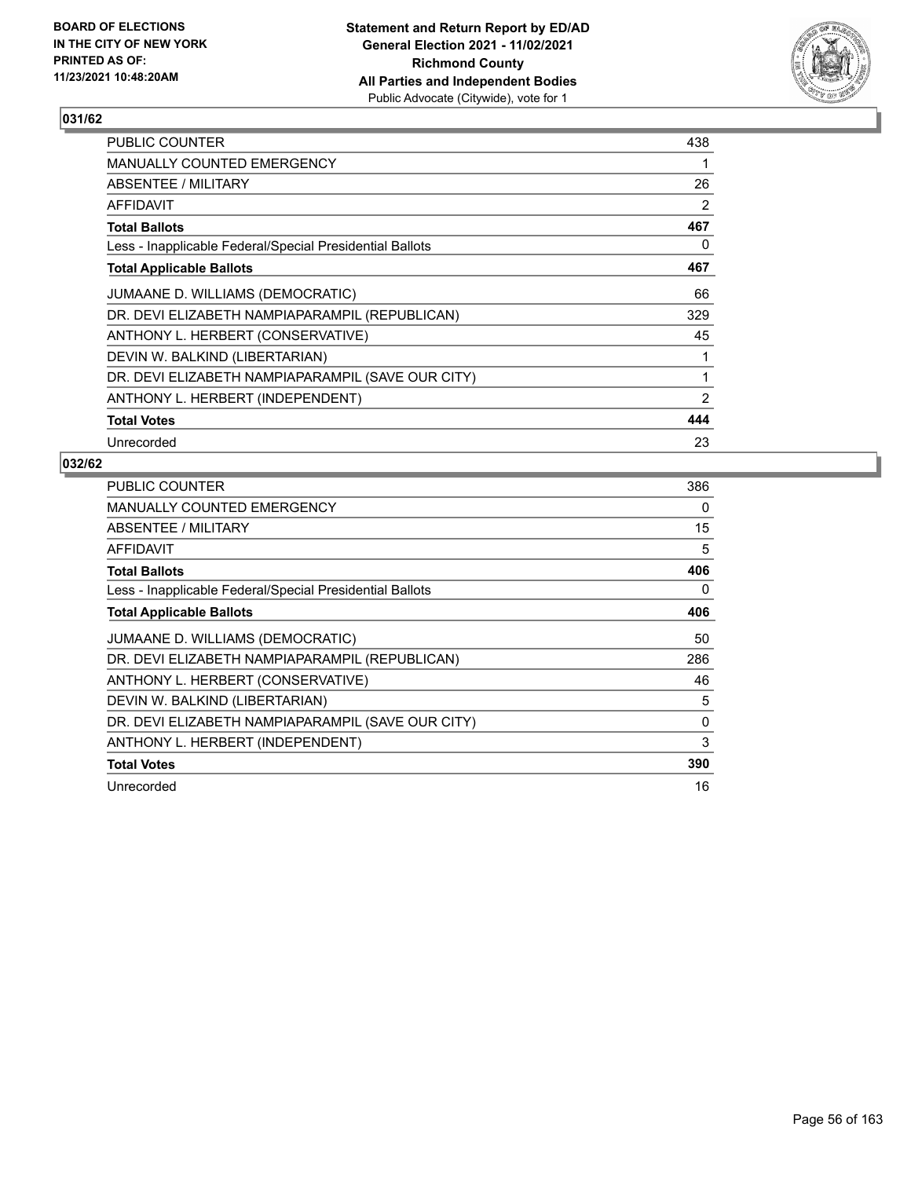## 031/62

| | |
|---|---|
| PUBLIC COUNTER | 438 |
| MANUALLY COUNTED EMERGENCY | 1 |
| ABSENTEE / MILITARY | 26 |
| AFFIDAVIT | 2 |
| **Total Ballots** | **467** |
| Less - Inapplicable Federal/Special Presidential Ballots | 0 |
| **Total Applicable Ballots** | **467** |
| JUMAANE D. WILLIAMS (DEMOCRATIC) | 66 |
| DR. DEVI ELIZABETH NAMPIAPARAMPIL (REPUBLICAN) | 329 |
| ANTHONY L. HERBERT (CONSERVATIVE) | 45 |
| DEVIN W. BALKIND (LIBERTARIAN) | 1 |
| DR. DEVI ELIZABETH NAMPIAPARAMPIL (SAVE OUR CITY) | 1 |
| ANTHONY L. HERBERT (INDEPENDENT) | 2 |
| **Total Votes** | **444** |
| Unrecorded | 23 |

## 032/62

| | |
|---|---|
| PUBLIC COUNTER | 386 |
| MANUALLY COUNTED EMERGENCY | 0 |
| ABSENTEE / MILITARY | 15 |
| AFFIDAVIT | 5 |
| **Total Ballots** | **406** |
| Less - Inapplicable Federal/Special Presidential Ballots | 0 |
| **Total Applicable Ballots** | **406** |
| JUMAANE D. WILLIAMS (DEMOCRATIC) | 50 |
| DR. DEVI ELIZABETH NAMPIAPARAMPIL (REPUBLICAN) | 286 |
| ANTHONY L. HERBERT (CONSERVATIVE) | 46 |
| DEVIN W. BALKIND (LIBERTARIAN) | 5 |
| DR. DEVI ELIZABETH NAMPIAPARAMPIL (SAVE OUR CITY) | 0 |
| ANTHONY L. HERBERT (INDEPENDENT) | 3 |
| **Total Votes** | **390** |
| Unrecorded | 16 |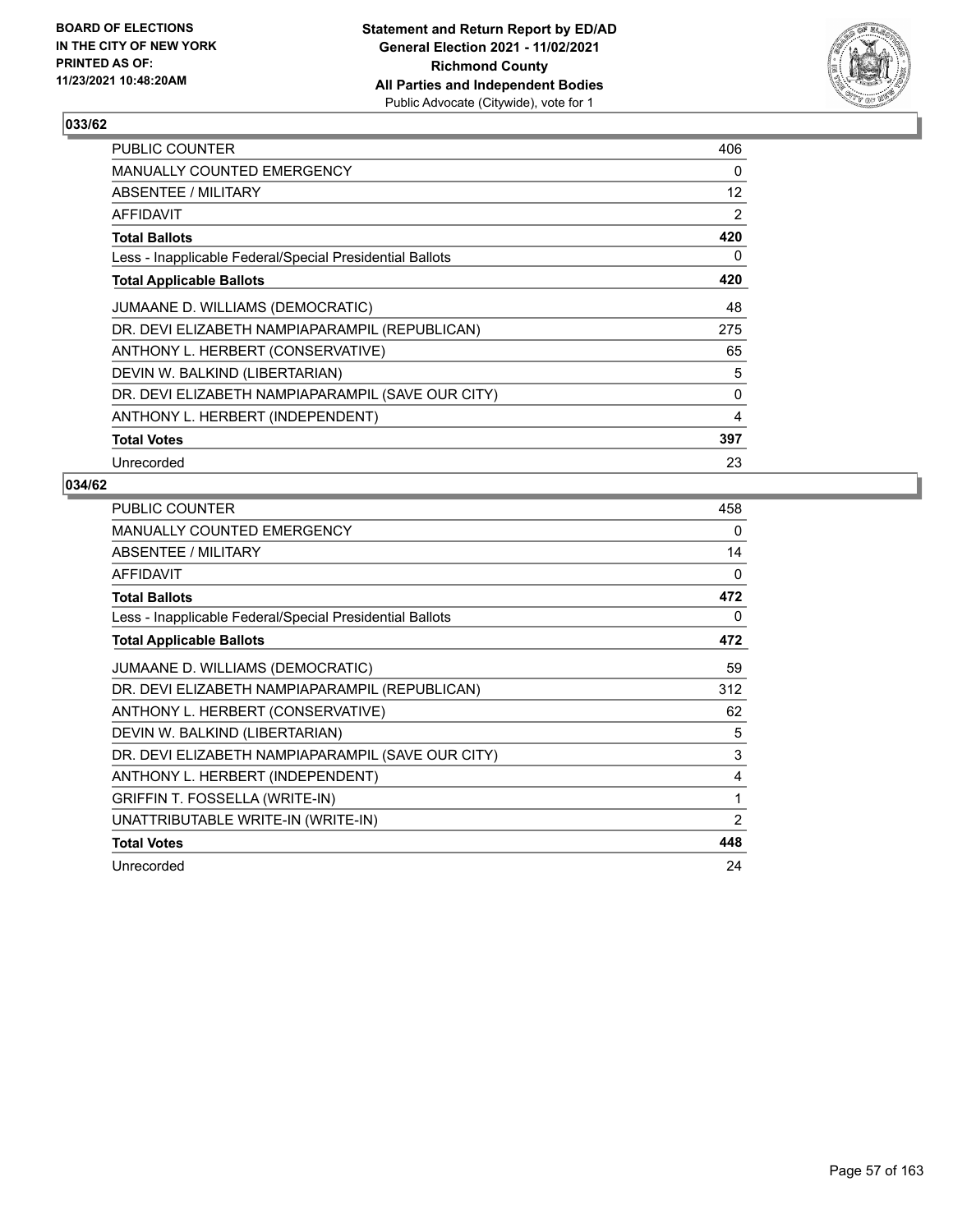**BOARD OF ELECTIONS IN THE CITY OF NEW YORK PRINTED AS OF: 11/23/2021 10:48:20AM**

**Statement and Return Report by ED/AD General Election 2021 - 11/02/2021 Richmond County All Parties and Independent Bodies**
Public Advocate (Citywide), vote for 1

## 033/62

| | |
|---|---|
| PUBLIC COUNTER | 406 |
| MANUALLY COUNTED EMERGENCY | 0 |
| ABSENTEE / MILITARY | 12 |
| AFFIDAVIT | 2 |
| **Total Ballots** | **420** |
| Less - Inapplicable Federal/Special Presidential Ballots | 0 |
| **Total Applicable Ballots** | **420** |
| JUMAANE D. WILLIAMS (DEMOCRATIC) | 48 |
| DR. DEVI ELIZABETH NAMPIAPARAMPIL (REPUBLICAN) | 275 |
| ANTHONY L. HERBERT (CONSERVATIVE) | 65 |
| DEVIN W. BALKIND (LIBERTARIAN) | 5 |
| DR. DEVI ELIZABETH NAMPIAPARAMPIL (SAVE OUR CITY) | 0 |
| ANTHONY L. HERBERT (INDEPENDENT) | 4 |
| **Total Votes** | **397** |
| Unrecorded | 23 |

## 034/62

| | |
|---|---|
| PUBLIC COUNTER | 458 |
| MANUALLY COUNTED EMERGENCY | 0 |
| ABSENTEE / MILITARY | 14 |
| AFFIDAVIT | 0 |
| **Total Ballots** | **472** |
| Less - Inapplicable Federal/Special Presidential Ballots | 0 |
| **Total Applicable Ballots** | **472** |
| JUMAANE D. WILLIAMS (DEMOCRATIC) | 59 |
| DR. DEVI ELIZABETH NAMPIAPARAMPIL (REPUBLICAN) | 312 |
| ANTHONY L. HERBERT (CONSERVATIVE) | 62 |
| DEVIN W. BALKIND (LIBERTARIAN) | 5 |
| DR. DEVI ELIZABETH NAMPIAPARAMPIL (SAVE OUR CITY) | 3 |
| ANTHONY L. HERBERT (INDEPENDENT) | 4 |
| GRIFFIN T. FOSSELLA (WRITE-IN) | 1 |
| UNATTRIBUTABLE WRITE-IN (WRITE-IN) | 2 |
| **Total Votes** | **448** |
| Unrecorded | 24 |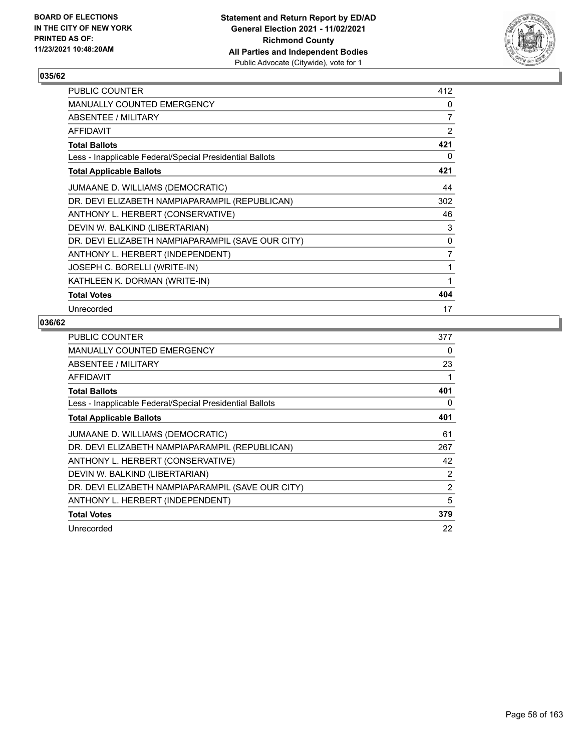BOARD OF ELECTIONS
IN THE CITY OF NEW YORK
PRINTED AS OF:
11/23/2021 10:48:20AM

**Statement and Return Report by ED/AD**
**General Election 2021 - 11/02/2021**
**Richmond County**
**All Parties and Independent Bodies**
Public Advocate (Citywide), vote for 1

## 035/62

| | |
|---|---|
| PUBLIC COUNTER | 412 |
| MANUALLY COUNTED EMERGENCY | 0 |
| ABSENTEE / MILITARY | 7 |
| AFFIDAVIT | 2 |
| **Total Ballots** | **421** |
| Less - Inapplicable Federal/Special Presidential Ballots | 0 |
| **Total Applicable Ballots** | **421** |
| JUMAANE D. WILLIAMS (DEMOCRATIC) | 44 |
| DR. DEVI ELIZABETH NAMPIAPARAMPIL (REPUBLICAN) | 302 |
| ANTHONY L. HERBERT (CONSERVATIVE) | 46 |
| DEVIN W. BALKIND (LIBERTARIAN) | 3 |
| DR. DEVI ELIZABETH NAMPIAPARAMPIL (SAVE OUR CITY) | 0 |
| ANTHONY L. HERBERT (INDEPENDENT) | 7 |
| JOSEPH C. BORELLI (WRITE-IN) | 1 |
| KATHLEEN K. DORMAN (WRITE-IN) | 1 |
| **Total Votes** | **404** |
| Unrecorded | 17 |

## 036/62

| | |
|---|---|
| PUBLIC COUNTER | 377 |
| MANUALLY COUNTED EMERGENCY | 0 |
| ABSENTEE / MILITARY | 23 |
| AFFIDAVIT | 1 |
| **Total Ballots** | **401** |
| Less - Inapplicable Federal/Special Presidential Ballots | 0 |
| **Total Applicable Ballots** | **401** |
| JUMAANE D. WILLIAMS (DEMOCRATIC) | 61 |
| DR. DEVI ELIZABETH NAMPIAPARAMPIL (REPUBLICAN) | 267 |
| ANTHONY L. HERBERT (CONSERVATIVE) | 42 |
| DEVIN W. BALKIND (LIBERTARIAN) | 2 |
| DR. DEVI ELIZABETH NAMPIAPARAMPIL (SAVE OUR CITY) | 2 |
| ANTHONY L. HERBERT (INDEPENDENT) | 5 |
| **Total Votes** | **379** |
| Unrecorded | 22 |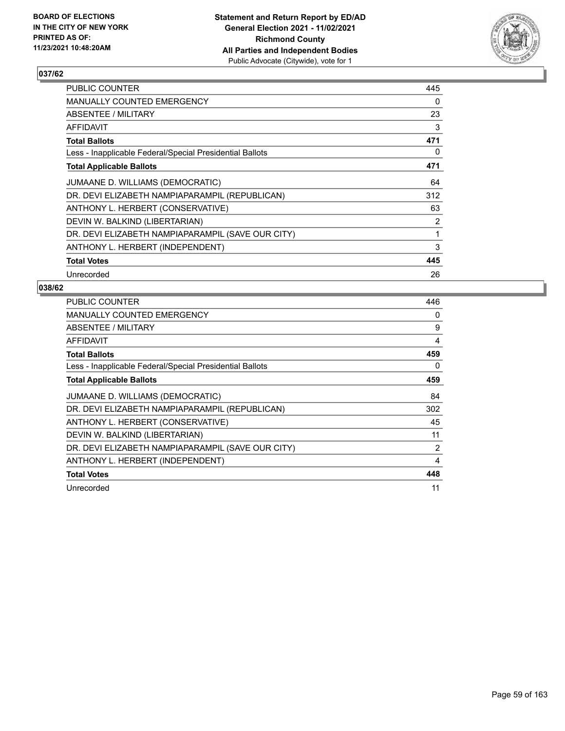**Statement and Return Report by ED/AD**
**General Election 2021 - 11/02/2021**
**Richmond County**
**All Parties and Independent Bodies**
Public Advocate (Citywide), vote for 1

BOARD OF ELECTIONS
IN THE CITY OF NEW YORK
PRINTED AS OF:
11/23/2021 10:48:20AM

## 037/62

| | |
|---|---|
| PUBLIC COUNTER | 445 |
| MANUALLY COUNTED EMERGENCY | 0 |
| ABSENTEE / MILITARY | 23 |
| AFFIDAVIT | 3 |
| **Total Ballots** | **471** |
| Less - Inapplicable Federal/Special Presidential Ballots | 0 |
| **Total Applicable Ballots** | **471** |
| JUMAANE D. WILLIAMS (DEMOCRATIC) | 64 |
| DR. DEVI ELIZABETH NAMPIAPARAMPIL (REPUBLICAN) | 312 |
| ANTHONY L. HERBERT (CONSERVATIVE) | 63 |
| DEVIN W. BALKIND (LIBERTARIAN) | 2 |
| DR. DEVI ELIZABETH NAMPIAPARAMPIL (SAVE OUR CITY) | 1 |
| ANTHONY L. HERBERT (INDEPENDENT) | 3 |
| **Total Votes** | **445** |
| Unrecorded | 26 |

## 038/62

| | |
|---|---|
| PUBLIC COUNTER | 446 |
| MANUALLY COUNTED EMERGENCY | 0 |
| ABSENTEE / MILITARY | 9 |
| AFFIDAVIT | 4 |
| **Total Ballots** | **459** |
| Less - Inapplicable Federal/Special Presidential Ballots | 0 |
| **Total Applicable Ballots** | **459** |
| JUMAANE D. WILLIAMS (DEMOCRATIC) | 84 |
| DR. DEVI ELIZABETH NAMPIAPARAMPIL (REPUBLICAN) | 302 |
| ANTHONY L. HERBERT (CONSERVATIVE) | 45 |
| DEVIN W. BALKIND (LIBERTARIAN) | 11 |
| DR. DEVI ELIZABETH NAMPIAPARAMPIL (SAVE OUR CITY) | 2 |
| ANTHONY L. HERBERT (INDEPENDENT) | 4 |
| **Total Votes** | **448** |
| Unrecorded | 11 |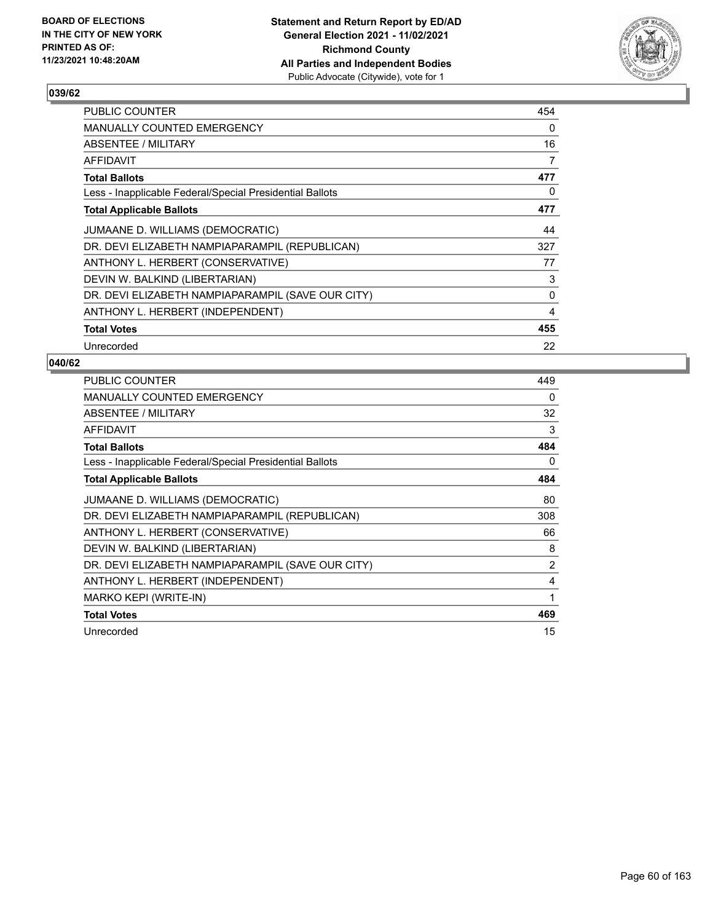BOARD OF ELECTIONS
IN THE CITY OF NEW YORK
PRINTED AS OF:
11/23/2021 10:48:20AM

**Statement and Return Report by ED/AD**
**General Election 2021 - 11/02/2021**
**Richmond County**
**All Parties and Independent Bodies**
Public Advocate (Citywide), vote for 1

## 039/62

| | |
|---|---|
| PUBLIC COUNTER | 454 |
| MANUALLY COUNTED EMERGENCY | 0 |
| ABSENTEE / MILITARY | 16 |
| AFFIDAVIT | 7 |
| **Total Ballots** | **477** |
| Less - Inapplicable Federal/Special Presidential Ballots | 0 |
| **Total Applicable Ballots** | **477** |
| JUMAANE D. WILLIAMS (DEMOCRATIC) | 44 |
| DR. DEVI ELIZABETH NAMPIAPARAMPIL (REPUBLICAN) | 327 |
| ANTHONY L. HERBERT (CONSERVATIVE) | 77 |
| DEVIN W. BALKIND (LIBERTARIAN) | 3 |
| DR. DEVI ELIZABETH NAMPIAPARAMPIL (SAVE OUR CITY) | 0 |
| ANTHONY L. HERBERT (INDEPENDENT) | 4 |
| **Total Votes** | **455** |
| Unrecorded | 22 |

## 040/62

| | |
|---|---|
| PUBLIC COUNTER | 449 |
| MANUALLY COUNTED EMERGENCY | 0 |
| ABSENTEE / MILITARY | 32 |
| AFFIDAVIT | 3 |
| **Total Ballots** | **484** |
| Less - Inapplicable Federal/Special Presidential Ballots | 0 |
| **Total Applicable Ballots** | **484** |
| JUMAANE D. WILLIAMS (DEMOCRATIC) | 80 |
| DR. DEVI ELIZABETH NAMPIAPARAMPIL (REPUBLICAN) | 308 |
| ANTHONY L. HERBERT (CONSERVATIVE) | 66 |
| DEVIN W. BALKIND (LIBERTARIAN) | 8 |
| DR. DEVI ELIZABETH NAMPIAPARAMPIL (SAVE OUR CITY) | 2 |
| ANTHONY L. HERBERT (INDEPENDENT) | 4 |
| MARKO KEPI (WRITE-IN) | 1 |
| **Total Votes** | **469** |
| Unrecorded | 15 |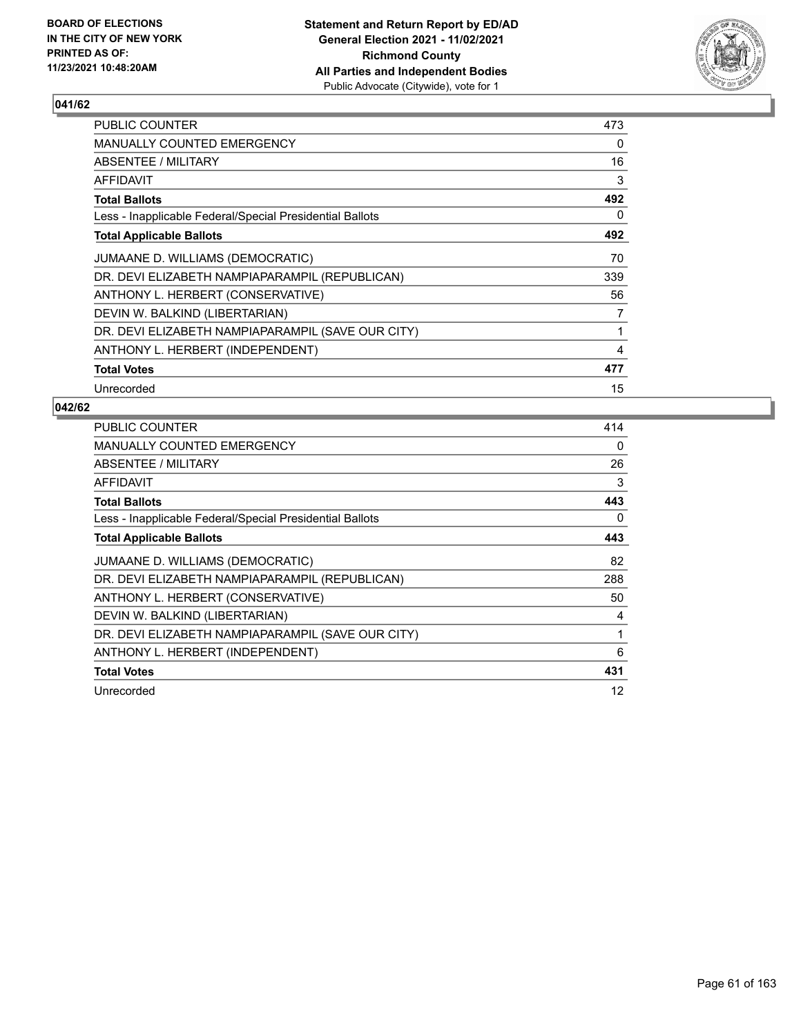BOARD OF ELECTIONS
IN THE CITY OF NEW YORK
PRINTED AS OF:
11/23/2021 10:48:20AM

**Statement and Return Report by ED/AD**
**General Election 2021 - 11/02/2021**
**Richmond County**
**All Parties and Independent Bodies**
Public Advocate (Citywide), vote for 1

## 041/62

| | |
|---|---|
| PUBLIC COUNTER | 473 |
| MANUALLY COUNTED EMERGENCY | 0 |
| ABSENTEE / MILITARY | 16 |
| AFFIDAVIT | 3 |
| **Total Ballots** | **492** |
| Less - Inapplicable Federal/Special Presidential Ballots | 0 |
| **Total Applicable Ballots** | **492** |
| JUMAANE D. WILLIAMS (DEMOCRATIC) | 70 |
| DR. DEVI ELIZABETH NAMPIAPARAMPIL (REPUBLICAN) | 339 |
| ANTHONY L. HERBERT (CONSERVATIVE) | 56 |
| DEVIN W. BALKIND (LIBERTARIAN) | 7 |
| DR. DEVI ELIZABETH NAMPIAPARAMPIL (SAVE OUR CITY) | 1 |
| ANTHONY L. HERBERT (INDEPENDENT) | 4 |
| **Total Votes** | **477** |
| Unrecorded | 15 |

## 042/62

| | |
|---|---|
| PUBLIC COUNTER | 414 |
| MANUALLY COUNTED EMERGENCY | 0 |
| ABSENTEE / MILITARY | 26 |
| AFFIDAVIT | 3 |
| **Total Ballots** | **443** |
| Less - Inapplicable Federal/Special Presidential Ballots | 0 |
| **Total Applicable Ballots** | **443** |
| JUMAANE D. WILLIAMS (DEMOCRATIC) | 82 |
| DR. DEVI ELIZABETH NAMPIAPARAMPIL (REPUBLICAN) | 288 |
| ANTHONY L. HERBERT (CONSERVATIVE) | 50 |
| DEVIN W. BALKIND (LIBERTARIAN) | 4 |
| DR. DEVI ELIZABETH NAMPIAPARAMPIL (SAVE OUR CITY) | 1 |
| ANTHONY L. HERBERT (INDEPENDENT) | 6 |
| **Total Votes** | **431** |
| Unrecorded | 12 |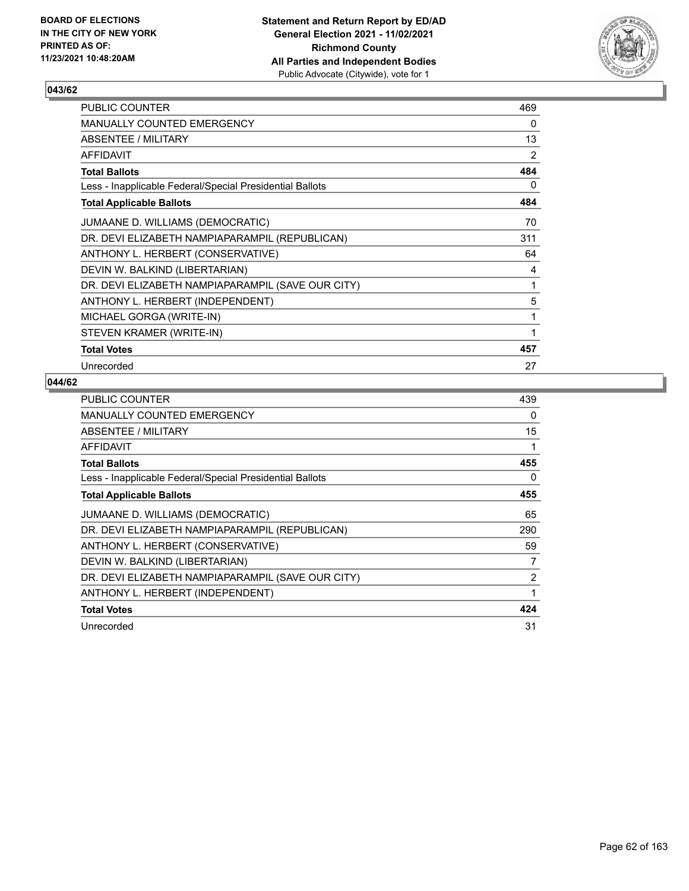**BOARD OF ELECTIONS IN THE CITY OF NEW YORK PRINTED AS OF: 11/23/2021 10:48:20AM**

**Statement and Return Report by ED/AD General Election 2021 - 11/02/2021 Richmond County All Parties and Independent Bodies**
Public Advocate (Citywide), vote for 1

### 043/62

| | |
|---|---|
| PUBLIC COUNTER | 469 |
| MANUALLY COUNTED EMERGENCY | 0 |
| ABSENTEE / MILITARY | 13 |
| AFFIDAVIT | 2 |
| **Total Ballots** | **484** |
| Less - Inapplicable Federal/Special Presidential Ballots | 0 |
| **Total Applicable Ballots** | **484** |
| JUMAANE D. WILLIAMS (DEMOCRATIC) | 70 |
| DR. DEVI ELIZABETH NAMPIAPARAMPIL (REPUBLICAN) | 311 |
| ANTHONY L. HERBERT (CONSERVATIVE) | 64 |
| DEVIN W. BALKIND (LIBERTARIAN) | 4 |
| DR. DEVI ELIZABETH NAMPIAPARAMPIL (SAVE OUR CITY) | 1 |
| ANTHONY L. HERBERT (INDEPENDENT) | 5 |
| MICHAEL GORGA (WRITE-IN) | 1 |
| STEVEN KRAMER (WRITE-IN) | 1 |
| **Total Votes** | **457** |
| Unrecorded | 27 |

### 044/62

| | |
|---|---|
| PUBLIC COUNTER | 439 |
| MANUALLY COUNTED EMERGENCY | 0 |
| ABSENTEE / MILITARY | 15 |
| AFFIDAVIT | 1 |
| **Total Ballots** | **455** |
| Less - Inapplicable Federal/Special Presidential Ballots | 0 |
| **Total Applicable Ballots** | **455** |
| JUMAANE D. WILLIAMS (DEMOCRATIC) | 65 |
| DR. DEVI ELIZABETH NAMPIAPARAMPIL (REPUBLICAN) | 290 |
| ANTHONY L. HERBERT (CONSERVATIVE) | 59 |
| DEVIN W. BALKIND (LIBERTARIAN) | 7 |
| DR. DEVI ELIZABETH NAMPIAPARAMPIL (SAVE OUR CITY) | 2 |
| ANTHONY L. HERBERT (INDEPENDENT) | 1 |
| **Total Votes** | **424** |
| Unrecorded | 31 |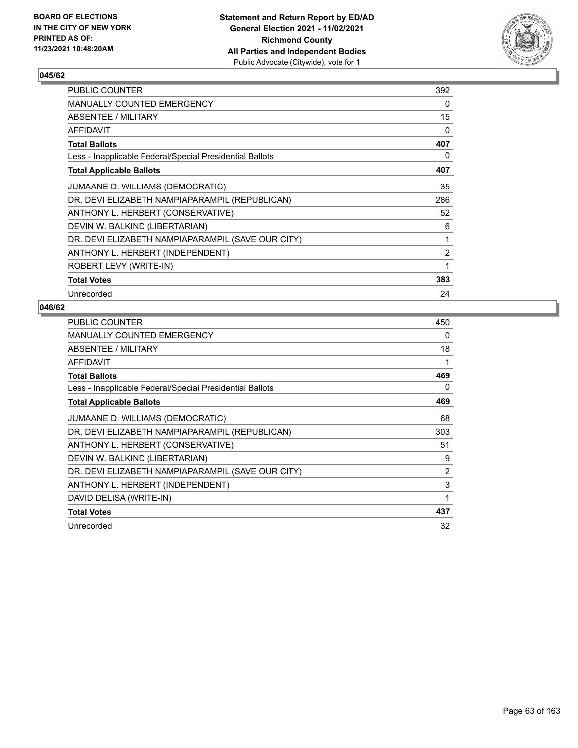BOARD OF ELECTIONS
IN THE CITY OF NEW YORK
PRINTED AS OF:
11/23/2021 10:48:20AM

**Statement and Return Report by ED/AD**
**General Election 2021 - 11/02/2021**
**Richmond County**
**All Parties and Independent Bodies**
Public Advocate (Citywide), vote for 1

## 045/62

| | |
|---|---|
| PUBLIC COUNTER | 392 |
| MANUALLY COUNTED EMERGENCY | 0 |
| ABSENTEE / MILITARY | 15 |
| AFFIDAVIT | 0 |
| **Total Ballots** | **407** |
| Less - Inapplicable Federal/Special Presidential Ballots | 0 |
| **Total Applicable Ballots** | **407** |
| JUMAANE D. WILLIAMS (DEMOCRATIC) | 35 |
| DR. DEVI ELIZABETH NAMPIAPARAMPIL (REPUBLICAN) | 286 |
| ANTHONY L. HERBERT (CONSERVATIVE) | 52 |
| DEVIN W. BALKIND (LIBERTARIAN) | 6 |
| DR. DEVI ELIZABETH NAMPIAPARAMPIL (SAVE OUR CITY) | 1 |
| ANTHONY L. HERBERT (INDEPENDENT) | 2 |
| ROBERT LEVY (WRITE-IN) | 1 |
| **Total Votes** | **383** |
| Unrecorded | 24 |

## 046/62

| | |
|---|---|
| PUBLIC COUNTER | 450 |
| MANUALLY COUNTED EMERGENCY | 0 |
| ABSENTEE / MILITARY | 18 |
| AFFIDAVIT | 1 |
| **Total Ballots** | **469** |
| Less - Inapplicable Federal/Special Presidential Ballots | 0 |
| **Total Applicable Ballots** | **469** |
| JUMAANE D. WILLIAMS (DEMOCRATIC) | 68 |
| DR. DEVI ELIZABETH NAMPIAPARAMPIL (REPUBLICAN) | 303 |
| ANTHONY L. HERBERT (CONSERVATIVE) | 51 |
| DEVIN W. BALKIND (LIBERTARIAN) | 9 |
| DR. DEVI ELIZABETH NAMPIAPARAMPIL (SAVE OUR CITY) | 2 |
| ANTHONY L. HERBERT (INDEPENDENT) | 3 |
| DAVID DELISA (WRITE-IN) | 1 |
| **Total Votes** | **437** |
| Unrecorded | 32 |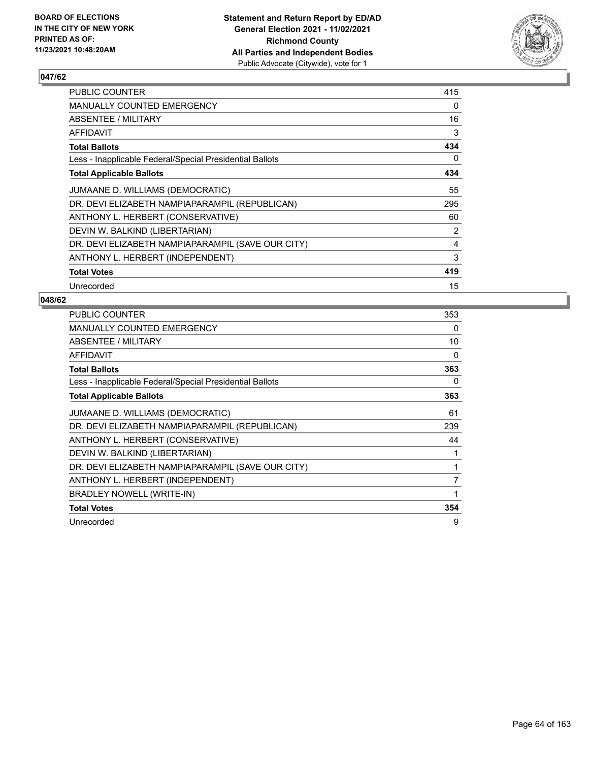## 047/62

| | |
|---|---|
| PUBLIC COUNTER | 415 |
| MANUALLY COUNTED EMERGENCY | 0 |
| ABSENTEE / MILITARY | 16 |
| AFFIDAVIT | 3 |
| **Total Ballots** | **434** |
| Less - Inapplicable Federal/Special Presidential Ballots | 0 |
| **Total Applicable Ballots** | **434** |
| JUMAANE D. WILLIAMS (DEMOCRATIC) | 55 |
| DR. DEVI ELIZABETH NAMPIAPARAMPIL (REPUBLICAN) | 295 |
| ANTHONY L. HERBERT (CONSERVATIVE) | 60 |
| DEVIN W. BALKIND (LIBERTARIAN) | 2 |
| DR. DEVI ELIZABETH NAMPIAPARAMPIL (SAVE OUR CITY) | 4 |
| ANTHONY L. HERBERT (INDEPENDENT) | 3 |
| **Total Votes** | **419** |
| Unrecorded | 15 |

## 048/62

| | |
|---|---|
| PUBLIC COUNTER | 353 |
| MANUALLY COUNTED EMERGENCY | 0 |
| ABSENTEE / MILITARY | 10 |
| AFFIDAVIT | 0 |
| **Total Ballots** | **363** |
| Less - Inapplicable Federal/Special Presidential Ballots | 0 |
| **Total Applicable Ballots** | **363** |
| JUMAANE D. WILLIAMS (DEMOCRATIC) | 61 |
| DR. DEVI ELIZABETH NAMPIAPARAMPIL (REPUBLICAN) | 239 |
| ANTHONY L. HERBERT (CONSERVATIVE) | 44 |
| DEVIN W. BALKIND (LIBERTARIAN) | 1 |
| DR. DEVI ELIZABETH NAMPIAPARAMPIL (SAVE OUR CITY) | 1 |
| ANTHONY L. HERBERT (INDEPENDENT) | 7 |
| BRADLEY NOWELL (WRITE-IN) | 1 |
| **Total Votes** | **354** |
| Unrecorded | 9 |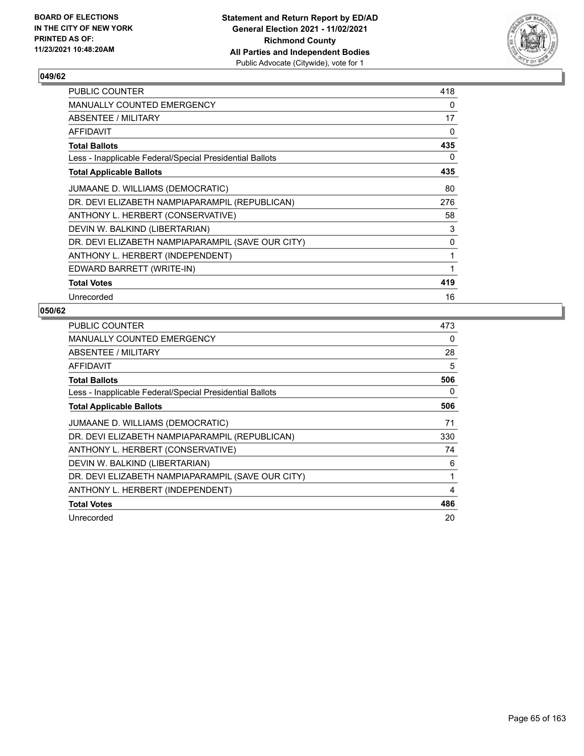## 049/62

| | |
|---|---|
| PUBLIC COUNTER | 418 |
| MANUALLY COUNTED EMERGENCY | 0 |
| ABSENTEE / MILITARY | 17 |
| AFFIDAVIT | 0 |
| **Total Ballots** | **435** |
| Less - Inapplicable Federal/Special Presidential Ballots | 0 |
| **Total Applicable Ballots** | **435** |
| JUMAANE D. WILLIAMS (DEMOCRATIC) | 80 |
| DR. DEVI ELIZABETH NAMPIAPARAMPIL (REPUBLICAN) | 276 |
| ANTHONY L. HERBERT (CONSERVATIVE) | 58 |
| DEVIN W. BALKIND (LIBERTARIAN) | 3 |
| DR. DEVI ELIZABETH NAMPIAPARAMPIL (SAVE OUR CITY) | 0 |
| ANTHONY L. HERBERT (INDEPENDENT) | 1 |
| EDWARD BARRETT (WRITE-IN) | 1 |
| **Total Votes** | **419** |
| Unrecorded | 16 |

## 050/62

| | |
|---|---|
| PUBLIC COUNTER | 473 |
| MANUALLY COUNTED EMERGENCY | 0 |
| ABSENTEE / MILITARY | 28 |
| AFFIDAVIT | 5 |
| **Total Ballots** | **506** |
| Less - Inapplicable Federal/Special Presidential Ballots | 0 |
| **Total Applicable Ballots** | **506** |
| JUMAANE D. WILLIAMS (DEMOCRATIC) | 71 |
| DR. DEVI ELIZABETH NAMPIAPARAMPIL (REPUBLICAN) | 330 |
| ANTHONY L. HERBERT (CONSERVATIVE) | 74 |
| DEVIN W. BALKIND (LIBERTARIAN) | 6 |
| DR. DEVI ELIZABETH NAMPIAPARAMPIL (SAVE OUR CITY) | 1 |
| ANTHONY L. HERBERT (INDEPENDENT) | 4 |
| **Total Votes** | **486** |
| Unrecorded | 20 |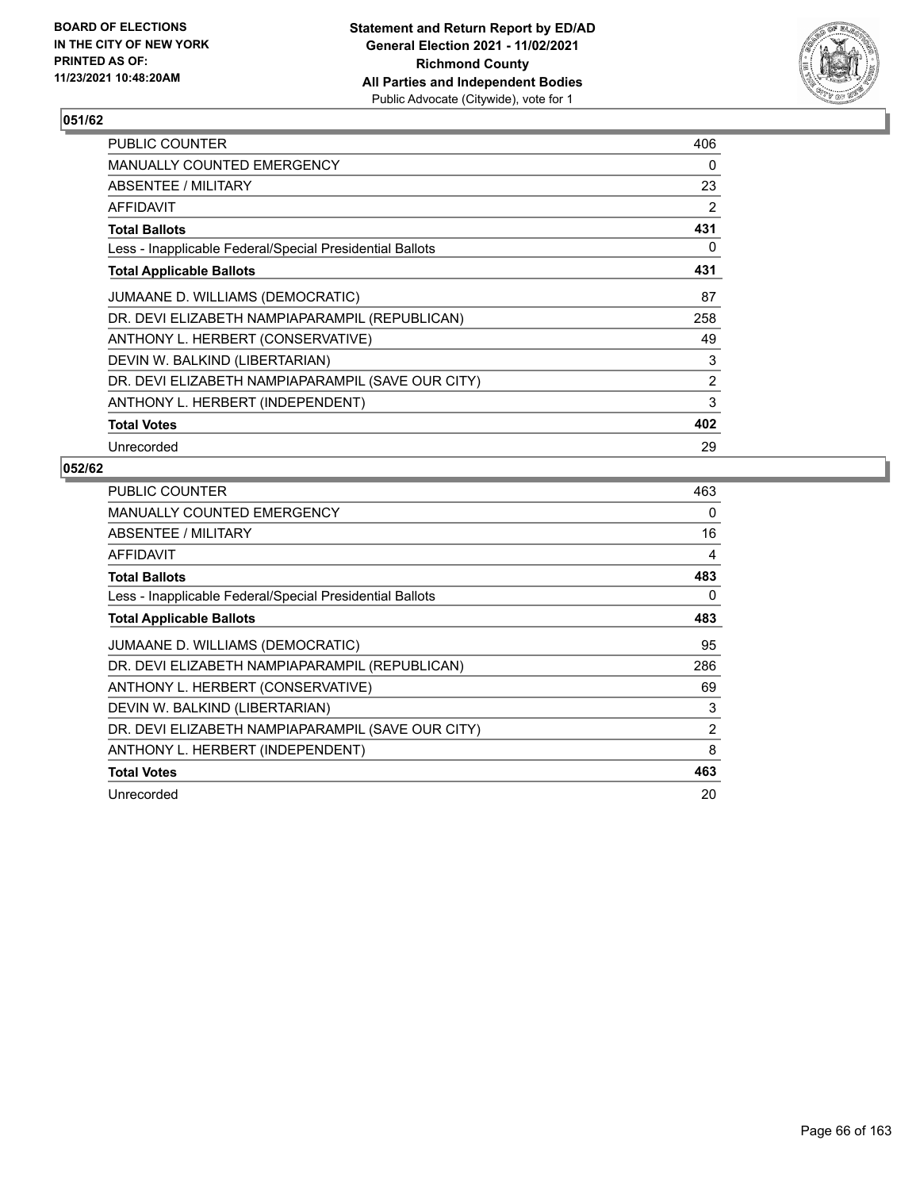**Statement and Return Report by ED/AD**
**General Election 2021 - 11/02/2021**
**Richmond County**
**All Parties and Independent Bodies**
Public Advocate (Citywide), vote for 1

BOARD OF ELECTIONS IN THE CITY OF NEW YORK PRINTED AS OF: 11/23/2021 10:48:20AM

## 051/62

| | |
|---|---|
| PUBLIC COUNTER | 406 |
| MANUALLY COUNTED EMERGENCY | 0 |
| ABSENTEE / MILITARY | 23 |
| AFFIDAVIT | 2 |
| **Total Ballots** | **431** |
| Less - Inapplicable Federal/Special Presidential Ballots | 0 |
| **Total Applicable Ballots** | **431** |
| JUMAANE D. WILLIAMS (DEMOCRATIC) | 87 |
| DR. DEVI ELIZABETH NAMPIAPARAMPIL (REPUBLICAN) | 258 |
| ANTHONY L. HERBERT (CONSERVATIVE) | 49 |
| DEVIN W. BALKIND (LIBERTARIAN) | 3 |
| DR. DEVI ELIZABETH NAMPIAPARAMPIL (SAVE OUR CITY) | 2 |
| ANTHONY L. HERBERT (INDEPENDENT) | 3 |
| **Total Votes** | **402** |
| Unrecorded | 29 |

## 052/62

| | |
|---|---|
| PUBLIC COUNTER | 463 |
| MANUALLY COUNTED EMERGENCY | 0 |
| ABSENTEE / MILITARY | 16 |
| AFFIDAVIT | 4 |
| **Total Ballots** | **483** |
| Less - Inapplicable Federal/Special Presidential Ballots | 0 |
| **Total Applicable Ballots** | **483** |
| JUMAANE D. WILLIAMS (DEMOCRATIC) | 95 |
| DR. DEVI ELIZABETH NAMPIAPARAMPIL (REPUBLICAN) | 286 |
| ANTHONY L. HERBERT (CONSERVATIVE) | 69 |
| DEVIN W. BALKIND (LIBERTARIAN) | 3 |
| DR. DEVI ELIZABETH NAMPIAPARAMPIL (SAVE OUR CITY) | 2 |
| ANTHONY L. HERBERT (INDEPENDENT) | 8 |
| **Total Votes** | **463** |
| Unrecorded | 20 |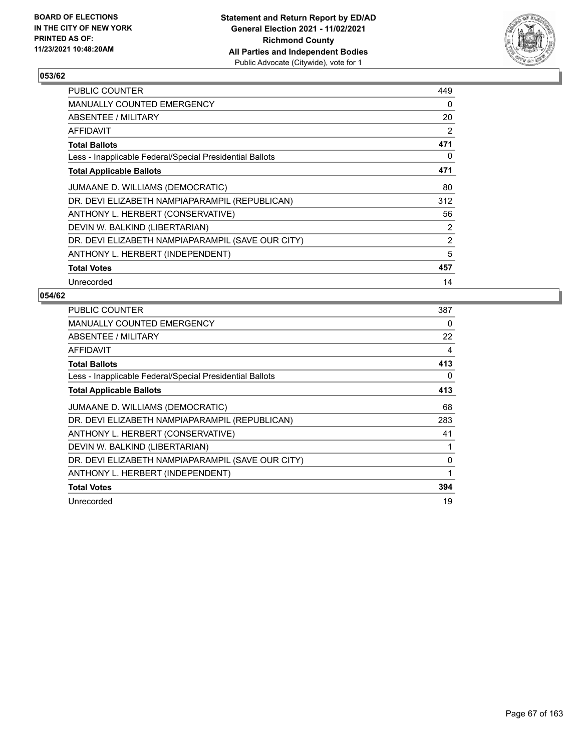BOARD OF ELECTIONS
IN THE CITY OF NEW YORK
PRINTED AS OF:
11/23/2021 10:48:20AM

**Statement and Return Report by ED/AD**
**General Election 2021 - 11/02/2021**
**Richmond County**
**All Parties and Independent Bodies**
Public Advocate (Citywide), vote for 1

## 053/62

| | |
|---|---|
| PUBLIC COUNTER | 449 |
| MANUALLY COUNTED EMERGENCY | 0 |
| ABSENTEE / MILITARY | 20 |
| AFFIDAVIT | 2 |
| **Total Ballots** | **471** |
| Less - Inapplicable Federal/Special Presidential Ballots | 0 |
| **Total Applicable Ballots** | **471** |
| JUMAANE D. WILLIAMS (DEMOCRATIC) | 80 |
| DR. DEVI ELIZABETH NAMPIAPARAMPIL (REPUBLICAN) | 312 |
| ANTHONY L. HERBERT (CONSERVATIVE) | 56 |
| DEVIN W. BALKIND (LIBERTARIAN) | 2 |
| DR. DEVI ELIZABETH NAMPIAPARAMPIL (SAVE OUR CITY) | 2 |
| ANTHONY L. HERBERT (INDEPENDENT) | 5 |
| **Total Votes** | **457** |
| Unrecorded | 14 |

## 054/62

| | |
|---|---|
| PUBLIC COUNTER | 387 |
| MANUALLY COUNTED EMERGENCY | 0 |
| ABSENTEE / MILITARY | 22 |
| AFFIDAVIT | 4 |
| **Total Ballots** | **413** |
| Less - Inapplicable Federal/Special Presidential Ballots | 0 |
| **Total Applicable Ballots** | **413** |
| JUMAANE D. WILLIAMS (DEMOCRATIC) | 68 |
| DR. DEVI ELIZABETH NAMPIAPARAMPIL (REPUBLICAN) | 283 |
| ANTHONY L. HERBERT (CONSERVATIVE) | 41 |
| DEVIN W. BALKIND (LIBERTARIAN) | 1 |
| DR. DEVI ELIZABETH NAMPIAPARAMPIL (SAVE OUR CITY) | 0 |
| ANTHONY L. HERBERT (INDEPENDENT) | 1 |
| **Total Votes** | **394** |
| Unrecorded | 19 |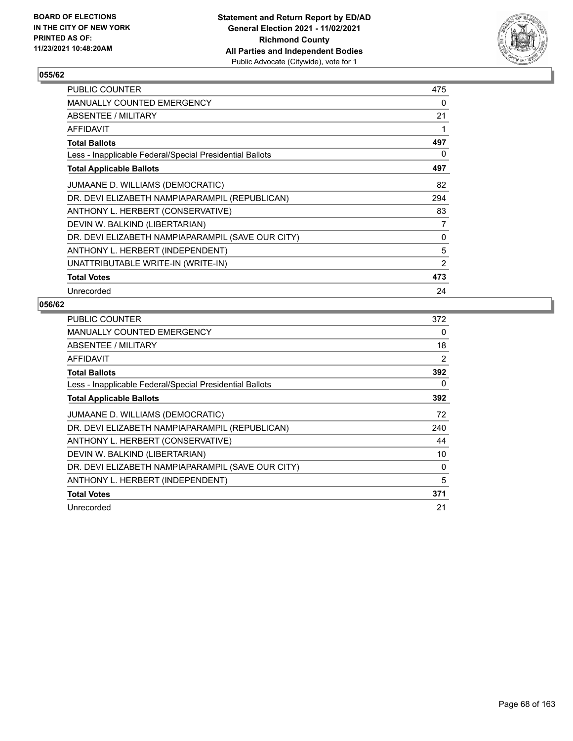**BOARD OF ELECTIONS IN THE CITY OF NEW YORK PRINTED AS OF: 11/23/2021 10:48:20AM**

**Statement and Return Report by ED/AD**
**General Election 2021 - 11/02/2021**
**Richmond County**
**All Parties and Independent Bodies**
Public Advocate (Citywide), vote for 1

### 055/62

| | |
|---|---|
| PUBLIC COUNTER | 475 |
| MANUALLY COUNTED EMERGENCY | 0 |
| ABSENTEE / MILITARY | 21 |
| AFFIDAVIT | 1 |
| **Total Ballots** | **497** |
| Less - Inapplicable Federal/Special Presidential Ballots | 0 |
| **Total Applicable Ballots** | **497** |
| JUMAANE D. WILLIAMS (DEMOCRATIC) | 82 |
| DR. DEVI ELIZABETH NAMPIAPARAMPIL (REPUBLICAN) | 294 |
| ANTHONY L. HERBERT (CONSERVATIVE) | 83 |
| DEVIN W. BALKIND (LIBERTARIAN) | 7 |
| DR. DEVI ELIZABETH NAMPIAPARAMPIL (SAVE OUR CITY) | 0 |
| ANTHONY L. HERBERT (INDEPENDENT) | 5 |
| UNATTRIBUTABLE WRITE-IN (WRITE-IN) | 2 |
| **Total Votes** | **473** |
| Unrecorded | 24 |

### 056/62

| | |
|---|---|
| PUBLIC COUNTER | 372 |
| MANUALLY COUNTED EMERGENCY | 0 |
| ABSENTEE / MILITARY | 18 |
| AFFIDAVIT | 2 |
| **Total Ballots** | **392** |
| Less - Inapplicable Federal/Special Presidential Ballots | 0 |
| **Total Applicable Ballots** | **392** |
| JUMAANE D. WILLIAMS (DEMOCRATIC) | 72 |
| DR. DEVI ELIZABETH NAMPIAPARAMPIL (REPUBLICAN) | 240 |
| ANTHONY L. HERBERT (CONSERVATIVE) | 44 |
| DEVIN W. BALKIND (LIBERTARIAN) | 10 |
| DR. DEVI ELIZABETH NAMPIAPARAMPIL (SAVE OUR CITY) | 0 |
| ANTHONY L. HERBERT (INDEPENDENT) | 5 |
| **Total Votes** | **371** |
| Unrecorded | 21 |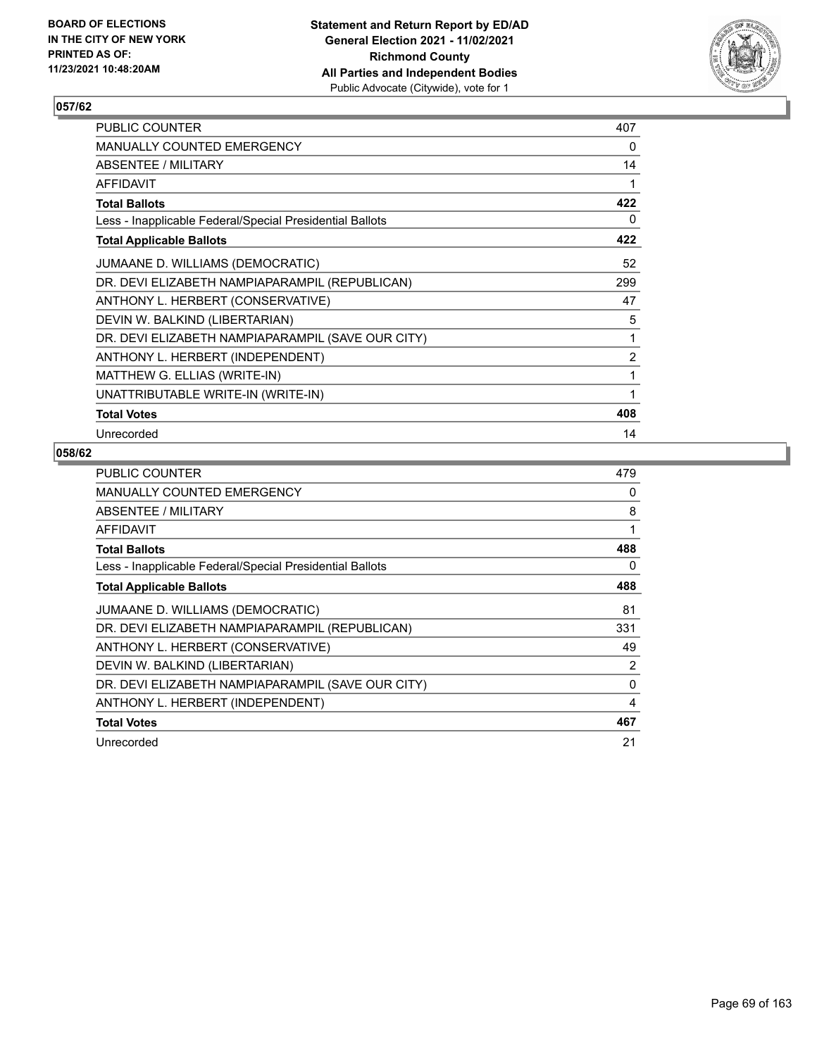## 057/62

| | |
|---|---|
| PUBLIC COUNTER | 407 |
| MANUALLY COUNTED EMERGENCY | 0 |
| ABSENTEE / MILITARY | 14 |
| AFFIDAVIT | 1 |
| **Total Ballots** | **422** |
| Less - Inapplicable Federal/Special Presidential Ballots | 0 |
| **Total Applicable Ballots** | **422** |
| JUMAANE D. WILLIAMS (DEMOCRATIC) | 52 |
| DR. DEVI ELIZABETH NAMPIAPARAMPIL (REPUBLICAN) | 299 |
| ANTHONY L. HERBERT (CONSERVATIVE) | 47 |
| DEVIN W. BALKIND (LIBERTARIAN) | 5 |
| DR. DEVI ELIZABETH NAMPIAPARAMPIL (SAVE OUR CITY) | 1 |
| ANTHONY L. HERBERT (INDEPENDENT) | 2 |
| MATTHEW G. ELLIAS (WRITE-IN) | 1 |
| UNATTRIBUTABLE WRITE-IN (WRITE-IN) | 1 |
| **Total Votes** | **408** |
| Unrecorded | 14 |

## 058/62

| | |
|---|---|
| PUBLIC COUNTER | 479 |
| MANUALLY COUNTED EMERGENCY | 0 |
| ABSENTEE / MILITARY | 8 |
| AFFIDAVIT | 1 |
| **Total Ballots** | **488** |
| Less - Inapplicable Federal/Special Presidential Ballots | 0 |
| **Total Applicable Ballots** | **488** |
| JUMAANE D. WILLIAMS (DEMOCRATIC) | 81 |
| DR. DEVI ELIZABETH NAMPIAPARAMPIL (REPUBLICAN) | 331 |
| ANTHONY L. HERBERT (CONSERVATIVE) | 49 |
| DEVIN W. BALKIND (LIBERTARIAN) | 2 |
| DR. DEVI ELIZABETH NAMPIAPARAMPIL (SAVE OUR CITY) | 0 |
| ANTHONY L. HERBERT (INDEPENDENT) | 4 |
| **Total Votes** | **467** |
| Unrecorded | 21 |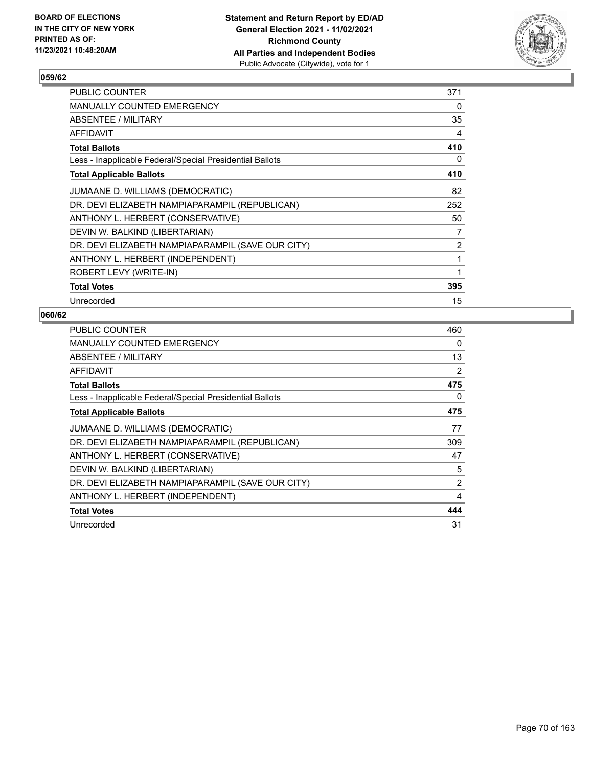**BOARD OF ELECTIONS IN THE CITY OF NEW YORK PRINTED AS OF: 11/23/2021 10:48:20AM**

**Statement and Return Report by ED/AD General Election 2021 - 11/02/2021 Richmond County All Parties and Independent Bodies**
Public Advocate (Citywide), vote for 1

### 059/62

| | |
|---|---|
| PUBLIC COUNTER | 371 |
| MANUALLY COUNTED EMERGENCY | 0 |
| ABSENTEE / MILITARY | 35 |
| AFFIDAVIT | 4 |
| **Total Ballots** | **410** |
| Less - Inapplicable Federal/Special Presidential Ballots | 0 |
| **Total Applicable Ballots** | **410** |
| JUMAANE D. WILLIAMS (DEMOCRATIC) | 82 |
| DR. DEVI ELIZABETH NAMPIAPARAMPIL (REPUBLICAN) | 252 |
| ANTHONY L. HERBERT (CONSERVATIVE) | 50 |
| DEVIN W. BALKIND (LIBERTARIAN) | 7 |
| DR. DEVI ELIZABETH NAMPIAPARAMPIL (SAVE OUR CITY) | 2 |
| ANTHONY L. HERBERT (INDEPENDENT) | 1 |
| ROBERT LEVY (WRITE-IN) | 1 |
| **Total Votes** | **395** |
| Unrecorded | 15 |

### 060/62

| | |
|---|---|
| PUBLIC COUNTER | 460 |
| MANUALLY COUNTED EMERGENCY | 0 |
| ABSENTEE / MILITARY | 13 |
| AFFIDAVIT | 2 |
| **Total Ballots** | **475** |
| Less - Inapplicable Federal/Special Presidential Ballots | 0 |
| **Total Applicable Ballots** | **475** |
| JUMAANE D. WILLIAMS (DEMOCRATIC) | 77 |
| DR. DEVI ELIZABETH NAMPIAPARAMPIL (REPUBLICAN) | 309 |
| ANTHONY L. HERBERT (CONSERVATIVE) | 47 |
| DEVIN W. BALKIND (LIBERTARIAN) | 5 |
| DR. DEVI ELIZABETH NAMPIAPARAMPIL (SAVE OUR CITY) | 2 |
| ANTHONY L. HERBERT (INDEPENDENT) | 4 |
| **Total Votes** | **444** |
| Unrecorded | 31 |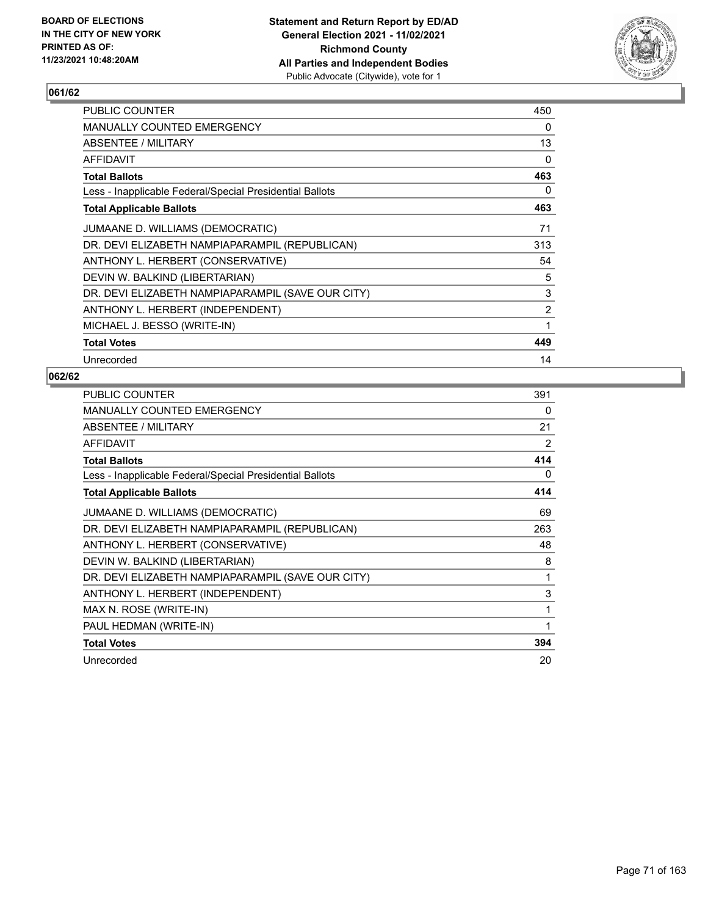**Statement and Return Report by ED/AD**
**General Election 2021 - 11/02/2021**
**Richmond County**
**All Parties and Independent Bodies**
Public Advocate (Citywide), vote for 1

BOARD OF ELECTIONS IN THE CITY OF NEW YORK PRINTED AS OF: 11/23/2021 10:48:20AM

## 061/62

| | |
|---|---|
| PUBLIC COUNTER | 450 |
| MANUALLY COUNTED EMERGENCY | 0 |
| ABSENTEE / MILITARY | 13 |
| AFFIDAVIT | 0 |
| **Total Ballots** | **463** |
| Less - Inapplicable Federal/Special Presidential Ballots | 0 |
| **Total Applicable Ballots** | **463** |
| JUMAANE D. WILLIAMS (DEMOCRATIC) | 71 |
| DR. DEVI ELIZABETH NAMPIAPARAMPIL (REPUBLICAN) | 313 |
| ANTHONY L. HERBERT (CONSERVATIVE) | 54 |
| DEVIN W. BALKIND (LIBERTARIAN) | 5 |
| DR. DEVI ELIZABETH NAMPIAPARAMPIL (SAVE OUR CITY) | 3 |
| ANTHONY L. HERBERT (INDEPENDENT) | 2 |
| MICHAEL J. BESSO (WRITE-IN) | 1 |
| **Total Votes** | **449** |
| Unrecorded | 14 |

## 062/62

| | |
|---|---|
| PUBLIC COUNTER | 391 |
| MANUALLY COUNTED EMERGENCY | 0 |
| ABSENTEE / MILITARY | 21 |
| AFFIDAVIT | 2 |
| **Total Ballots** | **414** |
| Less - Inapplicable Federal/Special Presidential Ballots | 0 |
| **Total Applicable Ballots** | **414** |
| JUMAANE D. WILLIAMS (DEMOCRATIC) | 69 |
| DR. DEVI ELIZABETH NAMPIAPARAMPIL (REPUBLICAN) | 263 |
| ANTHONY L. HERBERT (CONSERVATIVE) | 48 |
| DEVIN W. BALKIND (LIBERTARIAN) | 8 |
| DR. DEVI ELIZABETH NAMPIAPARAMPIL (SAVE OUR CITY) | 1 |
| ANTHONY L. HERBERT (INDEPENDENT) | 3 |
| MAX N. ROSE (WRITE-IN) | 1 |
| PAUL HEDMAN (WRITE-IN) | 1 |
| **Total Votes** | **394** |
| Unrecorded | 20 |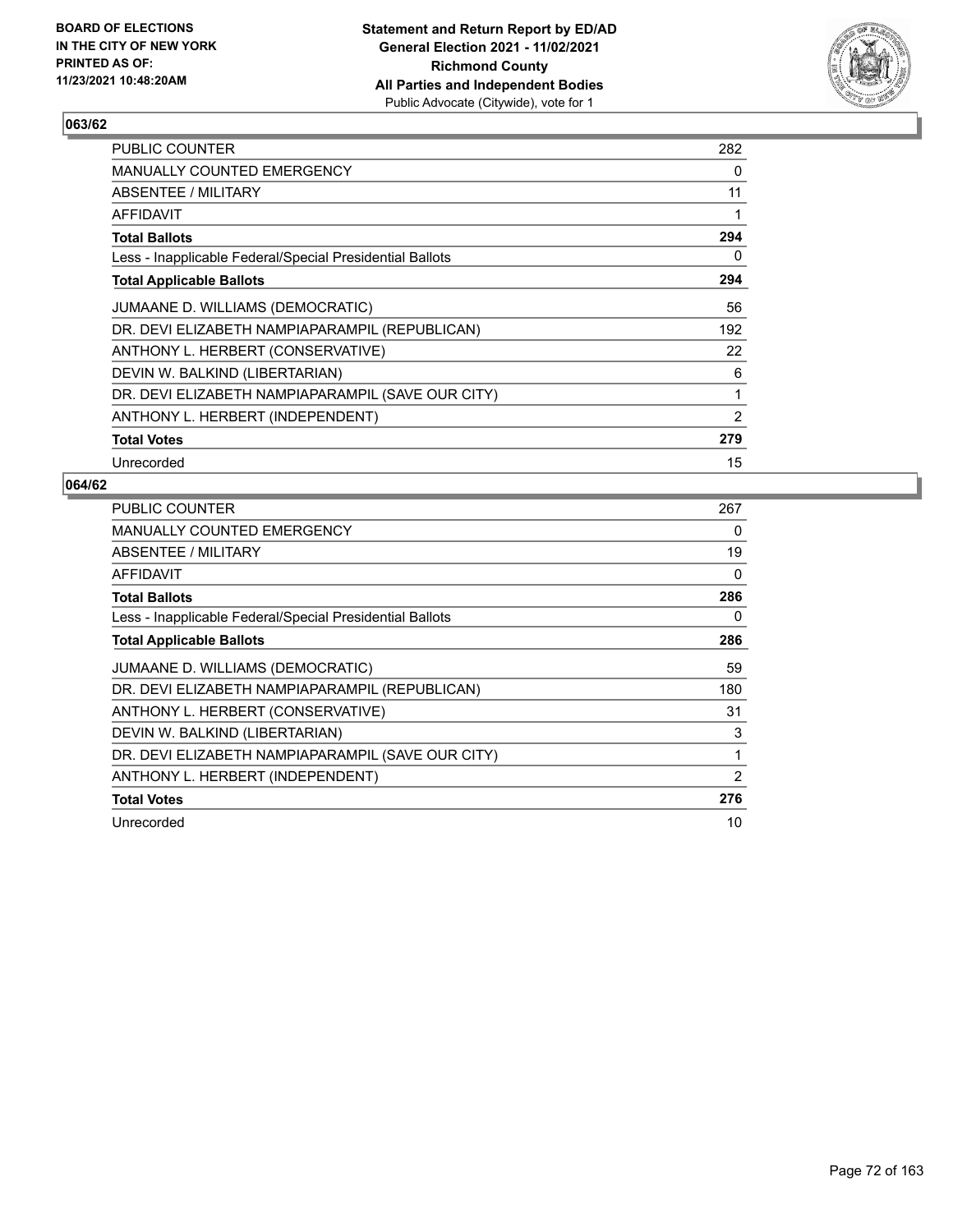BOARD OF ELECTIONS
IN THE CITY OF NEW YORK
PRINTED AS OF:
11/23/2021 10:48:20AM

**Statement and Return Report by ED/AD**
**General Election 2021 - 11/02/2021**
**Richmond County**
**All Parties and Independent Bodies**
Public Advocate (Citywide), vote for 1

## 063/62

| | |
|---|---|
| PUBLIC COUNTER | 282 |
| MANUALLY COUNTED EMERGENCY | 0 |
| ABSENTEE / MILITARY | 11 |
| AFFIDAVIT | 1 |
| **Total Ballots** | **294** |
| Less - Inapplicable Federal/Special Presidential Ballots | 0 |
| **Total Applicable Ballots** | **294** |
| JUMAANE D. WILLIAMS (DEMOCRATIC) | 56 |
| DR. DEVI ELIZABETH NAMPIAPARAMPIL (REPUBLICAN) | 192 |
| ANTHONY L. HERBERT (CONSERVATIVE) | 22 |
| DEVIN W. BALKIND (LIBERTARIAN) | 6 |
| DR. DEVI ELIZABETH NAMPIAPARAMPIL (SAVE OUR CITY) | 1 |
| ANTHONY L. HERBERT (INDEPENDENT) | 2 |
| **Total Votes** | **279** |
| Unrecorded | 15 |

## 064/62

| | |
|---|---|
| PUBLIC COUNTER | 267 |
| MANUALLY COUNTED EMERGENCY | 0 |
| ABSENTEE / MILITARY | 19 |
| AFFIDAVIT | 0 |
| **Total Ballots** | **286** |
| Less - Inapplicable Federal/Special Presidential Ballots | 0 |
| **Total Applicable Ballots** | **286** |
| JUMAANE D. WILLIAMS (DEMOCRATIC) | 59 |
| DR. DEVI ELIZABETH NAMPIAPARAMPIL (REPUBLICAN) | 180 |
| ANTHONY L. HERBERT (CONSERVATIVE) | 31 |
| DEVIN W. BALKIND (LIBERTARIAN) | 3 |
| DR. DEVI ELIZABETH NAMPIAPARAMPIL (SAVE OUR CITY) | 1 |
| ANTHONY L. HERBERT (INDEPENDENT) | 2 |
| **Total Votes** | **276** |
| Unrecorded | 10 |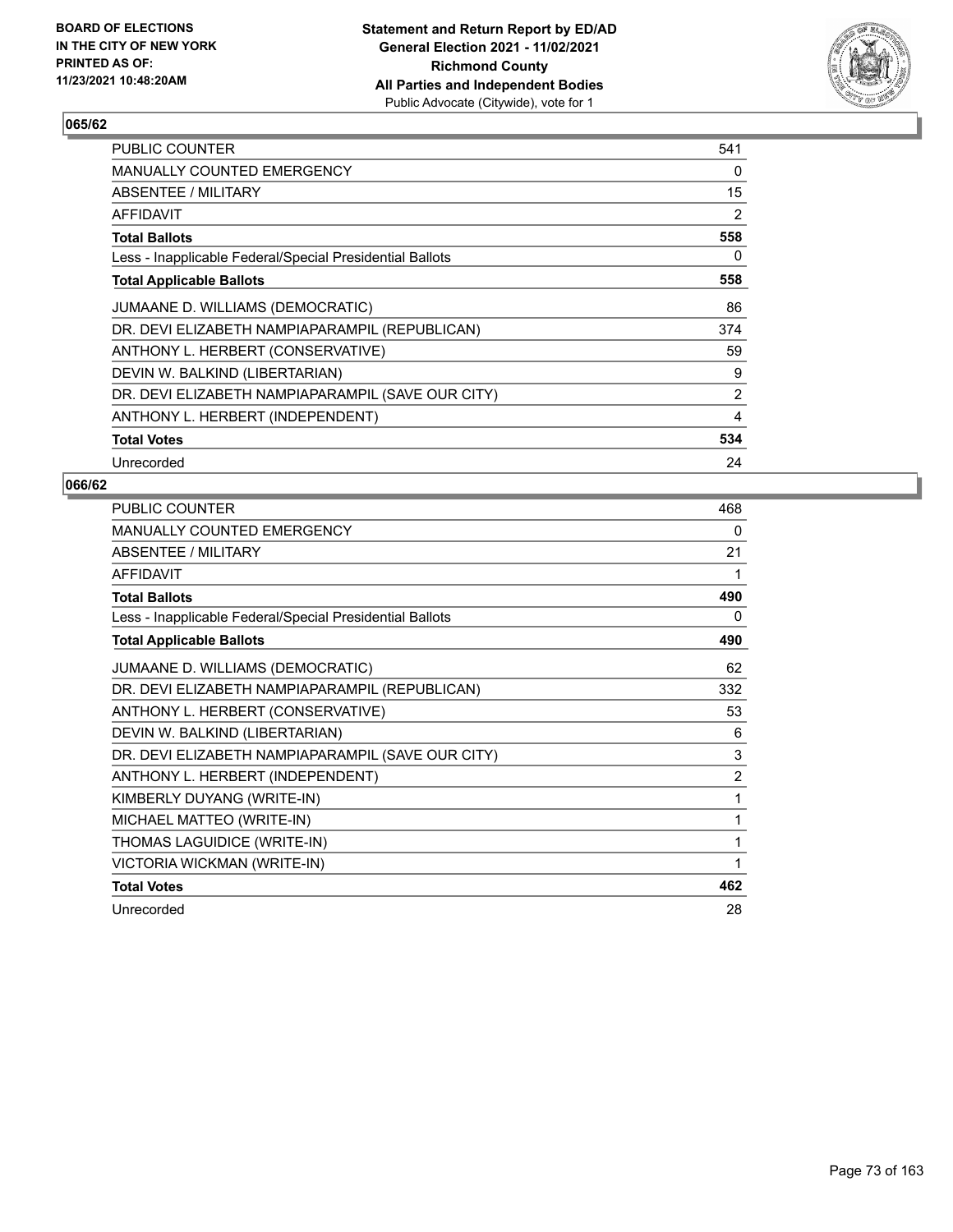BOARD OF ELECTIONS
IN THE CITY OF NEW YORK
PRINTED AS OF:
11/23/2021 10:48:20AM

**Statement and Return Report by ED/AD**
**General Election 2021 - 11/02/2021**
**Richmond County**
**All Parties and Independent Bodies**
Public Advocate (Citywide), vote for 1

## 065/62

| | |
|---|---|
| PUBLIC COUNTER | 541 |
| MANUALLY COUNTED EMERGENCY | 0 |
| ABSENTEE / MILITARY | 15 |
| AFFIDAVIT | 2 |
| **Total Ballots** | **558** |
| Less - Inapplicable Federal/Special Presidential Ballots | 0 |
| **Total Applicable Ballots** | **558** |
| JUMAANE D. WILLIAMS (DEMOCRATIC) | 86 |
| DR. DEVI ELIZABETH NAMPIAPARAMPIL (REPUBLICAN) | 374 |
| ANTHONY L. HERBERT (CONSERVATIVE) | 59 |
| DEVIN W. BALKIND (LIBERTARIAN) | 9 |
| DR. DEVI ELIZABETH NAMPIAPARAMPIL (SAVE OUR CITY) | 2 |
| ANTHONY L. HERBERT (INDEPENDENT) | 4 |
| **Total Votes** | **534** |
| Unrecorded | 24 |

## 066/62

| | |
|---|---|
| PUBLIC COUNTER | 468 |
| MANUALLY COUNTED EMERGENCY | 0 |
| ABSENTEE / MILITARY | 21 |
| AFFIDAVIT | 1 |
| **Total Ballots** | **490** |
| Less - Inapplicable Federal/Special Presidential Ballots | 0 |
| **Total Applicable Ballots** | **490** |
| JUMAANE D. WILLIAMS (DEMOCRATIC) | 62 |
| DR. DEVI ELIZABETH NAMPIAPARAMPIL (REPUBLICAN) | 332 |
| ANTHONY L. HERBERT (CONSERVATIVE) | 53 |
| DEVIN W. BALKIND (LIBERTARIAN) | 6 |
| DR. DEVI ELIZABETH NAMPIAPARAMPIL (SAVE OUR CITY) | 3 |
| ANTHONY L. HERBERT (INDEPENDENT) | 2 |
| KIMBERLY DUYANG (WRITE-IN) | 1 |
| MICHAEL MATTEO (WRITE-IN) | 1 |
| THOMAS LAGUIDICE (WRITE-IN) | 1 |
| VICTORIA WICKMAN (WRITE-IN) | 1 |
| **Total Votes** | **462** |
| Unrecorded | 28 |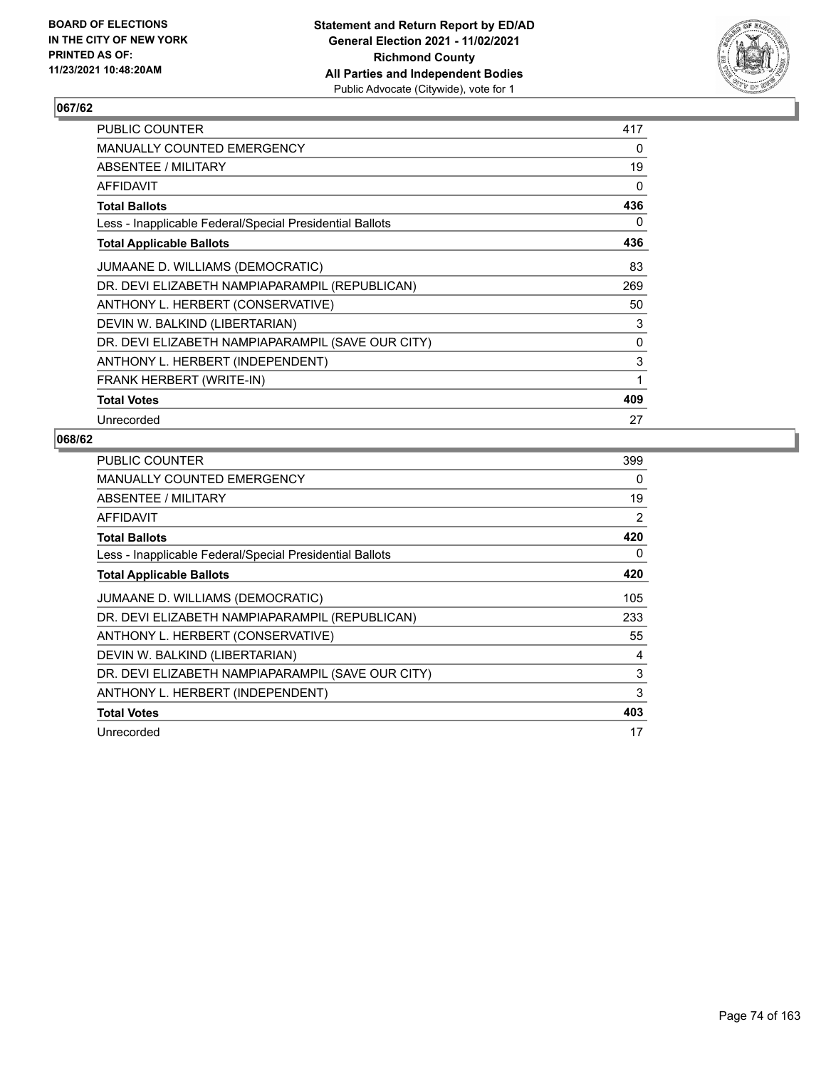**BOARD OF ELECTIONS IN THE CITY OF NEW YORK PRINTED AS OF: 11/23/2021 10:48:20AM**

**Statement and Return Report by ED/AD General Election 2021 - 11/02/2021 Richmond County All Parties and Independent Bodies**
Public Advocate (Citywide), vote for 1

## 067/62

| | |
|---|---|
| PUBLIC COUNTER | 417 |
| MANUALLY COUNTED EMERGENCY | 0 |
| ABSENTEE / MILITARY | 19 |
| AFFIDAVIT | 0 |
| **Total Ballots** | **436** |
| Less - Inapplicable Federal/Special Presidential Ballots | 0 |
| **Total Applicable Ballots** | **436** |
| JUMAANE D. WILLIAMS (DEMOCRATIC) | 83 |
| DR. DEVI ELIZABETH NAMPIAPARAMPIL (REPUBLICAN) | 269 |
| ANTHONY L. HERBERT (CONSERVATIVE) | 50 |
| DEVIN W. BALKIND (LIBERTARIAN) | 3 |
| DR. DEVI ELIZABETH NAMPIAPARAMPIL (SAVE OUR CITY) | 0 |
| ANTHONY L. HERBERT (INDEPENDENT) | 3 |
| FRANK HERBERT (WRITE-IN) | 1 |
| **Total Votes** | **409** |
| Unrecorded | 27 |

## 068/62

| | |
|---|---|
| PUBLIC COUNTER | 399 |
| MANUALLY COUNTED EMERGENCY | 0 |
| ABSENTEE / MILITARY | 19 |
| AFFIDAVIT | 2 |
| **Total Ballots** | **420** |
| Less - Inapplicable Federal/Special Presidential Ballots | 0 |
| **Total Applicable Ballots** | **420** |
| JUMAANE D. WILLIAMS (DEMOCRATIC) | 105 |
| DR. DEVI ELIZABETH NAMPIAPARAMPIL (REPUBLICAN) | 233 |
| ANTHONY L. HERBERT (CONSERVATIVE) | 55 |
| DEVIN W. BALKIND (LIBERTARIAN) | 4 |
| DR. DEVI ELIZABETH NAMPIAPARAMPIL (SAVE OUR CITY) | 3 |
| ANTHONY L. HERBERT (INDEPENDENT) | 3 |
| **Total Votes** | **403** |
| Unrecorded | 17 |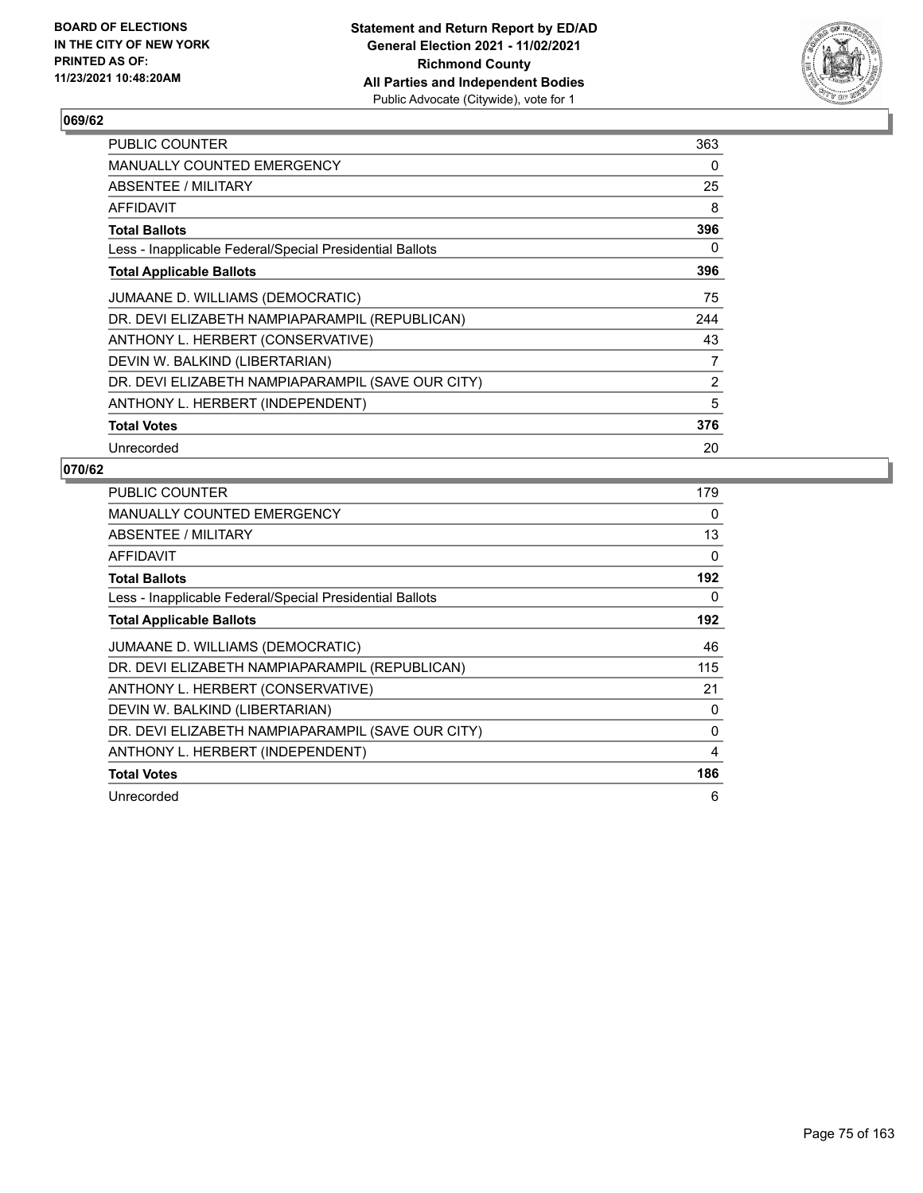**BOARD OF ELECTIONS IN THE CITY OF NEW YORK PRINTED AS OF: 11/23/2021 10:48:20AM**

**Statement and Return Report by ED/AD General Election 2021 - 11/02/2021 Richmond County All Parties and Independent Bodies** Public Advocate (Citywide), vote for 1

## 069/62

| | |
|---|---|
| PUBLIC COUNTER | 363 |
| MANUALLY COUNTED EMERGENCY | 0 |
| ABSENTEE / MILITARY | 25 |
| AFFIDAVIT | 8 |
| **Total Ballots** | **396** |
| Less - Inapplicable Federal/Special Presidential Ballots | 0 |
| **Total Applicable Ballots** | **396** |
| JUMAANE D. WILLIAMS (DEMOCRATIC) | 75 |
| DR. DEVI ELIZABETH NAMPIAPARAMPIL (REPUBLICAN) | 244 |
| ANTHONY L. HERBERT (CONSERVATIVE) | 43 |
| DEVIN W. BALKIND (LIBERTARIAN) | 7 |
| DR. DEVI ELIZABETH NAMPIAPARAMPIL (SAVE OUR CITY) | 2 |
| ANTHONY L. HERBERT (INDEPENDENT) | 5 |
| **Total Votes** | **376** |
| Unrecorded | 20 |

## 070/62

| | |
|---|---|
| PUBLIC COUNTER | 179 |
| MANUALLY COUNTED EMERGENCY | 0 |
| ABSENTEE / MILITARY | 13 |
| AFFIDAVIT | 0 |
| **Total Ballots** | **192** |
| Less - Inapplicable Federal/Special Presidential Ballots | 0 |
| **Total Applicable Ballots** | **192** |
| JUMAANE D. WILLIAMS (DEMOCRATIC) | 46 |
| DR. DEVI ELIZABETH NAMPIAPARAMPIL (REPUBLICAN) | 115 |
| ANTHONY L. HERBERT (CONSERVATIVE) | 21 |
| DEVIN W. BALKIND (LIBERTARIAN) | 0 |
| DR. DEVI ELIZABETH NAMPIAPARAMPIL (SAVE OUR CITY) | 0 |
| ANTHONY L. HERBERT (INDEPENDENT) | 4 |
| **Total Votes** | **186** |
| Unrecorded | 6 |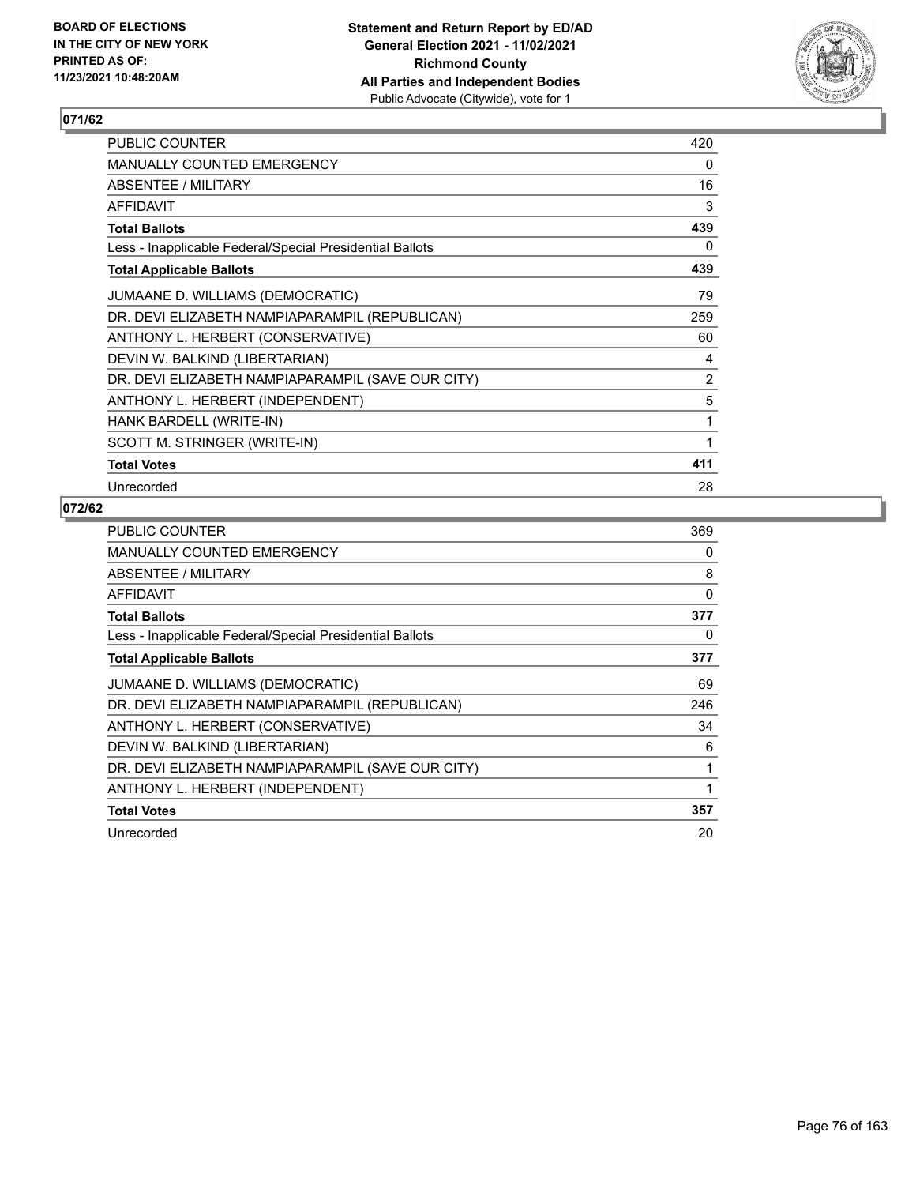BOARD OF ELECTIONS
IN THE CITY OF NEW YORK
PRINTED AS OF:
11/23/2021 10:48:20AM

**Statement and Return Report by ED/AD**
**General Election 2021 - 11/02/2021**
**Richmond County**
**All Parties and Independent Bodies**
Public Advocate (Citywide), vote for 1

## 071/62

| | |
|---|---|
| PUBLIC COUNTER | 420 |
| MANUALLY COUNTED EMERGENCY | 0 |
| ABSENTEE / MILITARY | 16 |
| AFFIDAVIT | 3 |
| **Total Ballots** | **439** |
| Less - Inapplicable Federal/Special Presidential Ballots | 0 |
| **Total Applicable Ballots** | **439** |
| JUMAANE D. WILLIAMS (DEMOCRATIC) | 79 |
| DR. DEVI ELIZABETH NAMPIAPARAMPIL (REPUBLICAN) | 259 |
| ANTHONY L. HERBERT (CONSERVATIVE) | 60 |
| DEVIN W. BALKIND (LIBERTARIAN) | 4 |
| DR. DEVI ELIZABETH NAMPIAPARAMPIL (SAVE OUR CITY) | 2 |
| ANTHONY L. HERBERT (INDEPENDENT) | 5 |
| HANK BARDELL (WRITE-IN) | 1 |
| SCOTT M. STRINGER (WRITE-IN) | 1 |
| **Total Votes** | **411** |
| Unrecorded | 28 |

## 072/62

| | |
|---|---|
| PUBLIC COUNTER | 369 |
| MANUALLY COUNTED EMERGENCY | 0 |
| ABSENTEE / MILITARY | 8 |
| AFFIDAVIT | 0 |
| **Total Ballots** | **377** |
| Less - Inapplicable Federal/Special Presidential Ballots | 0 |
| **Total Applicable Ballots** | **377** |
| JUMAANE D. WILLIAMS (DEMOCRATIC) | 69 |
| DR. DEVI ELIZABETH NAMPIAPARAMPIL (REPUBLICAN) | 246 |
| ANTHONY L. HERBERT (CONSERVATIVE) | 34 |
| DEVIN W. BALKIND (LIBERTARIAN) | 6 |
| DR. DEVI ELIZABETH NAMPIAPARAMPIL (SAVE OUR CITY) | 1 |
| ANTHONY L. HERBERT (INDEPENDENT) | 1 |
| **Total Votes** | **357** |
| Unrecorded | 20 |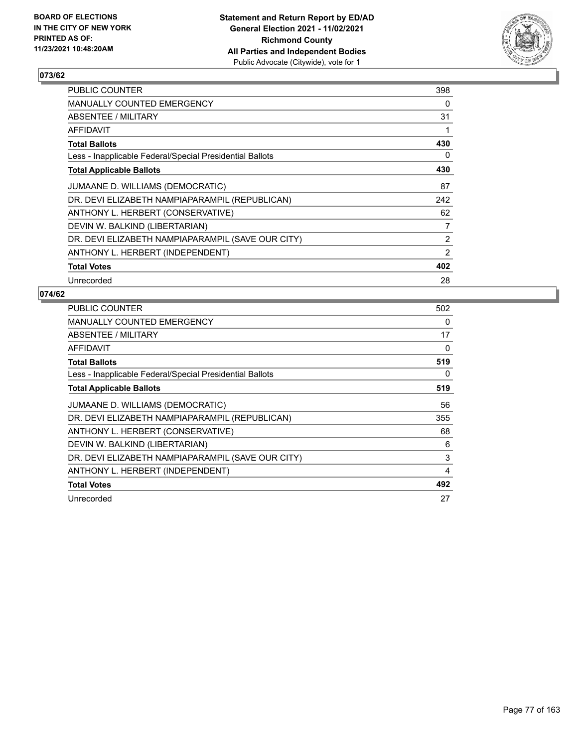**BOARD OF ELECTIONS IN THE CITY OF NEW YORK PRINTED AS OF: 11/23/2021 10:48:20AM**

**Statement and Return Report by ED/AD General Election 2021 - 11/02/2021 Richmond County All Parties and Independent Bodies**
Public Advocate (Citywide), vote for 1

## 073/62

| | |
|---|---|
| PUBLIC COUNTER | 398 |
| MANUALLY COUNTED EMERGENCY | 0 |
| ABSENTEE / MILITARY | 31 |
| AFFIDAVIT | 1 |
| **Total Ballots** | **430** |
| Less - Inapplicable Federal/Special Presidential Ballots | 0 |
| **Total Applicable Ballots** | **430** |
| JUMAANE D. WILLIAMS (DEMOCRATIC) | 87 |
| DR. DEVI ELIZABETH NAMPIAPARAMPIL (REPUBLICAN) | 242 |
| ANTHONY L. HERBERT (CONSERVATIVE) | 62 |
| DEVIN W. BALKIND (LIBERTARIAN) | 7 |
| DR. DEVI ELIZABETH NAMPIAPARAMPIL (SAVE OUR CITY) | 2 |
| ANTHONY L. HERBERT (INDEPENDENT) | 2 |
| **Total Votes** | **402** |
| Unrecorded | 28 |

## 074/62

| | |
|---|---|
| PUBLIC COUNTER | 502 |
| MANUALLY COUNTED EMERGENCY | 0 |
| ABSENTEE / MILITARY | 17 |
| AFFIDAVIT | 0 |
| **Total Ballots** | **519** |
| Less - Inapplicable Federal/Special Presidential Ballots | 0 |
| **Total Applicable Ballots** | **519** |
| JUMAANE D. WILLIAMS (DEMOCRATIC) | 56 |
| DR. DEVI ELIZABETH NAMPIAPARAMPIL (REPUBLICAN) | 355 |
| ANTHONY L. HERBERT (CONSERVATIVE) | 68 |
| DEVIN W. BALKIND (LIBERTARIAN) | 6 |
| DR. DEVI ELIZABETH NAMPIAPARAMPIL (SAVE OUR CITY) | 3 |
| ANTHONY L. HERBERT (INDEPENDENT) | 4 |
| **Total Votes** | **492** |
| Unrecorded | 27 |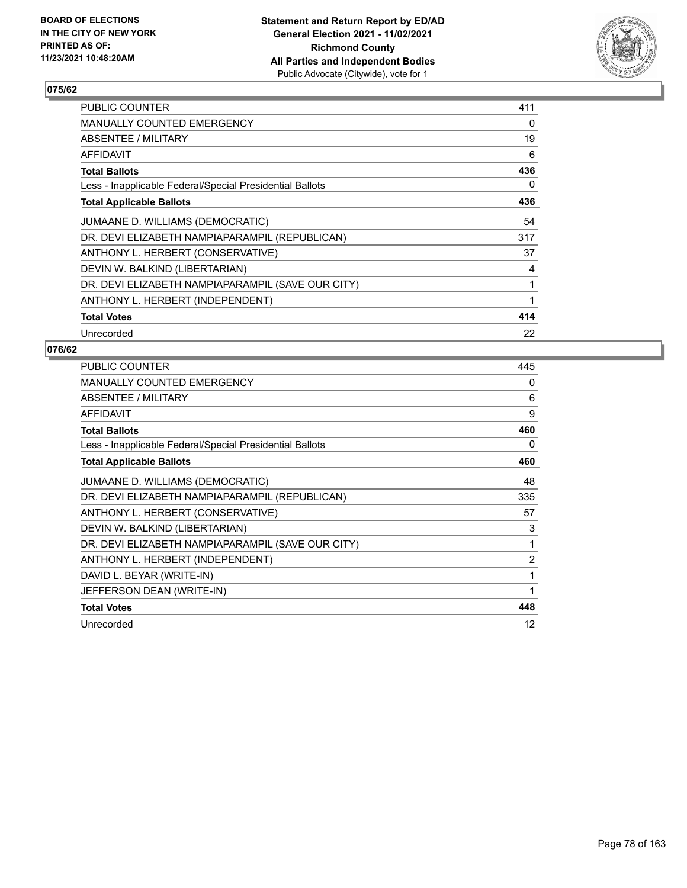BOARD OF ELECTIONS
IN THE CITY OF NEW YORK
PRINTED AS OF:
11/23/2021 10:48:20AM

**Statement and Return Report by ED/AD**
**General Election 2021 - 11/02/2021**
**Richmond County**
**All Parties and Independent Bodies**
Public Advocate (Citywide), vote for 1

## 075/62

| | |
|---|---|
| PUBLIC COUNTER | 411 |
| MANUALLY COUNTED EMERGENCY | 0 |
| ABSENTEE / MILITARY | 19 |
| AFFIDAVIT | 6 |
| **Total Ballots** | **436** |
| Less - Inapplicable Federal/Special Presidential Ballots | 0 |
| **Total Applicable Ballots** | **436** |
| JUMAANE D. WILLIAMS (DEMOCRATIC) | 54 |
| DR. DEVI ELIZABETH NAMPIAPARAMPIL (REPUBLICAN) | 317 |
| ANTHONY L. HERBERT (CONSERVATIVE) | 37 |
| DEVIN W. BALKIND (LIBERTARIAN) | 4 |
| DR. DEVI ELIZABETH NAMPIAPARAMPIL (SAVE OUR CITY) | 1 |
| ANTHONY L. HERBERT (INDEPENDENT) | 1 |
| **Total Votes** | **414** |
| Unrecorded | 22 |

## 076/62

| | |
|---|---|
| PUBLIC COUNTER | 445 |
| MANUALLY COUNTED EMERGENCY | 0 |
| ABSENTEE / MILITARY | 6 |
| AFFIDAVIT | 9 |
| **Total Ballots** | **460** |
| Less - Inapplicable Federal/Special Presidential Ballots | 0 |
| **Total Applicable Ballots** | **460** |
| JUMAANE D. WILLIAMS (DEMOCRATIC) | 48 |
| DR. DEVI ELIZABETH NAMPIAPARAMPIL (REPUBLICAN) | 335 |
| ANTHONY L. HERBERT (CONSERVATIVE) | 57 |
| DEVIN W. BALKIND (LIBERTARIAN) | 3 |
| DR. DEVI ELIZABETH NAMPIAPARAMPIL (SAVE OUR CITY) | 1 |
| ANTHONY L. HERBERT (INDEPENDENT) | 2 |
| DAVID L. BEYAR (WRITE-IN) | 1 |
| JEFFERSON DEAN (WRITE-IN) | 1 |
| **Total Votes** | **448** |
| Unrecorded | 12 |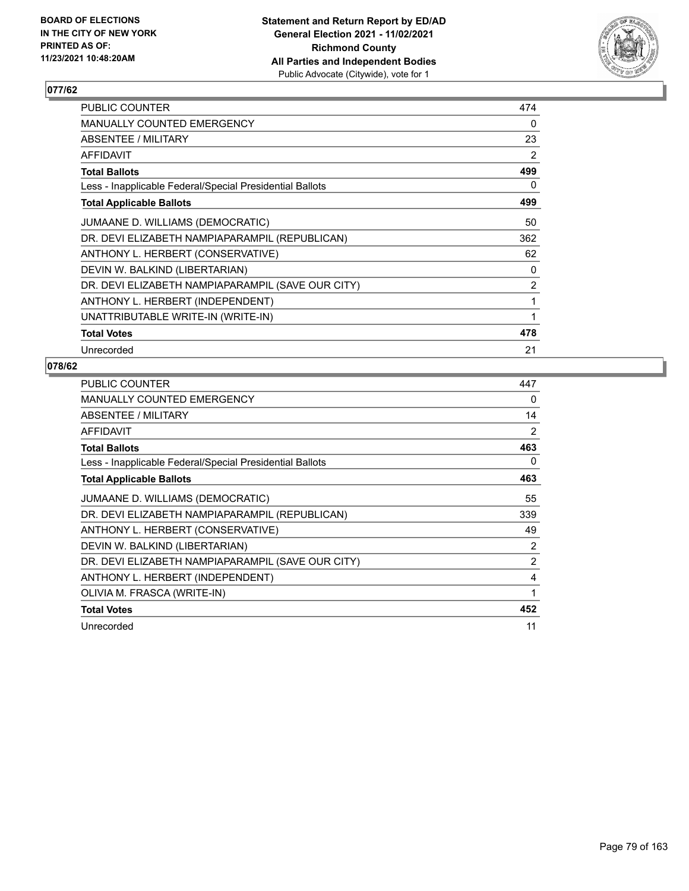**BOARD OF ELECTIONS IN THE CITY OF NEW YORK PRINTED AS OF: 11/23/2021 10:48:20AM**

**Statement and Return Report by ED/AD**
**General Election 2021 - 11/02/2021**
**Richmond County**
**All Parties and Independent Bodies**
Public Advocate (Citywide), vote for 1

## 077/62

| | |
|---|---|
| PUBLIC COUNTER | 474 |
| MANUALLY COUNTED EMERGENCY | 0 |
| ABSENTEE / MILITARY | 23 |
| AFFIDAVIT | 2 |
| **Total Ballots** | **499** |
| Less - Inapplicable Federal/Special Presidential Ballots | 0 |
| **Total Applicable Ballots** | **499** |
| JUMAANE D. WILLIAMS (DEMOCRATIC) | 50 |
| DR. DEVI ELIZABETH NAMPIAPARAMPIL (REPUBLICAN) | 362 |
| ANTHONY L. HERBERT (CONSERVATIVE) | 62 |
| DEVIN W. BALKIND (LIBERTARIAN) | 0 |
| DR. DEVI ELIZABETH NAMPIAPARAMPIL (SAVE OUR CITY) | 2 |
| ANTHONY L. HERBERT (INDEPENDENT) | 1 |
| UNATTRIBUTABLE WRITE-IN (WRITE-IN) | 1 |
| **Total Votes** | **478** |
| Unrecorded | 21 |

## 078/62

| | |
|---|---|
| PUBLIC COUNTER | 447 |
| MANUALLY COUNTED EMERGENCY | 0 |
| ABSENTEE / MILITARY | 14 |
| AFFIDAVIT | 2 |
| **Total Ballots** | **463** |
| Less - Inapplicable Federal/Special Presidential Ballots | 0 |
| **Total Applicable Ballots** | **463** |
| JUMAANE D. WILLIAMS (DEMOCRATIC) | 55 |
| DR. DEVI ELIZABETH NAMPIAPARAMPIL (REPUBLICAN) | 339 |
| ANTHONY L. HERBERT (CONSERVATIVE) | 49 |
| DEVIN W. BALKIND (LIBERTARIAN) | 2 |
| DR. DEVI ELIZABETH NAMPIAPARAMPIL (SAVE OUR CITY) | 2 |
| ANTHONY L. HERBERT (INDEPENDENT) | 4 |
| OLIVIA M. FRASCA (WRITE-IN) | 1 |
| **Total Votes** | **452** |
| Unrecorded | 11 |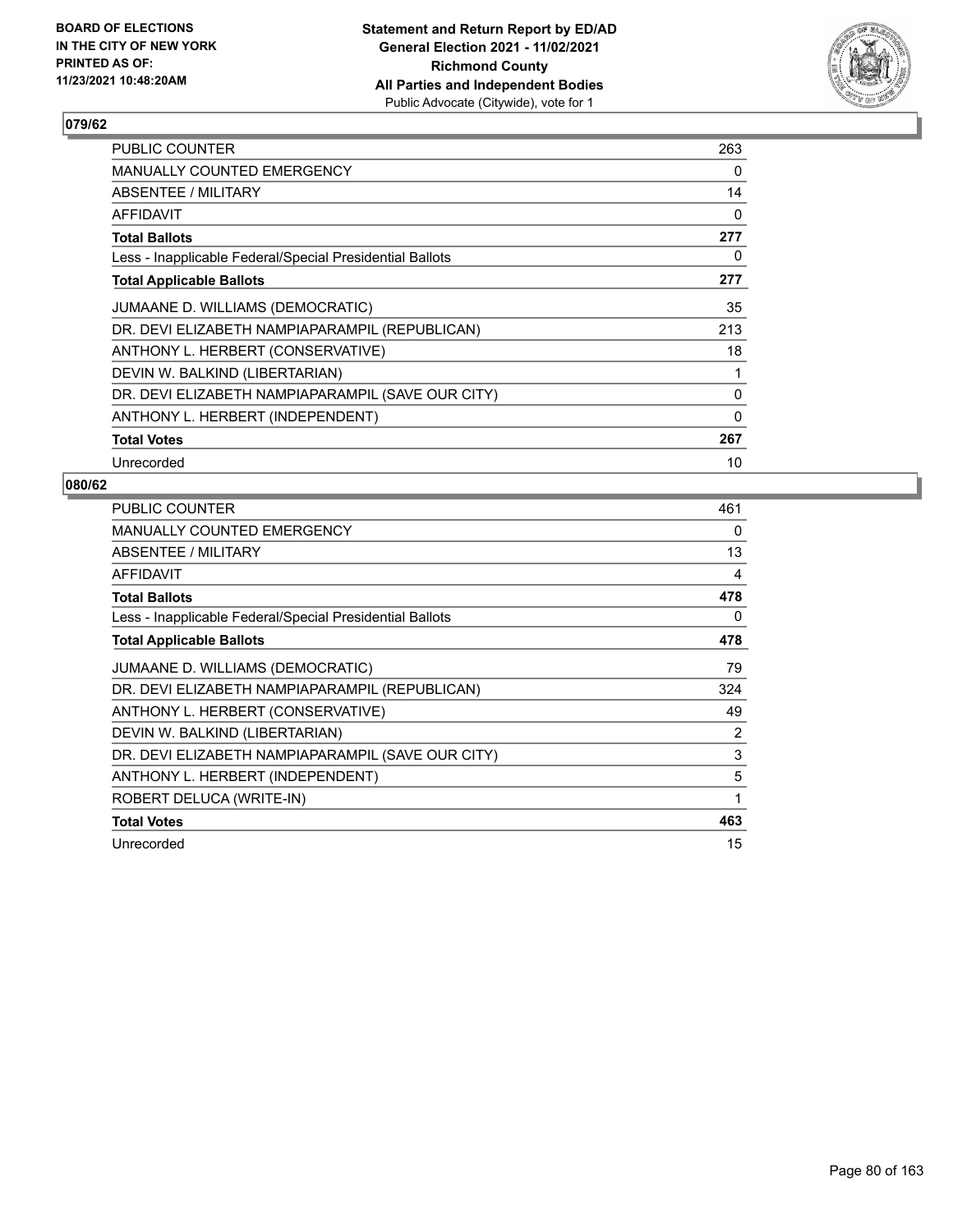BOARD OF ELECTIONS
IN THE CITY OF NEW YORK
PRINTED AS OF:
11/23/2021 10:48:20AM

**Statement and Return Report by ED/AD**
**General Election 2021 - 11/02/2021**
**Richmond County**
**All Parties and Independent Bodies**
Public Advocate (Citywide), vote for 1

## 079/62

| | |
|---|---|
| PUBLIC COUNTER | 263 |
| MANUALLY COUNTED EMERGENCY | 0 |
| ABSENTEE / MILITARY | 14 |
| AFFIDAVIT | 0 |
| **Total Ballots** | **277** |
| Less - Inapplicable Federal/Special Presidential Ballots | 0 |
| **Total Applicable Ballots** | **277** |
| JUMAANE D. WILLIAMS (DEMOCRATIC) | 35 |
| DR. DEVI ELIZABETH NAMPIAPARAMPIL (REPUBLICAN) | 213 |
| ANTHONY L. HERBERT (CONSERVATIVE) | 18 |
| DEVIN W. BALKIND (LIBERTARIAN) | 1 |
| DR. DEVI ELIZABETH NAMPIAPARAMPIL (SAVE OUR CITY) | 0 |
| ANTHONY L. HERBERT (INDEPENDENT) | 0 |
| **Total Votes** | **267** |
| Unrecorded | 10 |

## 080/62

| | |
|---|---|
| PUBLIC COUNTER | 461 |
| MANUALLY COUNTED EMERGENCY | 0 |
| ABSENTEE / MILITARY | 13 |
| AFFIDAVIT | 4 |
| **Total Ballots** | **478** |
| Less - Inapplicable Federal/Special Presidential Ballots | 0 |
| **Total Applicable Ballots** | **478** |
| JUMAANE D. WILLIAMS (DEMOCRATIC) | 79 |
| DR. DEVI ELIZABETH NAMPIAPARAMPIL (REPUBLICAN) | 324 |
| ANTHONY L. HERBERT (CONSERVATIVE) | 49 |
| DEVIN W. BALKIND (LIBERTARIAN) | 2 |
| DR. DEVI ELIZABETH NAMPIAPARAMPIL (SAVE OUR CITY) | 3 |
| ANTHONY L. HERBERT (INDEPENDENT) | 5 |
| ROBERT DELUCA (WRITE-IN) | 1 |
| **Total Votes** | **463** |
| Unrecorded | 15 |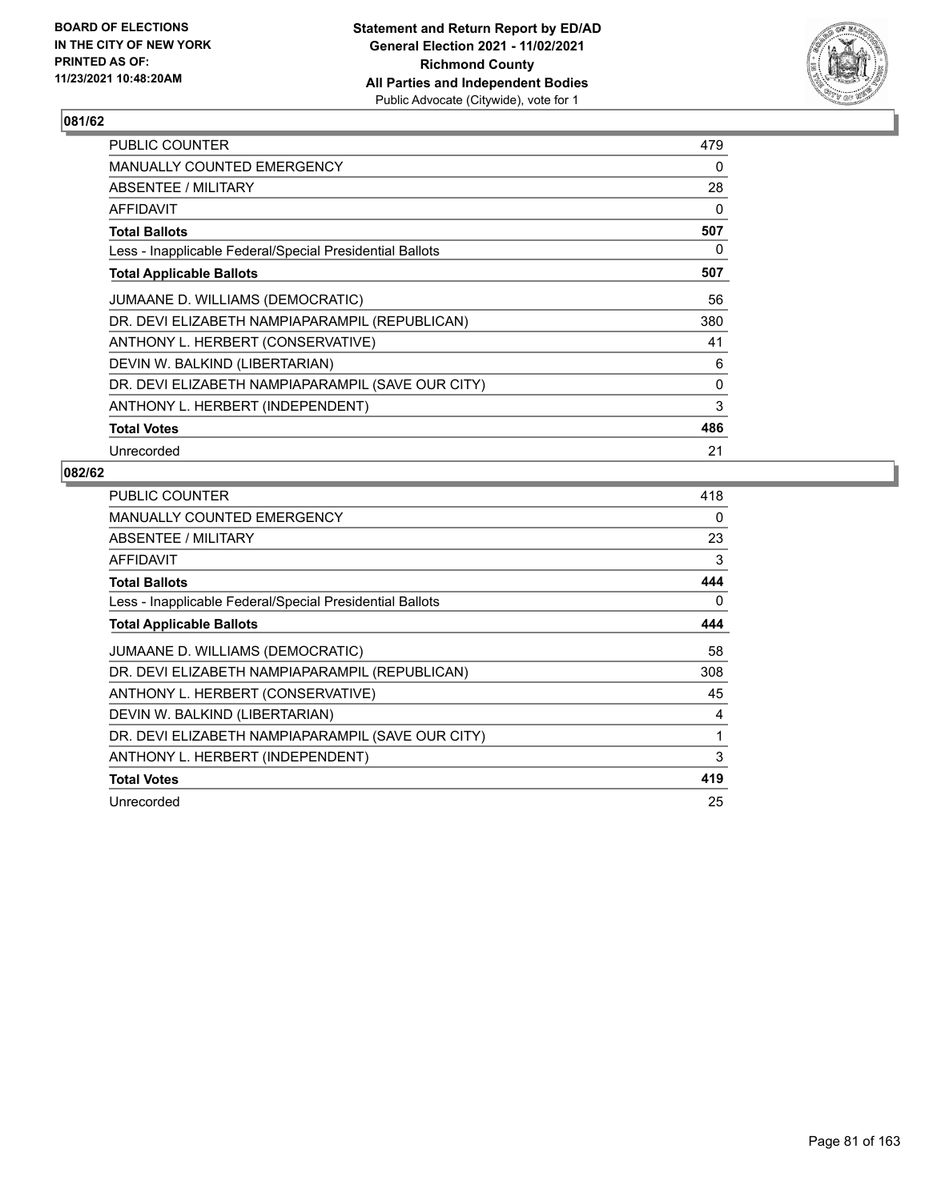BOARD OF ELECTIONS
IN THE CITY OF NEW YORK
PRINTED AS OF:
11/23/2021 10:48:20AM

**Statement and Return Report by ED/AD**
**General Election 2021 - 11/02/2021**
**Richmond County**
**All Parties and Independent Bodies**
Public Advocate (Citywide), vote for 1

## 081/62

| | |
|---|---|
| PUBLIC COUNTER | 479 |
| MANUALLY COUNTED EMERGENCY | 0 |
| ABSENTEE / MILITARY | 28 |
| AFFIDAVIT | 0 |
| **Total Ballots** | **507** |
| Less - Inapplicable Federal/Special Presidential Ballots | 0 |
| **Total Applicable Ballots** | **507** |
| JUMAANE D. WILLIAMS (DEMOCRATIC) | 56 |
| DR. DEVI ELIZABETH NAMPIAPARAMPIL (REPUBLICAN) | 380 |
| ANTHONY L. HERBERT (CONSERVATIVE) | 41 |
| DEVIN W. BALKIND (LIBERTARIAN) | 6 |
| DR. DEVI ELIZABETH NAMPIAPARAMPIL (SAVE OUR CITY) | 0 |
| ANTHONY L. HERBERT (INDEPENDENT) | 3 |
| **Total Votes** | **486** |
| Unrecorded | 21 |

## 082/62

| | |
|---|---|
| PUBLIC COUNTER | 418 |
| MANUALLY COUNTED EMERGENCY | 0 |
| ABSENTEE / MILITARY | 23 |
| AFFIDAVIT | 3 |
| **Total Ballots** | **444** |
| Less - Inapplicable Federal/Special Presidential Ballots | 0 |
| **Total Applicable Ballots** | **444** |
| JUMAANE D. WILLIAMS (DEMOCRATIC) | 58 |
| DR. DEVI ELIZABETH NAMPIAPARAMPIL (REPUBLICAN) | 308 |
| ANTHONY L. HERBERT (CONSERVATIVE) | 45 |
| DEVIN W. BALKIND (LIBERTARIAN) | 4 |
| DR. DEVI ELIZABETH NAMPIAPARAMPIL (SAVE OUR CITY) | 1 |
| ANTHONY L. HERBERT (INDEPENDENT) | 3 |
| **Total Votes** | **419** |
| Unrecorded | 25 |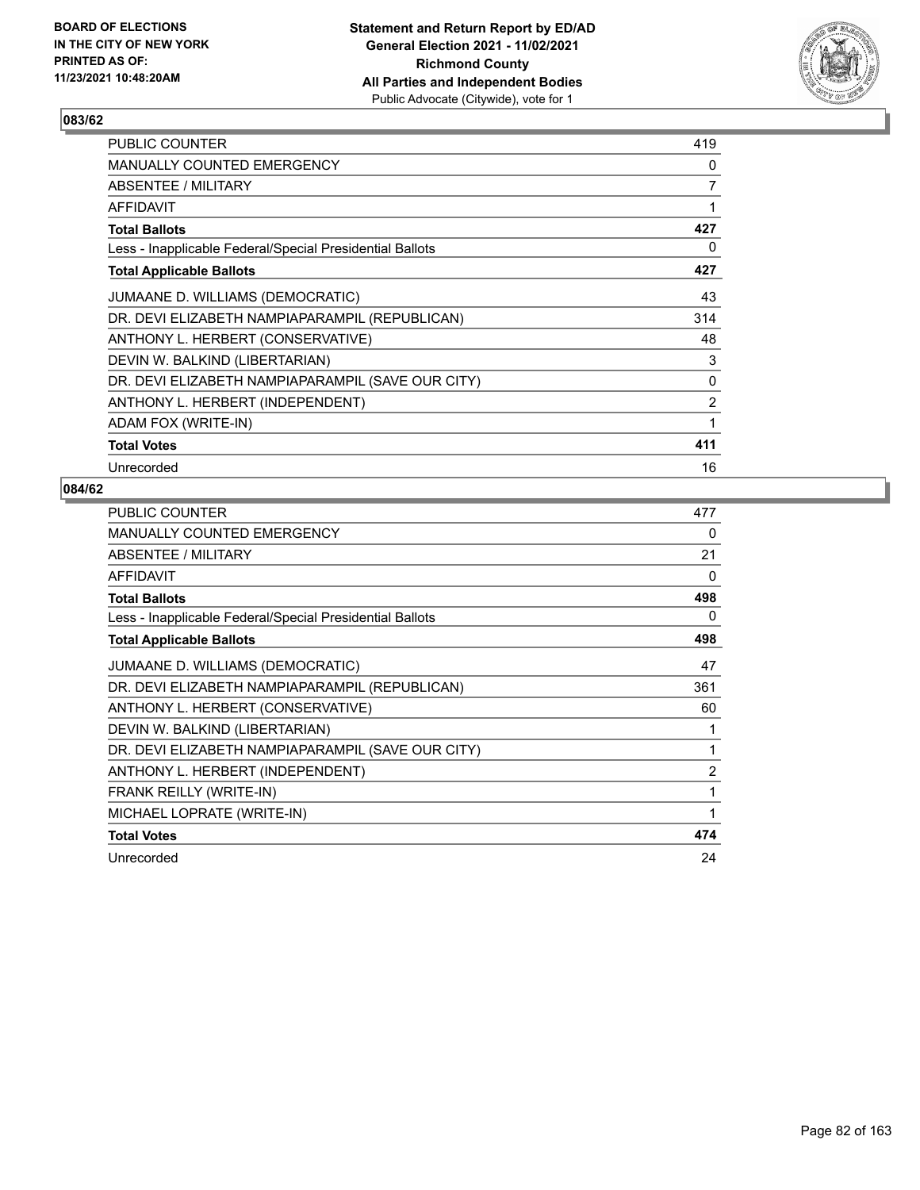**BOARD OF ELECTIONS IN THE CITY OF NEW YORK PRINTED AS OF: 11/23/2021 10:48:20AM**

**Statement and Return Report by ED/AD General Election 2021 - 11/02/2021 Richmond County All Parties and Independent Bodies**
Public Advocate (Citywide), vote for 1

## 083/62

| | |
|---|---|
| PUBLIC COUNTER | 419 |
| MANUALLY COUNTED EMERGENCY | 0 |
| ABSENTEE / MILITARY | 7 |
| AFFIDAVIT | 1 |
| **Total Ballots** | **427** |
| Less - Inapplicable Federal/Special Presidential Ballots | 0 |
| **Total Applicable Ballots** | **427** |
| JUMAANE D. WILLIAMS (DEMOCRATIC) | 43 |
| DR. DEVI ELIZABETH NAMPIAPARAMPIL (REPUBLICAN) | 314 |
| ANTHONY L. HERBERT (CONSERVATIVE) | 48 |
| DEVIN W. BALKIND (LIBERTARIAN) | 3 |
| DR. DEVI ELIZABETH NAMPIAPARAMPIL (SAVE OUR CITY) | 0 |
| ANTHONY L. HERBERT (INDEPENDENT) | 2 |
| ADAM FOX (WRITE-IN) | 1 |
| **Total Votes** | **411** |
| Unrecorded | 16 |

## 084/62

| | |
|---|---|
| PUBLIC COUNTER | 477 |
| MANUALLY COUNTED EMERGENCY | 0 |
| ABSENTEE / MILITARY | 21 |
| AFFIDAVIT | 0 |
| **Total Ballots** | **498** |
| Less - Inapplicable Federal/Special Presidential Ballots | 0 |
| **Total Applicable Ballots** | **498** |
| JUMAANE D. WILLIAMS (DEMOCRATIC) | 47 |
| DR. DEVI ELIZABETH NAMPIAPARAMPIL (REPUBLICAN) | 361 |
| ANTHONY L. HERBERT (CONSERVATIVE) | 60 |
| DEVIN W. BALKIND (LIBERTARIAN) | 1 |
| DR. DEVI ELIZABETH NAMPIAPARAMPIL (SAVE OUR CITY) | 1 |
| ANTHONY L. HERBERT (INDEPENDENT) | 2 |
| FRANK REILLY (WRITE-IN) | 1 |
| MICHAEL LOPRATE (WRITE-IN) | 1 |
| **Total Votes** | **474** |
| Unrecorded | 24 |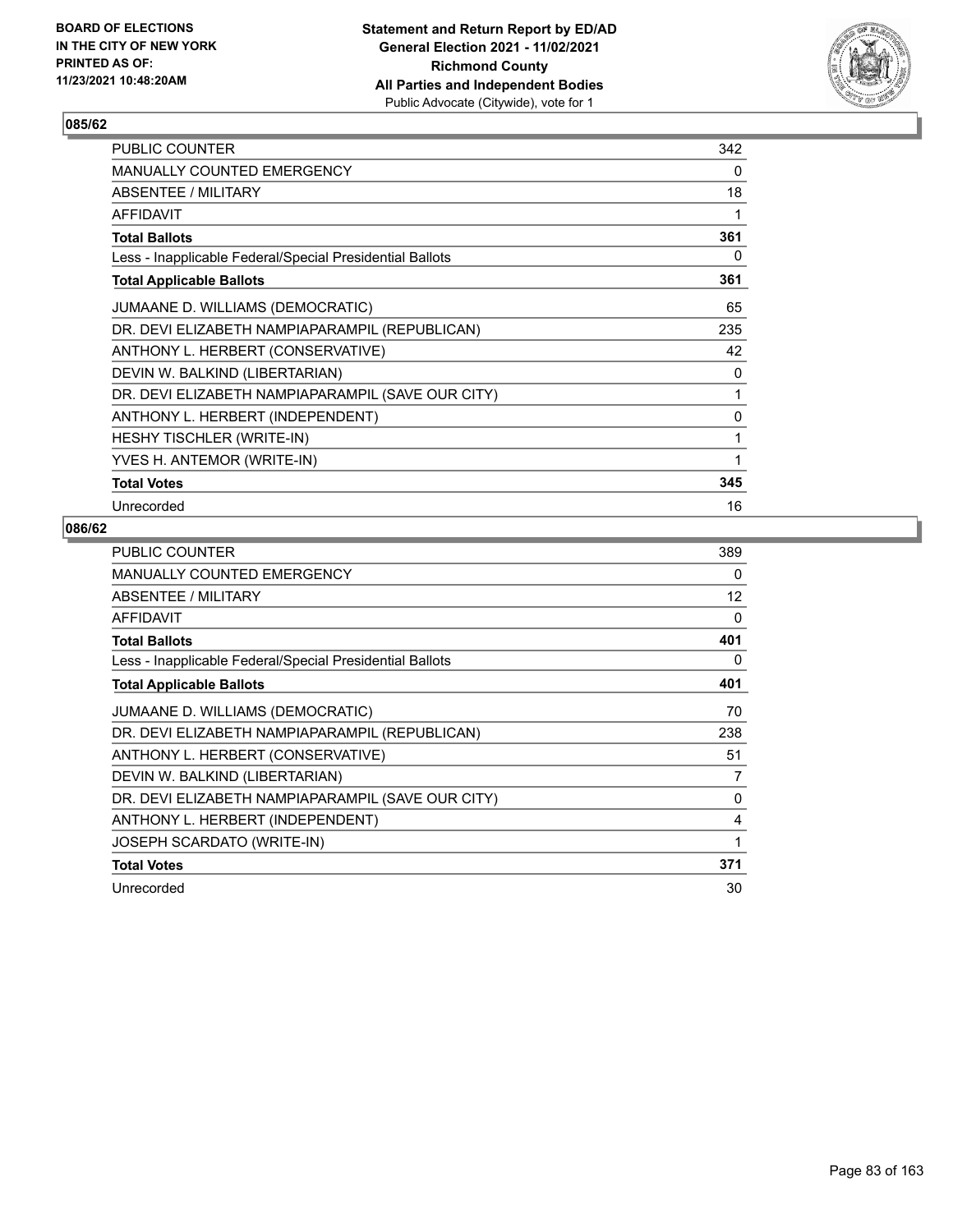## 085/62

| | |
|---|---|
| PUBLIC COUNTER | 342 |
| MANUALLY COUNTED EMERGENCY | 0 |
| ABSENTEE / MILITARY | 18 |
| AFFIDAVIT | 1 |
| **Total Ballots** | **361** |
| Less - Inapplicable Federal/Special Presidential Ballots | 0 |
| **Total Applicable Ballots** | **361** |
| JUMAANE D. WILLIAMS (DEMOCRATIC) | 65 |
| DR. DEVI ELIZABETH NAMPIAPARAMPIL (REPUBLICAN) | 235 |
| ANTHONY L. HERBERT (CONSERVATIVE) | 42 |
| DEVIN W. BALKIND (LIBERTARIAN) | 0 |
| DR. DEVI ELIZABETH NAMPIAPARAMPIL (SAVE OUR CITY) | 1 |
| ANTHONY L. HERBERT (INDEPENDENT) | 0 |
| HESHY TISCHLER (WRITE-IN) | 1 |
| YVES H. ANTEMOR (WRITE-IN) | 1 |
| **Total Votes** | **345** |
| Unrecorded | 16 |

## 086/62

| | |
|---|---|
| PUBLIC COUNTER | 389 |
| MANUALLY COUNTED EMERGENCY | 0 |
| ABSENTEE / MILITARY | 12 |
| AFFIDAVIT | 0 |
| **Total Ballots** | **401** |
| Less - Inapplicable Federal/Special Presidential Ballots | 0 |
| **Total Applicable Ballots** | **401** |
| JUMAANE D. WILLIAMS (DEMOCRATIC) | 70 |
| DR. DEVI ELIZABETH NAMPIAPARAMPIL (REPUBLICAN) | 238 |
| ANTHONY L. HERBERT (CONSERVATIVE) | 51 |
| DEVIN W. BALKIND (LIBERTARIAN) | 7 |
| DR. DEVI ELIZABETH NAMPIAPARAMPIL (SAVE OUR CITY) | 0 |
| ANTHONY L. HERBERT (INDEPENDENT) | 4 |
| JOSEPH SCARDATO (WRITE-IN) | 1 |
| **Total Votes** | **371** |
| Unrecorded | 30 |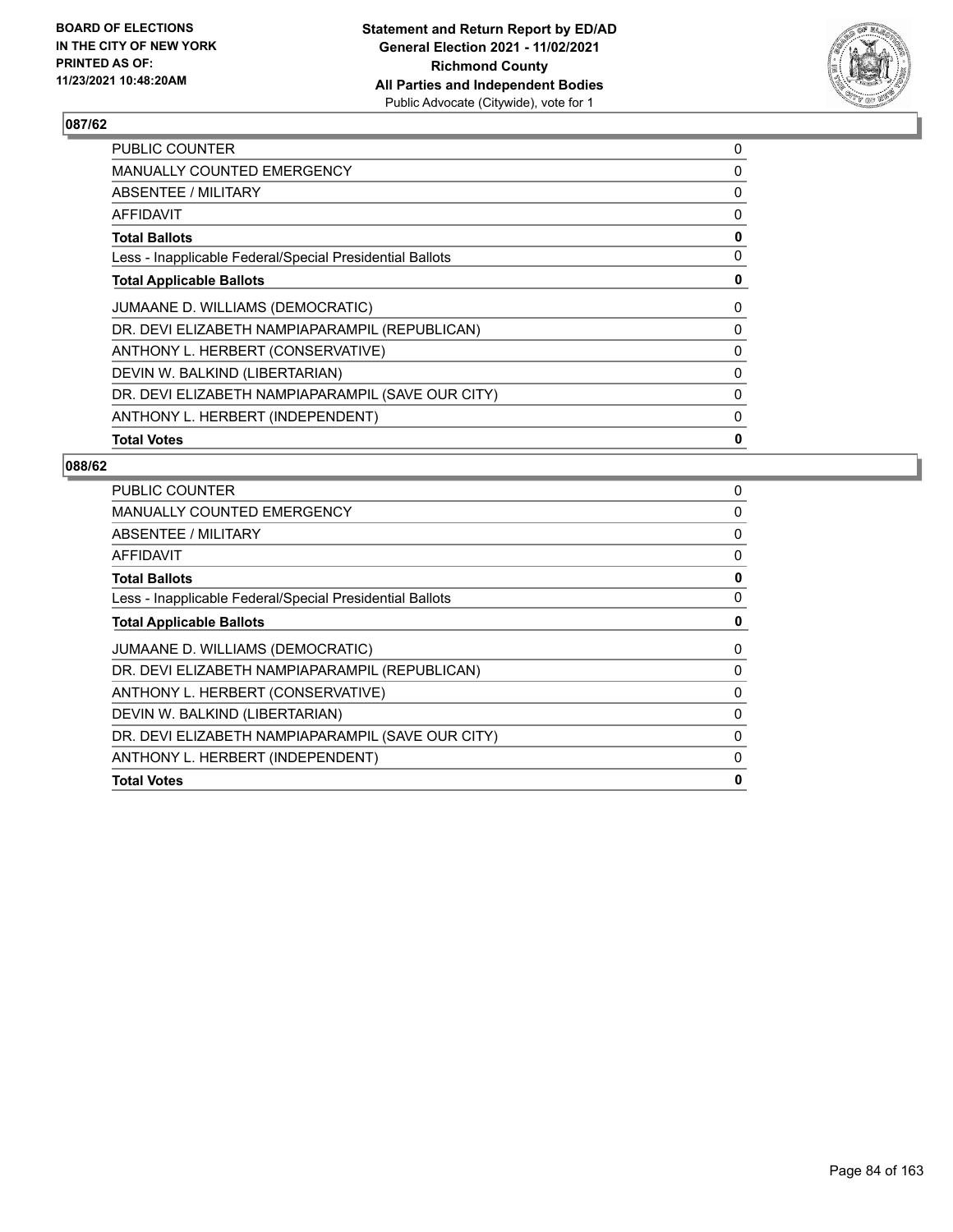**BOARD OF ELECTIONS IN THE CITY OF NEW YORK PRINTED AS OF: 11/23/2021 10:48:20AM**

**Statement and Return Report by ED/AD General Election 2021 - 11/02/2021 Richmond County All Parties and Independent Bodies**
Public Advocate (Citywide), vote for 1

## 087/62

| | |
|---|---|
| PUBLIC COUNTER | 0 |
| MANUALLY COUNTED EMERGENCY | 0 |
| ABSENTEE / MILITARY | 0 |
| AFFIDAVIT | 0 |
| **Total Ballots** | **0** |
| Less - Inapplicable Federal/Special Presidential Ballots | 0 |
| **Total Applicable Ballots** | **0** |
| JUMAANE D. WILLIAMS (DEMOCRATIC) | 0 |
| DR. DEVI ELIZABETH NAMPIAPARAMPIL (REPUBLICAN) | 0 |
| ANTHONY L. HERBERT (CONSERVATIVE) | 0 |
| DEVIN W. BALKIND (LIBERTARIAN) | 0 |
| DR. DEVI ELIZABETH NAMPIAPARAMPIL (SAVE OUR CITY) | 0 |
| ANTHONY L. HERBERT (INDEPENDENT) | 0 |
| **Total Votes** | **0** |

## 088/62

| | |
|---|---|
| PUBLIC COUNTER | 0 |
| MANUALLY COUNTED EMERGENCY | 0 |
| ABSENTEE / MILITARY | 0 |
| AFFIDAVIT | 0 |
| **Total Ballots** | **0** |
| Less - Inapplicable Federal/Special Presidential Ballots | 0 |
| **Total Applicable Ballots** | **0** |
| JUMAANE D. WILLIAMS (DEMOCRATIC) | 0 |
| DR. DEVI ELIZABETH NAMPIAPARAMPIL (REPUBLICAN) | 0 |
| ANTHONY L. HERBERT (CONSERVATIVE) | 0 |
| DEVIN W. BALKIND (LIBERTARIAN) | 0 |
| DR. DEVI ELIZABETH NAMPIAPARAMPIL (SAVE OUR CITY) | 0 |
| ANTHONY L. HERBERT (INDEPENDENT) | 0 |
| **Total Votes** | **0** |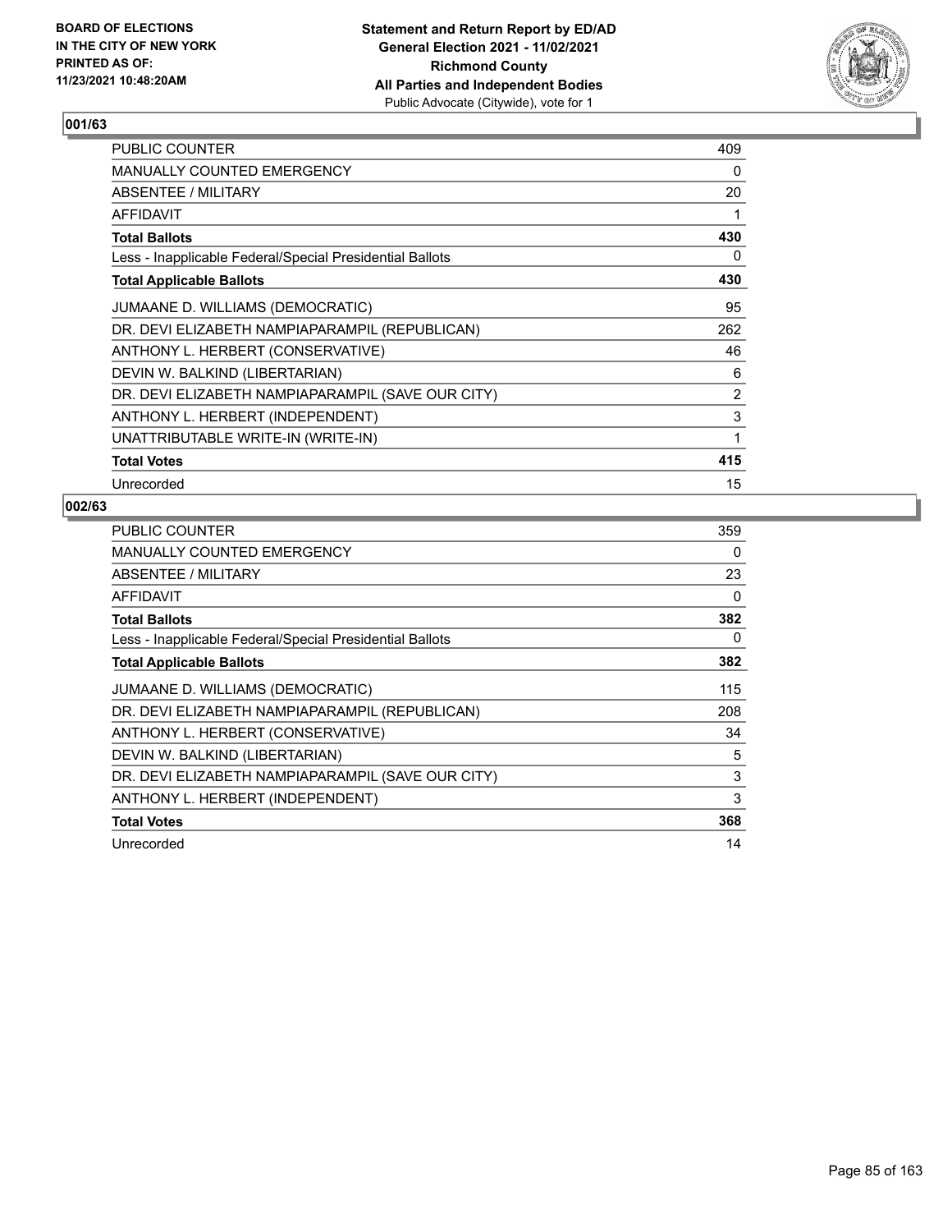**BOARD OF ELECTIONS IN THE CITY OF NEW YORK PRINTED AS OF: 11/23/2021 10:48:20AM**

**Statement and Return Report by ED/AD General Election 2021 - 11/02/2021 Richmond County All Parties and Independent Bodies**
Public Advocate (Citywide), vote for 1

### 001/63

| | |
|---|---|
| PUBLIC COUNTER | 409 |
| MANUALLY COUNTED EMERGENCY | 0 |
| ABSENTEE / MILITARY | 20 |
| AFFIDAVIT | 1 |
| **Total Ballots** | **430** |
| Less - Inapplicable Federal/Special Presidential Ballots | 0 |
| **Total Applicable Ballots** | **430** |
| JUMAANE D. WILLIAMS (DEMOCRATIC) | 95 |
| DR. DEVI ELIZABETH NAMPIAPARAMPIL (REPUBLICAN) | 262 |
| ANTHONY L. HERBERT (CONSERVATIVE) | 46 |
| DEVIN W. BALKIND (LIBERTARIAN) | 6 |
| DR. DEVI ELIZABETH NAMPIAPARAMPIL (SAVE OUR CITY) | 2 |
| ANTHONY L. HERBERT (INDEPENDENT) | 3 |
| UNATTRIBUTABLE WRITE-IN (WRITE-IN) | 1 |
| **Total Votes** | **415** |
| Unrecorded | 15 |

### 002/63

| | |
|---|---|
| PUBLIC COUNTER | 359 |
| MANUALLY COUNTED EMERGENCY | 0 |
| ABSENTEE / MILITARY | 23 |
| AFFIDAVIT | 0 |
| **Total Ballots** | **382** |
| Less - Inapplicable Federal/Special Presidential Ballots | 0 |
| **Total Applicable Ballots** | **382** |
| JUMAANE D. WILLIAMS (DEMOCRATIC) | 115 |
| DR. DEVI ELIZABETH NAMPIAPARAMPIL (REPUBLICAN) | 208 |
| ANTHONY L. HERBERT (CONSERVATIVE) | 34 |
| DEVIN W. BALKIND (LIBERTARIAN) | 5 |
| DR. DEVI ELIZABETH NAMPIAPARAMPIL (SAVE OUR CITY) | 3 |
| ANTHONY L. HERBERT (INDEPENDENT) | 3 |
| **Total Votes** | **368** |
| Unrecorded | 14 |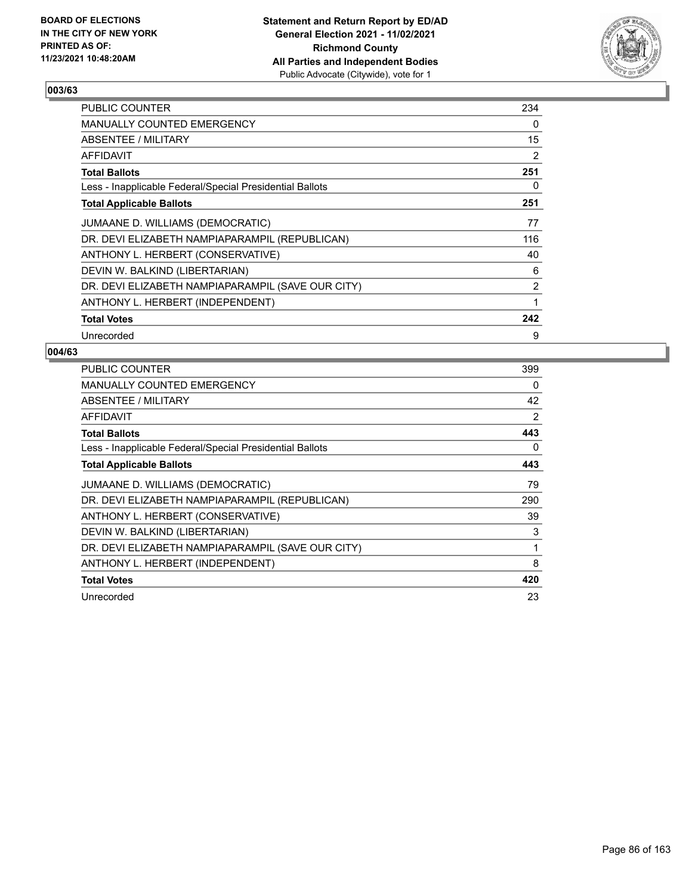BOARD OF ELECTIONS
IN THE CITY OF NEW YORK
PRINTED AS OF:
11/23/2021 10:48:20AM

**Statement and Return Report by ED/AD**
**General Election 2021 - 11/02/2021**
**Richmond County**
**All Parties and Independent Bodies**
Public Advocate (Citywide), vote for 1

## 003/63

| | |
|---|---|
| PUBLIC COUNTER | 234 |
| MANUALLY COUNTED EMERGENCY | 0 |
| ABSENTEE / MILITARY | 15 |
| AFFIDAVIT | 2 |
| **Total Ballots** | **251** |
| Less - Inapplicable Federal/Special Presidential Ballots | 0 |
| **Total Applicable Ballots** | **251** |
| JUMAANE D. WILLIAMS (DEMOCRATIC) | 77 |
| DR. DEVI ELIZABETH NAMPIAPARAMPIL (REPUBLICAN) | 116 |
| ANTHONY L. HERBERT (CONSERVATIVE) | 40 |
| DEVIN W. BALKIND (LIBERTARIAN) | 6 |
| DR. DEVI ELIZABETH NAMPIAPARAMPIL (SAVE OUR CITY) | 2 |
| ANTHONY L. HERBERT (INDEPENDENT) | 1 |
| **Total Votes** | **242** |
| Unrecorded | 9 |

## 004/63

| | |
|---|---|
| PUBLIC COUNTER | 399 |
| MANUALLY COUNTED EMERGENCY | 0 |
| ABSENTEE / MILITARY | 42 |
| AFFIDAVIT | 2 |
| **Total Ballots** | **443** |
| Less - Inapplicable Federal/Special Presidential Ballots | 0 |
| **Total Applicable Ballots** | **443** |
| JUMAANE D. WILLIAMS (DEMOCRATIC) | 79 |
| DR. DEVI ELIZABETH NAMPIAPARAMPIL (REPUBLICAN) | 290 |
| ANTHONY L. HERBERT (CONSERVATIVE) | 39 |
| DEVIN W. BALKIND (LIBERTARIAN) | 3 |
| DR. DEVI ELIZABETH NAMPIAPARAMPIL (SAVE OUR CITY) | 1 |
| ANTHONY L. HERBERT (INDEPENDENT) | 8 |
| **Total Votes** | **420** |
| Unrecorded | 23 |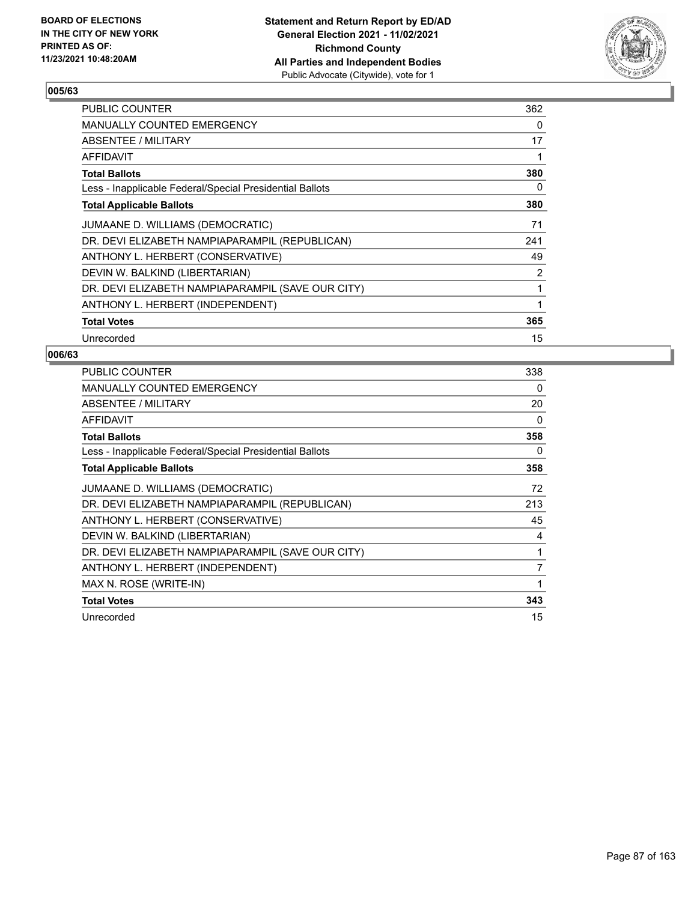**BOARD OF ELECTIONS IN THE CITY OF NEW YORK PRINTED AS OF: 11/23/2021 10:48:20AM**

**Statement and Return Report by ED/AD**
**General Election 2021 - 11/02/2021**
**Richmond County**
**All Parties and Independent Bodies**
Public Advocate (Citywide), vote for 1

### 005/63

| | |
|---|---|
| PUBLIC COUNTER | 362 |
| MANUALLY COUNTED EMERGENCY | 0 |
| ABSENTEE / MILITARY | 17 |
| AFFIDAVIT | 1 |
| **Total Ballots** | **380** |
| Less - Inapplicable Federal/Special Presidential Ballots | 0 |
| **Total Applicable Ballots** | **380** |
| JUMAANE D. WILLIAMS (DEMOCRATIC) | 71 |
| DR. DEVI ELIZABETH NAMPIAPARAMPIL (REPUBLICAN) | 241 |
| ANTHONY L. HERBERT (CONSERVATIVE) | 49 |
| DEVIN W. BALKIND (LIBERTARIAN) | 2 |
| DR. DEVI ELIZABETH NAMPIAPARAMPIL (SAVE OUR CITY) | 1 |
| ANTHONY L. HERBERT (INDEPENDENT) | 1 |
| **Total Votes** | **365** |
| Unrecorded | 15 |

### 006/63

| | |
|---|---|
| PUBLIC COUNTER | 338 |
| MANUALLY COUNTED EMERGENCY | 0 |
| ABSENTEE / MILITARY | 20 |
| AFFIDAVIT | 0 |
| **Total Ballots** | **358** |
| Less - Inapplicable Federal/Special Presidential Ballots | 0 |
| **Total Applicable Ballots** | **358** |
| JUMAANE D. WILLIAMS (DEMOCRATIC) | 72 |
| DR. DEVI ELIZABETH NAMPIAPARAMPIL (REPUBLICAN) | 213 |
| ANTHONY L. HERBERT (CONSERVATIVE) | 45 |
| DEVIN W. BALKIND (LIBERTARIAN) | 4 |
| DR. DEVI ELIZABETH NAMPIAPARAMPIL (SAVE OUR CITY) | 1 |
| ANTHONY L. HERBERT (INDEPENDENT) | 7 |
| MAX N. ROSE (WRITE-IN) | 1 |
| **Total Votes** | **343** |
| Unrecorded | 15 |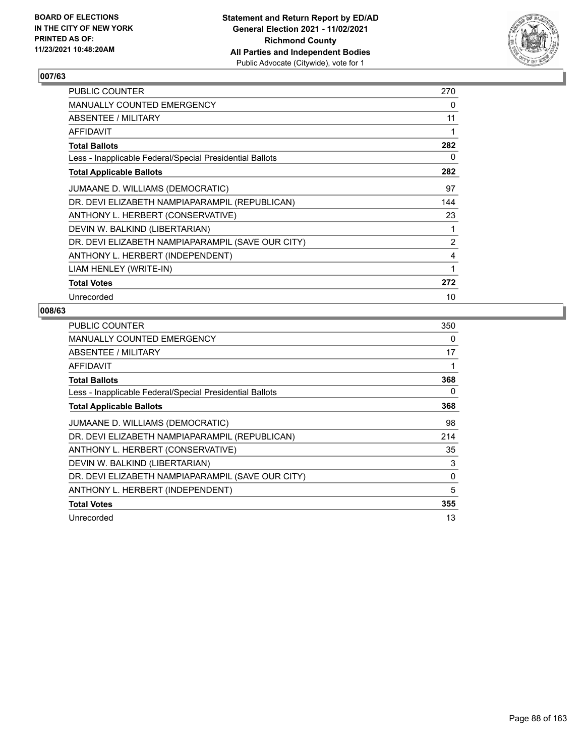BOARD OF ELECTIONS
IN THE CITY OF NEW YORK
PRINTED AS OF:
11/23/2021 10:48:20AM

**Statement and Return Report by ED/AD**
**General Election 2021 - 11/02/2021**
**Richmond County**
**All Parties and Independent Bodies**
Public Advocate (Citywide), vote for 1

## 007/63

| | |
|---|---|
| PUBLIC COUNTER | 270 |
| MANUALLY COUNTED EMERGENCY | 0 |
| ABSENTEE / MILITARY | 11 |
| AFFIDAVIT | 1 |
| **Total Ballots** | **282** |
| Less - Inapplicable Federal/Special Presidential Ballots | 0 |
| **Total Applicable Ballots** | **282** |
| JUMAANE D. WILLIAMS (DEMOCRATIC) | 97 |
| DR. DEVI ELIZABETH NAMPIAPARAMPIL (REPUBLICAN) | 144 |
| ANTHONY L. HERBERT (CONSERVATIVE) | 23 |
| DEVIN W. BALKIND (LIBERTARIAN) | 1 |
| DR. DEVI ELIZABETH NAMPIAPARAMPIL (SAVE OUR CITY) | 2 |
| ANTHONY L. HERBERT (INDEPENDENT) | 4 |
| LIAM HENLEY (WRITE-IN) | 1 |
| **Total Votes** | **272** |
| Unrecorded | 10 |

## 008/63

| | |
|---|---|
| PUBLIC COUNTER | 350 |
| MANUALLY COUNTED EMERGENCY | 0 |
| ABSENTEE / MILITARY | 17 |
| AFFIDAVIT | 1 |
| **Total Ballots** | **368** |
| Less - Inapplicable Federal/Special Presidential Ballots | 0 |
| **Total Applicable Ballots** | **368** |
| JUMAANE D. WILLIAMS (DEMOCRATIC) | 98 |
| DR. DEVI ELIZABETH NAMPIAPARAMPIL (REPUBLICAN) | 214 |
| ANTHONY L. HERBERT (CONSERVATIVE) | 35 |
| DEVIN W. BALKIND (LIBERTARIAN) | 3 |
| DR. DEVI ELIZABETH NAMPIAPARAMPIL (SAVE OUR CITY) | 0 |
| ANTHONY L. HERBERT (INDEPENDENT) | 5 |
| **Total Votes** | **355** |
| Unrecorded | 13 |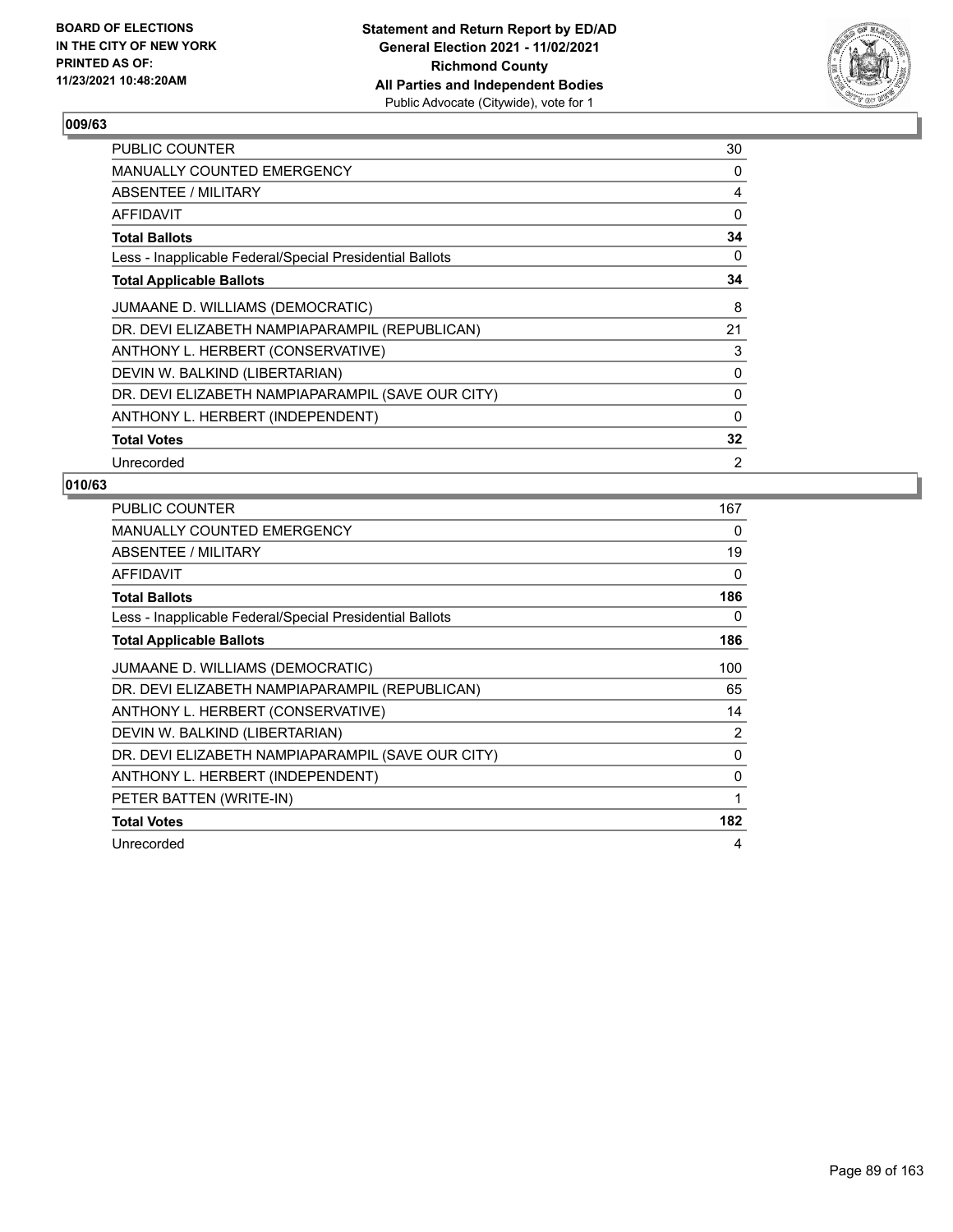**Statement and Return Report by ED/AD**
**General Election 2021 - 11/02/2021**
**Richmond County**
**All Parties and Independent Bodies**
Public Advocate (Citywide), vote for 1

BOARD OF ELECTIONS
IN THE CITY OF NEW YORK
PRINTED AS OF:
11/23/2021 10:48:20AM

## 009/63

| | |
|---|---|
| PUBLIC COUNTER | 30 |
| MANUALLY COUNTED EMERGENCY | 0 |
| ABSENTEE / MILITARY | 4 |
| AFFIDAVIT | 0 |
| **Total Ballots** | **34** |
| Less - Inapplicable Federal/Special Presidential Ballots | 0 |
| **Total Applicable Ballots** | **34** |
| JUMAANE D. WILLIAMS (DEMOCRATIC) | 8 |
| DR. DEVI ELIZABETH NAMPIAPARAMPIL (REPUBLICAN) | 21 |
| ANTHONY L. HERBERT (CONSERVATIVE) | 3 |
| DEVIN W. BALKIND (LIBERTARIAN) | 0 |
| DR. DEVI ELIZABETH NAMPIAPARAMPIL (SAVE OUR CITY) | 0 |
| ANTHONY L. HERBERT (INDEPENDENT) | 0 |
| **Total Votes** | **32** |
| Unrecorded | 2 |

## 010/63

| | |
|---|---|
| PUBLIC COUNTER | 167 |
| MANUALLY COUNTED EMERGENCY | 0 |
| ABSENTEE / MILITARY | 19 |
| AFFIDAVIT | 0 |
| **Total Ballots** | **186** |
| Less - Inapplicable Federal/Special Presidential Ballots | 0 |
| **Total Applicable Ballots** | **186** |
| JUMAANE D. WILLIAMS (DEMOCRATIC) | 100 |
| DR. DEVI ELIZABETH NAMPIAPARAMPIL (REPUBLICAN) | 65 |
| ANTHONY L. HERBERT (CONSERVATIVE) | 14 |
| DEVIN W. BALKIND (LIBERTARIAN) | 2 |
| DR. DEVI ELIZABETH NAMPIAPARAMPIL (SAVE OUR CITY) | 0 |
| ANTHONY L. HERBERT (INDEPENDENT) | 0 |
| PETER BATTEN (WRITE-IN) | 1 |
| **Total Votes** | **182** |
| Unrecorded | 4 |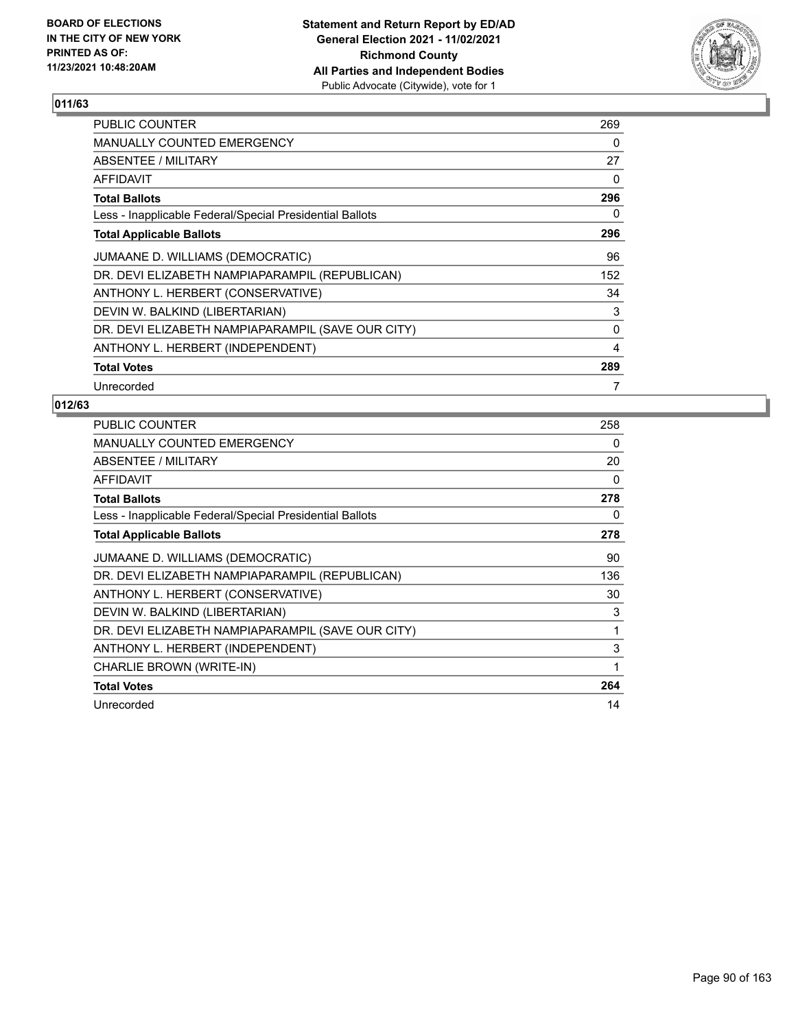**BOARD OF ELECTIONS IN THE CITY OF NEW YORK PRINTED AS OF: 11/23/2021 10:48:20AM**

**Statement and Return Report by ED/AD General Election 2021 - 11/02/2021 Richmond County All Parties and Independent Bodies**
Public Advocate (Citywide), vote for 1

## 011/63

| | |
|---|---|
| PUBLIC COUNTER | 269 |
| MANUALLY COUNTED EMERGENCY | 0 |
| ABSENTEE / MILITARY | 27 |
| AFFIDAVIT | 0 |
| **Total Ballots** | **296** |
| Less - Inapplicable Federal/Special Presidential Ballots | 0 |
| **Total Applicable Ballots** | **296** |
| JUMAANE D. WILLIAMS (DEMOCRATIC) | 96 |
| DR. DEVI ELIZABETH NAMPIAPARAMPIL (REPUBLICAN) | 152 |
| ANTHONY L. HERBERT (CONSERVATIVE) | 34 |
| DEVIN W. BALKIND (LIBERTARIAN) | 3 |
| DR. DEVI ELIZABETH NAMPIAPARAMPIL (SAVE OUR CITY) | 0 |
| ANTHONY L. HERBERT (INDEPENDENT) | 4 |
| **Total Votes** | **289** |
| Unrecorded | 7 |

## 012/63

| | |
|---|---|
| PUBLIC COUNTER | 258 |
| MANUALLY COUNTED EMERGENCY | 0 |
| ABSENTEE / MILITARY | 20 |
| AFFIDAVIT | 0 |
| **Total Ballots** | **278** |
| Less - Inapplicable Federal/Special Presidential Ballots | 0 |
| **Total Applicable Ballots** | **278** |
| JUMAANE D. WILLIAMS (DEMOCRATIC) | 90 |
| DR. DEVI ELIZABETH NAMPIAPARAMPIL (REPUBLICAN) | 136 |
| ANTHONY L. HERBERT (CONSERVATIVE) | 30 |
| DEVIN W. BALKIND (LIBERTARIAN) | 3 |
| DR. DEVI ELIZABETH NAMPIAPARAMPIL (SAVE OUR CITY) | 1 |
| ANTHONY L. HERBERT (INDEPENDENT) | 3 |
| CHARLIE BROWN (WRITE-IN) | 1 |
| **Total Votes** | **264** |
| Unrecorded | 14 |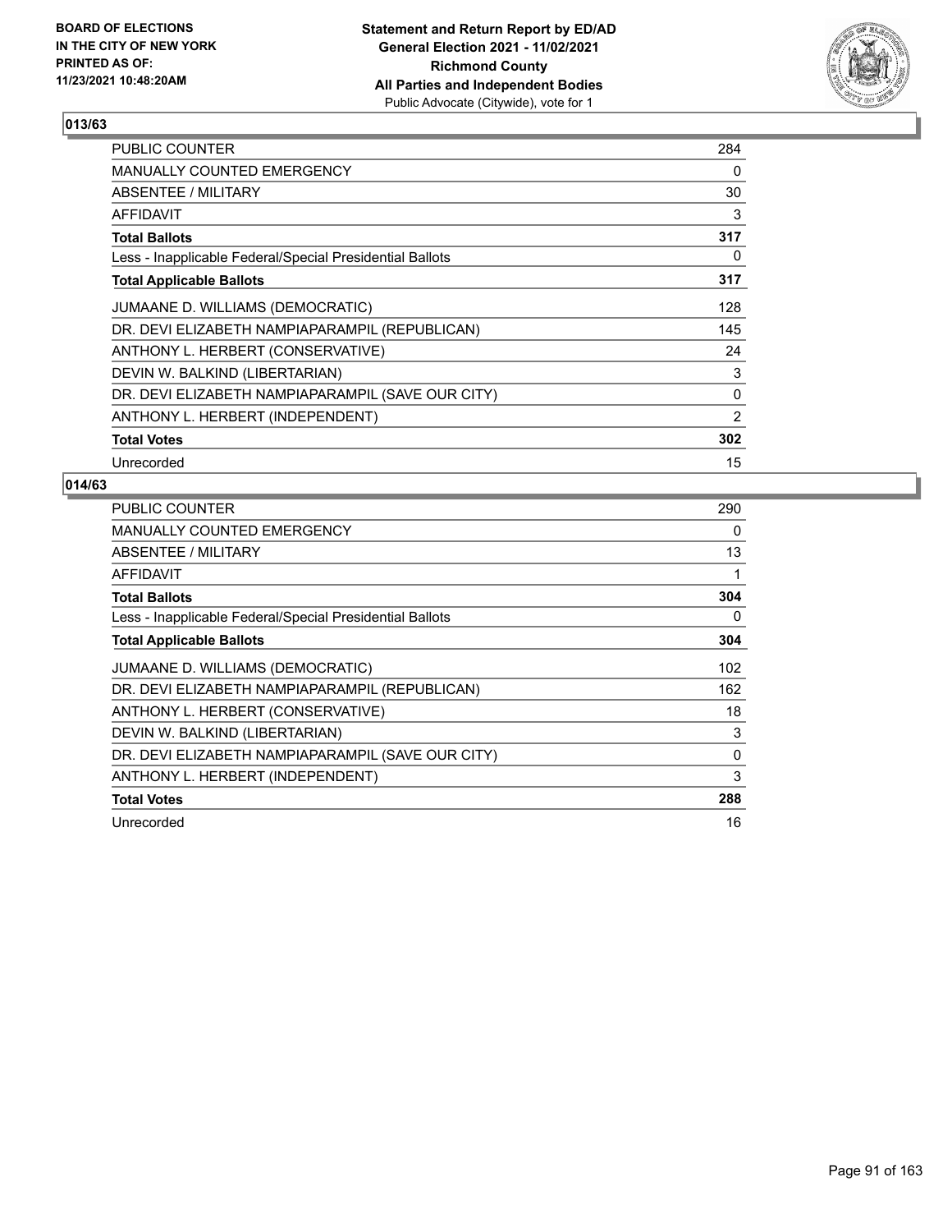BOARD OF ELECTIONS
IN THE CITY OF NEW YORK
PRINTED AS OF:
11/23/2021 10:48:20AM

**Statement and Return Report by ED/AD**
**General Election 2021 - 11/02/2021**
**Richmond County**
**All Parties and Independent Bodies**
Public Advocate (Citywide), vote for 1

## 013/63

| | |
|---|---|
| PUBLIC COUNTER | 284 |
| MANUALLY COUNTED EMERGENCY | 0 |
| ABSENTEE / MILITARY | 30 |
| AFFIDAVIT | 3 |
| **Total Ballots** | **317** |
| Less - Inapplicable Federal/Special Presidential Ballots | 0 |
| **Total Applicable Ballots** | **317** |
| JUMAANE D. WILLIAMS (DEMOCRATIC) | 128 |
| DR. DEVI ELIZABETH NAMPIAPARAMPIL (REPUBLICAN) | 145 |
| ANTHONY L. HERBERT (CONSERVATIVE) | 24 |
| DEVIN W. BALKIND (LIBERTARIAN) | 3 |
| DR. DEVI ELIZABETH NAMPIAPARAMPIL (SAVE OUR CITY) | 0 |
| ANTHONY L. HERBERT (INDEPENDENT) | 2 |
| **Total Votes** | **302** |
| Unrecorded | 15 |

## 014/63

| | |
|---|---|
| PUBLIC COUNTER | 290 |
| MANUALLY COUNTED EMERGENCY | 0 |
| ABSENTEE / MILITARY | 13 |
| AFFIDAVIT | 1 |
| **Total Ballots** | **304** |
| Less - Inapplicable Federal/Special Presidential Ballots | 0 |
| **Total Applicable Ballots** | **304** |
| JUMAANE D. WILLIAMS (DEMOCRATIC) | 102 |
| DR. DEVI ELIZABETH NAMPIAPARAMPIL (REPUBLICAN) | 162 |
| ANTHONY L. HERBERT (CONSERVATIVE) | 18 |
| DEVIN W. BALKIND (LIBERTARIAN) | 3 |
| DR. DEVI ELIZABETH NAMPIAPARAMPIL (SAVE OUR CITY) | 0 |
| ANTHONY L. HERBERT (INDEPENDENT) | 3 |
| **Total Votes** | **288** |
| Unrecorded | 16 |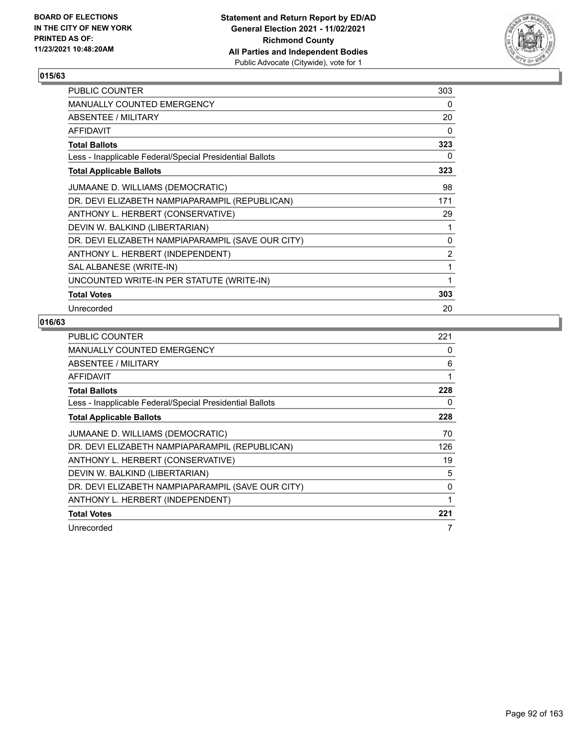**Statement and Return Report by ED/AD**
**General Election 2021 - 11/02/2021**
**Richmond County**
**All Parties and Independent Bodies**
Public Advocate (Citywide), vote for 1

BOARD OF ELECTIONS IN THE CITY OF NEW YORK PRINTED AS OF: 11/23/2021 10:48:20AM

## 015/63

| | |
|---|---|
| PUBLIC COUNTER | 303 |
| MANUALLY COUNTED EMERGENCY | 0 |
| ABSENTEE / MILITARY | 20 |
| AFFIDAVIT | 0 |
| **Total Ballots** | **323** |
| Less - Inapplicable Federal/Special Presidential Ballots | 0 |
| **Total Applicable Ballots** | **323** |
| JUMAANE D. WILLIAMS (DEMOCRATIC) | 98 |
| DR. DEVI ELIZABETH NAMPIAPARAMPIL (REPUBLICAN) | 171 |
| ANTHONY L. HERBERT (CONSERVATIVE) | 29 |
| DEVIN W. BALKIND (LIBERTARIAN) | 1 |
| DR. DEVI ELIZABETH NAMPIAPARAMPIL (SAVE OUR CITY) | 0 |
| ANTHONY L. HERBERT (INDEPENDENT) | 2 |
| SAL ALBANESE (WRITE-IN) | 1 |
| UNCOUNTED WRITE-IN PER STATUTE (WRITE-IN) | 1 |
| **Total Votes** | **303** |
| Unrecorded | 20 |

## 016/63

| | |
|---|---|
| PUBLIC COUNTER | 221 |
| MANUALLY COUNTED EMERGENCY | 0 |
| ABSENTEE / MILITARY | 6 |
| AFFIDAVIT | 1 |
| **Total Ballots** | **228** |
| Less - Inapplicable Federal/Special Presidential Ballots | 0 |
| **Total Applicable Ballots** | **228** |
| JUMAANE D. WILLIAMS (DEMOCRATIC) | 70 |
| DR. DEVI ELIZABETH NAMPIAPARAMPIL (REPUBLICAN) | 126 |
| ANTHONY L. HERBERT (CONSERVATIVE) | 19 |
| DEVIN W. BALKIND (LIBERTARIAN) | 5 |
| DR. DEVI ELIZABETH NAMPIAPARAMPIL (SAVE OUR CITY) | 0 |
| ANTHONY L. HERBERT (INDEPENDENT) | 1 |
| **Total Votes** | **221** |
| Unrecorded | 7 |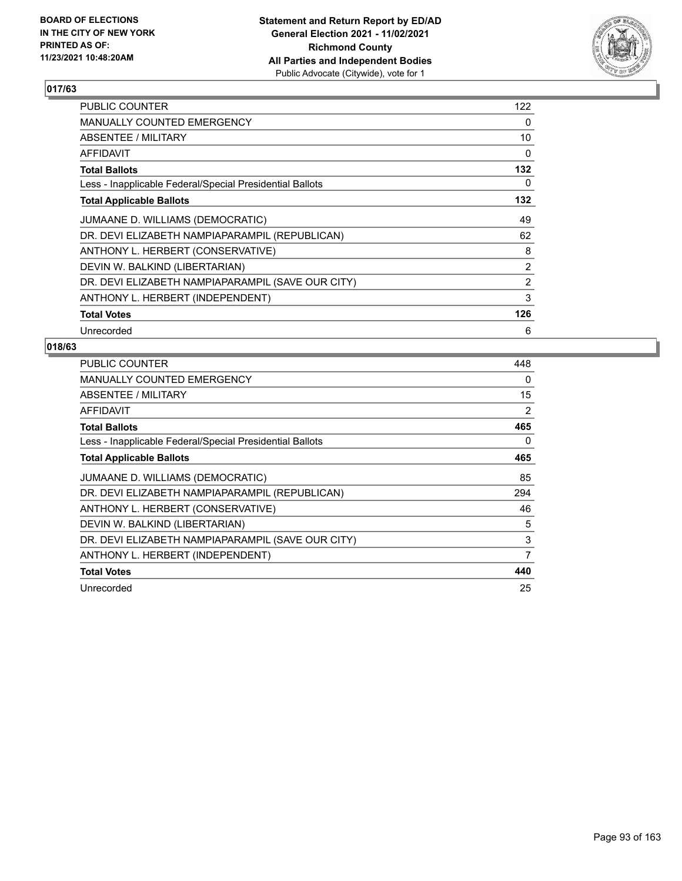BOARD OF ELECTIONS
IN THE CITY OF NEW YORK
PRINTED AS OF:
11/23/2021 10:48:20AM

**Statement and Return Report by ED/AD**
**General Election 2021 - 11/02/2021**
**Richmond County**
**All Parties and Independent Bodies**
Public Advocate (Citywide), vote for 1

## 017/63

| | |
|---|---|
| PUBLIC COUNTER | 122 |
| MANUALLY COUNTED EMERGENCY | 0 |
| ABSENTEE / MILITARY | 10 |
| AFFIDAVIT | 0 |
| **Total Ballots** | **132** |
| Less - Inapplicable Federal/Special Presidential Ballots | 0 |
| **Total Applicable Ballots** | **132** |
| JUMAANE D. WILLIAMS (DEMOCRATIC) | 49 |
| DR. DEVI ELIZABETH NAMPIAPARAMPIL (REPUBLICAN) | 62 |
| ANTHONY L. HERBERT (CONSERVATIVE) | 8 |
| DEVIN W. BALKIND (LIBERTARIAN) | 2 |
| DR. DEVI ELIZABETH NAMPIAPARAMPIL (SAVE OUR CITY) | 2 |
| ANTHONY L. HERBERT (INDEPENDENT) | 3 |
| **Total Votes** | **126** |
| Unrecorded | 6 |

## 018/63

| | |
|---|---|
| PUBLIC COUNTER | 448 |
| MANUALLY COUNTED EMERGENCY | 0 |
| ABSENTEE / MILITARY | 15 |
| AFFIDAVIT | 2 |
| **Total Ballots** | **465** |
| Less - Inapplicable Federal/Special Presidential Ballots | 0 |
| **Total Applicable Ballots** | **465** |
| JUMAANE D. WILLIAMS (DEMOCRATIC) | 85 |
| DR. DEVI ELIZABETH NAMPIAPARAMPIL (REPUBLICAN) | 294 |
| ANTHONY L. HERBERT (CONSERVATIVE) | 46 |
| DEVIN W. BALKIND (LIBERTARIAN) | 5 |
| DR. DEVI ELIZABETH NAMPIAPARAMPIL (SAVE OUR CITY) | 3 |
| ANTHONY L. HERBERT (INDEPENDENT) | 7 |
| **Total Votes** | **440** |
| Unrecorded | 25 |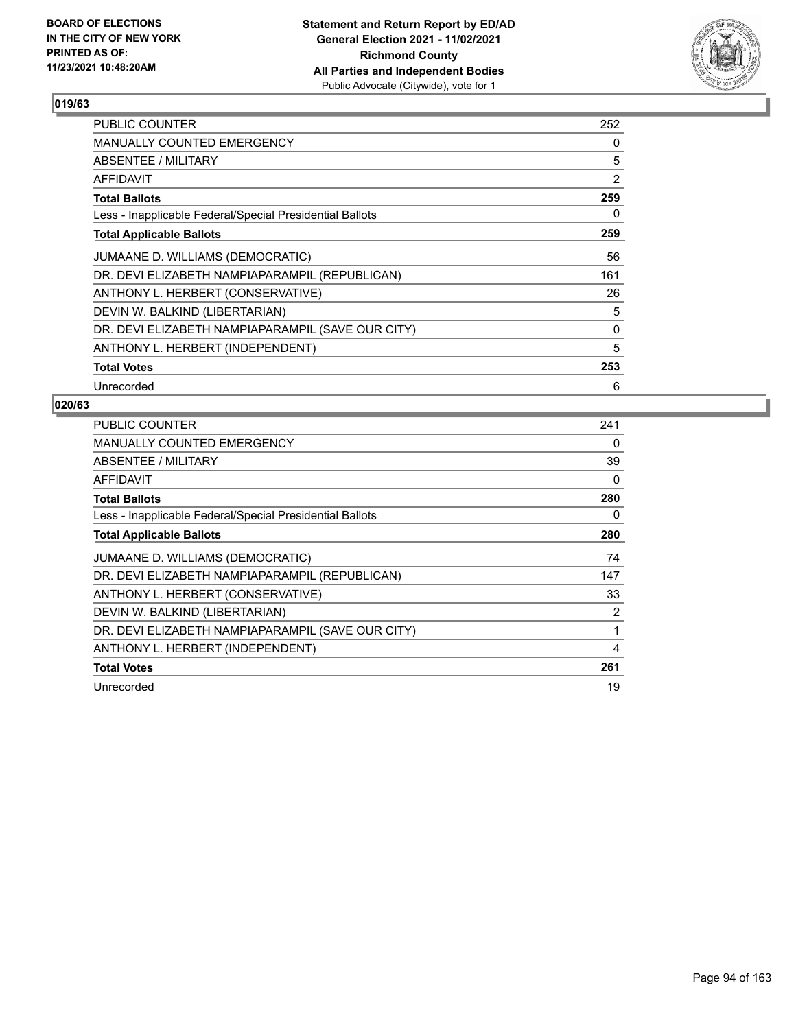BOARD OF ELECTIONS
IN THE CITY OF NEW YORK
PRINTED AS OF:
11/23/2021 10:48:20AM

**Statement and Return Report by ED/AD**
**General Election 2021 - 11/02/2021**
**Richmond County**
**All Parties and Independent Bodies**
Public Advocate (Citywide), vote for 1

## 019/63

| | |
|---|---|
| PUBLIC COUNTER | 252 |
| MANUALLY COUNTED EMERGENCY | 0 |
| ABSENTEE / MILITARY | 5 |
| AFFIDAVIT | 2 |
| **Total Ballots** | **259** |
| Less - Inapplicable Federal/Special Presidential Ballots | 0 |
| **Total Applicable Ballots** | **259** |
| JUMAANE D. WILLIAMS (DEMOCRATIC) | 56 |
| DR. DEVI ELIZABETH NAMPIAPARAMPIL (REPUBLICAN) | 161 |
| ANTHONY L. HERBERT (CONSERVATIVE) | 26 |
| DEVIN W. BALKIND (LIBERTARIAN) | 5 |
| DR. DEVI ELIZABETH NAMPIAPARAMPIL (SAVE OUR CITY) | 0 |
| ANTHONY L. HERBERT (INDEPENDENT) | 5 |
| **Total Votes** | **253** |
| Unrecorded | 6 |

## 020/63

| | |
|---|---|
| PUBLIC COUNTER | 241 |
| MANUALLY COUNTED EMERGENCY | 0 |
| ABSENTEE / MILITARY | 39 |
| AFFIDAVIT | 0 |
| **Total Ballots** | **280** |
| Less - Inapplicable Federal/Special Presidential Ballots | 0 |
| **Total Applicable Ballots** | **280** |
| JUMAANE D. WILLIAMS (DEMOCRATIC) | 74 |
| DR. DEVI ELIZABETH NAMPIAPARAMPIL (REPUBLICAN) | 147 |
| ANTHONY L. HERBERT (CONSERVATIVE) | 33 |
| DEVIN W. BALKIND (LIBERTARIAN) | 2 |
| DR. DEVI ELIZABETH NAMPIAPARAMPIL (SAVE OUR CITY) | 1 |
| ANTHONY L. HERBERT (INDEPENDENT) | 4 |
| **Total Votes** | **261** |
| Unrecorded | 19 |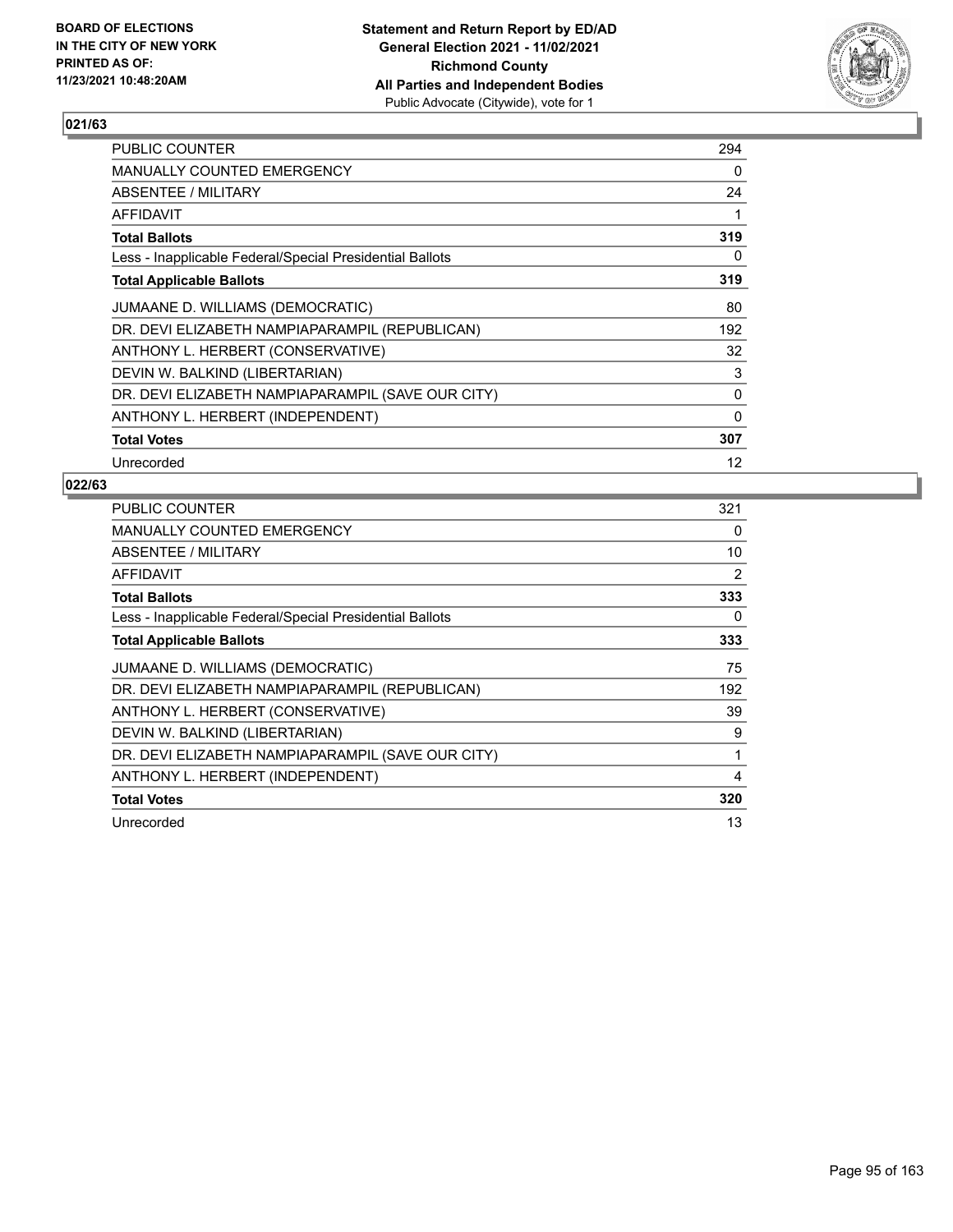## 021/63

| | |
|---|---|
| PUBLIC COUNTER | 294 |
| MANUALLY COUNTED EMERGENCY | 0 |
| ABSENTEE / MILITARY | 24 |
| AFFIDAVIT | 1 |
| **Total Ballots** | **319** |
| Less - Inapplicable Federal/Special Presidential Ballots | 0 |
| **Total Applicable Ballots** | **319** |
| JUMAANE D. WILLIAMS (DEMOCRATIC) | 80 |
| DR. DEVI ELIZABETH NAMPIAPARAMPIL (REPUBLICAN) | 192 |
| ANTHONY L. HERBERT (CONSERVATIVE) | 32 |
| DEVIN W. BALKIND (LIBERTARIAN) | 3 |
| DR. DEVI ELIZABETH NAMPIAPARAMPIL (SAVE OUR CITY) | 0 |
| ANTHONY L. HERBERT (INDEPENDENT) | 0 |
| **Total Votes** | **307** |
| Unrecorded | 12 |

## 022/63

| | |
|---|---|
| PUBLIC COUNTER | 321 |
| MANUALLY COUNTED EMERGENCY | 0 |
| ABSENTEE / MILITARY | 10 |
| AFFIDAVIT | 2 |
| **Total Ballots** | **333** |
| Less - Inapplicable Federal/Special Presidential Ballots | 0 |
| **Total Applicable Ballots** | **333** |
| JUMAANE D. WILLIAMS (DEMOCRATIC) | 75 |
| DR. DEVI ELIZABETH NAMPIAPARAMPIL (REPUBLICAN) | 192 |
| ANTHONY L. HERBERT (CONSERVATIVE) | 39 |
| DEVIN W. BALKIND (LIBERTARIAN) | 9 |
| DR. DEVI ELIZABETH NAMPIAPARAMPIL (SAVE OUR CITY) | 1 |
| ANTHONY L. HERBERT (INDEPENDENT) | 4 |
| **Total Votes** | **320** |
| Unrecorded | 13 |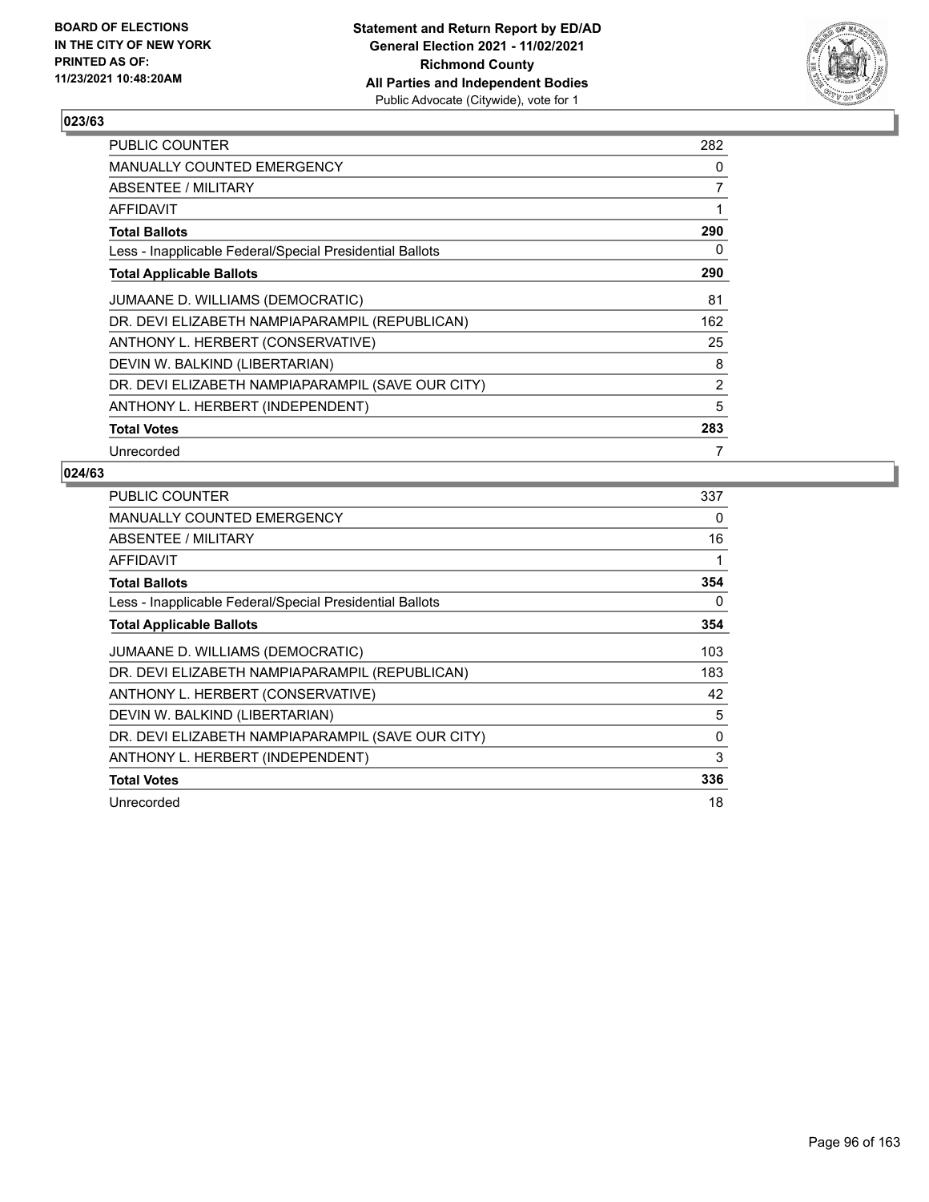BOARD OF ELECTIONS
IN THE CITY OF NEW YORK
PRINTED AS OF:
11/23/2021 10:48:20AM

**Statement and Return Report by ED/AD**
**General Election 2021 - 11/02/2021**
**Richmond County**
**All Parties and Independent Bodies**
Public Advocate (Citywide), vote for 1

### 023/63

| | |
|---|---|
| PUBLIC COUNTER | 282 |
| MANUALLY COUNTED EMERGENCY | 0 |
| ABSENTEE / MILITARY | 7 |
| AFFIDAVIT | 1 |
| **Total Ballots** | **290** |
| Less - Inapplicable Federal/Special Presidential Ballots | 0 |
| **Total Applicable Ballots** | **290** |
| JUMAANE D. WILLIAMS (DEMOCRATIC) | 81 |
| DR. DEVI ELIZABETH NAMPIAPARAMPIL (REPUBLICAN) | 162 |
| ANTHONY L. HERBERT (CONSERVATIVE) | 25 |
| DEVIN W. BALKIND (LIBERTARIAN) | 8 |
| DR. DEVI ELIZABETH NAMPIAPARAMPIL (SAVE OUR CITY) | 2 |
| ANTHONY L. HERBERT (INDEPENDENT) | 5 |
| **Total Votes** | **283** |
| Unrecorded | 7 |

### 024/63

| | |
|---|---|
| PUBLIC COUNTER | 337 |
| MANUALLY COUNTED EMERGENCY | 0 |
| ABSENTEE / MILITARY | 16 |
| AFFIDAVIT | 1 |
| **Total Ballots** | **354** |
| Less - Inapplicable Federal/Special Presidential Ballots | 0 |
| **Total Applicable Ballots** | **354** |
| JUMAANE D. WILLIAMS (DEMOCRATIC) | 103 |
| DR. DEVI ELIZABETH NAMPIAPARAMPIL (REPUBLICAN) | 183 |
| ANTHONY L. HERBERT (CONSERVATIVE) | 42 |
| DEVIN W. BALKIND (LIBERTARIAN) | 5 |
| DR. DEVI ELIZABETH NAMPIAPARAMPIL (SAVE OUR CITY) | 0 |
| ANTHONY L. HERBERT (INDEPENDENT) | 3 |
| **Total Votes** | **336** |
| Unrecorded | 18 |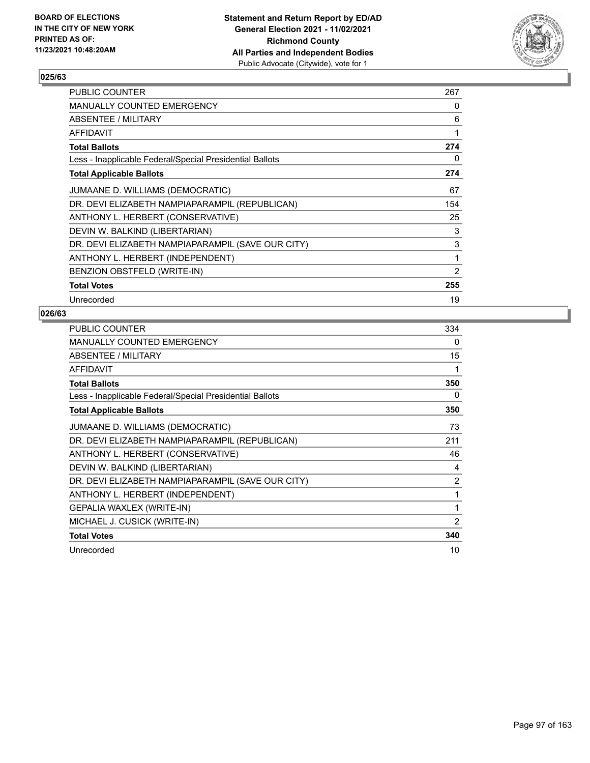**BOARD OF ELECTIONS IN THE CITY OF NEW YORK PRINTED AS OF: 11/23/2021 10:48:20AM**

**Statement and Return Report by ED/AD General Election 2021 - 11/02/2021 Richmond County All Parties and Independent Bodies**
Public Advocate (Citywide), vote for 1

## 025/63

| | |
|---|---|
| PUBLIC COUNTER | 267 |
| MANUALLY COUNTED EMERGENCY | 0 |
| ABSENTEE / MILITARY | 6 |
| AFFIDAVIT | 1 |
| **Total Ballots** | **274** |
| Less - Inapplicable Federal/Special Presidential Ballots | 0 |
| **Total Applicable Ballots** | **274** |
| JUMAANE D. WILLIAMS (DEMOCRATIC) | 67 |
| DR. DEVI ELIZABETH NAMPIAPARAMPIL (REPUBLICAN) | 154 |
| ANTHONY L. HERBERT (CONSERVATIVE) | 25 |
| DEVIN W. BALKIND (LIBERTARIAN) | 3 |
| DR. DEVI ELIZABETH NAMPIAPARAMPIL (SAVE OUR CITY) | 3 |
| ANTHONY L. HERBERT (INDEPENDENT) | 1 |
| BENZION OBSTFELD (WRITE-IN) | 2 |
| **Total Votes** | **255** |
| Unrecorded | 19 |

## 026/63

| | |
|---|---|
| PUBLIC COUNTER | 334 |
| MANUALLY COUNTED EMERGENCY | 0 |
| ABSENTEE / MILITARY | 15 |
| AFFIDAVIT | 1 |
| **Total Ballots** | **350** |
| Less - Inapplicable Federal/Special Presidential Ballots | 0 |
| **Total Applicable Ballots** | **350** |
| JUMAANE D. WILLIAMS (DEMOCRATIC) | 73 |
| DR. DEVI ELIZABETH NAMPIAPARAMPIL (REPUBLICAN) | 211 |
| ANTHONY L. HERBERT (CONSERVATIVE) | 46 |
| DEVIN W. BALKIND (LIBERTARIAN) | 4 |
| DR. DEVI ELIZABETH NAMPIAPARAMPIL (SAVE OUR CITY) | 2 |
| ANTHONY L. HERBERT (INDEPENDENT) | 1 |
| GEPALIA WAXLEX (WRITE-IN) | 1 |
| MICHAEL J. CUSICK (WRITE-IN) | 2 |
| **Total Votes** | **340** |
| Unrecorded | 10 |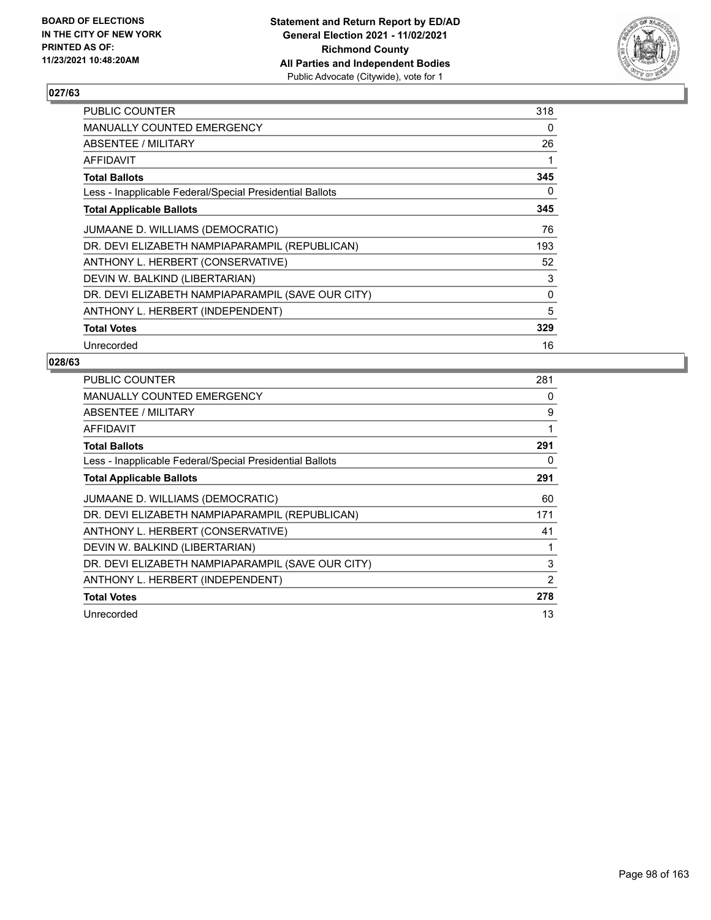BOARD OF ELECTIONS
IN THE CITY OF NEW YORK
PRINTED AS OF:
11/23/2021 10:48:20AM

**Statement and Return Report by ED/AD**
**General Election 2021 - 11/02/2021**
**Richmond County**
**All Parties and Independent Bodies**
Public Advocate (Citywide), vote for 1

## 027/63

| | |
|---|---|
| PUBLIC COUNTER | 318 |
| MANUALLY COUNTED EMERGENCY | 0 |
| ABSENTEE / MILITARY | 26 |
| AFFIDAVIT | 1 |
| **Total Ballots** | **345** |
| Less - Inapplicable Federal/Special Presidential Ballots | 0 |
| **Total Applicable Ballots** | **345** |
| JUMAANE D. WILLIAMS (DEMOCRATIC) | 76 |
| DR. DEVI ELIZABETH NAMPIAPARAMPIL (REPUBLICAN) | 193 |
| ANTHONY L. HERBERT (CONSERVATIVE) | 52 |
| DEVIN W. BALKIND (LIBERTARIAN) | 3 |
| DR. DEVI ELIZABETH NAMPIAPARAMPIL (SAVE OUR CITY) | 0 |
| ANTHONY L. HERBERT (INDEPENDENT) | 5 |
| **Total Votes** | **329** |
| Unrecorded | 16 |

## 028/63

| | |
|---|---|
| PUBLIC COUNTER | 281 |
| MANUALLY COUNTED EMERGENCY | 0 |
| ABSENTEE / MILITARY | 9 |
| AFFIDAVIT | 1 |
| **Total Ballots** | **291** |
| Less - Inapplicable Federal/Special Presidential Ballots | 0 |
| **Total Applicable Ballots** | **291** |
| JUMAANE D. WILLIAMS (DEMOCRATIC) | 60 |
| DR. DEVI ELIZABETH NAMPIAPARAMPIL (REPUBLICAN) | 171 |
| ANTHONY L. HERBERT (CONSERVATIVE) | 41 |
| DEVIN W. BALKIND (LIBERTARIAN) | 1 |
| DR. DEVI ELIZABETH NAMPIAPARAMPIL (SAVE OUR CITY) | 3 |
| ANTHONY L. HERBERT (INDEPENDENT) | 2 |
| **Total Votes** | **278** |
| Unrecorded | 13 |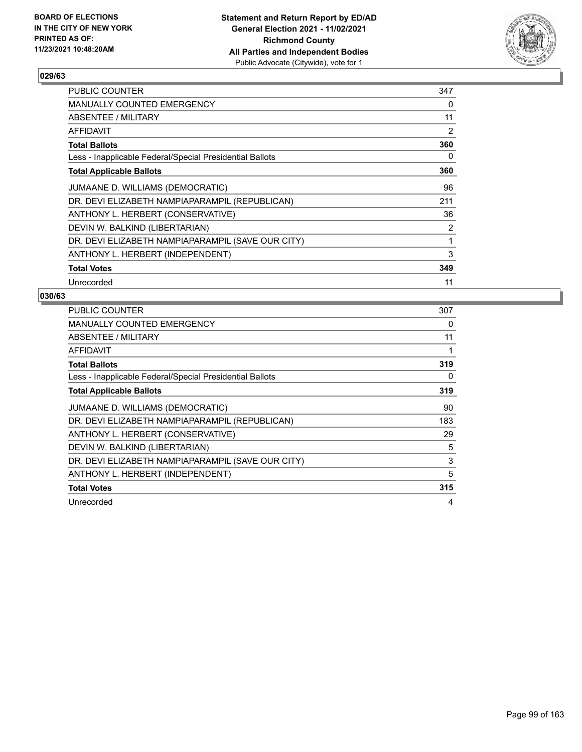BOARD OF ELECTIONS
IN THE CITY OF NEW YORK
PRINTED AS OF:
11/23/2021 10:48:20AM

**Statement and Return Report by ED/AD**
**General Election 2021 - 11/02/2021**
**Richmond County**
**All Parties and Independent Bodies**
Public Advocate (Citywide), vote for 1

### 029/63

| | |
|---|---|
| PUBLIC COUNTER | 347 |
| MANUALLY COUNTED EMERGENCY | 0 |
| ABSENTEE / MILITARY | 11 |
| AFFIDAVIT | 2 |
| **Total Ballots** | **360** |
| Less - Inapplicable Federal/Special Presidential Ballots | 0 |
| **Total Applicable Ballots** | **360** |
| JUMAANE D. WILLIAMS (DEMOCRATIC) | 96 |
| DR. DEVI ELIZABETH NAMPIAPARAMPIL (REPUBLICAN) | 211 |
| ANTHONY L. HERBERT (CONSERVATIVE) | 36 |
| DEVIN W. BALKIND (LIBERTARIAN) | 2 |
| DR. DEVI ELIZABETH NAMPIAPARAMPIL (SAVE OUR CITY) | 1 |
| ANTHONY L. HERBERT (INDEPENDENT) | 3 |
| **Total Votes** | **349** |
| Unrecorded | 11 |

### 030/63

| | |
|---|---|
| PUBLIC COUNTER | 307 |
| MANUALLY COUNTED EMERGENCY | 0 |
| ABSENTEE / MILITARY | 11 |
| AFFIDAVIT | 1 |
| **Total Ballots** | **319** |
| Less - Inapplicable Federal/Special Presidential Ballots | 0 |
| **Total Applicable Ballots** | **319** |
| JUMAANE D. WILLIAMS (DEMOCRATIC) | 90 |
| DR. DEVI ELIZABETH NAMPIAPARAMPIL (REPUBLICAN) | 183 |
| ANTHONY L. HERBERT (CONSERVATIVE) | 29 |
| DEVIN W. BALKIND (LIBERTARIAN) | 5 |
| DR. DEVI ELIZABETH NAMPIAPARAMPIL (SAVE OUR CITY) | 3 |
| ANTHONY L. HERBERT (INDEPENDENT) | 5 |
| **Total Votes** | **315** |
| Unrecorded | 4 |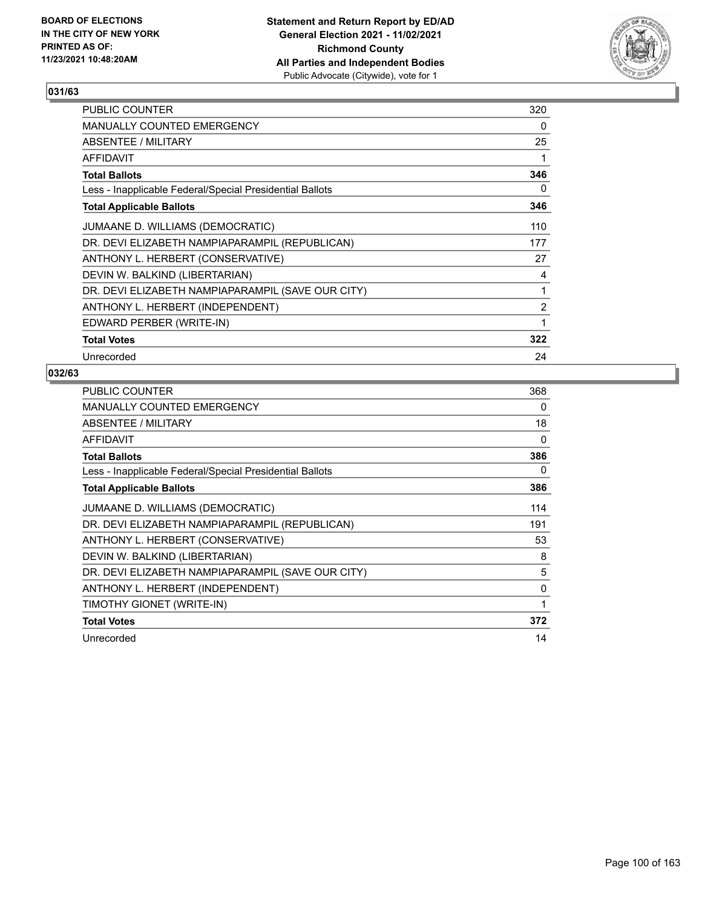BOARD OF ELECTIONS
IN THE CITY OF NEW YORK
PRINTED AS OF:
11/23/2021 10:48:20AM

**Statement and Return Report by ED/AD**
**General Election 2021 - 11/02/2021**
**Richmond County**
**All Parties and Independent Bodies**
Public Advocate (Citywide), vote for 1

## 031/63

| | |
|---|---|
| PUBLIC COUNTER | 320 |
| MANUALLY COUNTED EMERGENCY | 0 |
| ABSENTEE / MILITARY | 25 |
| AFFIDAVIT | 1 |
| **Total Ballots** | **346** |
| Less - Inapplicable Federal/Special Presidential Ballots | 0 |
| **Total Applicable Ballots** | **346** |
| JUMAANE D. WILLIAMS (DEMOCRATIC) | 110 |
| DR. DEVI ELIZABETH NAMPIAPARAMPIL (REPUBLICAN) | 177 |
| ANTHONY L. HERBERT (CONSERVATIVE) | 27 |
| DEVIN W. BALKIND (LIBERTARIAN) | 4 |
| DR. DEVI ELIZABETH NAMPIAPARAMPIL (SAVE OUR CITY) | 1 |
| ANTHONY L. HERBERT (INDEPENDENT) | 2 |
| EDWARD PERBER (WRITE-IN) | 1 |
| **Total Votes** | **322** |
| Unrecorded | 24 |

## 032/63

| | |
|---|---|
| PUBLIC COUNTER | 368 |
| MANUALLY COUNTED EMERGENCY | 0 |
| ABSENTEE / MILITARY | 18 |
| AFFIDAVIT | 0 |
| **Total Ballots** | **386** |
| Less - Inapplicable Federal/Special Presidential Ballots | 0 |
| **Total Applicable Ballots** | **386** |
| JUMAANE D. WILLIAMS (DEMOCRATIC) | 114 |
| DR. DEVI ELIZABETH NAMPIAPARAMPIL (REPUBLICAN) | 191 |
| ANTHONY L. HERBERT (CONSERVATIVE) | 53 |
| DEVIN W. BALKIND (LIBERTARIAN) | 8 |
| DR. DEVI ELIZABETH NAMPIAPARAMPIL (SAVE OUR CITY) | 5 |
| ANTHONY L. HERBERT (INDEPENDENT) | 0 |
| TIMOTHY GIONET (WRITE-IN) | 1 |
| **Total Votes** | **372** |
| Unrecorded | 14 |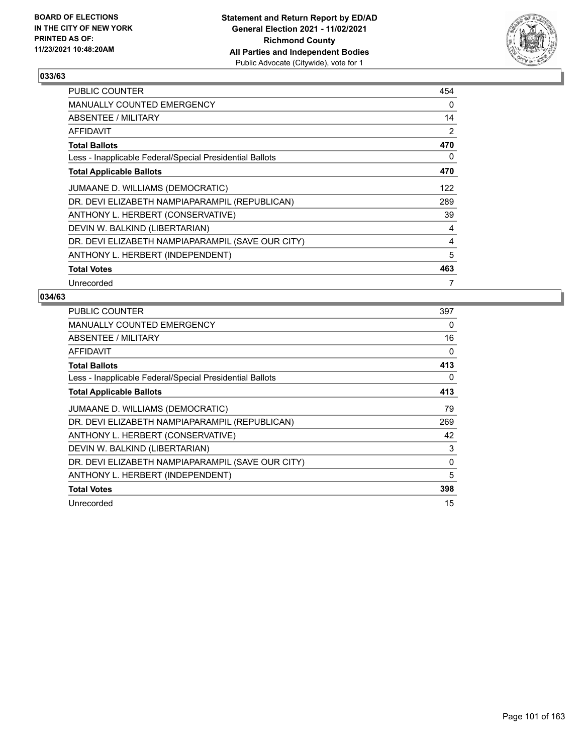BOARD OF ELECTIONS
IN THE CITY OF NEW YORK
PRINTED AS OF:
11/23/2021 10:48:20AM

**Statement and Return Report by ED/AD**
**General Election 2021 - 11/02/2021**
**Richmond County**
**All Parties and Independent Bodies**
Public Advocate (Citywide), vote for 1

### 033/63

| | |
|---|---|
| PUBLIC COUNTER | 454 |
| MANUALLY COUNTED EMERGENCY | 0 |
| ABSENTEE / MILITARY | 14 |
| AFFIDAVIT | 2 |
| **Total Ballots** | **470** |
| Less - Inapplicable Federal/Special Presidential Ballots | 0 |
| **Total Applicable Ballots** | **470** |
| JUMAANE D. WILLIAMS (DEMOCRATIC) | 122 |
| DR. DEVI ELIZABETH NAMPIAPARAMPIL (REPUBLICAN) | 289 |
| ANTHONY L. HERBERT (CONSERVATIVE) | 39 |
| DEVIN W. BALKIND (LIBERTARIAN) | 4 |
| DR. DEVI ELIZABETH NAMPIAPARAMPIL (SAVE OUR CITY) | 4 |
| ANTHONY L. HERBERT (INDEPENDENT) | 5 |
| **Total Votes** | **463** |
| Unrecorded | 7 |

### 034/63

| | |
|---|---|
| PUBLIC COUNTER | 397 |
| MANUALLY COUNTED EMERGENCY | 0 |
| ABSENTEE / MILITARY | 16 |
| AFFIDAVIT | 0 |
| **Total Ballots** | **413** |
| Less - Inapplicable Federal/Special Presidential Ballots | 0 |
| **Total Applicable Ballots** | **413** |
| JUMAANE D. WILLIAMS (DEMOCRATIC) | 79 |
| DR. DEVI ELIZABETH NAMPIAPARAMPIL (REPUBLICAN) | 269 |
| ANTHONY L. HERBERT (CONSERVATIVE) | 42 |
| DEVIN W. BALKIND (LIBERTARIAN) | 3 |
| DR. DEVI ELIZABETH NAMPIAPARAMPIL (SAVE OUR CITY) | 0 |
| ANTHONY L. HERBERT (INDEPENDENT) | 5 |
| **Total Votes** | **398** |
| Unrecorded | 15 |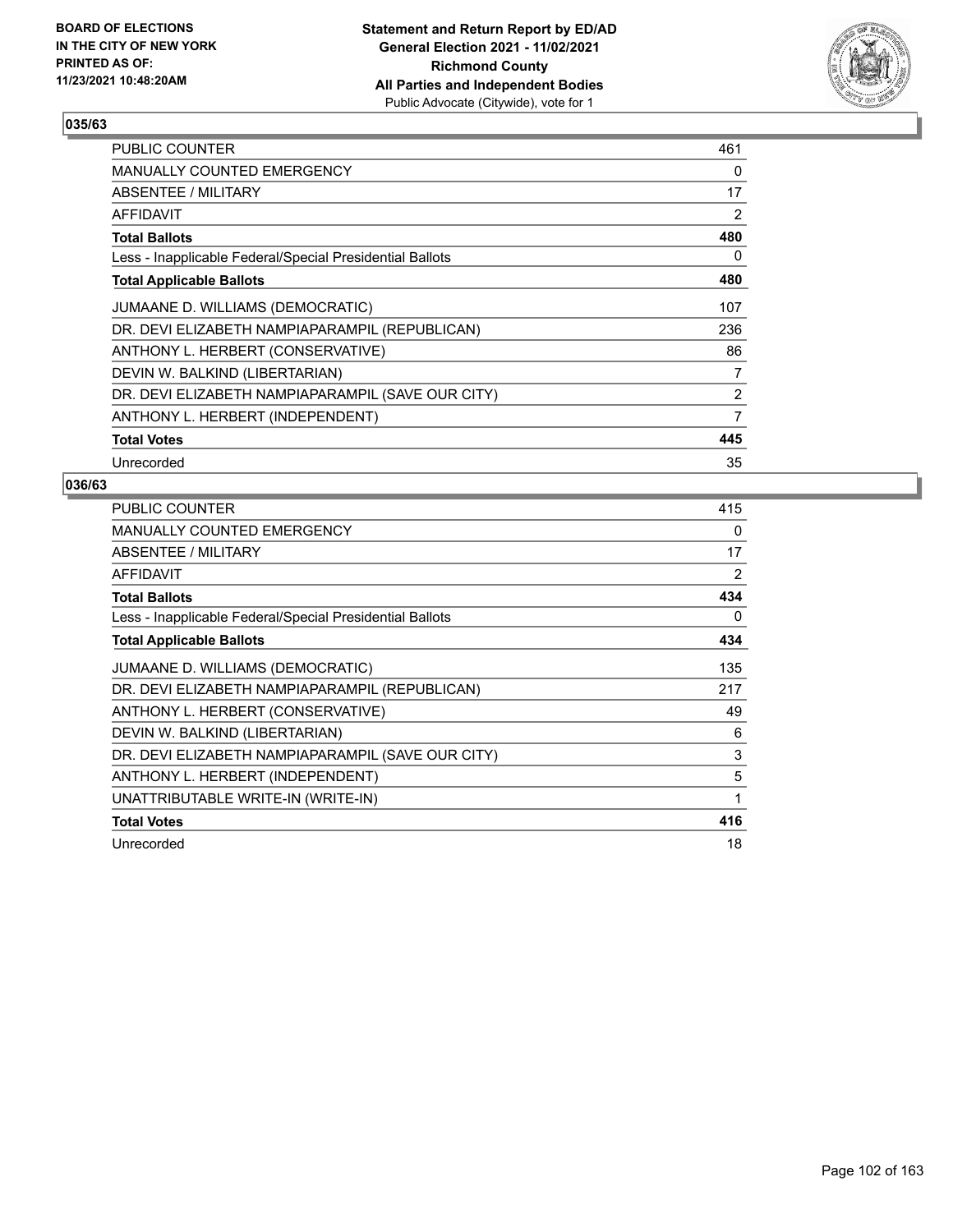BOARD OF ELECTIONS
IN THE CITY OF NEW YORK
PRINTED AS OF:
11/23/2021 10:48:20AM

**Statement and Return Report by ED/AD**
**General Election 2021 - 11/02/2021**
**Richmond County**
**All Parties and Independent Bodies**
Public Advocate (Citywide), vote for 1

### 035/63

| | |
|---|---|
| PUBLIC COUNTER | 461 |
| MANUALLY COUNTED EMERGENCY | 0 |
| ABSENTEE / MILITARY | 17 |
| AFFIDAVIT | 2 |
| **Total Ballots** | **480** |
| Less - Inapplicable Federal/Special Presidential Ballots | 0 |
| **Total Applicable Ballots** | **480** |
| JUMAANE D. WILLIAMS (DEMOCRATIC) | 107 |
| DR. DEVI ELIZABETH NAMPIAPARAMPIL (REPUBLICAN) | 236 |
| ANTHONY L. HERBERT (CONSERVATIVE) | 86 |
| DEVIN W. BALKIND (LIBERTARIAN) | 7 |
| DR. DEVI ELIZABETH NAMPIAPARAMPIL (SAVE OUR CITY) | 2 |
| ANTHONY L. HERBERT (INDEPENDENT) | 7 |
| **Total Votes** | **445** |
| Unrecorded | 35 |

### 036/63

| | |
|---|---|
| PUBLIC COUNTER | 415 |
| MANUALLY COUNTED EMERGENCY | 0 |
| ABSENTEE / MILITARY | 17 |
| AFFIDAVIT | 2 |
| **Total Ballots** | **434** |
| Less - Inapplicable Federal/Special Presidential Ballots | 0 |
| **Total Applicable Ballots** | **434** |
| JUMAANE D. WILLIAMS (DEMOCRATIC) | 135 |
| DR. DEVI ELIZABETH NAMPIAPARAMPIL (REPUBLICAN) | 217 |
| ANTHONY L. HERBERT (CONSERVATIVE) | 49 |
| DEVIN W. BALKIND (LIBERTARIAN) | 6 |
| DR. DEVI ELIZABETH NAMPIAPARAMPIL (SAVE OUR CITY) | 3 |
| ANTHONY L. HERBERT (INDEPENDENT) | 5 |
| UNATTRIBUTABLE WRITE-IN (WRITE-IN) | 1 |
| **Total Votes** | **416** |
| Unrecorded | 18 |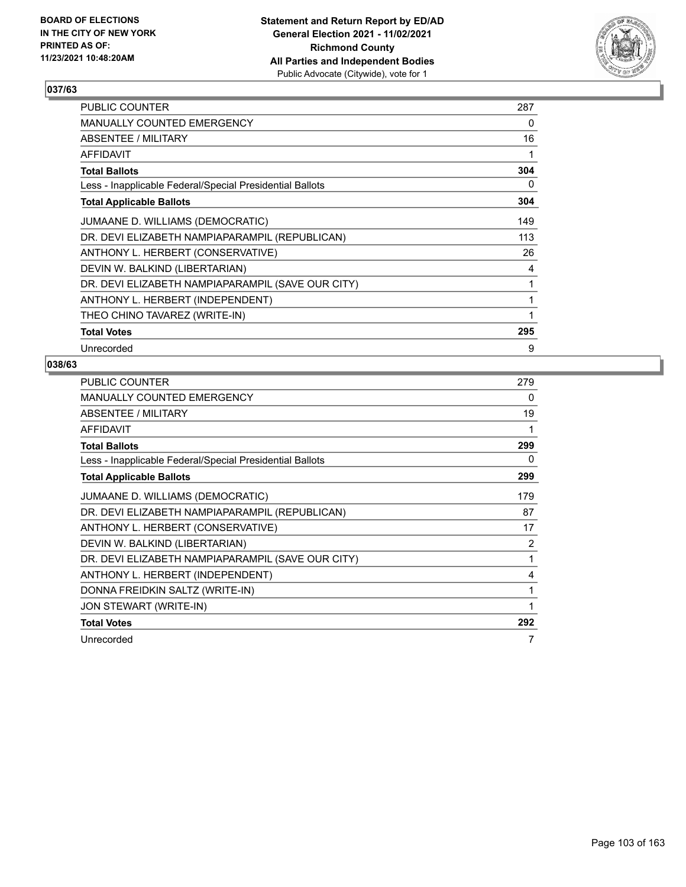BOARD OF ELECTIONS
IN THE CITY OF NEW YORK
PRINTED AS OF:
11/23/2021 10:48:20AM

**Statement and Return Report by ED/AD**
**General Election 2021 - 11/02/2021**
**Richmond County**
**All Parties and Independent Bodies**
Public Advocate (Citywide), vote for 1

### 037/63

| | |
|---|---|
| PUBLIC COUNTER | 287 |
| MANUALLY COUNTED EMERGENCY | 0 |
| ABSENTEE / MILITARY | 16 |
| AFFIDAVIT | 1 |
| **Total Ballots** | **304** |
| Less - Inapplicable Federal/Special Presidential Ballots | 0 |
| **Total Applicable Ballots** | **304** |
| JUMAANE D. WILLIAMS (DEMOCRATIC) | 149 |
| DR. DEVI ELIZABETH NAMPIAPARAMPIL (REPUBLICAN) | 113 |
| ANTHONY L. HERBERT (CONSERVATIVE) | 26 |
| DEVIN W. BALKIND (LIBERTARIAN) | 4 |
| DR. DEVI ELIZABETH NAMPIAPARAMPIL (SAVE OUR CITY) | 1 |
| ANTHONY L. HERBERT (INDEPENDENT) | 1 |
| THEO CHINO TAVAREZ (WRITE-IN) | 1 |
| **Total Votes** | **295** |
| Unrecorded | 9 |

### 038/63

| | |
|---|---|
| PUBLIC COUNTER | 279 |
| MANUALLY COUNTED EMERGENCY | 0 |
| ABSENTEE / MILITARY | 19 |
| AFFIDAVIT | 1 |
| **Total Ballots** | **299** |
| Less - Inapplicable Federal/Special Presidential Ballots | 0 |
| **Total Applicable Ballots** | **299** |
| JUMAANE D. WILLIAMS (DEMOCRATIC) | 179 |
| DR. DEVI ELIZABETH NAMPIAPARAMPIL (REPUBLICAN) | 87 |
| ANTHONY L. HERBERT (CONSERVATIVE) | 17 |
| DEVIN W. BALKIND (LIBERTARIAN) | 2 |
| DR. DEVI ELIZABETH NAMPIAPARAMPIL (SAVE OUR CITY) | 1 |
| ANTHONY L. HERBERT (INDEPENDENT) | 4 |
| DONNA FREIDKIN SALTZ (WRITE-IN) | 1 |
| JON STEWART (WRITE-IN) | 1 |
| **Total Votes** | **292** |
| Unrecorded | 7 |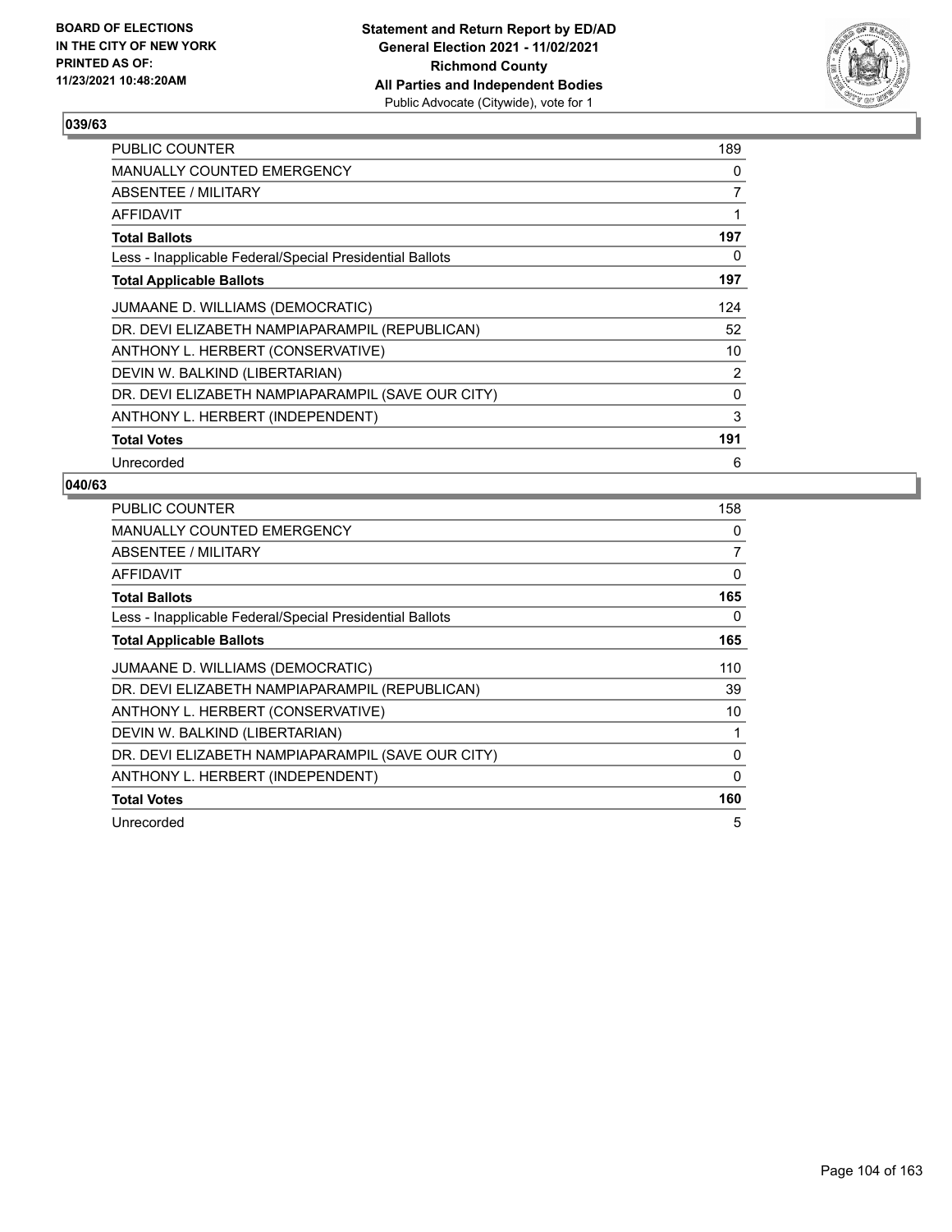BOARD OF ELECTIONS
IN THE CITY OF NEW YORK
PRINTED AS OF:
11/23/2021 10:48:20AM

**Statement and Return Report by ED/AD**
**General Election 2021 - 11/02/2021**
**Richmond County**
**All Parties and Independent Bodies**
Public Advocate (Citywide), vote for 1

### 039/63

| | |
|---|---|
| PUBLIC COUNTER | 189 |
| MANUALLY COUNTED EMERGENCY | 0 |
| ABSENTEE / MILITARY | 7 |
| AFFIDAVIT | 1 |
| **Total Ballots** | **197** |
| Less - Inapplicable Federal/Special Presidential Ballots | 0 |
| **Total Applicable Ballots** | **197** |
| JUMAANE D. WILLIAMS (DEMOCRATIC) | 124 |
| DR. DEVI ELIZABETH NAMPIAPARAMPIL (REPUBLICAN) | 52 |
| ANTHONY L. HERBERT (CONSERVATIVE) | 10 |
| DEVIN W. BALKIND (LIBERTARIAN) | 2 |
| DR. DEVI ELIZABETH NAMPIAPARAMPIL (SAVE OUR CITY) | 0 |
| ANTHONY L. HERBERT (INDEPENDENT) | 3 |
| **Total Votes** | **191** |
| Unrecorded | 6 |

### 040/63

| | |
|---|---|
| PUBLIC COUNTER | 158 |
| MANUALLY COUNTED EMERGENCY | 0 |
| ABSENTEE / MILITARY | 7 |
| AFFIDAVIT | 0 |
| **Total Ballots** | **165** |
| Less - Inapplicable Federal/Special Presidential Ballots | 0 |
| **Total Applicable Ballots** | **165** |
| JUMAANE D. WILLIAMS (DEMOCRATIC) | 110 |
| DR. DEVI ELIZABETH NAMPIAPARAMPIL (REPUBLICAN) | 39 |
| ANTHONY L. HERBERT (CONSERVATIVE) | 10 |
| DEVIN W. BALKIND (LIBERTARIAN) | 1 |
| DR. DEVI ELIZABETH NAMPIAPARAMPIL (SAVE OUR CITY) | 0 |
| ANTHONY L. HERBERT (INDEPENDENT) | 0 |
| **Total Votes** | **160** |
| Unrecorded | 5 |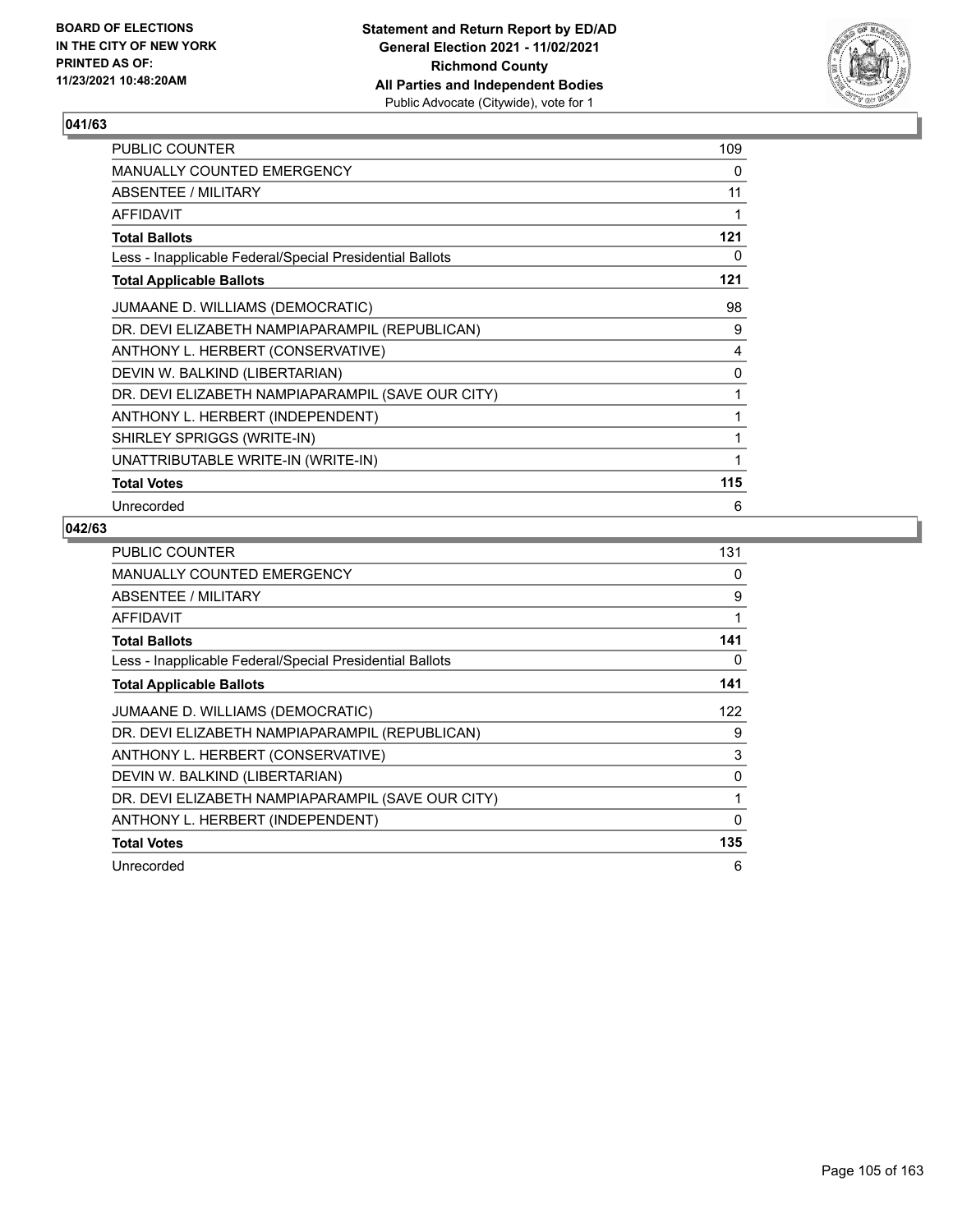**BOARD OF ELECTIONS IN THE CITY OF NEW YORK PRINTED AS OF: 11/23/2021 10:48:20AM**

**Statement and Return Report by ED/AD General Election 2021 - 11/02/2021 Richmond County All Parties and Independent Bodies**
Public Advocate (Citywide), vote for 1

### 041/63

| | |
|---|---|
| PUBLIC COUNTER | 109 |
| MANUALLY COUNTED EMERGENCY | 0 |
| ABSENTEE / MILITARY | 11 |
| AFFIDAVIT | 1 |
| **Total Ballots** | **121** |
| Less - Inapplicable Federal/Special Presidential Ballots | 0 |
| **Total Applicable Ballots** | **121** |
| JUMAANE D. WILLIAMS (DEMOCRATIC) | 98 |
| DR. DEVI ELIZABETH NAMPIAPARAMPIL (REPUBLICAN) | 9 |
| ANTHONY L. HERBERT (CONSERVATIVE) | 4 |
| DEVIN W. BALKIND (LIBERTARIAN) | 0 |
| DR. DEVI ELIZABETH NAMPIAPARAMPIL (SAVE OUR CITY) | 1 |
| ANTHONY L. HERBERT (INDEPENDENT) | 1 |
| SHIRLEY SPRIGGS (WRITE-IN) | 1 |
| UNATTRIBUTABLE WRITE-IN (WRITE-IN) | 1 |
| **Total Votes** | **115** |
| Unrecorded | 6 |

### 042/63

| | |
|---|---|
| PUBLIC COUNTER | 131 |
| MANUALLY COUNTED EMERGENCY | 0 |
| ABSENTEE / MILITARY | 9 |
| AFFIDAVIT | 1 |
| **Total Ballots** | **141** |
| Less - Inapplicable Federal/Special Presidential Ballots | 0 |
| **Total Applicable Ballots** | **141** |
| JUMAANE D. WILLIAMS (DEMOCRATIC) | 122 |
| DR. DEVI ELIZABETH NAMPIAPARAMPIL (REPUBLICAN) | 9 |
| ANTHONY L. HERBERT (CONSERVATIVE) | 3 |
| DEVIN W. BALKIND (LIBERTARIAN) | 0 |
| DR. DEVI ELIZABETH NAMPIAPARAMPIL (SAVE OUR CITY) | 1 |
| ANTHONY L. HERBERT (INDEPENDENT) | 0 |
| **Total Votes** | **135** |
| Unrecorded | 6 |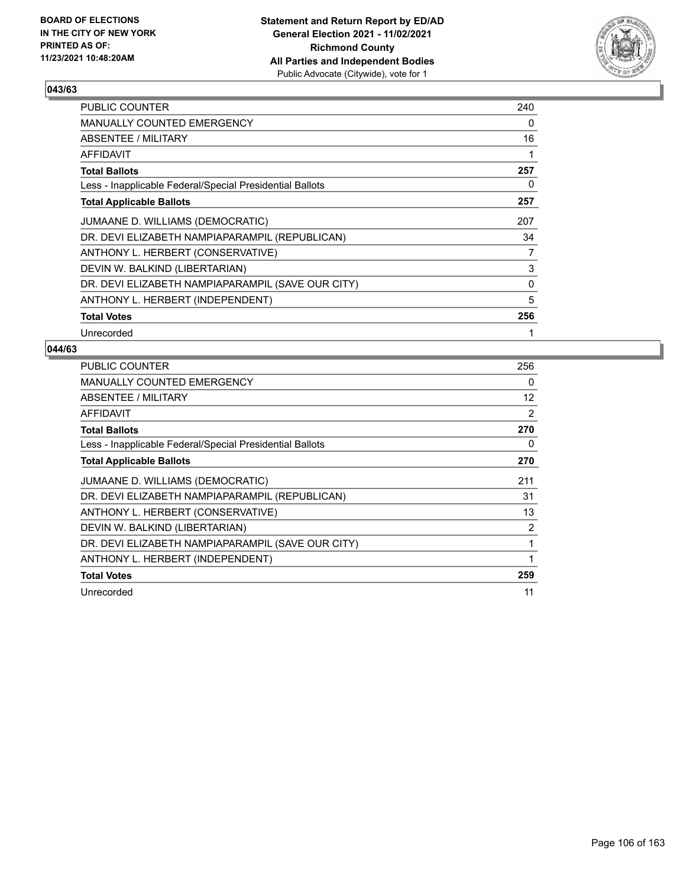BOARD OF ELECTIONS
IN THE CITY OF NEW YORK
PRINTED AS OF:
11/23/2021 10:48:20AM

**Statement and Return Report by ED/AD**
**General Election 2021 - 11/02/2021**
**Richmond County**
**All Parties and Independent Bodies**
Public Advocate (Citywide), vote for 1

### 043/63

| | |
|---|---|
| PUBLIC COUNTER | 240 |
| MANUALLY COUNTED EMERGENCY | 0 |
| ABSENTEE / MILITARY | 16 |
| AFFIDAVIT | 1 |
| **Total Ballots** | **257** |
| Less - Inapplicable Federal/Special Presidential Ballots | 0 |
| **Total Applicable Ballots** | **257** |
| JUMAANE D. WILLIAMS (DEMOCRATIC) | 207 |
| DR. DEVI ELIZABETH NAMPIAPARAMPIL (REPUBLICAN) | 34 |
| ANTHONY L. HERBERT (CONSERVATIVE) | 7 |
| DEVIN W. BALKIND (LIBERTARIAN) | 3 |
| DR. DEVI ELIZABETH NAMPIAPARAMPIL (SAVE OUR CITY) | 0 |
| ANTHONY L. HERBERT (INDEPENDENT) | 5 |
| **Total Votes** | **256** |
| Unrecorded | 1 |

### 044/63

| | |
|---|---|
| PUBLIC COUNTER | 256 |
| MANUALLY COUNTED EMERGENCY | 0 |
| ABSENTEE / MILITARY | 12 |
| AFFIDAVIT | 2 |
| **Total Ballots** | **270** |
| Less - Inapplicable Federal/Special Presidential Ballots | 0 |
| **Total Applicable Ballots** | **270** |
| JUMAANE D. WILLIAMS (DEMOCRATIC) | 211 |
| DR. DEVI ELIZABETH NAMPIAPARAMPIL (REPUBLICAN) | 31 |
| ANTHONY L. HERBERT (CONSERVATIVE) | 13 |
| DEVIN W. BALKIND (LIBERTARIAN) | 2 |
| DR. DEVI ELIZABETH NAMPIAPARAMPIL (SAVE OUR CITY) | 1 |
| ANTHONY L. HERBERT (INDEPENDENT) | 1 |
| **Total Votes** | **259** |
| Unrecorded | 11 |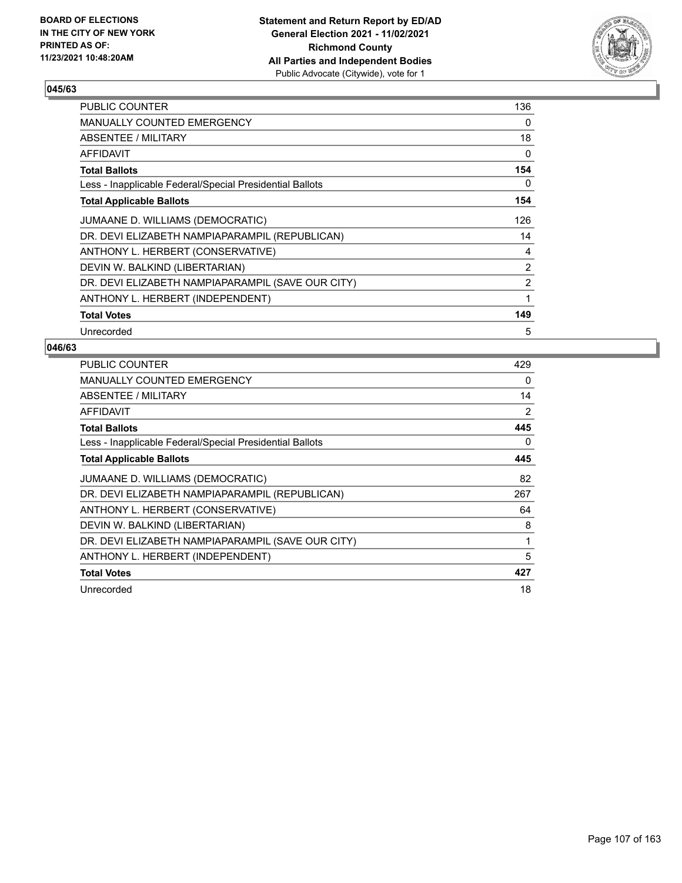BOARD OF ELECTIONS
IN THE CITY OF NEW YORK
PRINTED AS OF:
11/23/2021 10:48:20AM

**Statement and Return Report by ED/AD**
**General Election 2021 - 11/02/2021**
**Richmond County**
**All Parties and Independent Bodies**
Public Advocate (Citywide), vote for 1

## 045/63

| | |
|---|---|
| PUBLIC COUNTER | 136 |
| MANUALLY COUNTED EMERGENCY | 0 |
| ABSENTEE / MILITARY | 18 |
| AFFIDAVIT | 0 |
| **Total Ballots** | **154** |
| Less - Inapplicable Federal/Special Presidential Ballots | 0 |
| **Total Applicable Ballots** | **154** |
| JUMAANE D. WILLIAMS (DEMOCRATIC) | 126 |
| DR. DEVI ELIZABETH NAMPIAPARAMPIL (REPUBLICAN) | 14 |
| ANTHONY L. HERBERT (CONSERVATIVE) | 4 |
| DEVIN W. BALKIND (LIBERTARIAN) | 2 |
| DR. DEVI ELIZABETH NAMPIAPARAMPIL (SAVE OUR CITY) | 2 |
| ANTHONY L. HERBERT (INDEPENDENT) | 1 |
| **Total Votes** | **149** |
| Unrecorded | 5 |

## 046/63

| | |
|---|---|
| PUBLIC COUNTER | 429 |
| MANUALLY COUNTED EMERGENCY | 0 |
| ABSENTEE / MILITARY | 14 |
| AFFIDAVIT | 2 |
| **Total Ballots** | **445** |
| Less - Inapplicable Federal/Special Presidential Ballots | 0 |
| **Total Applicable Ballots** | **445** |
| JUMAANE D. WILLIAMS (DEMOCRATIC) | 82 |
| DR. DEVI ELIZABETH NAMPIAPARAMPIL (REPUBLICAN) | 267 |
| ANTHONY L. HERBERT (CONSERVATIVE) | 64 |
| DEVIN W. BALKIND (LIBERTARIAN) | 8 |
| DR. DEVI ELIZABETH NAMPIAPARAMPIL (SAVE OUR CITY) | 1 |
| ANTHONY L. HERBERT (INDEPENDENT) | 5 |
| **Total Votes** | **427** |
| Unrecorded | 18 |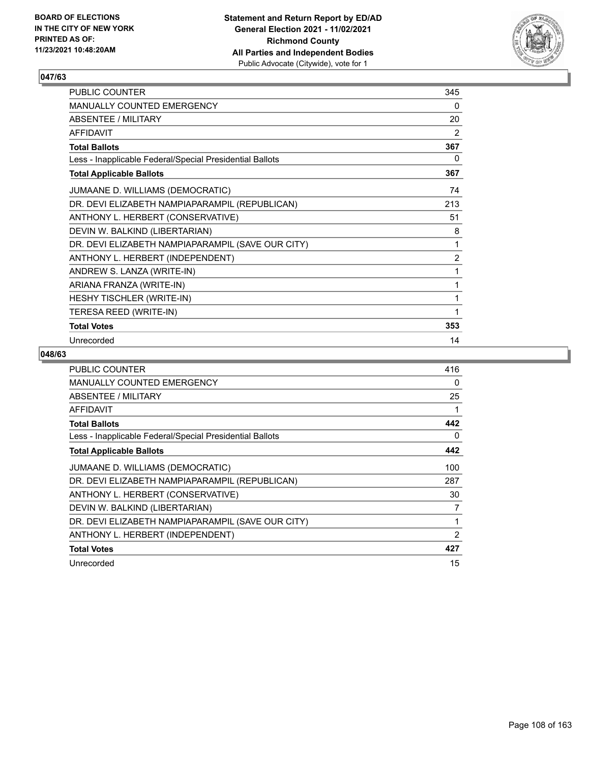BOARD OF ELECTIONS
IN THE CITY OF NEW YORK
PRINTED AS OF:
11/23/2021 10:48:20AM

**Statement and Return Report by ED/AD**
**General Election 2021 - 11/02/2021**
**Richmond County**
**All Parties and Independent Bodies**
Public Advocate (Citywide), vote for 1

## 047/63

| | |
|---|---|
| PUBLIC COUNTER | 345 |
| MANUALLY COUNTED EMERGENCY | 0 |
| ABSENTEE / MILITARY | 20 |
| AFFIDAVIT | 2 |
| **Total Ballots** | **367** |
| Less - Inapplicable Federal/Special Presidential Ballots | 0 |
| **Total Applicable Ballots** | **367** |
| JUMAANE D. WILLIAMS (DEMOCRATIC) | 74 |
| DR. DEVI ELIZABETH NAMPIAPARAMPIL (REPUBLICAN) | 213 |
| ANTHONY L. HERBERT (CONSERVATIVE) | 51 |
| DEVIN W. BALKIND (LIBERTARIAN) | 8 |
| DR. DEVI ELIZABETH NAMPIAPARAMPIL (SAVE OUR CITY) | 1 |
| ANTHONY L. HERBERT (INDEPENDENT) | 2 |
| ANDREW S. LANZA (WRITE-IN) | 1 |
| ARIANA FRANZA (WRITE-IN) | 1 |
| HESHY TISCHLER (WRITE-IN) | 1 |
| TERESA REED (WRITE-IN) | 1 |
| **Total Votes** | **353** |
| Unrecorded | 14 |

## 048/63

| | |
|---|---|
| PUBLIC COUNTER | 416 |
| MANUALLY COUNTED EMERGENCY | 0 |
| ABSENTEE / MILITARY | 25 |
| AFFIDAVIT | 1 |
| **Total Ballots** | **442** |
| Less - Inapplicable Federal/Special Presidential Ballots | 0 |
| **Total Applicable Ballots** | **442** |
| JUMAANE D. WILLIAMS (DEMOCRATIC) | 100 |
| DR. DEVI ELIZABETH NAMPIAPARAMPIL (REPUBLICAN) | 287 |
| ANTHONY L. HERBERT (CONSERVATIVE) | 30 |
| DEVIN W. BALKIND (LIBERTARIAN) | 7 |
| DR. DEVI ELIZABETH NAMPIAPARAMPIL (SAVE OUR CITY) | 1 |
| ANTHONY L. HERBERT (INDEPENDENT) | 2 |
| **Total Votes** | **427** |
| Unrecorded | 15 |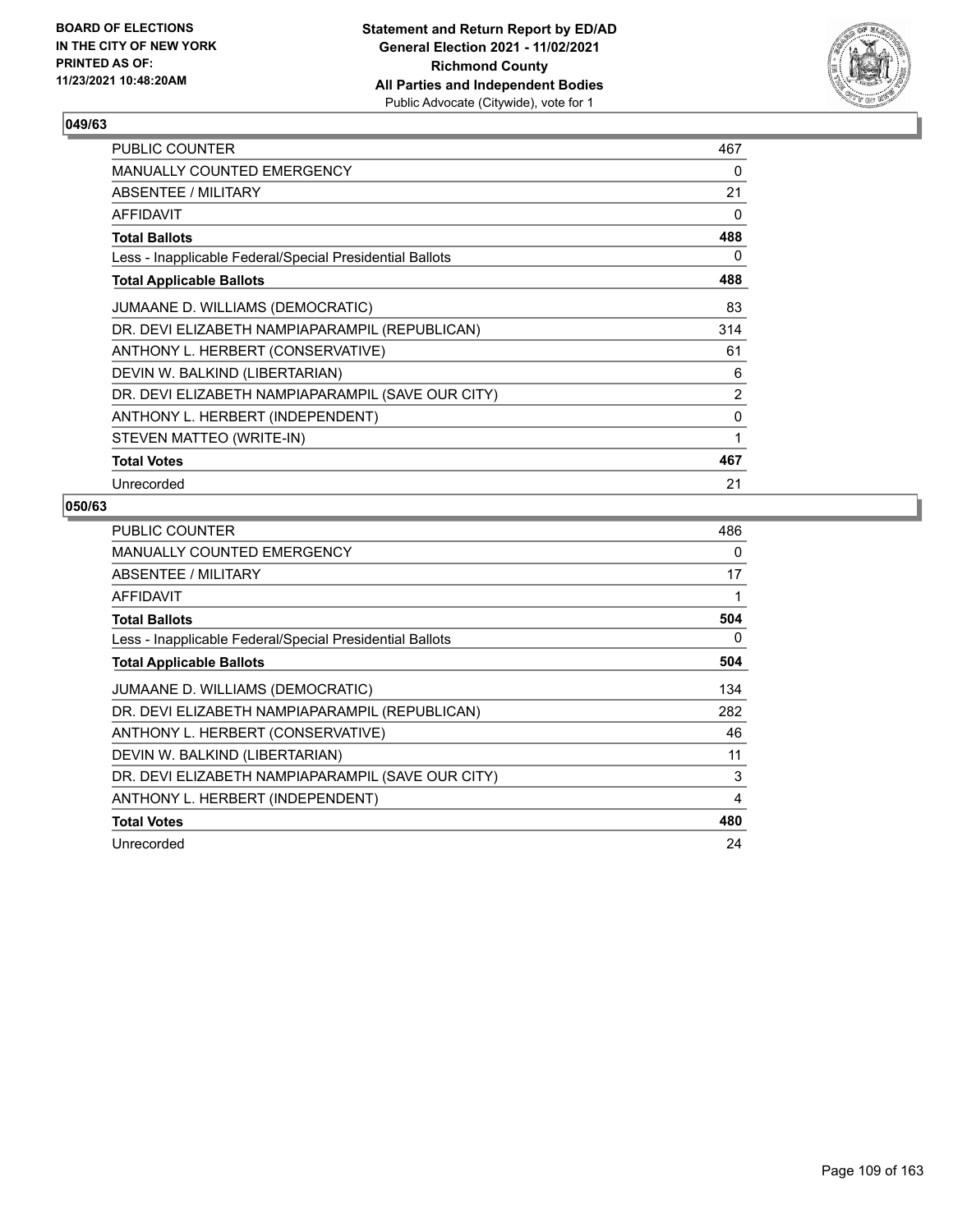**Statement and Return Report by ED/AD**
**General Election 2021 - 11/02/2021**
**Richmond County**
**All Parties and Independent Bodies**
Public Advocate (Citywide), vote for 1

BOARD OF ELECTIONS
IN THE CITY OF NEW YORK
PRINTED AS OF:
11/23/2021 10:48:20AM

### 049/63

| | |
|---|---|
| PUBLIC COUNTER | 467 |
| MANUALLY COUNTED EMERGENCY | 0 |
| ABSENTEE / MILITARY | 21 |
| AFFIDAVIT | 0 |
| **Total Ballots** | **488** |
| Less - Inapplicable Federal/Special Presidential Ballots | 0 |
| **Total Applicable Ballots** | **488** |
| JUMAANE D. WILLIAMS (DEMOCRATIC) | 83 |
| DR. DEVI ELIZABETH NAMPIAPARAMPIL (REPUBLICAN) | 314 |
| ANTHONY L. HERBERT (CONSERVATIVE) | 61 |
| DEVIN W. BALKIND (LIBERTARIAN) | 6 |
| DR. DEVI ELIZABETH NAMPIAPARAMPIL (SAVE OUR CITY) | 2 |
| ANTHONY L. HERBERT (INDEPENDENT) | 0 |
| STEVEN MATTEO (WRITE-IN) | 1 |
| **Total Votes** | **467** |
| Unrecorded | 21 |

### 050/63

| | |
|---|---|
| PUBLIC COUNTER | 486 |
| MANUALLY COUNTED EMERGENCY | 0 |
| ABSENTEE / MILITARY | 17 |
| AFFIDAVIT | 1 |
| **Total Ballots** | **504** |
| Less - Inapplicable Federal/Special Presidential Ballots | 0 |
| **Total Applicable Ballots** | **504** |
| JUMAANE D. WILLIAMS (DEMOCRATIC) | 134 |
| DR. DEVI ELIZABETH NAMPIAPARAMPIL (REPUBLICAN) | 282 |
| ANTHONY L. HERBERT (CONSERVATIVE) | 46 |
| DEVIN W. BALKIND (LIBERTARIAN) | 11 |
| DR. DEVI ELIZABETH NAMPIAPARAMPIL (SAVE OUR CITY) | 3 |
| ANTHONY L. HERBERT (INDEPENDENT) | 4 |
| **Total Votes** | **480** |
| Unrecorded | 24 |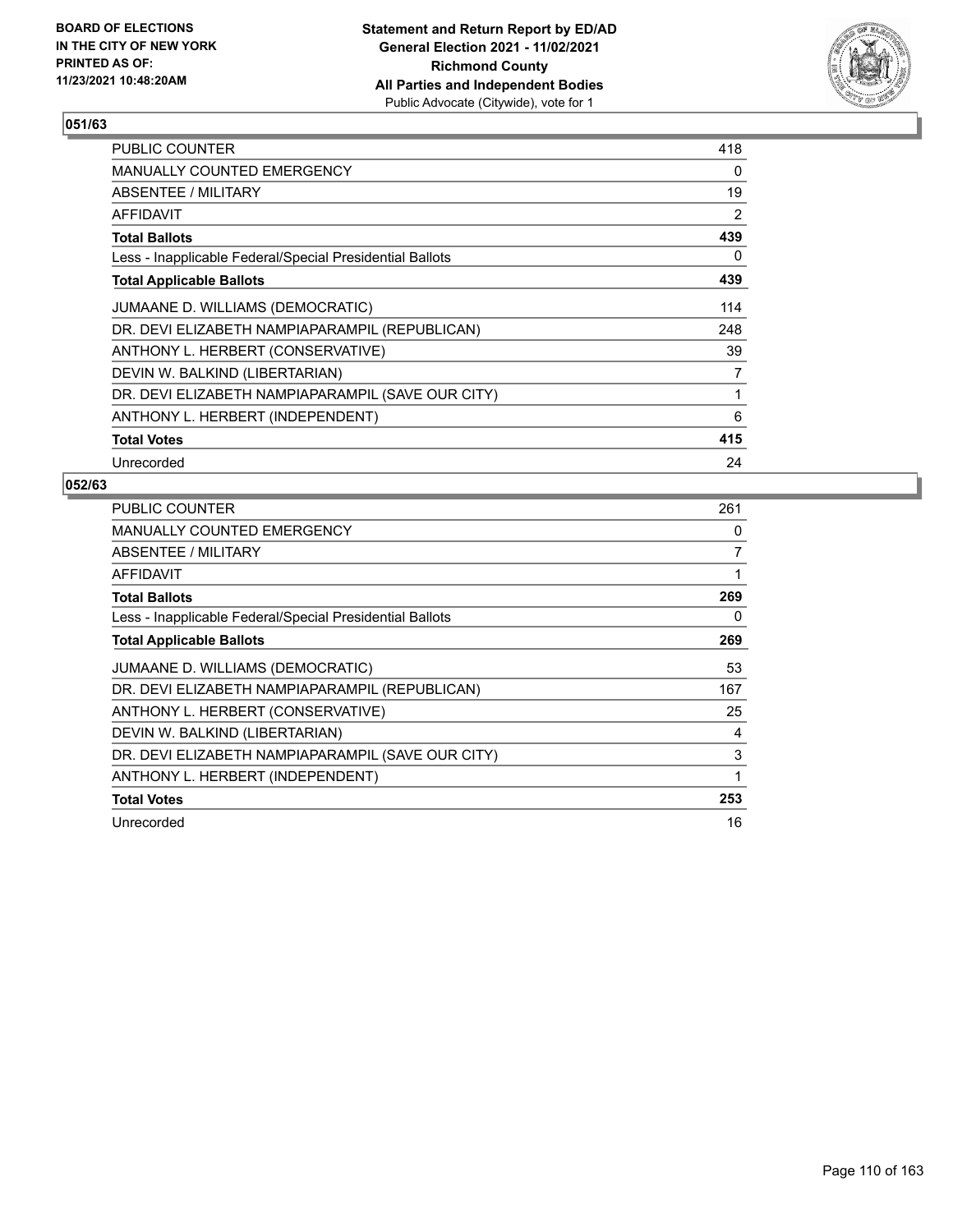BOARD OF ELECTIONS
IN THE CITY OF NEW YORK
PRINTED AS OF:
11/23/2021 10:48:20AM

**Statement and Return Report by ED/AD**
**General Election 2021 - 11/02/2021**
**Richmond County**
**All Parties and Independent Bodies**
Public Advocate (Citywide), vote for 1

## 051/63

| | |
|---|---|
| PUBLIC COUNTER | 418 |
| MANUALLY COUNTED EMERGENCY | 0 |
| ABSENTEE / MILITARY | 19 |
| AFFIDAVIT | 2 |
| **Total Ballots** | **439** |
| Less - Inapplicable Federal/Special Presidential Ballots | 0 |
| **Total Applicable Ballots** | **439** |
| JUMAANE D. WILLIAMS (DEMOCRATIC) | 114 |
| DR. DEVI ELIZABETH NAMPIAPARAMPIL (REPUBLICAN) | 248 |
| ANTHONY L. HERBERT (CONSERVATIVE) | 39 |
| DEVIN W. BALKIND (LIBERTARIAN) | 7 |
| DR. DEVI ELIZABETH NAMPIAPARAMPIL (SAVE OUR CITY) | 1 |
| ANTHONY L. HERBERT (INDEPENDENT) | 6 |
| **Total Votes** | **415** |
| Unrecorded | 24 |

## 052/63

| | |
|---|---|
| PUBLIC COUNTER | 261 |
| MANUALLY COUNTED EMERGENCY | 0 |
| ABSENTEE / MILITARY | 7 |
| AFFIDAVIT | 1 |
| **Total Ballots** | **269** |
| Less - Inapplicable Federal/Special Presidential Ballots | 0 |
| **Total Applicable Ballots** | **269** |
| JUMAANE D. WILLIAMS (DEMOCRATIC) | 53 |
| DR. DEVI ELIZABETH NAMPIAPARAMPIL (REPUBLICAN) | 167 |
| ANTHONY L. HERBERT (CONSERVATIVE) | 25 |
| DEVIN W. BALKIND (LIBERTARIAN) | 4 |
| DR. DEVI ELIZABETH NAMPIAPARAMPIL (SAVE OUR CITY) | 3 |
| ANTHONY L. HERBERT (INDEPENDENT) | 1 |
| **Total Votes** | **253** |
| Unrecorded | 16 |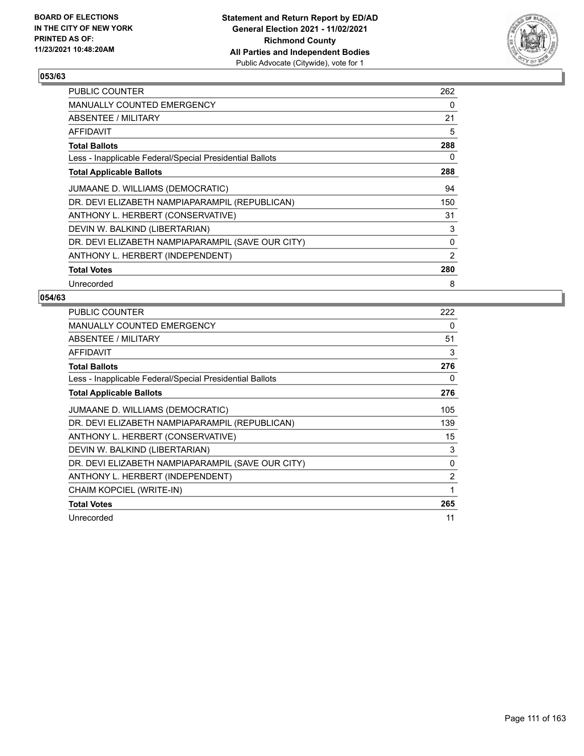BOARD OF ELECTIONS
IN THE CITY OF NEW YORK
PRINTED AS OF:
11/23/2021 10:48:20AM

**Statement and Return Report by ED/AD**
**General Election 2021 - 11/02/2021**
**Richmond County**
**All Parties and Independent Bodies**
Public Advocate (Citywide), vote for 1

## 053/63

| | |
|---|---|
| PUBLIC COUNTER | 262 |
| MANUALLY COUNTED EMERGENCY | 0 |
| ABSENTEE / MILITARY | 21 |
| AFFIDAVIT | 5 |
| **Total Ballots** | **288** |
| Less - Inapplicable Federal/Special Presidential Ballots | 0 |
| **Total Applicable Ballots** | **288** |
| JUMAANE D. WILLIAMS (DEMOCRATIC) | 94 |
| DR. DEVI ELIZABETH NAMPIAPARAMPIL (REPUBLICAN) | 150 |
| ANTHONY L. HERBERT (CONSERVATIVE) | 31 |
| DEVIN W. BALKIND (LIBERTARIAN) | 3 |
| DR. DEVI ELIZABETH NAMPIAPARAMPIL (SAVE OUR CITY) | 0 |
| ANTHONY L. HERBERT (INDEPENDENT) | 2 |
| **Total Votes** | **280** |
| Unrecorded | 8 |

## 054/63

| | |
|---|---|
| PUBLIC COUNTER | 222 |
| MANUALLY COUNTED EMERGENCY | 0 |
| ABSENTEE / MILITARY | 51 |
| AFFIDAVIT | 3 |
| **Total Ballots** | **276** |
| Less - Inapplicable Federal/Special Presidential Ballots | 0 |
| **Total Applicable Ballots** | **276** |
| JUMAANE D. WILLIAMS (DEMOCRATIC) | 105 |
| DR. DEVI ELIZABETH NAMPIAPARAMPIL (REPUBLICAN) | 139 |
| ANTHONY L. HERBERT (CONSERVATIVE) | 15 |
| DEVIN W. BALKIND (LIBERTARIAN) | 3 |
| DR. DEVI ELIZABETH NAMPIAPARAMPIL (SAVE OUR CITY) | 0 |
| ANTHONY L. HERBERT (INDEPENDENT) | 2 |
| CHAIM KOPCIEL (WRITE-IN) | 1 |
| **Total Votes** | **265** |
| Unrecorded | 11 |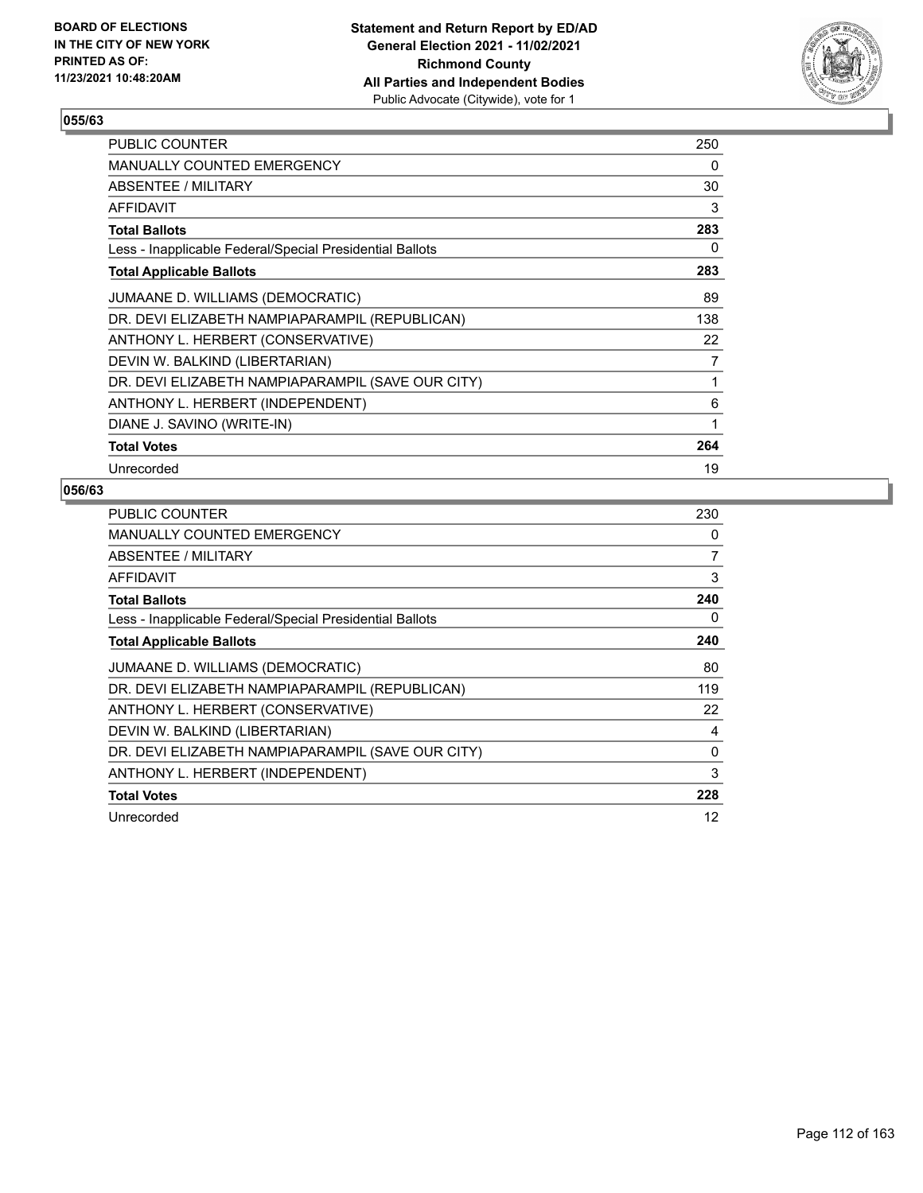**Statement and Return Report by ED/AD**
**General Election 2021 - 11/02/2021**
**Richmond County**
**All Parties and Independent Bodies**
Public Advocate (Citywide), vote for 1

BOARD OF ELECTIONS IN THE CITY OF NEW YORK PRINTED AS OF: 11/23/2021 10:48:20AM

## 055/63

| | |
|---|---|
| PUBLIC COUNTER | 250 |
| MANUALLY COUNTED EMERGENCY | 0 |
| ABSENTEE / MILITARY | 30 |
| AFFIDAVIT | 3 |
| **Total Ballots** | **283** |
| Less - Inapplicable Federal/Special Presidential Ballots | 0 |
| **Total Applicable Ballots** | **283** |
| JUMAANE D. WILLIAMS (DEMOCRATIC) | 89 |
| DR. DEVI ELIZABETH NAMPIAPARAMPIL (REPUBLICAN) | 138 |
| ANTHONY L. HERBERT (CONSERVATIVE) | 22 |
| DEVIN W. BALKIND (LIBERTARIAN) | 7 |
| DR. DEVI ELIZABETH NAMPIAPARAMPIL (SAVE OUR CITY) | 1 |
| ANTHONY L. HERBERT (INDEPENDENT) | 6 |
| DIANE J. SAVINO (WRITE-IN) | 1 |
| **Total Votes** | **264** |
| Unrecorded | 19 |

## 056/63

| | |
|---|---|
| PUBLIC COUNTER | 230 |
| MANUALLY COUNTED EMERGENCY | 0 |
| ABSENTEE / MILITARY | 7 |
| AFFIDAVIT | 3 |
| **Total Ballots** | **240** |
| Less - Inapplicable Federal/Special Presidential Ballots | 0 |
| **Total Applicable Ballots** | **240** |
| JUMAANE D. WILLIAMS (DEMOCRATIC) | 80 |
| DR. DEVI ELIZABETH NAMPIAPARAMPIL (REPUBLICAN) | 119 |
| ANTHONY L. HERBERT (CONSERVATIVE) | 22 |
| DEVIN W. BALKIND (LIBERTARIAN) | 4 |
| DR. DEVI ELIZABETH NAMPIAPARAMPIL (SAVE OUR CITY) | 0 |
| ANTHONY L. HERBERT (INDEPENDENT) | 3 |
| **Total Votes** | **228** |
| Unrecorded | 12 |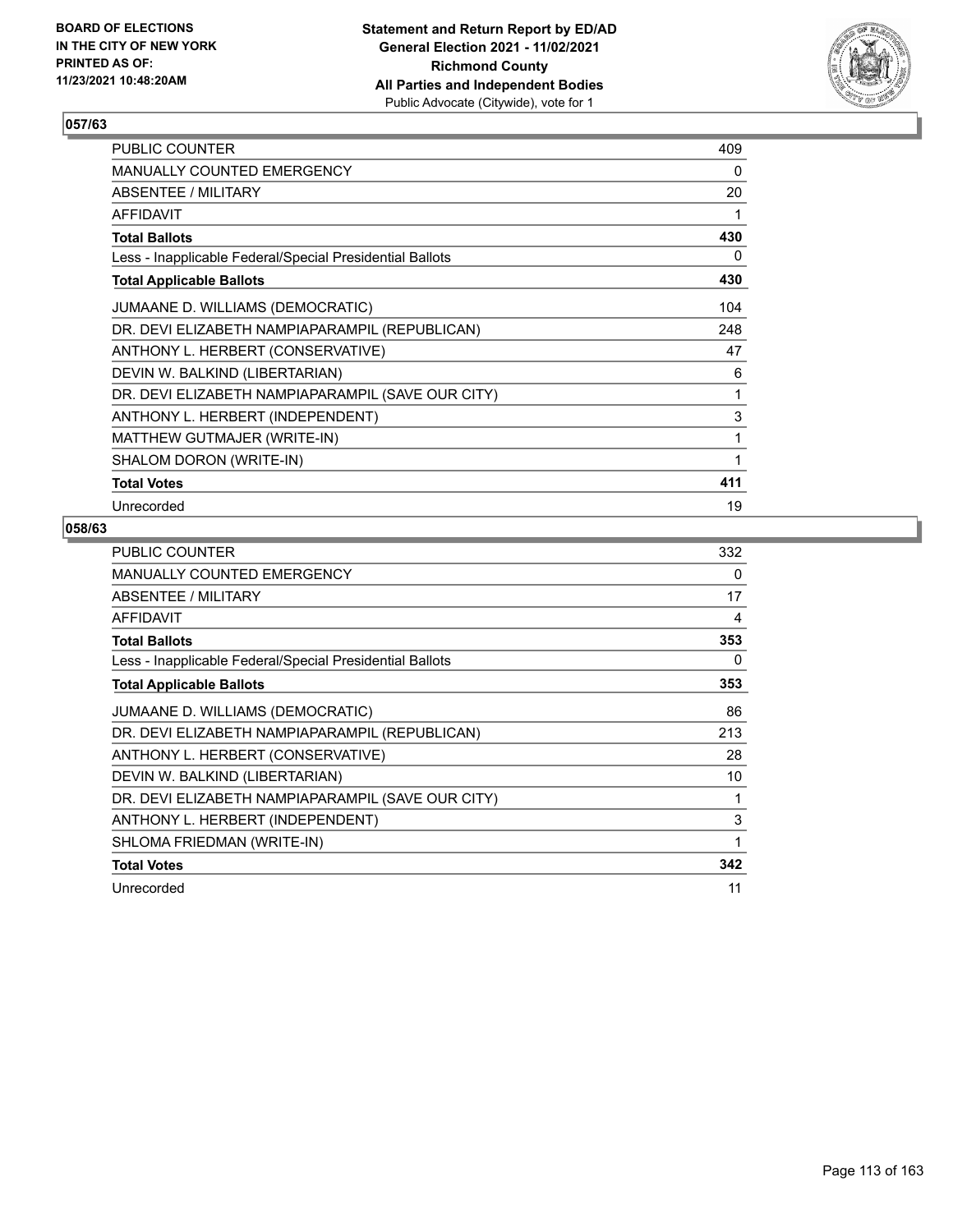BOARD OF ELECTIONS
IN THE CITY OF NEW YORK
PRINTED AS OF:
11/23/2021 10:48:20AM

**Statement and Return Report by ED/AD**
**General Election 2021 - 11/02/2021**
**Richmond County**
**All Parties and Independent Bodies**
Public Advocate (Citywide), vote for 1

## 057/63

| | |
|---|---|
| PUBLIC COUNTER | 409 |
| MANUALLY COUNTED EMERGENCY | 0 |
| ABSENTEE / MILITARY | 20 |
| AFFIDAVIT | 1 |
| **Total Ballots** | **430** |
| Less - Inapplicable Federal/Special Presidential Ballots | 0 |
| **Total Applicable Ballots** | **430** |
| JUMAANE D. WILLIAMS (DEMOCRATIC) | 104 |
| DR. DEVI ELIZABETH NAMPIAPARAMPIL (REPUBLICAN) | 248 |
| ANTHONY L. HERBERT (CONSERVATIVE) | 47 |
| DEVIN W. BALKIND (LIBERTARIAN) | 6 |
| DR. DEVI ELIZABETH NAMPIAPARAMPIL (SAVE OUR CITY) | 1 |
| ANTHONY L. HERBERT (INDEPENDENT) | 3 |
| MATTHEW GUTMAJER (WRITE-IN) | 1 |
| SHALOM DORON (WRITE-IN) | 1 |
| **Total Votes** | **411** |
| Unrecorded | 19 |

## 058/63

| | |
|---|---|
| PUBLIC COUNTER | 332 |
| MANUALLY COUNTED EMERGENCY | 0 |
| ABSENTEE / MILITARY | 17 |
| AFFIDAVIT | 4 |
| **Total Ballots** | **353** |
| Less - Inapplicable Federal/Special Presidential Ballots | 0 |
| **Total Applicable Ballots** | **353** |
| JUMAANE D. WILLIAMS (DEMOCRATIC) | 86 |
| DR. DEVI ELIZABETH NAMPIAPARAMPIL (REPUBLICAN) | 213 |
| ANTHONY L. HERBERT (CONSERVATIVE) | 28 |
| DEVIN W. BALKIND (LIBERTARIAN) | 10 |
| DR. DEVI ELIZABETH NAMPIAPARAMPIL (SAVE OUR CITY) | 1 |
| ANTHONY L. HERBERT (INDEPENDENT) | 3 |
| SHLOMA FRIEDMAN (WRITE-IN) | 1 |
| **Total Votes** | **342** |
| Unrecorded | 11 |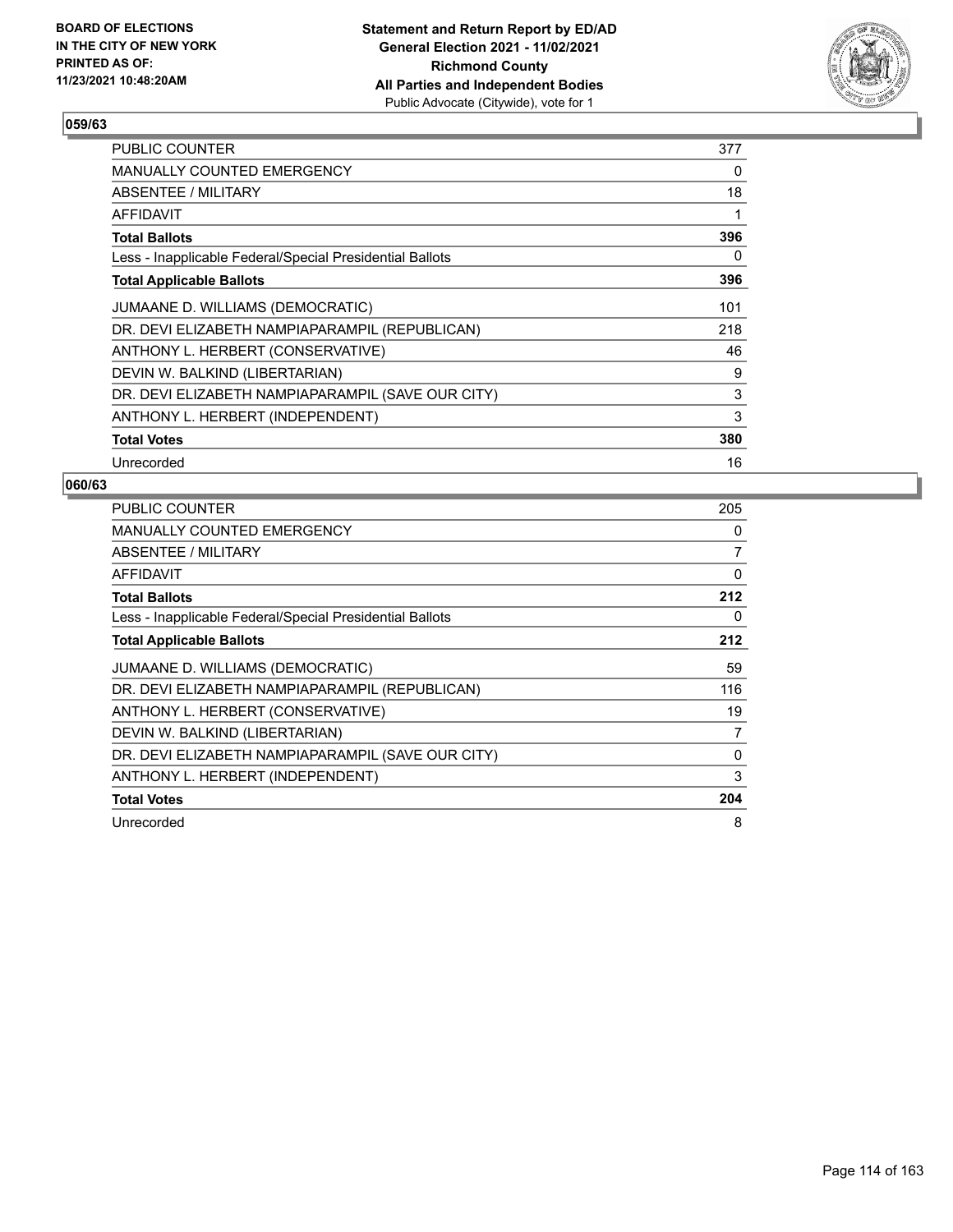**BOARD OF ELECTIONS IN THE CITY OF NEW YORK PRINTED AS OF: 11/23/2021 10:48:20AM**

**Statement and Return Report by ED/AD General Election 2021 - 11/02/2021 Richmond County All Parties and Independent Bodies**
Public Advocate (Citywide), vote for 1

## 059/63

| | |
|---|---|
| PUBLIC COUNTER | 377 |
| MANUALLY COUNTED EMERGENCY | 0 |
| ABSENTEE / MILITARY | 18 |
| AFFIDAVIT | 1 |
| **Total Ballots** | **396** |
| Less - Inapplicable Federal/Special Presidential Ballots | 0 |
| **Total Applicable Ballots** | **396** |
| JUMAANE D. WILLIAMS (DEMOCRATIC) | 101 |
| DR. DEVI ELIZABETH NAMPIAPARAMPIL (REPUBLICAN) | 218 |
| ANTHONY L. HERBERT (CONSERVATIVE) | 46 |
| DEVIN W. BALKIND (LIBERTARIAN) | 9 |
| DR. DEVI ELIZABETH NAMPIAPARAMPIL (SAVE OUR CITY) | 3 |
| ANTHONY L. HERBERT (INDEPENDENT) | 3 |
| **Total Votes** | **380** |
| Unrecorded | 16 |

## 060/63

| | |
|---|---|
| PUBLIC COUNTER | 205 |
| MANUALLY COUNTED EMERGENCY | 0 |
| ABSENTEE / MILITARY | 7 |
| AFFIDAVIT | 0 |
| **Total Ballots** | **212** |
| Less - Inapplicable Federal/Special Presidential Ballots | 0 |
| **Total Applicable Ballots** | **212** |
| JUMAANE D. WILLIAMS (DEMOCRATIC) | 59 |
| DR. DEVI ELIZABETH NAMPIAPARAMPIL (REPUBLICAN) | 116 |
| ANTHONY L. HERBERT (CONSERVATIVE) | 19 |
| DEVIN W. BALKIND (LIBERTARIAN) | 7 |
| DR. DEVI ELIZABETH NAMPIAPARAMPIL (SAVE OUR CITY) | 0 |
| ANTHONY L. HERBERT (INDEPENDENT) | 3 |
| **Total Votes** | **204** |
| Unrecorded | 8 |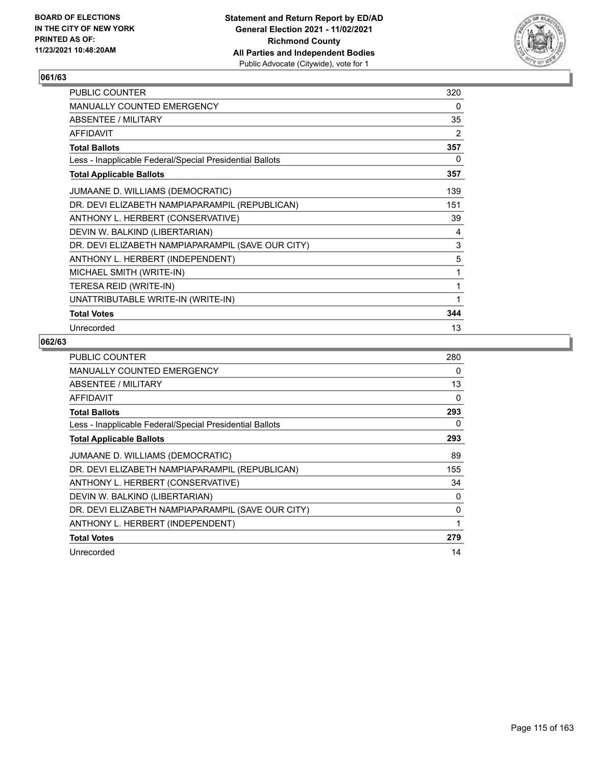BOARD OF ELECTIONS
IN THE CITY OF NEW YORK
PRINTED AS OF:
11/23/2021 10:48:20AM

**Statement and Return Report by ED/AD**
**General Election 2021 - 11/02/2021**
**Richmond County**
**All Parties and Independent Bodies**
Public Advocate (Citywide), vote for 1

## 061/63

| | |
|---|---|
| PUBLIC COUNTER | 320 |
| MANUALLY COUNTED EMERGENCY | 0 |
| ABSENTEE / MILITARY | 35 |
| AFFIDAVIT | 2 |
| **Total Ballots** | **357** |
| Less - Inapplicable Federal/Special Presidential Ballots | 0 |
| **Total Applicable Ballots** | **357** |
| JUMAANE D. WILLIAMS (DEMOCRATIC) | 139 |
| DR. DEVI ELIZABETH NAMPIAPARAMPIL (REPUBLICAN) | 151 |
| ANTHONY L. HERBERT (CONSERVATIVE) | 39 |
| DEVIN W. BALKIND (LIBERTARIAN) | 4 |
| DR. DEVI ELIZABETH NAMPIAPARAMPIL (SAVE OUR CITY) | 3 |
| ANTHONY L. HERBERT (INDEPENDENT) | 5 |
| MICHAEL SMITH (WRITE-IN) | 1 |
| TERESA REID (WRITE-IN) | 1 |
| UNATTRIBUTABLE WRITE-IN (WRITE-IN) | 1 |
| **Total Votes** | **344** |
| Unrecorded | 13 |

## 062/63

| | |
|---|---|
| PUBLIC COUNTER | 280 |
| MANUALLY COUNTED EMERGENCY | 0 |
| ABSENTEE / MILITARY | 13 |
| AFFIDAVIT | 0 |
| **Total Ballots** | **293** |
| Less - Inapplicable Federal/Special Presidential Ballots | 0 |
| **Total Applicable Ballots** | **293** |
| JUMAANE D. WILLIAMS (DEMOCRATIC) | 89 |
| DR. DEVI ELIZABETH NAMPIAPARAMPIL (REPUBLICAN) | 155 |
| ANTHONY L. HERBERT (CONSERVATIVE) | 34 |
| DEVIN W. BALKIND (LIBERTARIAN) | 0 |
| DR. DEVI ELIZABETH NAMPIAPARAMPIL (SAVE OUR CITY) | 0 |
| ANTHONY L. HERBERT (INDEPENDENT) | 1 |
| **Total Votes** | **279** |
| Unrecorded | 14 |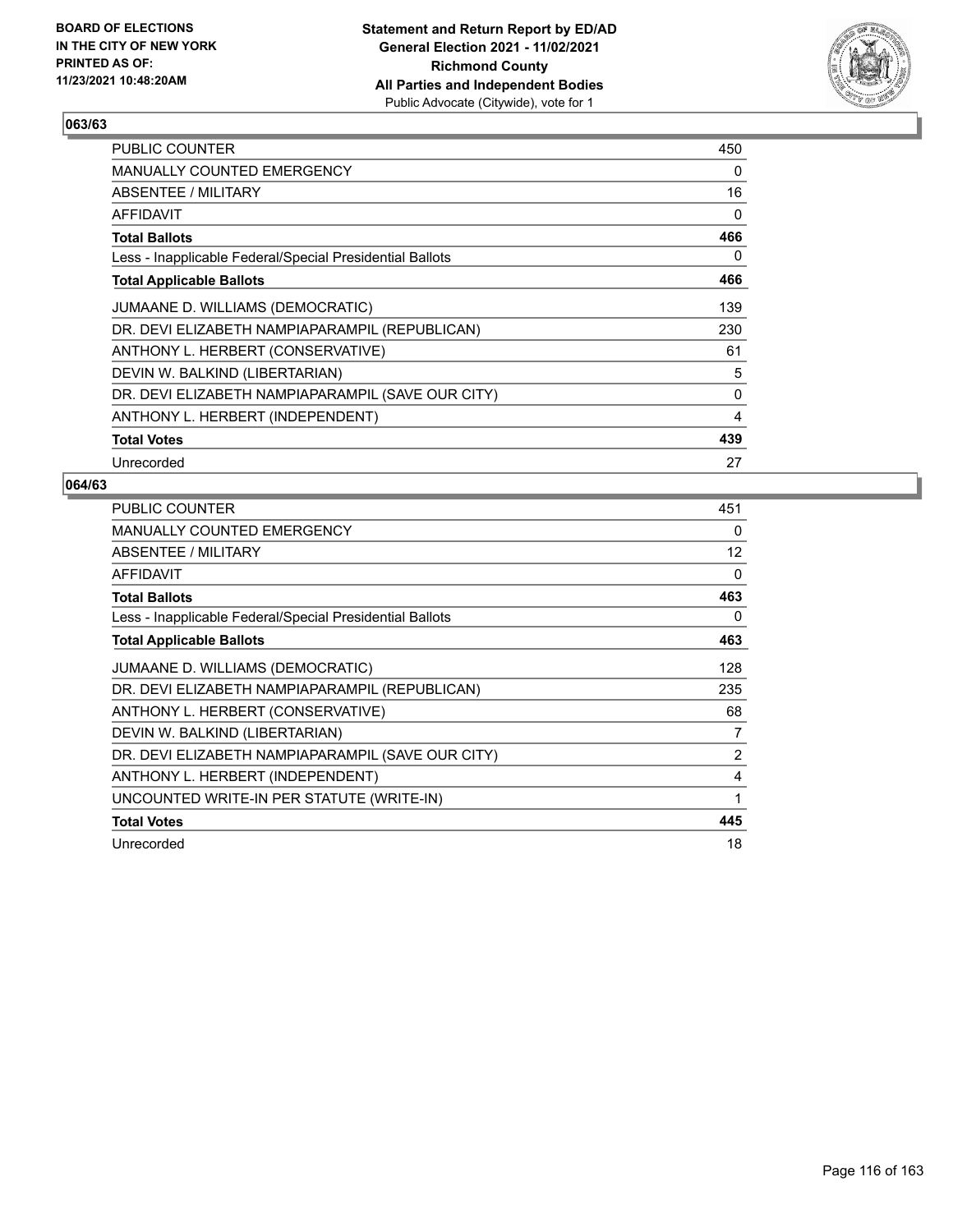BOARD OF ELECTIONS
IN THE CITY OF NEW YORK
PRINTED AS OF:
11/23/2021 10:48:20AM

**Statement and Return Report by ED/AD**
**General Election 2021 - 11/02/2021**
**Richmond County**
**All Parties and Independent Bodies**
Public Advocate (Citywide), vote for 1

## 063/63

| | |
|---|---|
| PUBLIC COUNTER | 450 |
| MANUALLY COUNTED EMERGENCY | 0 |
| ABSENTEE / MILITARY | 16 |
| AFFIDAVIT | 0 |
| **Total Ballots** | **466** |
| Less - Inapplicable Federal/Special Presidential Ballots | 0 |
| **Total Applicable Ballots** | **466** |
| JUMAANE D. WILLIAMS (DEMOCRATIC) | 139 |
| DR. DEVI ELIZABETH NAMPIAPARAMPIL (REPUBLICAN) | 230 |
| ANTHONY L. HERBERT (CONSERVATIVE) | 61 |
| DEVIN W. BALKIND (LIBERTARIAN) | 5 |
| DR. DEVI ELIZABETH NAMPIAPARAMPIL (SAVE OUR CITY) | 0 |
| ANTHONY L. HERBERT (INDEPENDENT) | 4 |
| **Total Votes** | **439** |
| Unrecorded | 27 |

## 064/63

| | |
|---|---|
| PUBLIC COUNTER | 451 |
| MANUALLY COUNTED EMERGENCY | 0 |
| ABSENTEE / MILITARY | 12 |
| AFFIDAVIT | 0 |
| **Total Ballots** | **463** |
| Less - Inapplicable Federal/Special Presidential Ballots | 0 |
| **Total Applicable Ballots** | **463** |
| JUMAANE D. WILLIAMS (DEMOCRATIC) | 128 |
| DR. DEVI ELIZABETH NAMPIAPARAMPIL (REPUBLICAN) | 235 |
| ANTHONY L. HERBERT (CONSERVATIVE) | 68 |
| DEVIN W. BALKIND (LIBERTARIAN) | 7 |
| DR. DEVI ELIZABETH NAMPIAPARAMPIL (SAVE OUR CITY) | 2 |
| ANTHONY L. HERBERT (INDEPENDENT) | 4 |
| UNCOUNTED WRITE-IN PER STATUTE (WRITE-IN) | 1 |
| **Total Votes** | **445** |
| Unrecorded | 18 |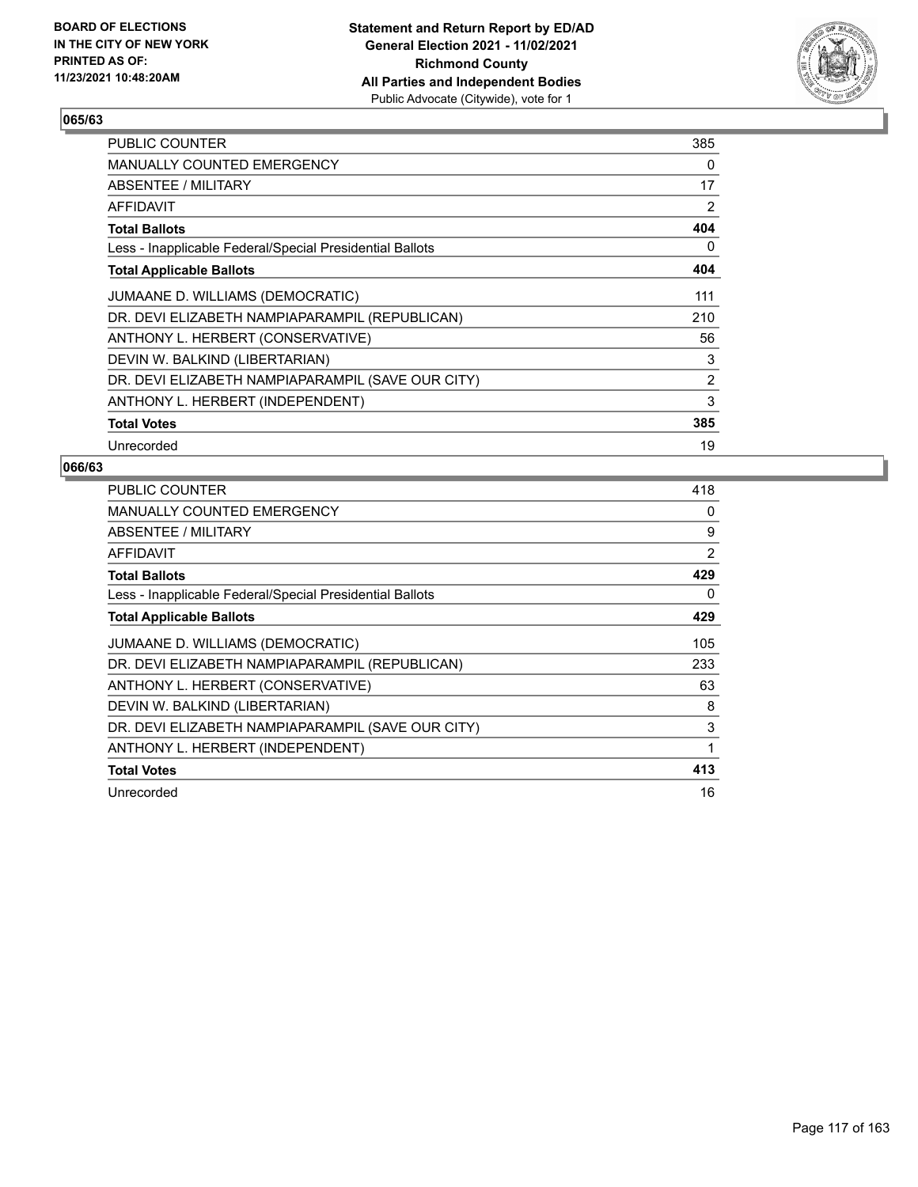BOARD OF ELECTIONS
IN THE CITY OF NEW YORK
PRINTED AS OF:
11/23/2021 10:48:20AM

**Statement and Return Report by ED/AD**
**General Election 2021 - 11/02/2021**
**Richmond County**
**All Parties and Independent Bodies**
Public Advocate (Citywide), vote for 1

## 065/63

| | |
|---|---|
| PUBLIC COUNTER | 385 |
| MANUALLY COUNTED EMERGENCY | 0 |
| ABSENTEE / MILITARY | 17 |
| AFFIDAVIT | 2 |
| **Total Ballots** | **404** |
| Less - Inapplicable Federal/Special Presidential Ballots | 0 |
| **Total Applicable Ballots** | **404** |
| JUMAANE D. WILLIAMS (DEMOCRATIC) | 111 |
| DR. DEVI ELIZABETH NAMPIAPARAMPIL (REPUBLICAN) | 210 |
| ANTHONY L. HERBERT (CONSERVATIVE) | 56 |
| DEVIN W. BALKIND (LIBERTARIAN) | 3 |
| DR. DEVI ELIZABETH NAMPIAPARAMPIL (SAVE OUR CITY) | 2 |
| ANTHONY L. HERBERT (INDEPENDENT) | 3 |
| **Total Votes** | **385** |
| Unrecorded | 19 |

## 066/63

| | |
|---|---|
| PUBLIC COUNTER | 418 |
| MANUALLY COUNTED EMERGENCY | 0 |
| ABSENTEE / MILITARY | 9 |
| AFFIDAVIT | 2 |
| **Total Ballots** | **429** |
| Less - Inapplicable Federal/Special Presidential Ballots | 0 |
| **Total Applicable Ballots** | **429** |
| JUMAANE D. WILLIAMS (DEMOCRATIC) | 105 |
| DR. DEVI ELIZABETH NAMPIAPARAMPIL (REPUBLICAN) | 233 |
| ANTHONY L. HERBERT (CONSERVATIVE) | 63 |
| DEVIN W. BALKIND (LIBERTARIAN) | 8 |
| DR. DEVI ELIZABETH NAMPIAPARAMPIL (SAVE OUR CITY) | 3 |
| ANTHONY L. HERBERT (INDEPENDENT) | 1 |
| **Total Votes** | **413** |
| Unrecorded | 16 |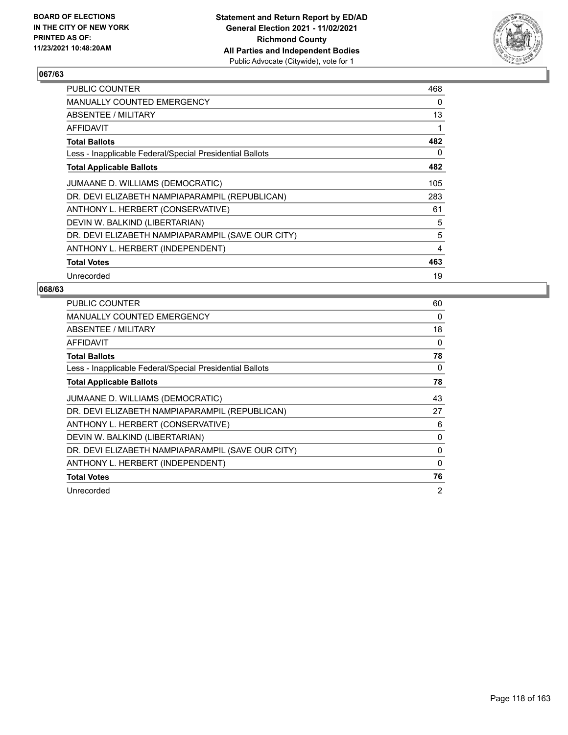BOARD OF ELECTIONS
IN THE CITY OF NEW YORK
PRINTED AS OF:
11/23/2021 10:48:20AM

**Statement and Return Report by ED/AD**
**General Election 2021 - 11/02/2021**
**Richmond County**
**All Parties and Independent Bodies**
Public Advocate (Citywide), vote for 1

## 067/63

| | |
|---|---|
| PUBLIC COUNTER | 468 |
| MANUALLY COUNTED EMERGENCY | 0 |
| ABSENTEE / MILITARY | 13 |
| AFFIDAVIT | 1 |
| **Total Ballots** | **482** |
| Less - Inapplicable Federal/Special Presidential Ballots | 0 |
| **Total Applicable Ballots** | **482** |
| JUMAANE D. WILLIAMS (DEMOCRATIC) | 105 |
| DR. DEVI ELIZABETH NAMPIAPARAMPIL (REPUBLICAN) | 283 |
| ANTHONY L. HERBERT (CONSERVATIVE) | 61 |
| DEVIN W. BALKIND (LIBERTARIAN) | 5 |
| DR. DEVI ELIZABETH NAMPIAPARAMPIL (SAVE OUR CITY) | 5 |
| ANTHONY L. HERBERT (INDEPENDENT) | 4 |
| **Total Votes** | **463** |
| Unrecorded | 19 |

## 068/63

| | |
|---|---|
| PUBLIC COUNTER | 60 |
| MANUALLY COUNTED EMERGENCY | 0 |
| ABSENTEE / MILITARY | 18 |
| AFFIDAVIT | 0 |
| **Total Ballots** | **78** |
| Less - Inapplicable Federal/Special Presidential Ballots | 0 |
| **Total Applicable Ballots** | **78** |
| JUMAANE D. WILLIAMS (DEMOCRATIC) | 43 |
| DR. DEVI ELIZABETH NAMPIAPARAMPIL (REPUBLICAN) | 27 |
| ANTHONY L. HERBERT (CONSERVATIVE) | 6 |
| DEVIN W. BALKIND (LIBERTARIAN) | 0 |
| DR. DEVI ELIZABETH NAMPIAPARAMPIL (SAVE OUR CITY) | 0 |
| ANTHONY L. HERBERT (INDEPENDENT) | 0 |
| **Total Votes** | **76** |
| Unrecorded | 2 |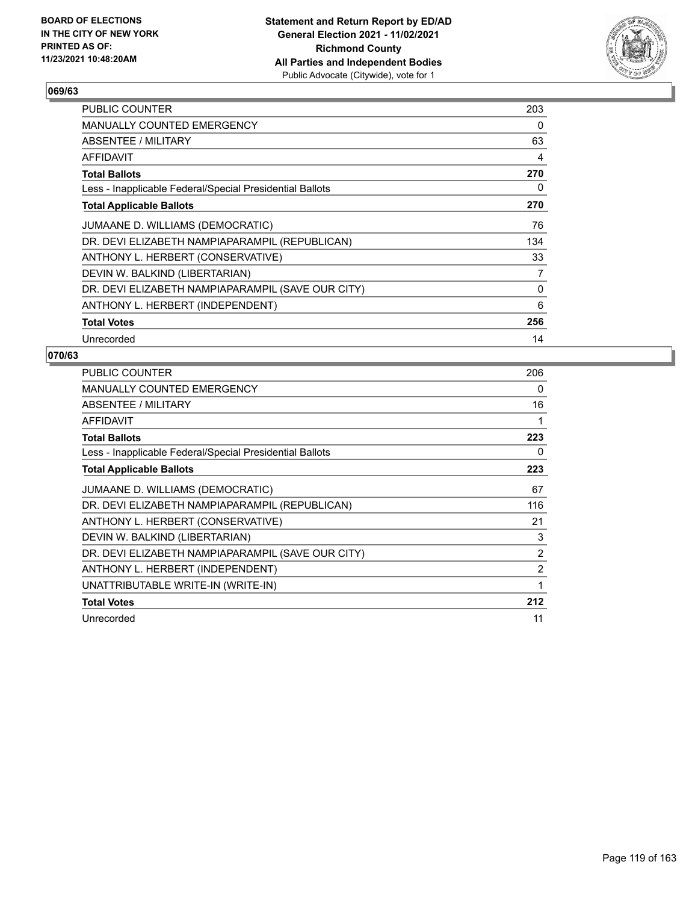BOARD OF ELECTIONS
IN THE CITY OF NEW YORK
PRINTED AS OF:
11/23/2021 10:48:20AM

**Statement and Return Report by ED/AD**
**General Election 2021 - 11/02/2021**
**Richmond County**
**All Parties and Independent Bodies**
Public Advocate (Citywide), vote for 1

## 069/63

| | |
|---|---|
| PUBLIC COUNTER | 203 |
| MANUALLY COUNTED EMERGENCY | 0 |
| ABSENTEE / MILITARY | 63 |
| AFFIDAVIT | 4 |
| **Total Ballots** | **270** |
| Less - Inapplicable Federal/Special Presidential Ballots | 0 |
| **Total Applicable Ballots** | **270** |
| JUMAANE D. WILLIAMS (DEMOCRATIC) | 76 |
| DR. DEVI ELIZABETH NAMPIAPARAMPIL (REPUBLICAN) | 134 |
| ANTHONY L. HERBERT (CONSERVATIVE) | 33 |
| DEVIN W. BALKIND (LIBERTARIAN) | 7 |
| DR. DEVI ELIZABETH NAMPIAPARAMPIL (SAVE OUR CITY) | 0 |
| ANTHONY L. HERBERT (INDEPENDENT) | 6 |
| **Total Votes** | **256** |
| Unrecorded | 14 |

## 070/63

| | |
|---|---|
| PUBLIC COUNTER | 206 |
| MANUALLY COUNTED EMERGENCY | 0 |
| ABSENTEE / MILITARY | 16 |
| AFFIDAVIT | 1 |
| **Total Ballots** | **223** |
| Less - Inapplicable Federal/Special Presidential Ballots | 0 |
| **Total Applicable Ballots** | **223** |
| JUMAANE D. WILLIAMS (DEMOCRATIC) | 67 |
| DR. DEVI ELIZABETH NAMPIAPARAMPIL (REPUBLICAN) | 116 |
| ANTHONY L. HERBERT (CONSERVATIVE) | 21 |
| DEVIN W. BALKIND (LIBERTARIAN) | 3 |
| DR. DEVI ELIZABETH NAMPIAPARAMPIL (SAVE OUR CITY) | 2 |
| ANTHONY L. HERBERT (INDEPENDENT) | 2 |
| UNATTRIBUTABLE WRITE-IN (WRITE-IN) | 1 |
| **Total Votes** | **212** |
| Unrecorded | 11 |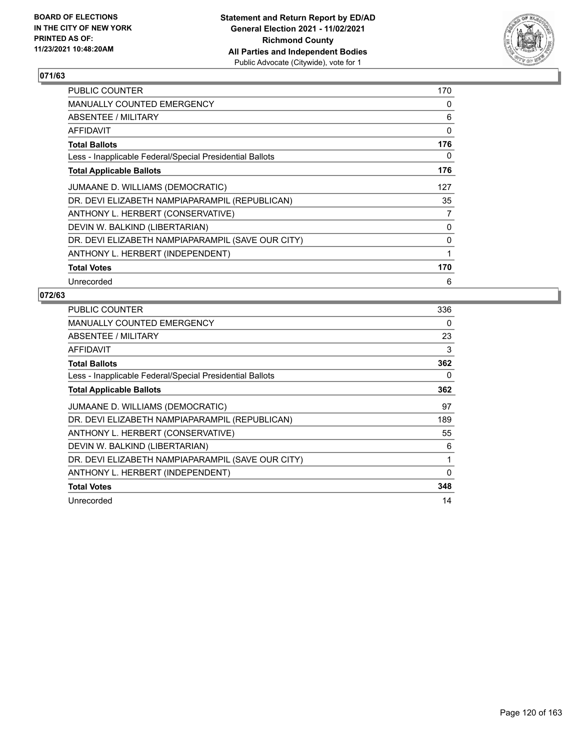BOARD OF ELECTIONS
IN THE CITY OF NEW YORK
PRINTED AS OF:
11/23/2021 10:48:20AM

**Statement and Return Report by ED/AD**
**General Election 2021 - 11/02/2021**
**Richmond County**
**All Parties and Independent Bodies**
Public Advocate (Citywide), vote for 1

## 071/63

| | |
|---|---|
| PUBLIC COUNTER | 170 |
| MANUALLY COUNTED EMERGENCY | 0 |
| ABSENTEE / MILITARY | 6 |
| AFFIDAVIT | 0 |
| **Total Ballots** | **176** |
| Less - Inapplicable Federal/Special Presidential Ballots | 0 |
| **Total Applicable Ballots** | **176** |
| JUMAANE D. WILLIAMS (DEMOCRATIC) | 127 |
| DR. DEVI ELIZABETH NAMPIAPARAMPIL (REPUBLICAN) | 35 |
| ANTHONY L. HERBERT (CONSERVATIVE) | 7 |
| DEVIN W. BALKIND (LIBERTARIAN) | 0 |
| DR. DEVI ELIZABETH NAMPIAPARAMPIL (SAVE OUR CITY) | 0 |
| ANTHONY L. HERBERT (INDEPENDENT) | 1 |
| **Total Votes** | **170** |
| Unrecorded | 6 |

## 072/63

| | |
|---|---|
| PUBLIC COUNTER | 336 |
| MANUALLY COUNTED EMERGENCY | 0 |
| ABSENTEE / MILITARY | 23 |
| AFFIDAVIT | 3 |
| **Total Ballots** | **362** |
| Less - Inapplicable Federal/Special Presidential Ballots | 0 |
| **Total Applicable Ballots** | **362** |
| JUMAANE D. WILLIAMS (DEMOCRATIC) | 97 |
| DR. DEVI ELIZABETH NAMPIAPARAMPIL (REPUBLICAN) | 189 |
| ANTHONY L. HERBERT (CONSERVATIVE) | 55 |
| DEVIN W. BALKIND (LIBERTARIAN) | 6 |
| DR. DEVI ELIZABETH NAMPIAPARAMPIL (SAVE OUR CITY) | 1 |
| ANTHONY L. HERBERT (INDEPENDENT) | 0 |
| **Total Votes** | **348** |
| Unrecorded | 14 |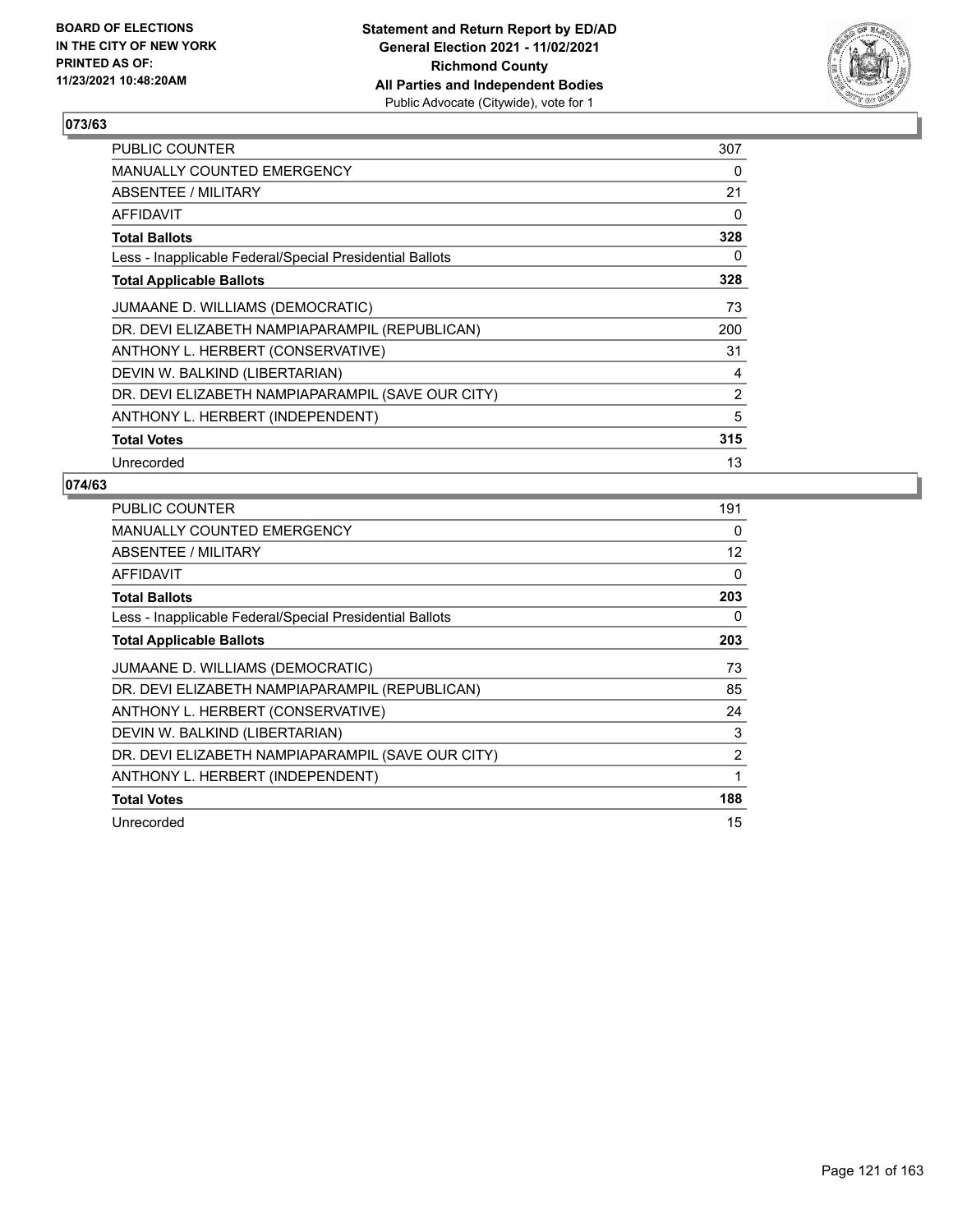BOARD OF ELECTIONS
IN THE CITY OF NEW YORK
PRINTED AS OF:
11/23/2021 10:48:20AM

**Statement and Return Report by ED/AD**
**General Election 2021 - 11/02/2021**
**Richmond County**
**All Parties and Independent Bodies**
Public Advocate (Citywide), vote for 1

## 073/63

| | |
|---|---|
| PUBLIC COUNTER | 307 |
| MANUALLY COUNTED EMERGENCY | 0 |
| ABSENTEE / MILITARY | 21 |
| AFFIDAVIT | 0 |
| **Total Ballots** | **328** |
| Less - Inapplicable Federal/Special Presidential Ballots | 0 |
| **Total Applicable Ballots** | **328** |
| JUMAANE D. WILLIAMS (DEMOCRATIC) | 73 |
| DR. DEVI ELIZABETH NAMPIAPARAMPIL (REPUBLICAN) | 200 |
| ANTHONY L. HERBERT (CONSERVATIVE) | 31 |
| DEVIN W. BALKIND (LIBERTARIAN) | 4 |
| DR. DEVI ELIZABETH NAMPIAPARAMPIL (SAVE OUR CITY) | 2 |
| ANTHONY L. HERBERT (INDEPENDENT) | 5 |
| **Total Votes** | **315** |
| Unrecorded | 13 |

## 074/63

| | |
|---|---|
| PUBLIC COUNTER | 191 |
| MANUALLY COUNTED EMERGENCY | 0 |
| ABSENTEE / MILITARY | 12 |
| AFFIDAVIT | 0 |
| **Total Ballots** | **203** |
| Less - Inapplicable Federal/Special Presidential Ballots | 0 |
| **Total Applicable Ballots** | **203** |
| JUMAANE D. WILLIAMS (DEMOCRATIC) | 73 |
| DR. DEVI ELIZABETH NAMPIAPARAMPIL (REPUBLICAN) | 85 |
| ANTHONY L. HERBERT (CONSERVATIVE) | 24 |
| DEVIN W. BALKIND (LIBERTARIAN) | 3 |
| DR. DEVI ELIZABETH NAMPIAPARAMPIL (SAVE OUR CITY) | 2 |
| ANTHONY L. HERBERT (INDEPENDENT) | 1 |
| **Total Votes** | **188** |
| Unrecorded | 15 |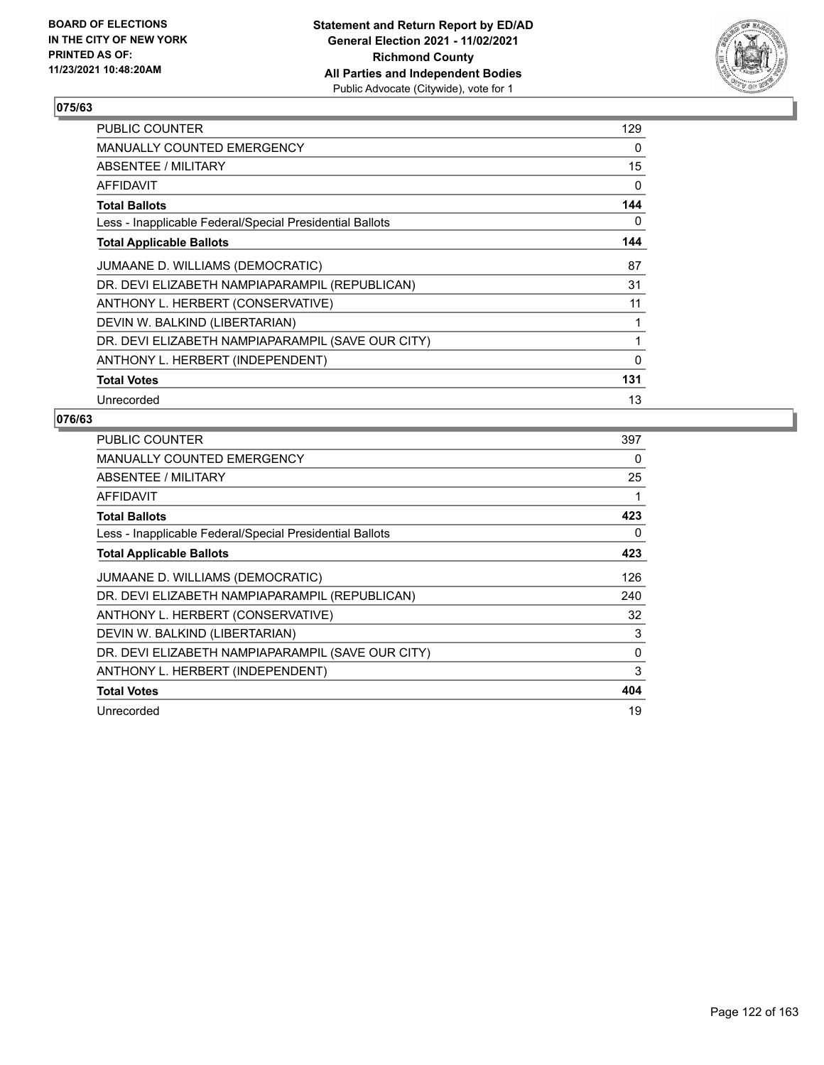BOARD OF ELECTIONS
IN THE CITY OF NEW YORK
PRINTED AS OF:
11/23/2021 10:48:20AM

**Statement and Return Report by ED/AD**
**General Election 2021 - 11/02/2021**
**Richmond County**
**All Parties and Independent Bodies**
Public Advocate (Citywide), vote for 1

### 075/63

| | |
|---|---|
| PUBLIC COUNTER | 129 |
| MANUALLY COUNTED EMERGENCY | 0 |
| ABSENTEE / MILITARY | 15 |
| AFFIDAVIT | 0 |
| **Total Ballots** | **144** |
| Less - Inapplicable Federal/Special Presidential Ballots | 0 |
| **Total Applicable Ballots** | **144** |
| JUMAANE D. WILLIAMS (DEMOCRATIC) | 87 |
| DR. DEVI ELIZABETH NAMPIAPARAMPIL (REPUBLICAN) | 31 |
| ANTHONY L. HERBERT (CONSERVATIVE) | 11 |
| DEVIN W. BALKIND (LIBERTARIAN) | 1 |
| DR. DEVI ELIZABETH NAMPIAPARAMPIL (SAVE OUR CITY) | 1 |
| ANTHONY L. HERBERT (INDEPENDENT) | 0 |
| **Total Votes** | **131** |
| Unrecorded | 13 |

### 076/63

| | |
|---|---|
| PUBLIC COUNTER | 397 |
| MANUALLY COUNTED EMERGENCY | 0 |
| ABSENTEE / MILITARY | 25 |
| AFFIDAVIT | 1 |
| **Total Ballots** | **423** |
| Less - Inapplicable Federal/Special Presidential Ballots | 0 |
| **Total Applicable Ballots** | **423** |
| JUMAANE D. WILLIAMS (DEMOCRATIC) | 126 |
| DR. DEVI ELIZABETH NAMPIAPARAMPIL (REPUBLICAN) | 240 |
| ANTHONY L. HERBERT (CONSERVATIVE) | 32 |
| DEVIN W. BALKIND (LIBERTARIAN) | 3 |
| DR. DEVI ELIZABETH NAMPIAPARAMPIL (SAVE OUR CITY) | 0 |
| ANTHONY L. HERBERT (INDEPENDENT) | 3 |
| **Total Votes** | **404** |
| Unrecorded | 19 |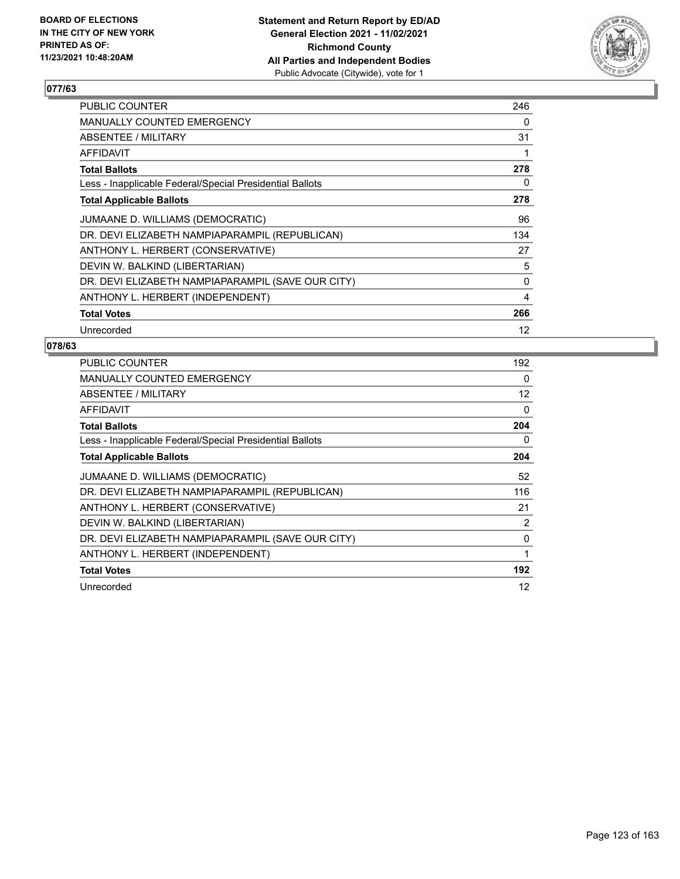**BOARD OF ELECTIONS IN THE CITY OF NEW YORK PRINTED AS OF: 11/23/2021 10:48:20AM**

**Statement and Return Report by ED/AD General Election 2021 - 11/02/2021 Richmond County All Parties and Independent Bodies**
Public Advocate (Citywide), vote for 1

## 077/63

| | |
|---|---|
| PUBLIC COUNTER | 246 |
| MANUALLY COUNTED EMERGENCY | 0 |
| ABSENTEE / MILITARY | 31 |
| AFFIDAVIT | 1 |
| **Total Ballots** | **278** |
| Less - Inapplicable Federal/Special Presidential Ballots | 0 |
| **Total Applicable Ballots** | **278** |
| JUMAANE D. WILLIAMS (DEMOCRATIC) | 96 |
| DR. DEVI ELIZABETH NAMPIAPARAMPIL (REPUBLICAN) | 134 |
| ANTHONY L. HERBERT (CONSERVATIVE) | 27 |
| DEVIN W. BALKIND (LIBERTARIAN) | 5 |
| DR. DEVI ELIZABETH NAMPIAPARAMPIL (SAVE OUR CITY) | 0 |
| ANTHONY L. HERBERT (INDEPENDENT) | 4 |
| **Total Votes** | **266** |
| Unrecorded | 12 |

## 078/63

| | |
|---|---|
| PUBLIC COUNTER | 192 |
| MANUALLY COUNTED EMERGENCY | 0 |
| ABSENTEE / MILITARY | 12 |
| AFFIDAVIT | 0 |
| **Total Ballots** | **204** |
| Less - Inapplicable Federal/Special Presidential Ballots | 0 |
| **Total Applicable Ballots** | **204** |
| JUMAANE D. WILLIAMS (DEMOCRATIC) | 52 |
| DR. DEVI ELIZABETH NAMPIAPARAMPIL (REPUBLICAN) | 116 |
| ANTHONY L. HERBERT (CONSERVATIVE) | 21 |
| DEVIN W. BALKIND (LIBERTARIAN) | 2 |
| DR. DEVI ELIZABETH NAMPIAPARAMPIL (SAVE OUR CITY) | 0 |
| ANTHONY L. HERBERT (INDEPENDENT) | 1 |
| **Total Votes** | **192** |
| Unrecorded | 12 |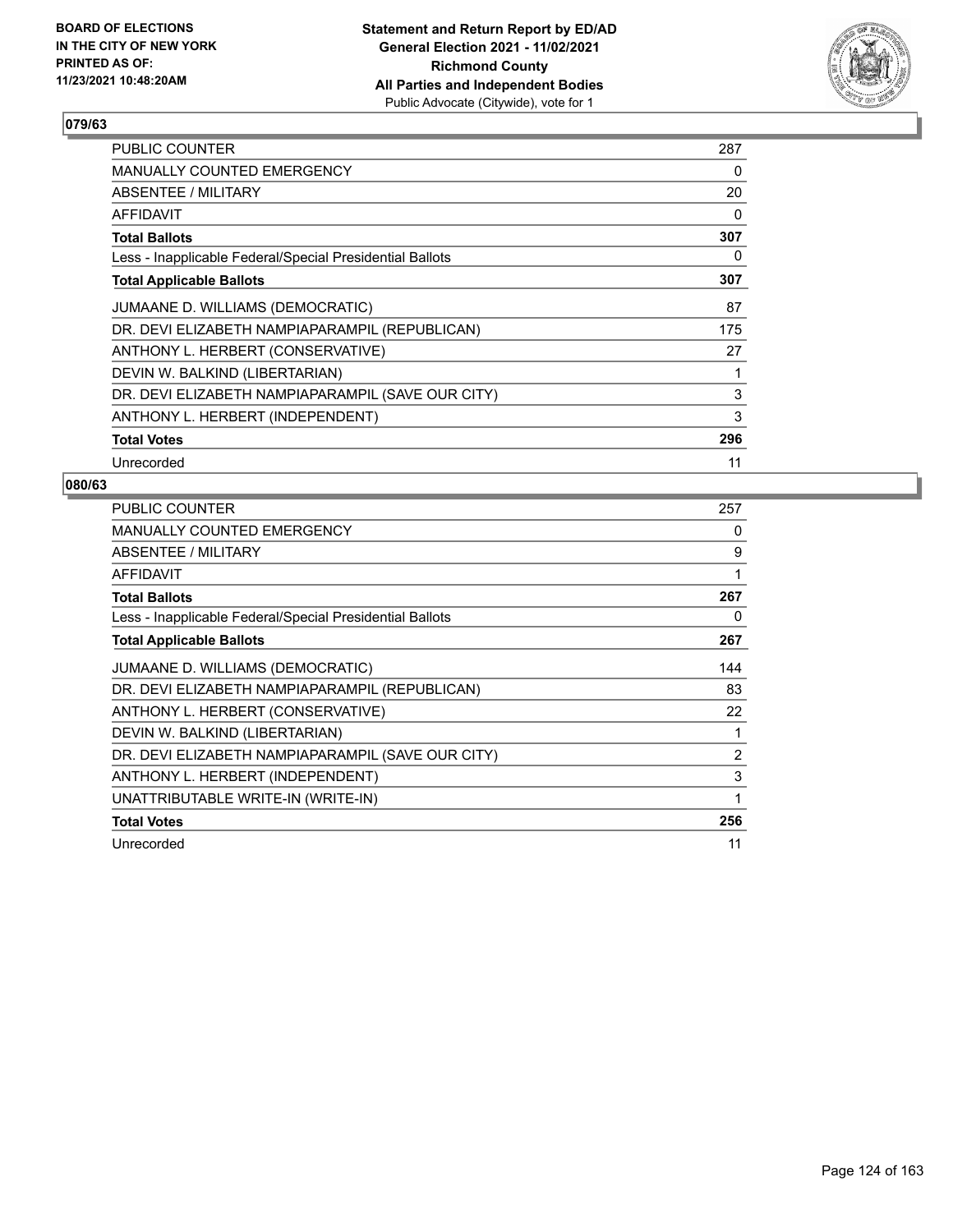BOARD OF ELECTIONS
IN THE CITY OF NEW YORK
PRINTED AS OF:
11/23/2021 10:48:20AM

**Statement and Return Report by ED/AD**
**General Election 2021 - 11/02/2021**
**Richmond County**
**All Parties and Independent Bodies**
Public Advocate (Citywide), vote for 1

## 079/63

| | |
|---|---|
| PUBLIC COUNTER | 287 |
| MANUALLY COUNTED EMERGENCY | 0 |
| ABSENTEE / MILITARY | 20 |
| AFFIDAVIT | 0 |
| **Total Ballots** | **307** |
| Less - Inapplicable Federal/Special Presidential Ballots | 0 |
| **Total Applicable Ballots** | **307** |
| JUMAANE D. WILLIAMS (DEMOCRATIC) | 87 |
| DR. DEVI ELIZABETH NAMPIAPARAMPIL (REPUBLICAN) | 175 |
| ANTHONY L. HERBERT (CONSERVATIVE) | 27 |
| DEVIN W. BALKIND (LIBERTARIAN) | 1 |
| DR. DEVI ELIZABETH NAMPIAPARAMPIL (SAVE OUR CITY) | 3 |
| ANTHONY L. HERBERT (INDEPENDENT) | 3 |
| **Total Votes** | **296** |
| Unrecorded | 11 |

## 080/63

| | |
|---|---|
| PUBLIC COUNTER | 257 |
| MANUALLY COUNTED EMERGENCY | 0 |
| ABSENTEE / MILITARY | 9 |
| AFFIDAVIT | 1 |
| **Total Ballots** | **267** |
| Less - Inapplicable Federal/Special Presidential Ballots | 0 |
| **Total Applicable Ballots** | **267** |
| JUMAANE D. WILLIAMS (DEMOCRATIC) | 144 |
| DR. DEVI ELIZABETH NAMPIAPARAMPIL (REPUBLICAN) | 83 |
| ANTHONY L. HERBERT (CONSERVATIVE) | 22 |
| DEVIN W. BALKIND (LIBERTARIAN) | 1 |
| DR. DEVI ELIZABETH NAMPIAPARAMPIL (SAVE OUR CITY) | 2 |
| ANTHONY L. HERBERT (INDEPENDENT) | 3 |
| UNATTRIBUTABLE WRITE-IN (WRITE-IN) | 1 |
| **Total Votes** | **256** |
| Unrecorded | 11 |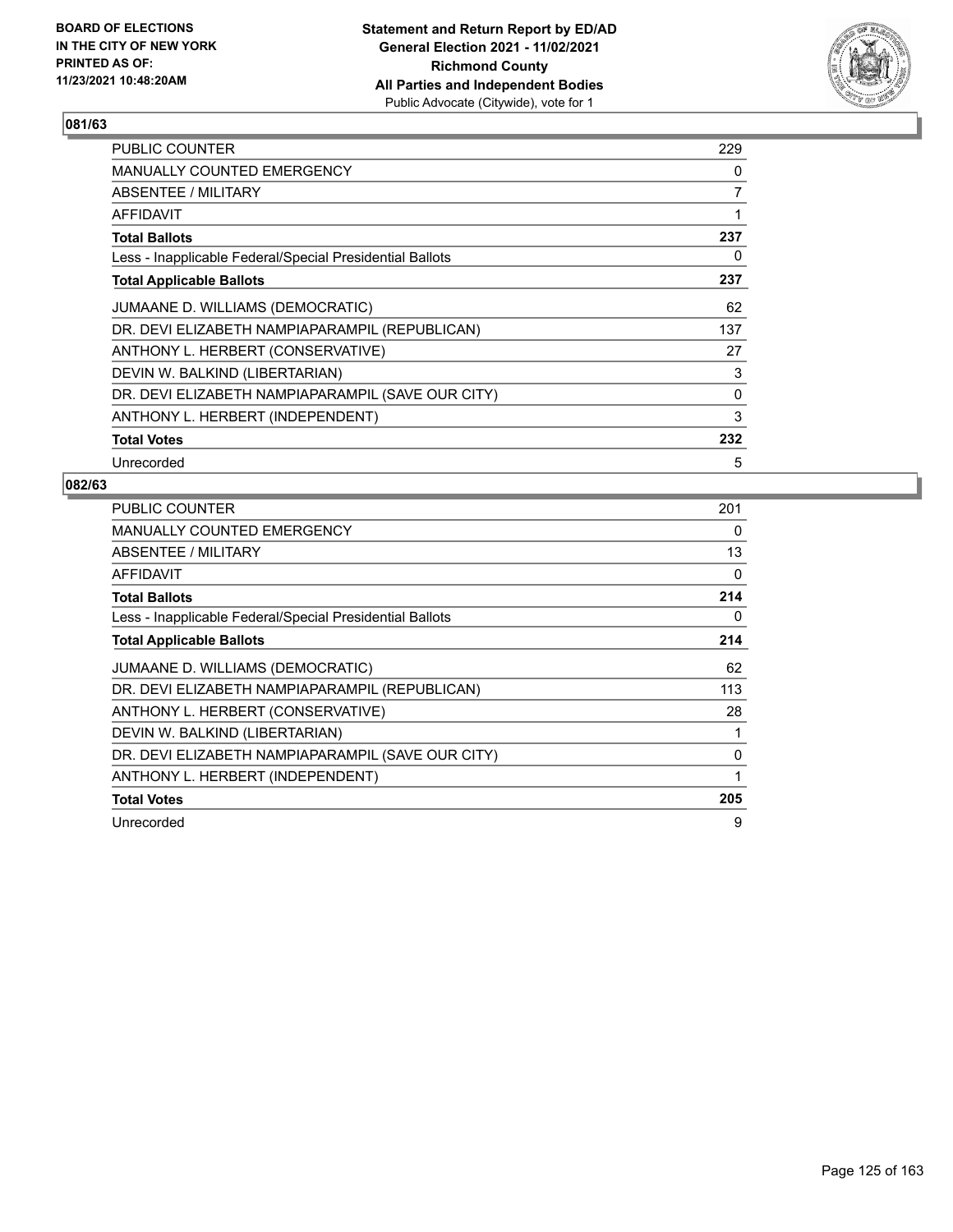**BOARD OF ELECTIONS IN THE CITY OF NEW YORK PRINTED AS OF: 11/23/2021 10:48:20AM**

**Statement and Return Report by ED/AD General Election 2021 - 11/02/2021 Richmond County All Parties and Independent Bodies**
Public Advocate (Citywide), vote for 1

## 081/63

| | |
|---|---|
| PUBLIC COUNTER | 229 |
| MANUALLY COUNTED EMERGENCY | 0 |
| ABSENTEE / MILITARY | 7 |
| AFFIDAVIT | 1 |
| **Total Ballots** | **237** |
| Less - Inapplicable Federal/Special Presidential Ballots | 0 |
| **Total Applicable Ballots** | **237** |
| JUMAANE D. WILLIAMS (DEMOCRATIC) | 62 |
| DR. DEVI ELIZABETH NAMPIAPARAMPIL (REPUBLICAN) | 137 |
| ANTHONY L. HERBERT (CONSERVATIVE) | 27 |
| DEVIN W. BALKIND (LIBERTARIAN) | 3 |
| DR. DEVI ELIZABETH NAMPIAPARAMPIL (SAVE OUR CITY) | 0 |
| ANTHONY L. HERBERT (INDEPENDENT) | 3 |
| **Total Votes** | **232** |
| Unrecorded | 5 |

## 082/63

| | |
|---|---|
| PUBLIC COUNTER | 201 |
| MANUALLY COUNTED EMERGENCY | 0 |
| ABSENTEE / MILITARY | 13 |
| AFFIDAVIT | 0 |
| **Total Ballots** | **214** |
| Less - Inapplicable Federal/Special Presidential Ballots | 0 |
| **Total Applicable Ballots** | **214** |
| JUMAANE D. WILLIAMS (DEMOCRATIC) | 62 |
| DR. DEVI ELIZABETH NAMPIAPARAMPIL (REPUBLICAN) | 113 |
| ANTHONY L. HERBERT (CONSERVATIVE) | 28 |
| DEVIN W. BALKIND (LIBERTARIAN) | 1 |
| DR. DEVI ELIZABETH NAMPIAPARAMPIL (SAVE OUR CITY) | 0 |
| ANTHONY L. HERBERT (INDEPENDENT) | 1 |
| **Total Votes** | **205** |
| Unrecorded | 9 |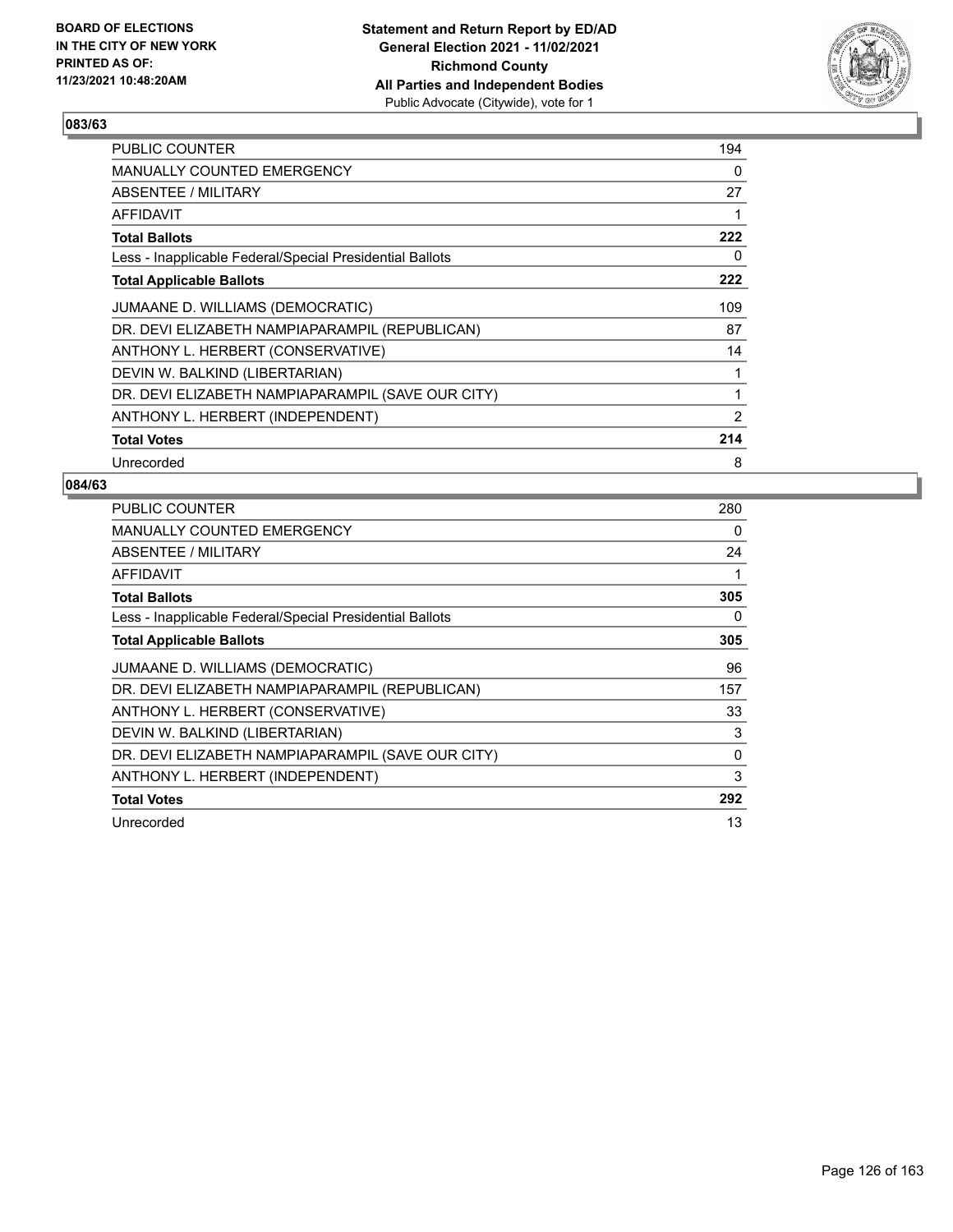**BOARD OF ELECTIONS IN THE CITY OF NEW YORK PRINTED AS OF: 11/23/2021 10:48:20AM**

**Statement and Return Report by ED/AD General Election 2021 - 11/02/2021 Richmond County All Parties and Independent Bodies** Public Advocate (Citywide), vote for 1

## 083/63

| | |
|---|---|
| PUBLIC COUNTER | 194 |
| MANUALLY COUNTED EMERGENCY | 0 |
| ABSENTEE / MILITARY | 27 |
| AFFIDAVIT | 1 |
| **Total Ballots** | **222** |
| Less - Inapplicable Federal/Special Presidential Ballots | 0 |
| **Total Applicable Ballots** | **222** |
| JUMAANE D. WILLIAMS (DEMOCRATIC) | 109 |
| DR. DEVI ELIZABETH NAMPIAPARAMPIL (REPUBLICAN) | 87 |
| ANTHONY L. HERBERT (CONSERVATIVE) | 14 |
| DEVIN W. BALKIND (LIBERTARIAN) | 1 |
| DR. DEVI ELIZABETH NAMPIAPARAMPIL (SAVE OUR CITY) | 1 |
| ANTHONY L. HERBERT (INDEPENDENT) | 2 |
| **Total Votes** | **214** |
| Unrecorded | 8 |

## 084/63

| | |
|---|---|
| PUBLIC COUNTER | 280 |
| MANUALLY COUNTED EMERGENCY | 0 |
| ABSENTEE / MILITARY | 24 |
| AFFIDAVIT | 1 |
| **Total Ballots** | **305** |
| Less - Inapplicable Federal/Special Presidential Ballots | 0 |
| **Total Applicable Ballots** | **305** |
| JUMAANE D. WILLIAMS (DEMOCRATIC) | 96 |
| DR. DEVI ELIZABETH NAMPIAPARAMPIL (REPUBLICAN) | 157 |
| ANTHONY L. HERBERT (CONSERVATIVE) | 33 |
| DEVIN W. BALKIND (LIBERTARIAN) | 3 |
| DR. DEVI ELIZABETH NAMPIAPARAMPIL (SAVE OUR CITY) | 0 |
| ANTHONY L. HERBERT (INDEPENDENT) | 3 |
| **Total Votes** | **292** |
| Unrecorded | 13 |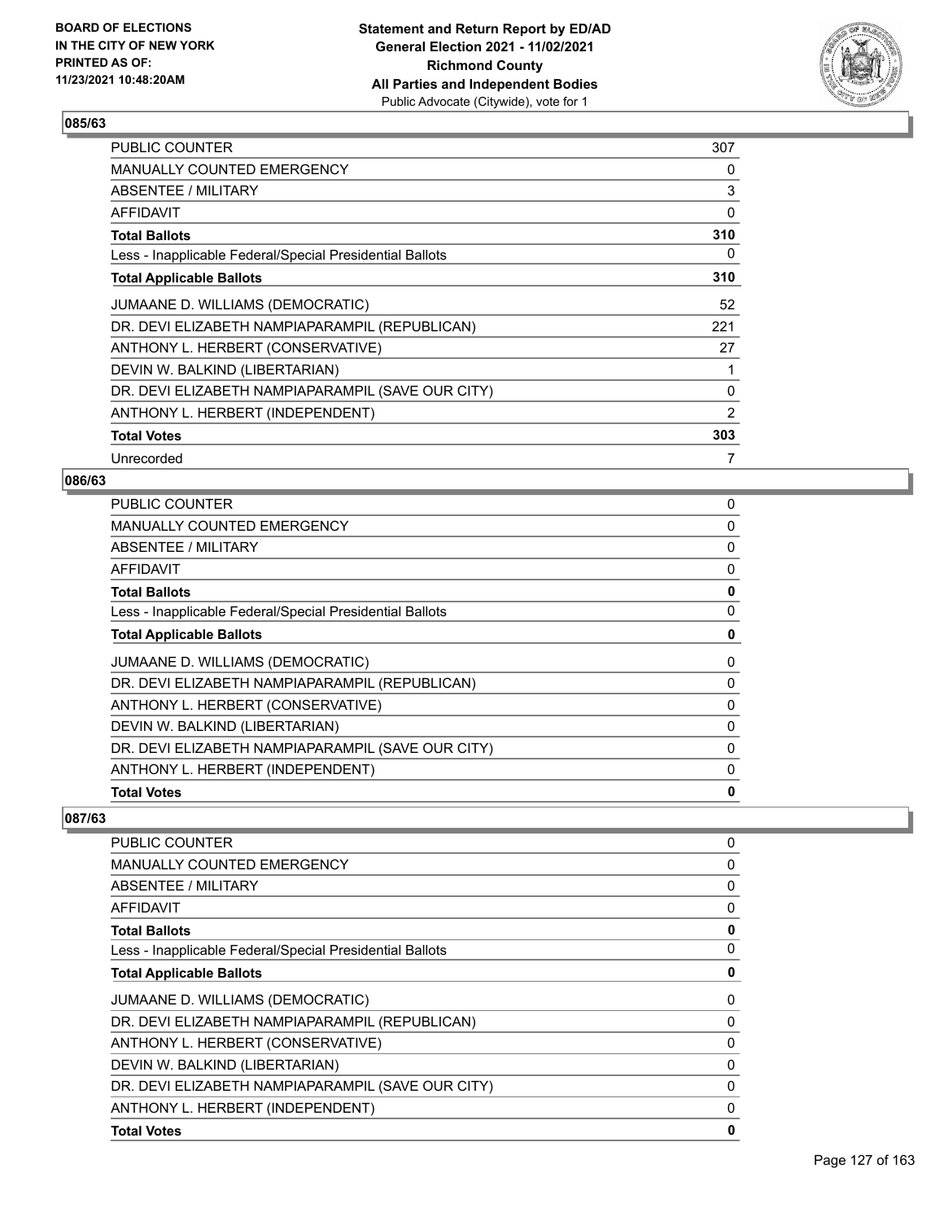## 085/63

| | |
|---|---|
| PUBLIC COUNTER | 307 |
| MANUALLY COUNTED EMERGENCY | 0 |
| ABSENTEE / MILITARY | 3 |
| AFFIDAVIT | 0 |
| **Total Ballots** | **310** |
| Less - Inapplicable Federal/Special Presidential Ballots | 0 |
| **Total Applicable Ballots** | **310** |
| JUMAANE D. WILLIAMS (DEMOCRATIC) | 52 |
| DR. DEVI ELIZABETH NAMPIAPARAMPIL (REPUBLICAN) | 221 |
| ANTHONY L. HERBERT (CONSERVATIVE) | 27 |
| DEVIN W. BALKIND (LIBERTARIAN) | 1 |
| DR. DEVI ELIZABETH NAMPIAPARAMPIL (SAVE OUR CITY) | 0 |
| ANTHONY L. HERBERT (INDEPENDENT) | 2 |
| **Total Votes** | **303** |
| Unrecorded | 7 |

## 086/63

| | |
|---|---|
| PUBLIC COUNTER | 0 |
| MANUALLY COUNTED EMERGENCY | 0 |
| ABSENTEE / MILITARY | 0 |
| AFFIDAVIT | 0 |
| **Total Ballots** | **0** |
| Less - Inapplicable Federal/Special Presidential Ballots | 0 |
| **Total Applicable Ballots** | **0** |
| JUMAANE D. WILLIAMS (DEMOCRATIC) | 0 |
| DR. DEVI ELIZABETH NAMPIAPARAMPIL (REPUBLICAN) | 0 |
| ANTHONY L. HERBERT (CONSERVATIVE) | 0 |
| DEVIN W. BALKIND (LIBERTARIAN) | 0 |
| DR. DEVI ELIZABETH NAMPIAPARAMPIL (SAVE OUR CITY) | 0 |
| ANTHONY L. HERBERT (INDEPENDENT) | 0 |
| **Total Votes** | **0** |

## 087/63

| | |
|---|---|
| PUBLIC COUNTER | 0 |
| MANUALLY COUNTED EMERGENCY | 0 |
| ABSENTEE / MILITARY | 0 |
| AFFIDAVIT | 0 |
| **Total Ballots** | **0** |
| Less - Inapplicable Federal/Special Presidential Ballots | 0 |
| **Total Applicable Ballots** | **0** |
| JUMAANE D. WILLIAMS (DEMOCRATIC) | 0 |
| DR. DEVI ELIZABETH NAMPIAPARAMPIL (REPUBLICAN) | 0 |
| ANTHONY L. HERBERT (CONSERVATIVE) | 0 |
| DEVIN W. BALKIND (LIBERTARIAN) | 0 |
| DR. DEVI ELIZABETH NAMPIAPARAMPIL (SAVE OUR CITY) | 0 |
| ANTHONY L. HERBERT (INDEPENDENT) | 0 |
| **Total Votes** | **0** |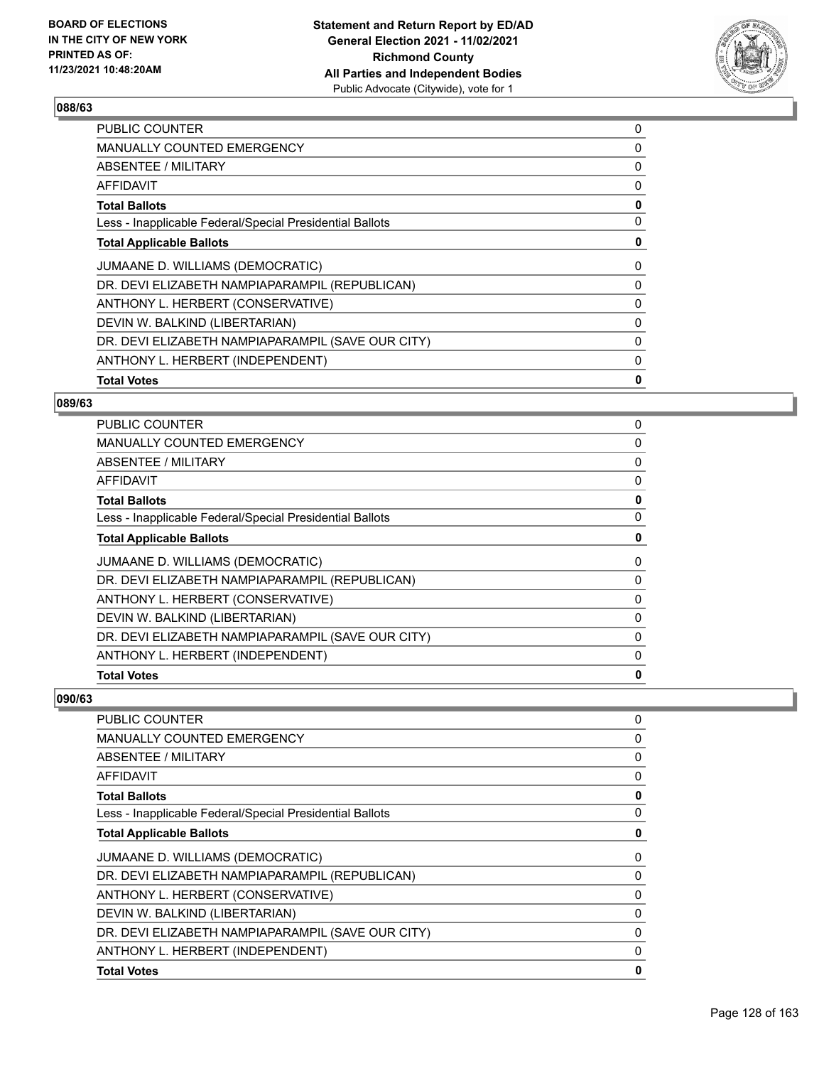## 088/63

| | |
|---|---|
| PUBLIC COUNTER | 0 |
| MANUALLY COUNTED EMERGENCY | 0 |
| ABSENTEE / MILITARY | 0 |
| AFFIDAVIT | 0 |
| **Total Ballots** | **0** |
| Less - Inapplicable Federal/Special Presidential Ballots | 0 |
| **Total Applicable Ballots** | **0** |
| JUMAANE D. WILLIAMS (DEMOCRATIC) | 0 |
| DR. DEVI ELIZABETH NAMPIAPARAMPIL (REPUBLICAN) | 0 |
| ANTHONY L. HERBERT (CONSERVATIVE) | 0 |
| DEVIN W. BALKIND (LIBERTARIAN) | 0 |
| DR. DEVI ELIZABETH NAMPIAPARAMPIL (SAVE OUR CITY) | 0 |
| ANTHONY L. HERBERT (INDEPENDENT) | 0 |
| **Total Votes** | **0** |

## 089/63

| | |
|---|---|
| PUBLIC COUNTER | 0 |
| MANUALLY COUNTED EMERGENCY | 0 |
| ABSENTEE / MILITARY | 0 |
| AFFIDAVIT | 0 |
| **Total Ballots** | **0** |
| Less - Inapplicable Federal/Special Presidential Ballots | 0 |
| **Total Applicable Ballots** | **0** |
| JUMAANE D. WILLIAMS (DEMOCRATIC) | 0 |
| DR. DEVI ELIZABETH NAMPIAPARAMPIL (REPUBLICAN) | 0 |
| ANTHONY L. HERBERT (CONSERVATIVE) | 0 |
| DEVIN W. BALKIND (LIBERTARIAN) | 0 |
| DR. DEVI ELIZABETH NAMPIAPARAMPIL (SAVE OUR CITY) | 0 |
| ANTHONY L. HERBERT (INDEPENDENT) | 0 |
| **Total Votes** | **0** |

## 090/63

| | |
|---|---|
| PUBLIC COUNTER | 0 |
| MANUALLY COUNTED EMERGENCY | 0 |
| ABSENTEE / MILITARY | 0 |
| AFFIDAVIT | 0 |
| **Total Ballots** | **0** |
| Less - Inapplicable Federal/Special Presidential Ballots | 0 |
| **Total Applicable Ballots** | **0** |
| JUMAANE D. WILLIAMS (DEMOCRATIC) | 0 |
| DR. DEVI ELIZABETH NAMPIAPARAMPIL (REPUBLICAN) | 0 |
| ANTHONY L. HERBERT (CONSERVATIVE) | 0 |
| DEVIN W. BALKIND (LIBERTARIAN) | 0 |
| DR. DEVI ELIZABETH NAMPIAPARAMPIL (SAVE OUR CITY) | 0 |
| ANTHONY L. HERBERT (INDEPENDENT) | 0 |
| **Total Votes** | **0** |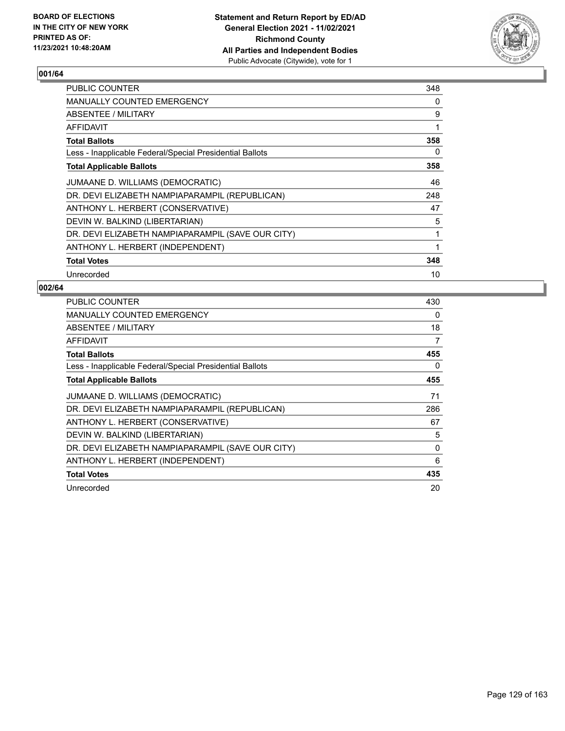BOARD OF ELECTIONS
IN THE CITY OF NEW YORK
PRINTED AS OF:
11/23/2021 10:48:20AM

**Statement and Return Report by ED/AD**
**General Election 2021 - 11/02/2021**
**Richmond County**
**All Parties and Independent Bodies**
Public Advocate (Citywide), vote for 1

## 001/64

| | |
|---|---|
| PUBLIC COUNTER | 348 |
| MANUALLY COUNTED EMERGENCY | 0 |
| ABSENTEE / MILITARY | 9 |
| AFFIDAVIT | 1 |
| **Total Ballots** | **358** |
| Less - Inapplicable Federal/Special Presidential Ballots | 0 |
| **Total Applicable Ballots** | **358** |
| JUMAANE D. WILLIAMS (DEMOCRATIC) | 46 |
| DR. DEVI ELIZABETH NAMPIAPARAMPIL (REPUBLICAN) | 248 |
| ANTHONY L. HERBERT (CONSERVATIVE) | 47 |
| DEVIN W. BALKIND (LIBERTARIAN) | 5 |
| DR. DEVI ELIZABETH NAMPIAPARAMPIL (SAVE OUR CITY) | 1 |
| ANTHONY L. HERBERT (INDEPENDENT) | 1 |
| **Total Votes** | **348** |
| Unrecorded | 10 |

## 002/64

| | |
|---|---|
| PUBLIC COUNTER | 430 |
| MANUALLY COUNTED EMERGENCY | 0 |
| ABSENTEE / MILITARY | 18 |
| AFFIDAVIT | 7 |
| **Total Ballots** | **455** |
| Less - Inapplicable Federal/Special Presidential Ballots | 0 |
| **Total Applicable Ballots** | **455** |
| JUMAANE D. WILLIAMS (DEMOCRATIC) | 71 |
| DR. DEVI ELIZABETH NAMPIAPARAMPIL (REPUBLICAN) | 286 |
| ANTHONY L. HERBERT (CONSERVATIVE) | 67 |
| DEVIN W. BALKIND (LIBERTARIAN) | 5 |
| DR. DEVI ELIZABETH NAMPIAPARAMPIL (SAVE OUR CITY) | 0 |
| ANTHONY L. HERBERT (INDEPENDENT) | 6 |
| **Total Votes** | **435** |
| Unrecorded | 20 |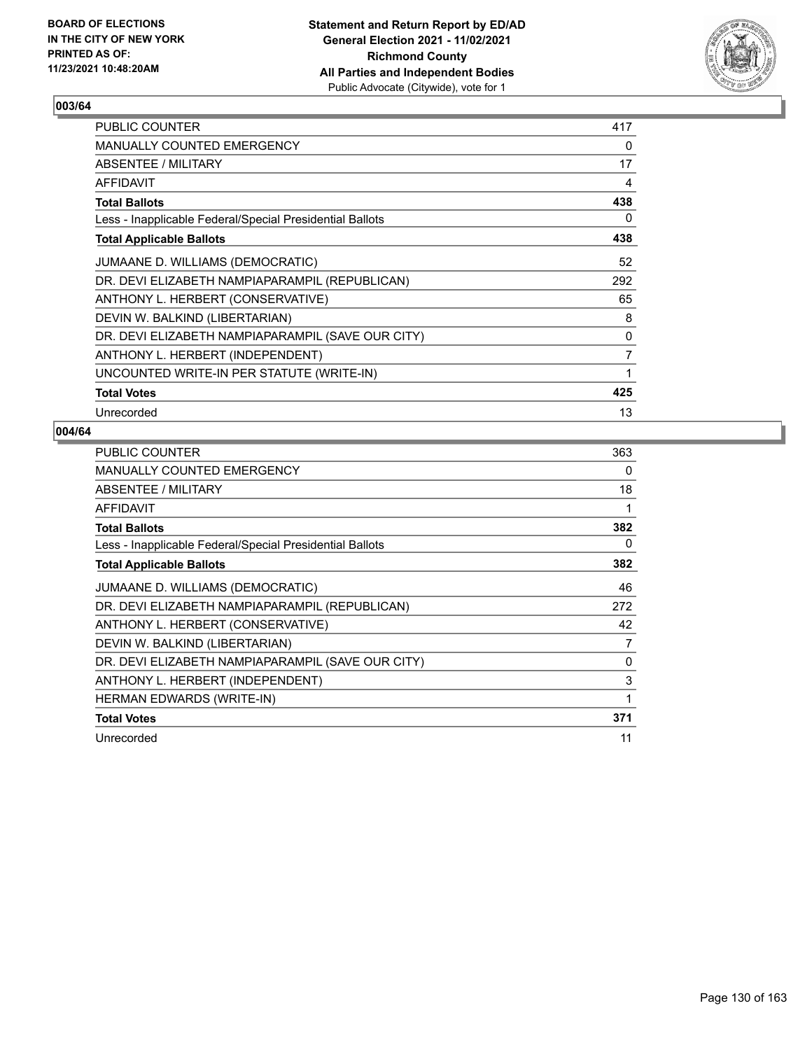**BOARD OF ELECTIONS IN THE CITY OF NEW YORK PRINTED AS OF: 11/23/2021 10:48:20AM**

**Statement and Return Report by ED/AD General Election 2021 - 11/02/2021 Richmond County All Parties and Independent Bodies**
Public Advocate (Citywide), vote for 1

## 003/64

| | |
|---|---|
| PUBLIC COUNTER | 417 |
| MANUALLY COUNTED EMERGENCY | 0 |
| ABSENTEE / MILITARY | 17 |
| AFFIDAVIT | 4 |
| **Total Ballots** | **438** |
| Less - Inapplicable Federal/Special Presidential Ballots | 0 |
| **Total Applicable Ballots** | **438** |
| JUMAANE D. WILLIAMS (DEMOCRATIC) | 52 |
| DR. DEVI ELIZABETH NAMPIAPARAMPIL (REPUBLICAN) | 292 |
| ANTHONY L. HERBERT (CONSERVATIVE) | 65 |
| DEVIN W. BALKIND (LIBERTARIAN) | 8 |
| DR. DEVI ELIZABETH NAMPIAPARAMPIL (SAVE OUR CITY) | 0 |
| ANTHONY L. HERBERT (INDEPENDENT) | 7 |
| UNCOUNTED WRITE-IN PER STATUTE (WRITE-IN) | 1 |
| **Total Votes** | **425** |
| Unrecorded | 13 |

## 004/64

| | |
|---|---|
| PUBLIC COUNTER | 363 |
| MANUALLY COUNTED EMERGENCY | 0 |
| ABSENTEE / MILITARY | 18 |
| AFFIDAVIT | 1 |
| **Total Ballots** | **382** |
| Less - Inapplicable Federal/Special Presidential Ballots | 0 |
| **Total Applicable Ballots** | **382** |
| JUMAANE D. WILLIAMS (DEMOCRATIC) | 46 |
| DR. DEVI ELIZABETH NAMPIAPARAMPIL (REPUBLICAN) | 272 |
| ANTHONY L. HERBERT (CONSERVATIVE) | 42 |
| DEVIN W. BALKIND (LIBERTARIAN) | 7 |
| DR. DEVI ELIZABETH NAMPIAPARAMPIL (SAVE OUR CITY) | 0 |
| ANTHONY L. HERBERT (INDEPENDENT) | 3 |
| HERMAN EDWARDS (WRITE-IN) | 1 |
| **Total Votes** | **371** |
| Unrecorded | 11 |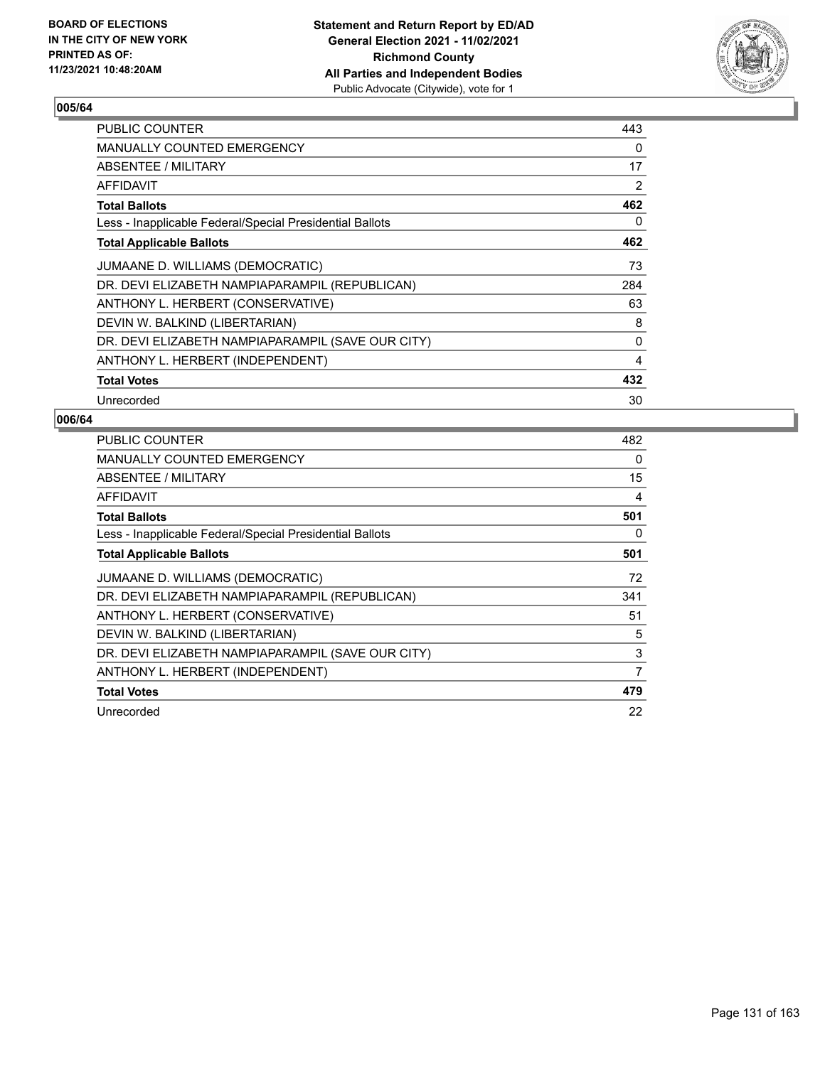BOARD OF ELECTIONS
IN THE CITY OF NEW YORK
PRINTED AS OF:
11/23/2021 10:48:20AM

**Statement and Return Report by ED/AD**
**General Election 2021 - 11/02/2021**
**Richmond County**
**All Parties and Independent Bodies**
Public Advocate (Citywide), vote for 1

## 005/64

| | |
|---|---|
| PUBLIC COUNTER | 443 |
| MANUALLY COUNTED EMERGENCY | 0 |
| ABSENTEE / MILITARY | 17 |
| AFFIDAVIT | 2 |
| **Total Ballots** | **462** |
| Less - Inapplicable Federal/Special Presidential Ballots | 0 |
| **Total Applicable Ballots** | **462** |
| JUMAANE D. WILLIAMS (DEMOCRATIC) | 73 |
| DR. DEVI ELIZABETH NAMPIAPARAMPIL (REPUBLICAN) | 284 |
| ANTHONY L. HERBERT (CONSERVATIVE) | 63 |
| DEVIN W. BALKIND (LIBERTARIAN) | 8 |
| DR. DEVI ELIZABETH NAMPIAPARAMPIL (SAVE OUR CITY) | 0 |
| ANTHONY L. HERBERT (INDEPENDENT) | 4 |
| **Total Votes** | **432** |
| Unrecorded | 30 |

## 006/64

| | |
|---|---|
| PUBLIC COUNTER | 482 |
| MANUALLY COUNTED EMERGENCY | 0 |
| ABSENTEE / MILITARY | 15 |
| AFFIDAVIT | 4 |
| **Total Ballots** | **501** |
| Less - Inapplicable Federal/Special Presidential Ballots | 0 |
| **Total Applicable Ballots** | **501** |
| JUMAANE D. WILLIAMS (DEMOCRATIC) | 72 |
| DR. DEVI ELIZABETH NAMPIAPARAMPIL (REPUBLICAN) | 341 |
| ANTHONY L. HERBERT (CONSERVATIVE) | 51 |
| DEVIN W. BALKIND (LIBERTARIAN) | 5 |
| DR. DEVI ELIZABETH NAMPIAPARAMPIL (SAVE OUR CITY) | 3 |
| ANTHONY L. HERBERT (INDEPENDENT) | 7 |
| **Total Votes** | **479** |
| Unrecorded | 22 |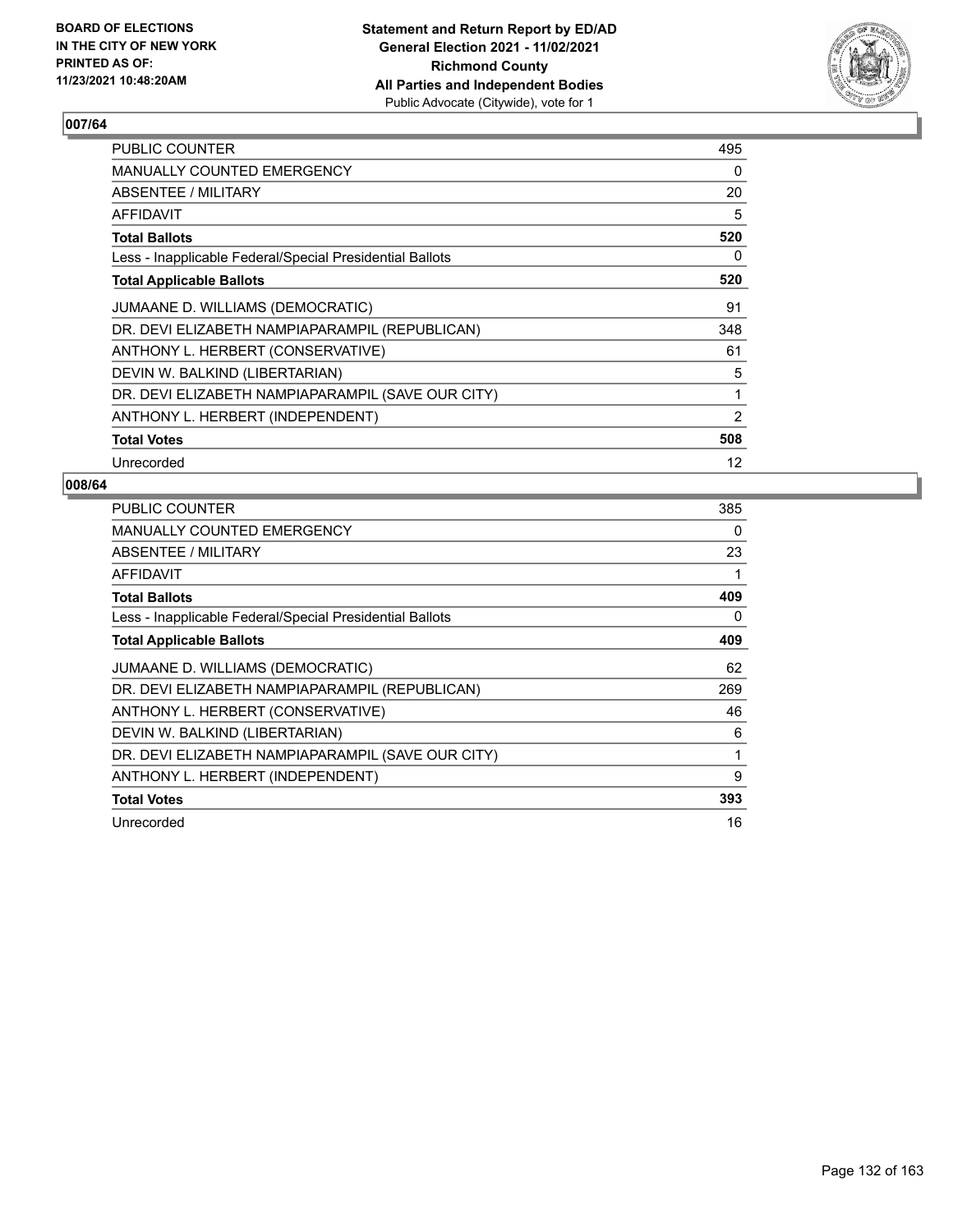**BOARD OF ELECTIONS IN THE CITY OF NEW YORK PRINTED AS OF: 11/23/2021 10:48:20AM**

**Statement and Return Report by ED/AD General Election 2021 - 11/02/2021 Richmond County All Parties and Independent Bodies**
Public Advocate (Citywide), vote for 1

## 007/64

| | |
|---|---|
| PUBLIC COUNTER | 495 |
| MANUALLY COUNTED EMERGENCY | 0 |
| ABSENTEE / MILITARY | 20 |
| AFFIDAVIT | 5 |
| **Total Ballots** | **520** |
| Less - Inapplicable Federal/Special Presidential Ballots | 0 |
| **Total Applicable Ballots** | **520** |
| JUMAANE D. WILLIAMS (DEMOCRATIC) | 91 |
| DR. DEVI ELIZABETH NAMPIAPARAMPIL (REPUBLICAN) | 348 |
| ANTHONY L. HERBERT (CONSERVATIVE) | 61 |
| DEVIN W. BALKIND (LIBERTARIAN) | 5 |
| DR. DEVI ELIZABETH NAMPIAPARAMPIL (SAVE OUR CITY) | 1 |
| ANTHONY L. HERBERT (INDEPENDENT) | 2 |
| **Total Votes** | **508** |
| Unrecorded | 12 |

## 008/64

| | |
|---|---|
| PUBLIC COUNTER | 385 |
| MANUALLY COUNTED EMERGENCY | 0 |
| ABSENTEE / MILITARY | 23 |
| AFFIDAVIT | 1 |
| **Total Ballots** | **409** |
| Less - Inapplicable Federal/Special Presidential Ballots | 0 |
| **Total Applicable Ballots** | **409** |
| JUMAANE D. WILLIAMS (DEMOCRATIC) | 62 |
| DR. DEVI ELIZABETH NAMPIAPARAMPIL (REPUBLICAN) | 269 |
| ANTHONY L. HERBERT (CONSERVATIVE) | 46 |
| DEVIN W. BALKIND (LIBERTARIAN) | 6 |
| DR. DEVI ELIZABETH NAMPIAPARAMPIL (SAVE OUR CITY) | 1 |
| ANTHONY L. HERBERT (INDEPENDENT) | 9 |
| **Total Votes** | **393** |
| Unrecorded | 16 |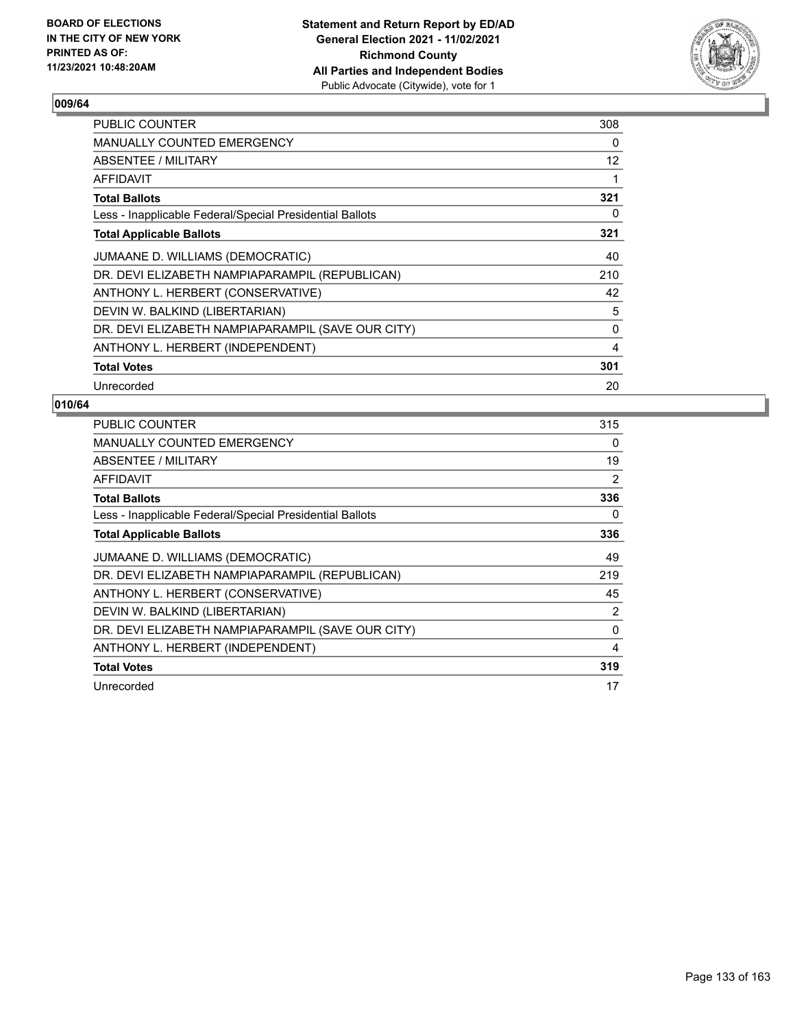**BOARD OF ELECTIONS IN THE CITY OF NEW YORK PRINTED AS OF: 11/23/2021 10:48:20AM**

**Statement and Return Report by ED/AD General Election 2021 - 11/02/2021 Richmond County All Parties and Independent Bodies**
Public Advocate (Citywide), vote for 1

## 009/64

| | |
|---|---|
| PUBLIC COUNTER | 308 |
| MANUALLY COUNTED EMERGENCY | 0 |
| ABSENTEE / MILITARY | 12 |
| AFFIDAVIT | 1 |
| **Total Ballots** | **321** |
| Less - Inapplicable Federal/Special Presidential Ballots | 0 |
| **Total Applicable Ballots** | **321** |
| JUMAANE D. WILLIAMS (DEMOCRATIC) | 40 |
| DR. DEVI ELIZABETH NAMPIAPARAMPIL (REPUBLICAN) | 210 |
| ANTHONY L. HERBERT (CONSERVATIVE) | 42 |
| DEVIN W. BALKIND (LIBERTARIAN) | 5 |
| DR. DEVI ELIZABETH NAMPIAPARAMPIL (SAVE OUR CITY) | 0 |
| ANTHONY L. HERBERT (INDEPENDENT) | 4 |
| **Total Votes** | **301** |
| Unrecorded | 20 |

## 010/64

| | |
|---|---|
| PUBLIC COUNTER | 315 |
| MANUALLY COUNTED EMERGENCY | 0 |
| ABSENTEE / MILITARY | 19 |
| AFFIDAVIT | 2 |
| **Total Ballots** | **336** |
| Less - Inapplicable Federal/Special Presidential Ballots | 0 |
| **Total Applicable Ballots** | **336** |
| JUMAANE D. WILLIAMS (DEMOCRATIC) | 49 |
| DR. DEVI ELIZABETH NAMPIAPARAMPIL (REPUBLICAN) | 219 |
| ANTHONY L. HERBERT (CONSERVATIVE) | 45 |
| DEVIN W. BALKIND (LIBERTARIAN) | 2 |
| DR. DEVI ELIZABETH NAMPIAPARAMPIL (SAVE OUR CITY) | 0 |
| ANTHONY L. HERBERT (INDEPENDENT) | 4 |
| **Total Votes** | **319** |
| Unrecorded | 17 |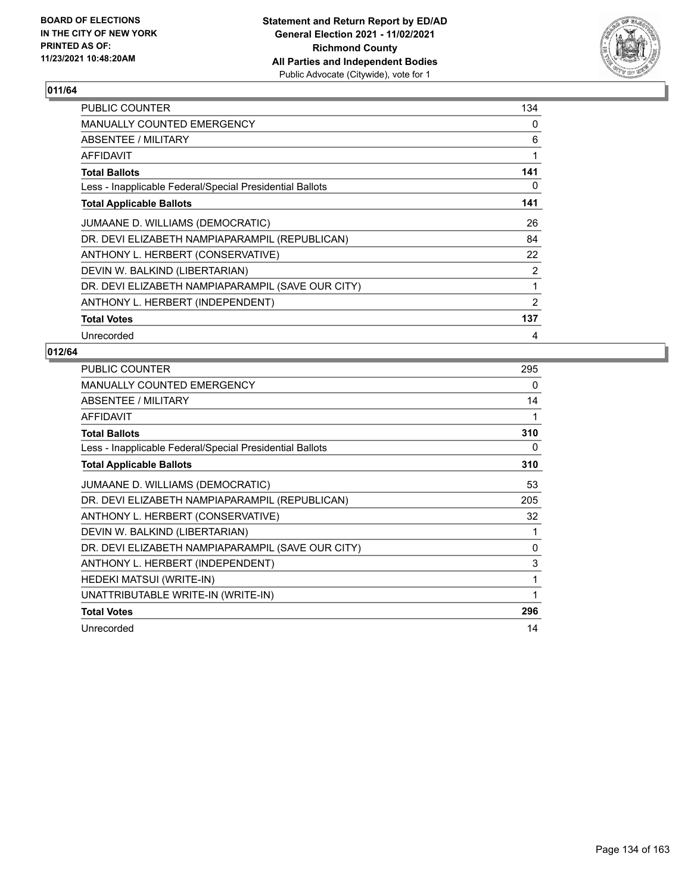**BOARD OF ELECTIONS IN THE CITY OF NEW YORK PRINTED AS OF: 11/23/2021 10:48:20AM**

**Statement and Return Report by ED/AD General Election 2021 - 11/02/2021 Richmond County All Parties and Independent Bodies**
Public Advocate (Citywide), vote for 1

## 011/64

| | |
|---|---|
| PUBLIC COUNTER | 134 |
| MANUALLY COUNTED EMERGENCY | 0 |
| ABSENTEE / MILITARY | 6 |
| AFFIDAVIT | 1 |
| **Total Ballots** | **141** |
| Less - Inapplicable Federal/Special Presidential Ballots | 0 |
| **Total Applicable Ballots** | **141** |
| JUMAANE D. WILLIAMS (DEMOCRATIC) | 26 |
| DR. DEVI ELIZABETH NAMPIAPARAMPIL (REPUBLICAN) | 84 |
| ANTHONY L. HERBERT (CONSERVATIVE) | 22 |
| DEVIN W. BALKIND (LIBERTARIAN) | 2 |
| DR. DEVI ELIZABETH NAMPIAPARAMPIL (SAVE OUR CITY) | 1 |
| ANTHONY L. HERBERT (INDEPENDENT) | 2 |
| **Total Votes** | **137** |
| Unrecorded | 4 |

## 012/64

| | |
|---|---|
| PUBLIC COUNTER | 295 |
| MANUALLY COUNTED EMERGENCY | 0 |
| ABSENTEE / MILITARY | 14 |
| AFFIDAVIT | 1 |
| **Total Ballots** | **310** |
| Less - Inapplicable Federal/Special Presidential Ballots | 0 |
| **Total Applicable Ballots** | **310** |
| JUMAANE D. WILLIAMS (DEMOCRATIC) | 53 |
| DR. DEVI ELIZABETH NAMPIAPARAMPIL (REPUBLICAN) | 205 |
| ANTHONY L. HERBERT (CONSERVATIVE) | 32 |
| DEVIN W. BALKIND (LIBERTARIAN) | 1 |
| DR. DEVI ELIZABETH NAMPIAPARAMPIL (SAVE OUR CITY) | 0 |
| ANTHONY L. HERBERT (INDEPENDENT) | 3 |
| HEDEKI MATSUI (WRITE-IN) | 1 |
| UNATTRIBUTABLE WRITE-IN (WRITE-IN) | 1 |
| **Total Votes** | **296** |
| Unrecorded | 14 |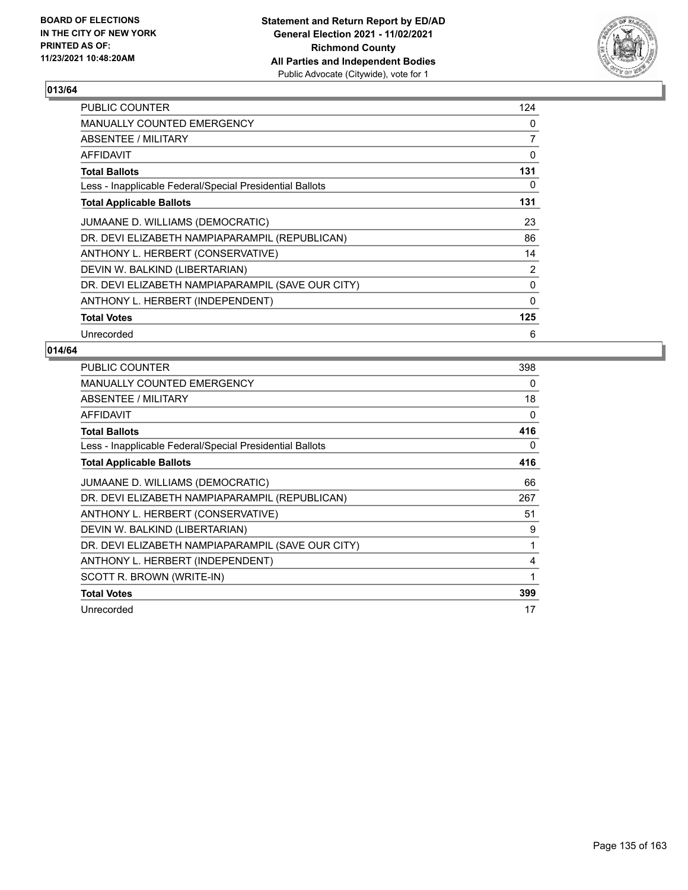## 013/64

| | |
|---|---|
| PUBLIC COUNTER | 124 |
| MANUALLY COUNTED EMERGENCY | 0 |
| ABSENTEE / MILITARY | 7 |
| AFFIDAVIT | 0 |
| **Total Ballots** | **131** |
| Less - Inapplicable Federal/Special Presidential Ballots | 0 |
| **Total Applicable Ballots** | **131** |
| JUMAANE D. WILLIAMS (DEMOCRATIC) | 23 |
| DR. DEVI ELIZABETH NAMPIAPARAMPIL (REPUBLICAN) | 86 |
| ANTHONY L. HERBERT (CONSERVATIVE) | 14 |
| DEVIN W. BALKIND (LIBERTARIAN) | 2 |
| DR. DEVI ELIZABETH NAMPIAPARAMPIL (SAVE OUR CITY) | 0 |
| ANTHONY L. HERBERT (INDEPENDENT) | 0 |
| **Total Votes** | **125** |
| Unrecorded | 6 |

## 014/64

| | |
|---|---|
| PUBLIC COUNTER | 398 |
| MANUALLY COUNTED EMERGENCY | 0 |
| ABSENTEE / MILITARY | 18 |
| AFFIDAVIT | 0 |
| **Total Ballots** | **416** |
| Less - Inapplicable Federal/Special Presidential Ballots | 0 |
| **Total Applicable Ballots** | **416** |
| JUMAANE D. WILLIAMS (DEMOCRATIC) | 66 |
| DR. DEVI ELIZABETH NAMPIAPARAMPIL (REPUBLICAN) | 267 |
| ANTHONY L. HERBERT (CONSERVATIVE) | 51 |
| DEVIN W. BALKIND (LIBERTARIAN) | 9 |
| DR. DEVI ELIZABETH NAMPIAPARAMPIL (SAVE OUR CITY) | 1 |
| ANTHONY L. HERBERT (INDEPENDENT) | 4 |
| SCOTT R. BROWN (WRITE-IN) | 1 |
| **Total Votes** | **399** |
| Unrecorded | 17 |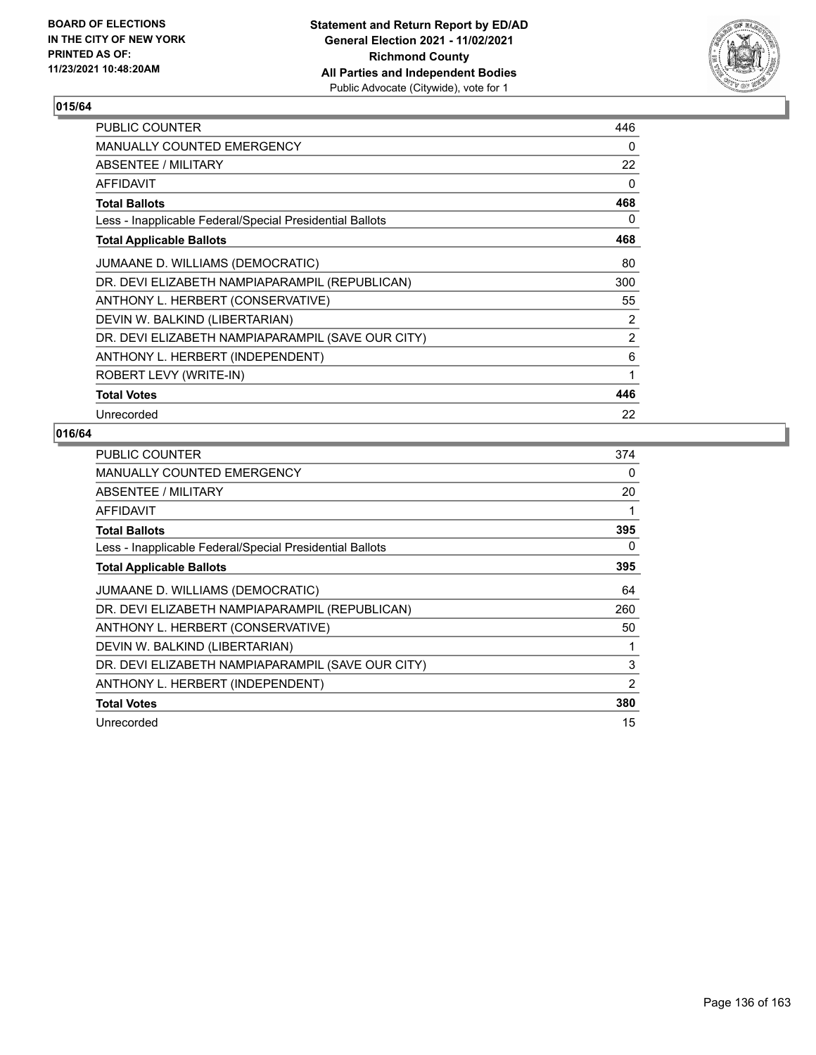BOARD OF ELECTIONS
IN THE CITY OF NEW YORK
PRINTED AS OF:
11/23/2021 10:48:20AM

**Statement and Return Report by ED/AD**
**General Election 2021 - 11/02/2021**
**Richmond County**
**All Parties and Independent Bodies**
Public Advocate (Citywide), vote for 1

## 015/64

| | |
|---|---|
| PUBLIC COUNTER | 446 |
| MANUALLY COUNTED EMERGENCY | 0 |
| ABSENTEE / MILITARY | 22 |
| AFFIDAVIT | 0 |
| **Total Ballots** | **468** |
| Less - Inapplicable Federal/Special Presidential Ballots | 0 |
| **Total Applicable Ballots** | **468** |
| JUMAANE D. WILLIAMS (DEMOCRATIC) | 80 |
| DR. DEVI ELIZABETH NAMPIAPARAMPIL (REPUBLICAN) | 300 |
| ANTHONY L. HERBERT (CONSERVATIVE) | 55 |
| DEVIN W. BALKIND (LIBERTARIAN) | 2 |
| DR. DEVI ELIZABETH NAMPIAPARAMPIL (SAVE OUR CITY) | 2 |
| ANTHONY L. HERBERT (INDEPENDENT) | 6 |
| ROBERT LEVY (WRITE-IN) | 1 |
| **Total Votes** | **446** |
| Unrecorded | 22 |

## 016/64

| | |
|---|---|
| PUBLIC COUNTER | 374 |
| MANUALLY COUNTED EMERGENCY | 0 |
| ABSENTEE / MILITARY | 20 |
| AFFIDAVIT | 1 |
| **Total Ballots** | **395** |
| Less - Inapplicable Federal/Special Presidential Ballots | 0 |
| **Total Applicable Ballots** | **395** |
| JUMAANE D. WILLIAMS (DEMOCRATIC) | 64 |
| DR. DEVI ELIZABETH NAMPIAPARAMPIL (REPUBLICAN) | 260 |
| ANTHONY L. HERBERT (CONSERVATIVE) | 50 |
| DEVIN W. BALKIND (LIBERTARIAN) | 1 |
| DR. DEVI ELIZABETH NAMPIAPARAMPIL (SAVE OUR CITY) | 3 |
| ANTHONY L. HERBERT (INDEPENDENT) | 2 |
| **Total Votes** | **380** |
| Unrecorded | 15 |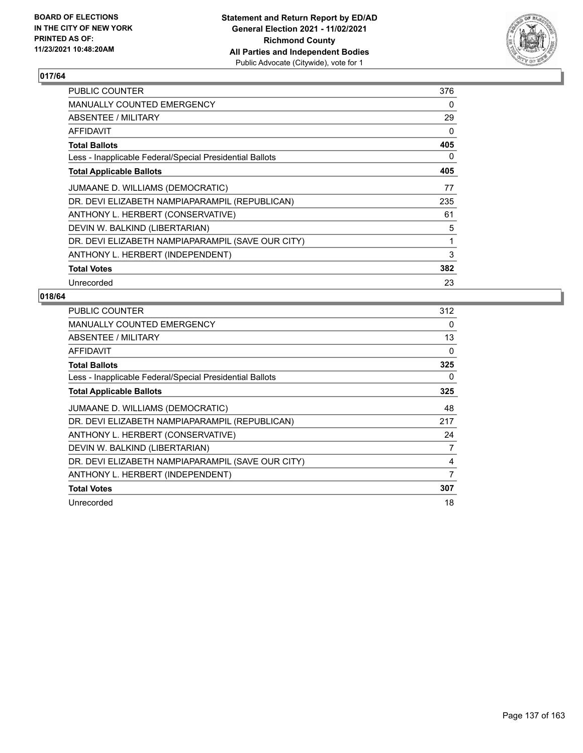BOARD OF ELECTIONS
IN THE CITY OF NEW YORK
PRINTED AS OF:
11/23/2021 10:48:20AM

**Statement and Return Report by ED/AD**
**General Election 2021 - 11/02/2021**
**Richmond County**
**All Parties and Independent Bodies**
Public Advocate (Citywide), vote for 1

### 017/64

| | |
|---|---|
| PUBLIC COUNTER | 376 |
| MANUALLY COUNTED EMERGENCY | 0 |
| ABSENTEE / MILITARY | 29 |
| AFFIDAVIT | 0 |
| **Total Ballots** | **405** |
| Less - Inapplicable Federal/Special Presidential Ballots | 0 |
| **Total Applicable Ballots** | **405** |
| JUMAANE D. WILLIAMS (DEMOCRATIC) | 77 |
| DR. DEVI ELIZABETH NAMPIAPARAMPIL (REPUBLICAN) | 235 |
| ANTHONY L. HERBERT (CONSERVATIVE) | 61 |
| DEVIN W. BALKIND (LIBERTARIAN) | 5 |
| DR. DEVI ELIZABETH NAMPIAPARAMPIL (SAVE OUR CITY) | 1 |
| ANTHONY L. HERBERT (INDEPENDENT) | 3 |
| **Total Votes** | **382** |
| Unrecorded | 23 |

### 018/64

| | |
|---|---|
| PUBLIC COUNTER | 312 |
| MANUALLY COUNTED EMERGENCY | 0 |
| ABSENTEE / MILITARY | 13 |
| AFFIDAVIT | 0 |
| **Total Ballots** | **325** |
| Less - Inapplicable Federal/Special Presidential Ballots | 0 |
| **Total Applicable Ballots** | **325** |
| JUMAANE D. WILLIAMS (DEMOCRATIC) | 48 |
| DR. DEVI ELIZABETH NAMPIAPARAMPIL (REPUBLICAN) | 217 |
| ANTHONY L. HERBERT (CONSERVATIVE) | 24 |
| DEVIN W. BALKIND (LIBERTARIAN) | 7 |
| DR. DEVI ELIZABETH NAMPIAPARAMPIL (SAVE OUR CITY) | 4 |
| ANTHONY L. HERBERT (INDEPENDENT) | 7 |
| **Total Votes** | **307** |
| Unrecorded | 18 |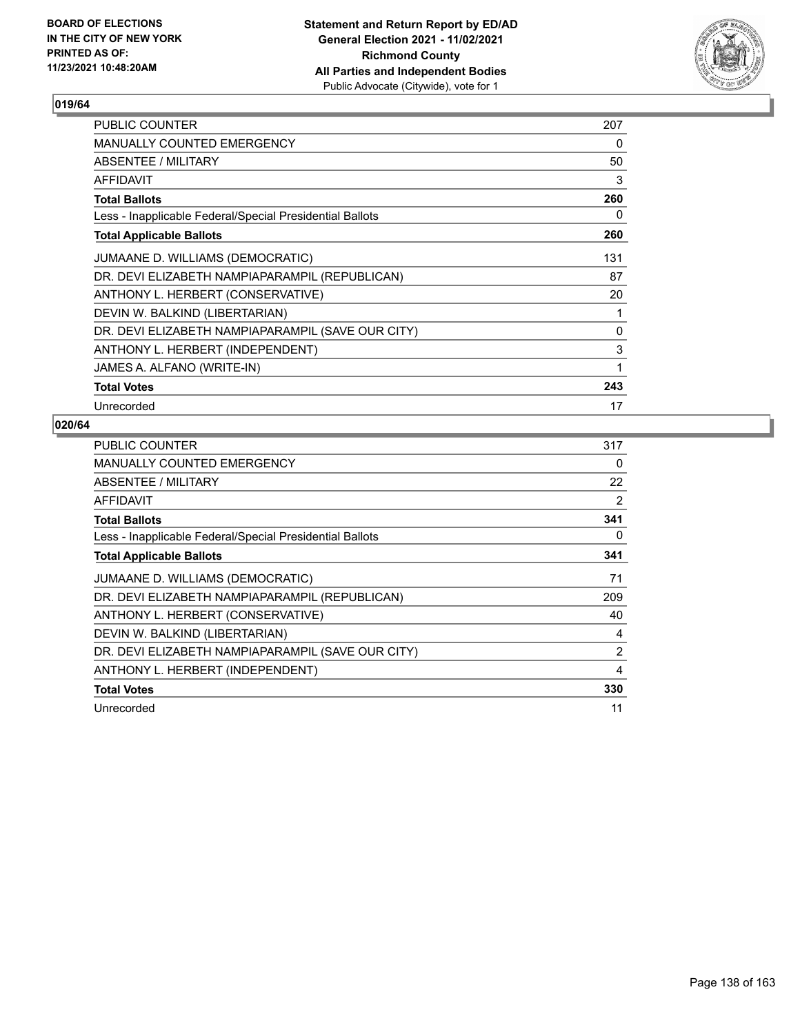**BOARD OF ELECTIONS IN THE CITY OF NEW YORK PRINTED AS OF: 11/23/2021 10:48:20AM**

**Statement and Return Report by ED/AD General Election 2021 - 11/02/2021 Richmond County All Parties and Independent Bodies**
Public Advocate (Citywide), vote for 1

### 019/64

| | |
|---|---|
| PUBLIC COUNTER | 207 |
| MANUALLY COUNTED EMERGENCY | 0 |
| ABSENTEE / MILITARY | 50 |
| AFFIDAVIT | 3 |
| **Total Ballots** | **260** |
| Less - Inapplicable Federal/Special Presidential Ballots | 0 |
| **Total Applicable Ballots** | **260** |
| JUMAANE D. WILLIAMS (DEMOCRATIC) | 131 |
| DR. DEVI ELIZABETH NAMPIAPARAMPIL (REPUBLICAN) | 87 |
| ANTHONY L. HERBERT (CONSERVATIVE) | 20 |
| DEVIN W. BALKIND (LIBERTARIAN) | 1 |
| DR. DEVI ELIZABETH NAMPIAPARAMPIL (SAVE OUR CITY) | 0 |
| ANTHONY L. HERBERT (INDEPENDENT) | 3 |
| JAMES A. ALFANO (WRITE-IN) | 1 |
| **Total Votes** | **243** |
| Unrecorded | 17 |

### 020/64

| | |
|---|---|
| PUBLIC COUNTER | 317 |
| MANUALLY COUNTED EMERGENCY | 0 |
| ABSENTEE / MILITARY | 22 |
| AFFIDAVIT | 2 |
| **Total Ballots** | **341** |
| Less - Inapplicable Federal/Special Presidential Ballots | 0 |
| **Total Applicable Ballots** | **341** |
| JUMAANE D. WILLIAMS (DEMOCRATIC) | 71 |
| DR. DEVI ELIZABETH NAMPIAPARAMPIL (REPUBLICAN) | 209 |
| ANTHONY L. HERBERT (CONSERVATIVE) | 40 |
| DEVIN W. BALKIND (LIBERTARIAN) | 4 |
| DR. DEVI ELIZABETH NAMPIAPARAMPIL (SAVE OUR CITY) | 2 |
| ANTHONY L. HERBERT (INDEPENDENT) | 4 |
| **Total Votes** | **330** |
| Unrecorded | 11 |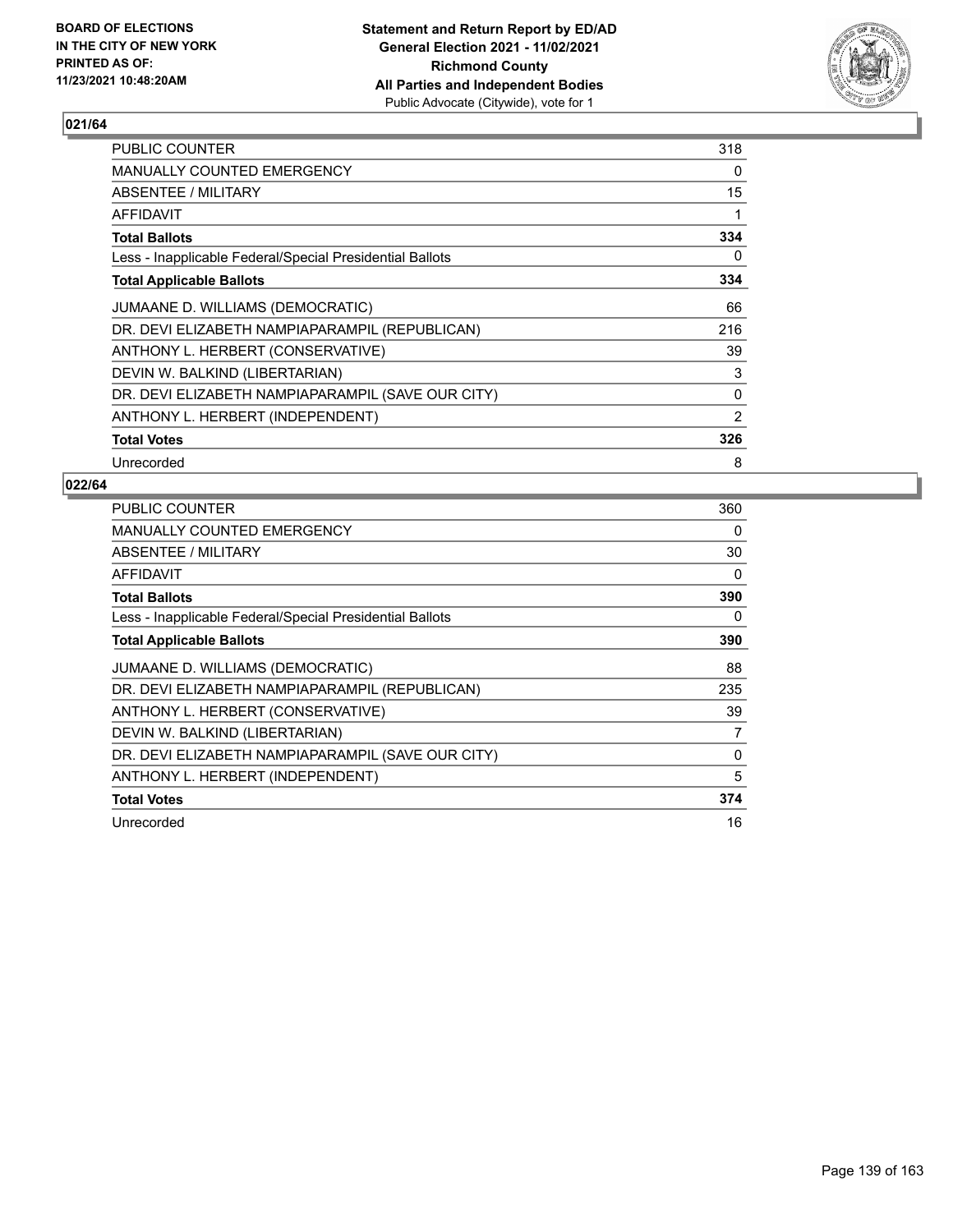**BOARD OF ELECTIONS IN THE CITY OF NEW YORK PRINTED AS OF: 11/23/2021 10:48:20AM**

**Statement and Return Report by ED/AD**
**General Election 2021 - 11/02/2021**
**Richmond County**
**All Parties and Independent Bodies**
Public Advocate (Citywide), vote for 1

## 021/64

| | |
|---|---|
| PUBLIC COUNTER | 318 |
| MANUALLY COUNTED EMERGENCY | 0 |
| ABSENTEE / MILITARY | 15 |
| AFFIDAVIT | 1 |
| **Total Ballots** | **334** |
| Less - Inapplicable Federal/Special Presidential Ballots | 0 |
| **Total Applicable Ballots** | **334** |
| JUMAANE D. WILLIAMS (DEMOCRATIC) | 66 |
| DR. DEVI ELIZABETH NAMPIAPARAMPIL (REPUBLICAN) | 216 |
| ANTHONY L. HERBERT (CONSERVATIVE) | 39 |
| DEVIN W. BALKIND (LIBERTARIAN) | 3 |
| DR. DEVI ELIZABETH NAMPIAPARAMPIL (SAVE OUR CITY) | 0 |
| ANTHONY L. HERBERT (INDEPENDENT) | 2 |
| **Total Votes** | **326** |
| Unrecorded | 8 |

## 022/64

| | |
|---|---|
| PUBLIC COUNTER | 360 |
| MANUALLY COUNTED EMERGENCY | 0 |
| ABSENTEE / MILITARY | 30 |
| AFFIDAVIT | 0 |
| **Total Ballots** | **390** |
| Less - Inapplicable Federal/Special Presidential Ballots | 0 |
| **Total Applicable Ballots** | **390** |
| JUMAANE D. WILLIAMS (DEMOCRATIC) | 88 |
| DR. DEVI ELIZABETH NAMPIAPARAMPIL (REPUBLICAN) | 235 |
| ANTHONY L. HERBERT (CONSERVATIVE) | 39 |
| DEVIN W. BALKIND (LIBERTARIAN) | 7 |
| DR. DEVI ELIZABETH NAMPIAPARAMPIL (SAVE OUR CITY) | 0 |
| ANTHONY L. HERBERT (INDEPENDENT) | 5 |
| **Total Votes** | **374** |
| Unrecorded | 16 |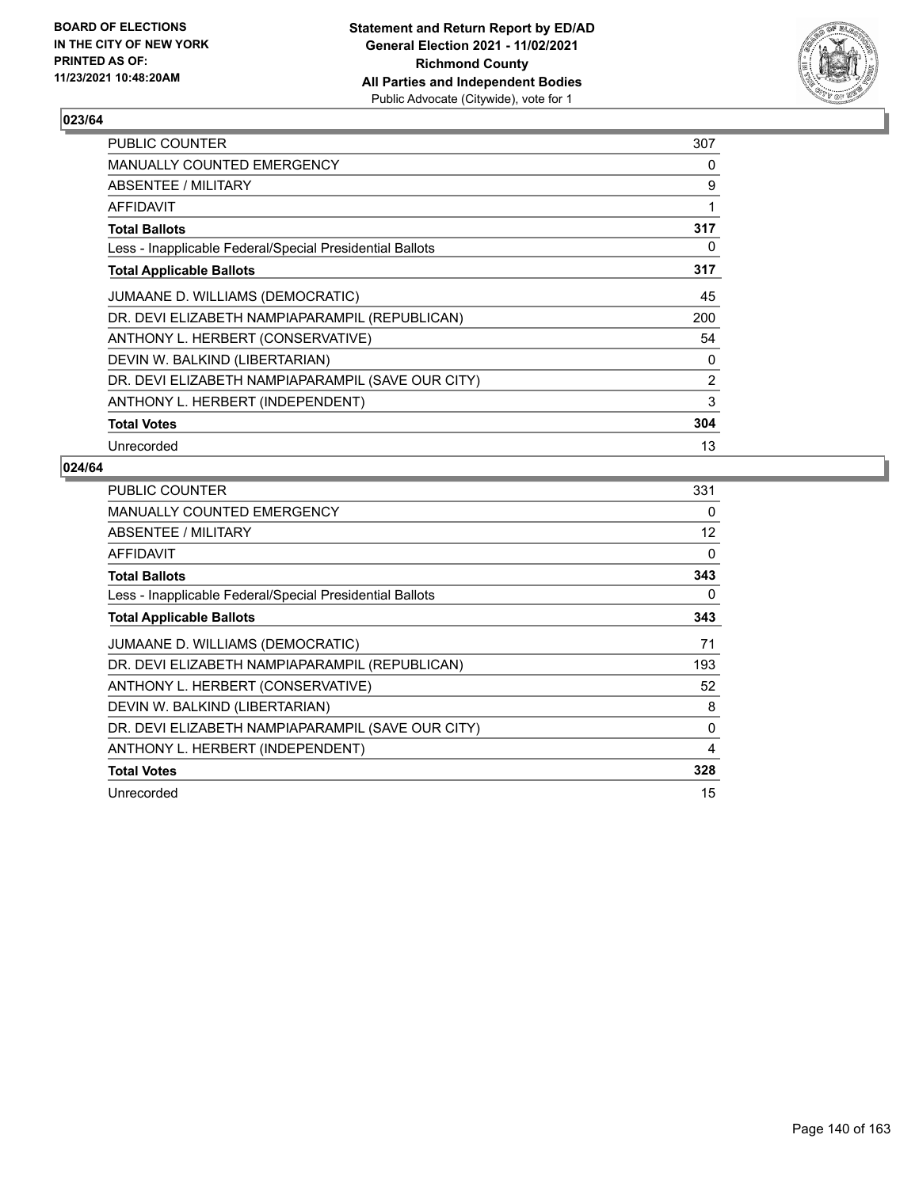BOARD OF ELECTIONS
IN THE CITY OF NEW YORK
PRINTED AS OF:
11/23/2021 10:48:20AM

**Statement and Return Report by ED/AD**
**General Election 2021 - 11/02/2021**
**Richmond County**
**All Parties and Independent Bodies**
Public Advocate (Citywide), vote for 1

## 023/64

| | |
|---|---|
| PUBLIC COUNTER | 307 |
| MANUALLY COUNTED EMERGENCY | 0 |
| ABSENTEE / MILITARY | 9 |
| AFFIDAVIT | 1 |
| **Total Ballots** | **317** |
| Less - Inapplicable Federal/Special Presidential Ballots | 0 |
| **Total Applicable Ballots** | **317** |
| JUMAANE D. WILLIAMS (DEMOCRATIC) | 45 |
| DR. DEVI ELIZABETH NAMPIAPARAMPIL (REPUBLICAN) | 200 |
| ANTHONY L. HERBERT (CONSERVATIVE) | 54 |
| DEVIN W. BALKIND (LIBERTARIAN) | 0 |
| DR. DEVI ELIZABETH NAMPIAPARAMPIL (SAVE OUR CITY) | 2 |
| ANTHONY L. HERBERT (INDEPENDENT) | 3 |
| **Total Votes** | **304** |
| Unrecorded | 13 |

## 024/64

| | |
|---|---|
| PUBLIC COUNTER | 331 |
| MANUALLY COUNTED EMERGENCY | 0 |
| ABSENTEE / MILITARY | 12 |
| AFFIDAVIT | 0 |
| **Total Ballots** | **343** |
| Less - Inapplicable Federal/Special Presidential Ballots | 0 |
| **Total Applicable Ballots** | **343** |
| JUMAANE D. WILLIAMS (DEMOCRATIC) | 71 |
| DR. DEVI ELIZABETH NAMPIAPARAMPIL (REPUBLICAN) | 193 |
| ANTHONY L. HERBERT (CONSERVATIVE) | 52 |
| DEVIN W. BALKIND (LIBERTARIAN) | 8 |
| DR. DEVI ELIZABETH NAMPIAPARAMPIL (SAVE OUR CITY) | 0 |
| ANTHONY L. HERBERT (INDEPENDENT) | 4 |
| **Total Votes** | **328** |
| Unrecorded | 15 |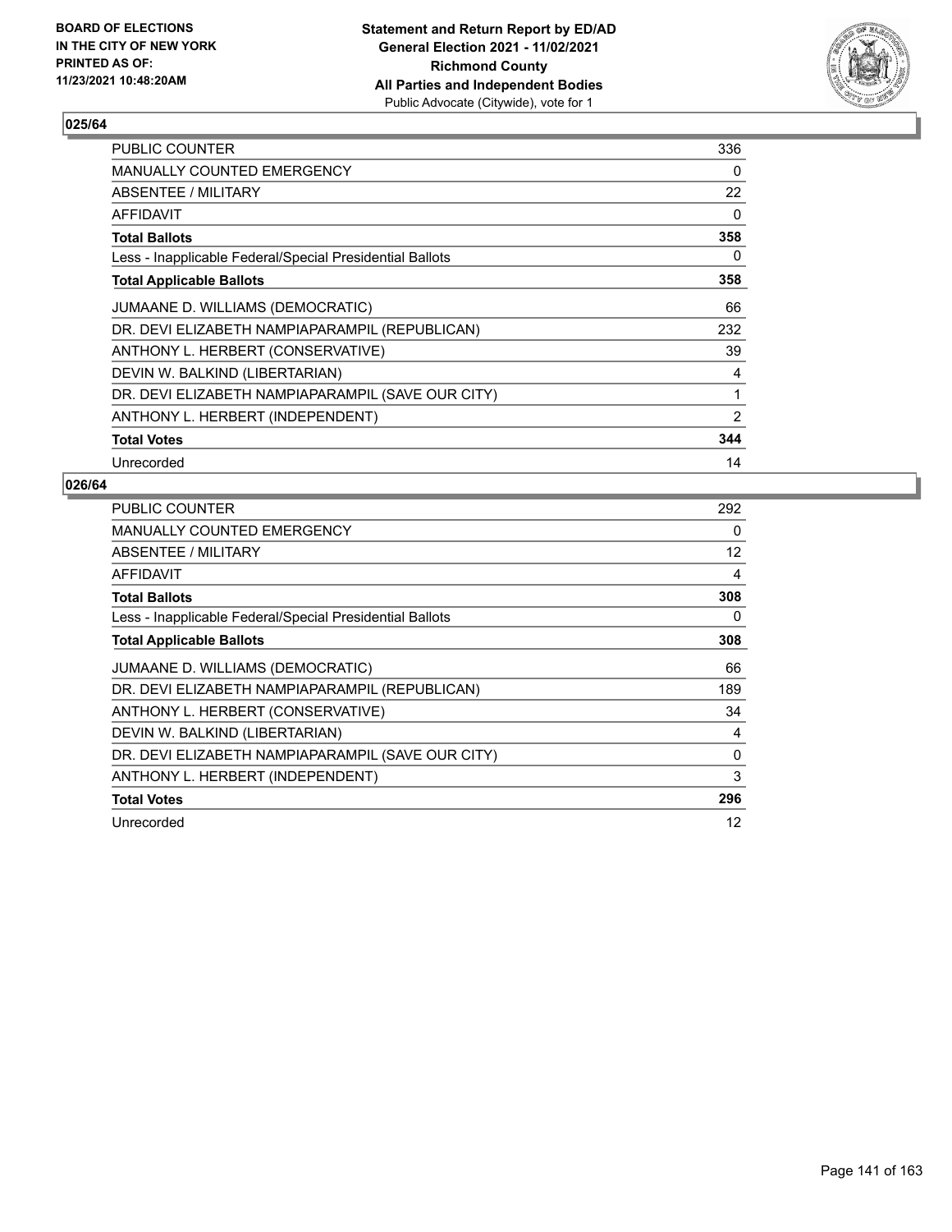BOARD OF ELECTIONS
IN THE CITY OF NEW YORK
PRINTED AS OF:
11/23/2021 10:48:20AM

**Statement and Return Report by ED/AD**
**General Election 2021 - 11/02/2021**
**Richmond County**
**All Parties and Independent Bodies**
Public Advocate (Citywide), vote for 1

## 025/64

| | |
|---|---|
| PUBLIC COUNTER | 336 |
| MANUALLY COUNTED EMERGENCY | 0 |
| ABSENTEE / MILITARY | 22 |
| AFFIDAVIT | 0 |
| **Total Ballots** | **358** |
| Less - Inapplicable Federal/Special Presidential Ballots | 0 |
| **Total Applicable Ballots** | **358** |
| JUMAANE D. WILLIAMS (DEMOCRATIC) | 66 |
| DR. DEVI ELIZABETH NAMPIAPARAMPIL (REPUBLICAN) | 232 |
| ANTHONY L. HERBERT (CONSERVATIVE) | 39 |
| DEVIN W. BALKIND (LIBERTARIAN) | 4 |
| DR. DEVI ELIZABETH NAMPIAPARAMPIL (SAVE OUR CITY) | 1 |
| ANTHONY L. HERBERT (INDEPENDENT) | 2 |
| **Total Votes** | **344** |
| Unrecorded | 14 |

## 026/64

| | |
|---|---|
| PUBLIC COUNTER | 292 |
| MANUALLY COUNTED EMERGENCY | 0 |
| ABSENTEE / MILITARY | 12 |
| AFFIDAVIT | 4 |
| **Total Ballots** | **308** |
| Less - Inapplicable Federal/Special Presidential Ballots | 0 |
| **Total Applicable Ballots** | **308** |
| JUMAANE D. WILLIAMS (DEMOCRATIC) | 66 |
| DR. DEVI ELIZABETH NAMPIAPARAMPIL (REPUBLICAN) | 189 |
| ANTHONY L. HERBERT (CONSERVATIVE) | 34 |
| DEVIN W. BALKIND (LIBERTARIAN) | 4 |
| DR. DEVI ELIZABETH NAMPIAPARAMPIL (SAVE OUR CITY) | 0 |
| ANTHONY L. HERBERT (INDEPENDENT) | 3 |
| **Total Votes** | **296** |
| Unrecorded | 12 |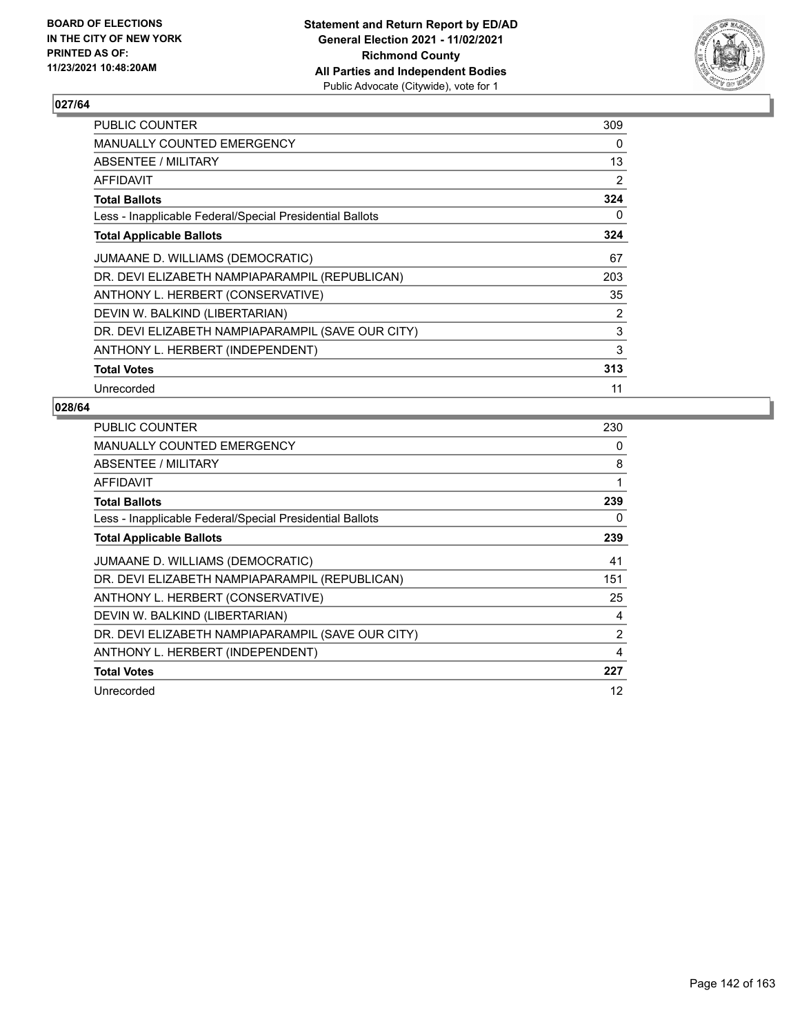BOARD OF ELECTIONS
IN THE CITY OF NEW YORK
PRINTED AS OF:
11/23/2021 10:48:20AM

**Statement and Return Report by ED/AD**
**General Election 2021 - 11/02/2021**
**Richmond County**
**All Parties and Independent Bodies**
Public Advocate (Citywide), vote for 1

### 027/64

| | |
|---|---|
| PUBLIC COUNTER | 309 |
| MANUALLY COUNTED EMERGENCY | 0 |
| ABSENTEE / MILITARY | 13 |
| AFFIDAVIT | 2 |
| **Total Ballots** | **324** |
| Less - Inapplicable Federal/Special Presidential Ballots | 0 |
| **Total Applicable Ballots** | **324** |
| JUMAANE D. WILLIAMS (DEMOCRATIC) | 67 |
| DR. DEVI ELIZABETH NAMPIAPARAMPIL (REPUBLICAN) | 203 |
| ANTHONY L. HERBERT (CONSERVATIVE) | 35 |
| DEVIN W. BALKIND (LIBERTARIAN) | 2 |
| DR. DEVI ELIZABETH NAMPIAPARAMPIL (SAVE OUR CITY) | 3 |
| ANTHONY L. HERBERT (INDEPENDENT) | 3 |
| **Total Votes** | **313** |
| Unrecorded | 11 |

### 028/64

| | |
|---|---|
| PUBLIC COUNTER | 230 |
| MANUALLY COUNTED EMERGENCY | 0 |
| ABSENTEE / MILITARY | 8 |
| AFFIDAVIT | 1 |
| **Total Ballots** | **239** |
| Less - Inapplicable Federal/Special Presidential Ballots | 0 |
| **Total Applicable Ballots** | **239** |
| JUMAANE D. WILLIAMS (DEMOCRATIC) | 41 |
| DR. DEVI ELIZABETH NAMPIAPARAMPIL (REPUBLICAN) | 151 |
| ANTHONY L. HERBERT (CONSERVATIVE) | 25 |
| DEVIN W. BALKIND (LIBERTARIAN) | 4 |
| DR. DEVI ELIZABETH NAMPIAPARAMPIL (SAVE OUR CITY) | 2 |
| ANTHONY L. HERBERT (INDEPENDENT) | 4 |
| **Total Votes** | **227** |
| Unrecorded | 12 |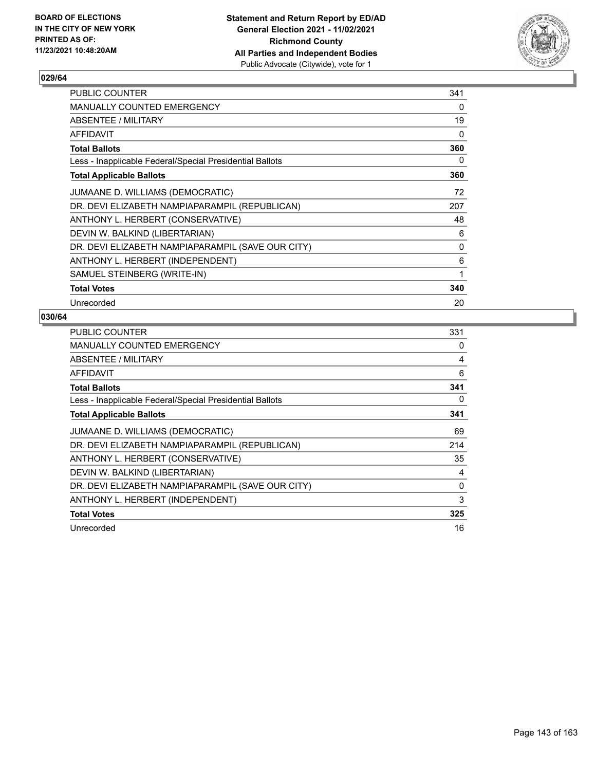**BOARD OF ELECTIONS IN THE CITY OF NEW YORK PRINTED AS OF: 11/23/2021 10:48:20AM**

**Statement and Return Report by ED/AD General Election 2021 - 11/02/2021 Richmond County All Parties and Independent Bodies**
Public Advocate (Citywide), vote for 1

## 029/64

| | |
|---|---|
| PUBLIC COUNTER | 341 |
| MANUALLY COUNTED EMERGENCY | 0 |
| ABSENTEE / MILITARY | 19 |
| AFFIDAVIT | 0 |
| **Total Ballots** | **360** |
| Less - Inapplicable Federal/Special Presidential Ballots | 0 |
| **Total Applicable Ballots** | **360** |
| JUMAANE D. WILLIAMS (DEMOCRATIC) | 72 |
| DR. DEVI ELIZABETH NAMPIAPARAMPIL (REPUBLICAN) | 207 |
| ANTHONY L. HERBERT (CONSERVATIVE) | 48 |
| DEVIN W. BALKIND (LIBERTARIAN) | 6 |
| DR. DEVI ELIZABETH NAMPIAPARAMPIL (SAVE OUR CITY) | 0 |
| ANTHONY L. HERBERT (INDEPENDENT) | 6 |
| SAMUEL STEINBERG (WRITE-IN) | 1 |
| **Total Votes** | **340** |
| Unrecorded | 20 |

## 030/64

| | |
|---|---|
| PUBLIC COUNTER | 331 |
| MANUALLY COUNTED EMERGENCY | 0 |
| ABSENTEE / MILITARY | 4 |
| AFFIDAVIT | 6 |
| **Total Ballots** | **341** |
| Less - Inapplicable Federal/Special Presidential Ballots | 0 |
| **Total Applicable Ballots** | **341** |
| JUMAANE D. WILLIAMS (DEMOCRATIC) | 69 |
| DR. DEVI ELIZABETH NAMPIAPARAMPIL (REPUBLICAN) | 214 |
| ANTHONY L. HERBERT (CONSERVATIVE) | 35 |
| DEVIN W. BALKIND (LIBERTARIAN) | 4 |
| DR. DEVI ELIZABETH NAMPIAPARAMPIL (SAVE OUR CITY) | 0 |
| ANTHONY L. HERBERT (INDEPENDENT) | 3 |
| **Total Votes** | **325** |
| Unrecorded | 16 |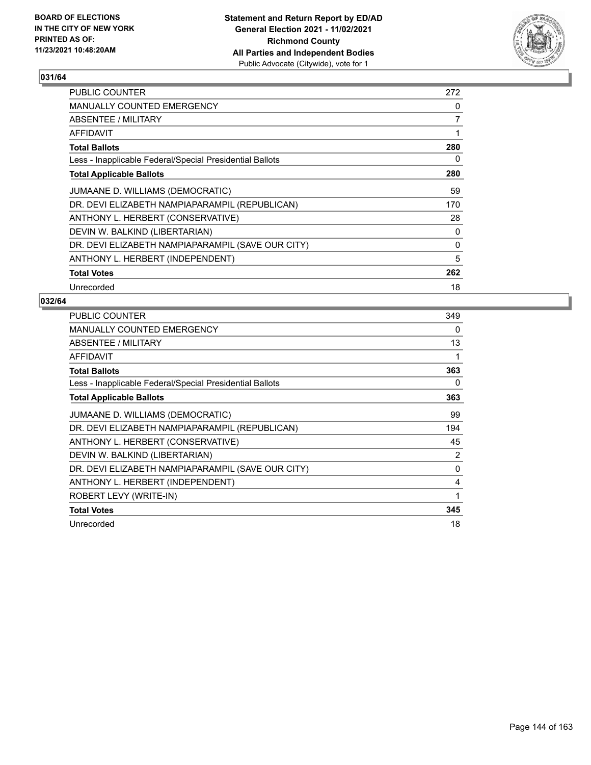BOARD OF ELECTIONS
IN THE CITY OF NEW YORK
PRINTED AS OF:
11/23/2021 10:48:20AM

**Statement and Return Report by ED/AD**
**General Election 2021 - 11/02/2021**
**Richmond County**
**All Parties and Independent Bodies**
Public Advocate (Citywide), vote for 1

### 031/64

| | |
|---|---|
| PUBLIC COUNTER | 272 |
| MANUALLY COUNTED EMERGENCY | 0 |
| ABSENTEE / MILITARY | 7 |
| AFFIDAVIT | 1 |
| **Total Ballots** | **280** |
| Less - Inapplicable Federal/Special Presidential Ballots | 0 |
| **Total Applicable Ballots** | **280** |
| JUMAANE D. WILLIAMS (DEMOCRATIC) | 59 |
| DR. DEVI ELIZABETH NAMPIAPARAMPIL (REPUBLICAN) | 170 |
| ANTHONY L. HERBERT (CONSERVATIVE) | 28 |
| DEVIN W. BALKIND (LIBERTARIAN) | 0 |
| DR. DEVI ELIZABETH NAMPIAPARAMPIL (SAVE OUR CITY) | 0 |
| ANTHONY L. HERBERT (INDEPENDENT) | 5 |
| **Total Votes** | **262** |
| Unrecorded | 18 |

### 032/64

| | |
|---|---|
| PUBLIC COUNTER | 349 |
| MANUALLY COUNTED EMERGENCY | 0 |
| ABSENTEE / MILITARY | 13 |
| AFFIDAVIT | 1 |
| **Total Ballots** | **363** |
| Less - Inapplicable Federal/Special Presidential Ballots | 0 |
| **Total Applicable Ballots** | **363** |
| JUMAANE D. WILLIAMS (DEMOCRATIC) | 99 |
| DR. DEVI ELIZABETH NAMPIAPARAMPIL (REPUBLICAN) | 194 |
| ANTHONY L. HERBERT (CONSERVATIVE) | 45 |
| DEVIN W. BALKIND (LIBERTARIAN) | 2 |
| DR. DEVI ELIZABETH NAMPIAPARAMPIL (SAVE OUR CITY) | 0 |
| ANTHONY L. HERBERT (INDEPENDENT) | 4 |
| ROBERT LEVY (WRITE-IN) | 1 |
| **Total Votes** | **345** |
| Unrecorded | 18 |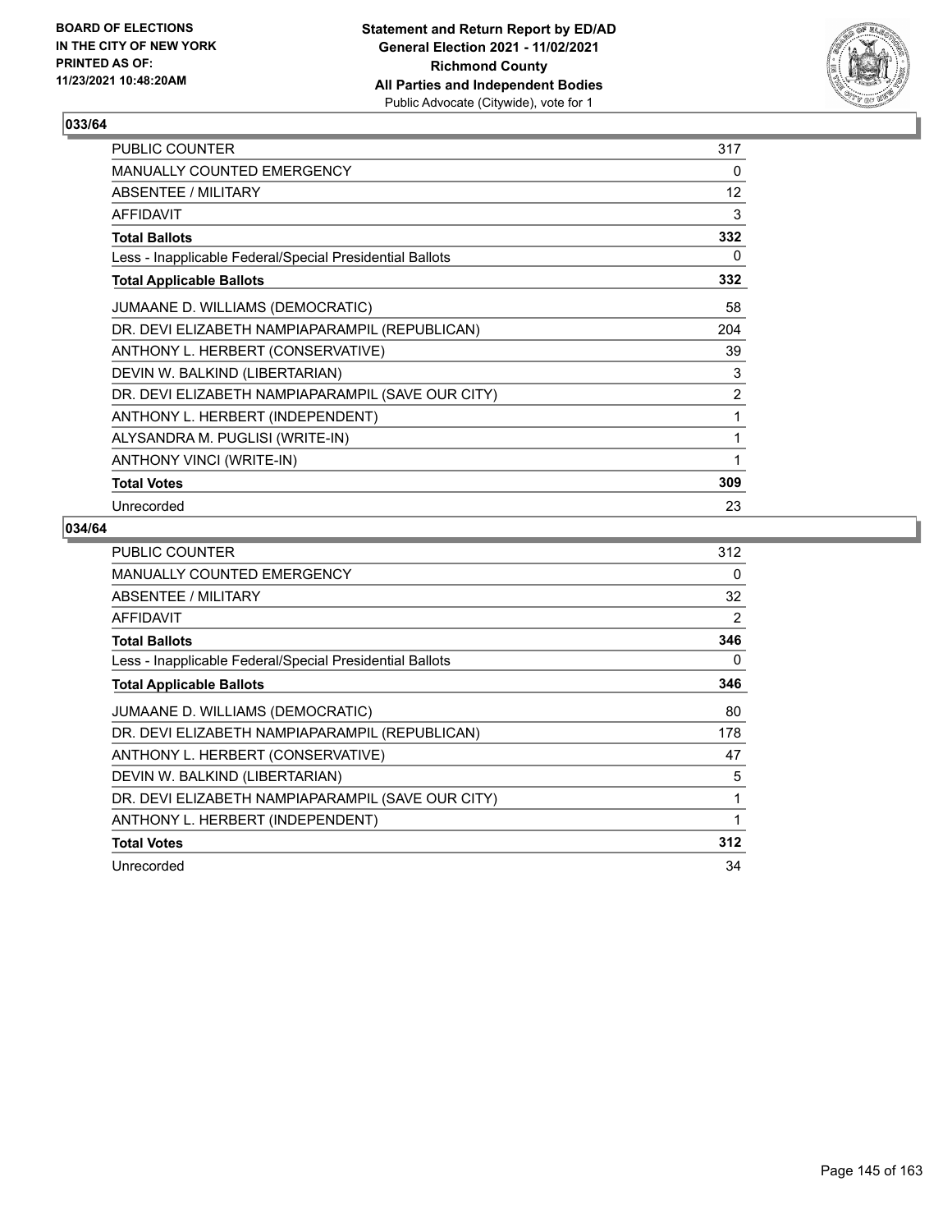**BOARD OF ELECTIONS IN THE CITY OF NEW YORK PRINTED AS OF: 11/23/2021 10:48:20AM**

**Statement and Return Report by ED/AD General Election 2021 - 11/02/2021 Richmond County All Parties and Independent Bodies**
Public Advocate (Citywide), vote for 1

### 033/64

| | |
|---|---|
| PUBLIC COUNTER | 317 |
| MANUALLY COUNTED EMERGENCY | 0 |
| ABSENTEE / MILITARY | 12 |
| AFFIDAVIT | 3 |
| **Total Ballots** | **332** |
| Less - Inapplicable Federal/Special Presidential Ballots | 0 |
| **Total Applicable Ballots** | **332** |
| JUMAANE D. WILLIAMS (DEMOCRATIC) | 58 |
| DR. DEVI ELIZABETH NAMPIAPARAMPIL (REPUBLICAN) | 204 |
| ANTHONY L. HERBERT (CONSERVATIVE) | 39 |
| DEVIN W. BALKIND (LIBERTARIAN) | 3 |
| DR. DEVI ELIZABETH NAMPIAPARAMPIL (SAVE OUR CITY) | 2 |
| ANTHONY L. HERBERT (INDEPENDENT) | 1 |
| ALYSANDRA M. PUGLISI (WRITE-IN) | 1 |
| ANTHONY VINCI (WRITE-IN) | 1 |
| **Total Votes** | **309** |
| Unrecorded | 23 |

### 034/64

| | |
|---|---|
| PUBLIC COUNTER | 312 |
| MANUALLY COUNTED EMERGENCY | 0 |
| ABSENTEE / MILITARY | 32 |
| AFFIDAVIT | 2 |
| **Total Ballots** | **346** |
| Less - Inapplicable Federal/Special Presidential Ballots | 0 |
| **Total Applicable Ballots** | **346** |
| JUMAANE D. WILLIAMS (DEMOCRATIC) | 80 |
| DR. DEVI ELIZABETH NAMPIAPARAMPIL (REPUBLICAN) | 178 |
| ANTHONY L. HERBERT (CONSERVATIVE) | 47 |
| DEVIN W. BALKIND (LIBERTARIAN) | 5 |
| DR. DEVI ELIZABETH NAMPIAPARAMPIL (SAVE OUR CITY) | 1 |
| ANTHONY L. HERBERT (INDEPENDENT) | 1 |
| **Total Votes** | **312** |
| Unrecorded | 34 |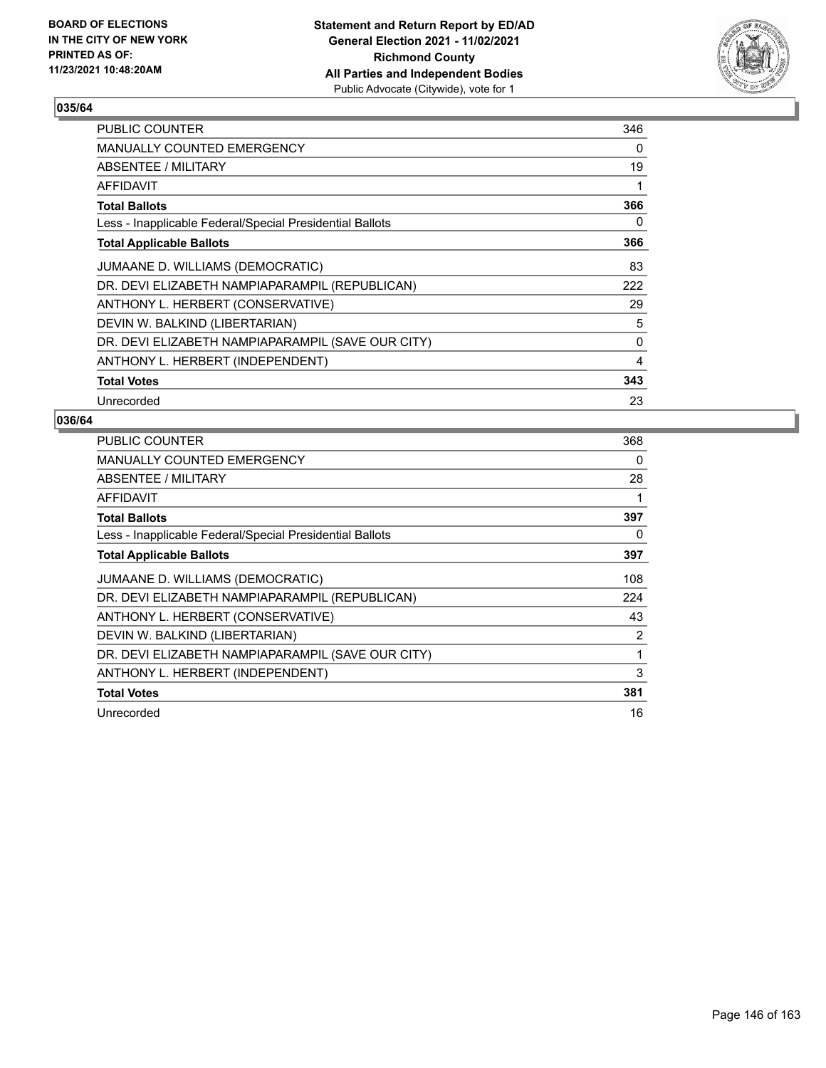BOARD OF ELECTIONS
IN THE CITY OF NEW YORK
PRINTED AS OF:
11/23/2021 10:48:20AM

**Statement and Return Report by ED/AD**
**General Election 2021 - 11/02/2021**
**Richmond County**
**All Parties and Independent Bodies**
Public Advocate (Citywide), vote for 1

### 035/64

| | |
|---|---|
| PUBLIC COUNTER | 346 |
| MANUALLY COUNTED EMERGENCY | 0 |
| ABSENTEE / MILITARY | 19 |
| AFFIDAVIT | 1 |
| **Total Ballots** | **366** |
| Less - Inapplicable Federal/Special Presidential Ballots | 0 |
| **Total Applicable Ballots** | **366** |
| JUMAANE D. WILLIAMS (DEMOCRATIC) | 83 |
| DR. DEVI ELIZABETH NAMPIAPARAMPIL (REPUBLICAN) | 222 |
| ANTHONY L. HERBERT (CONSERVATIVE) | 29 |
| DEVIN W. BALKIND (LIBERTARIAN) | 5 |
| DR. DEVI ELIZABETH NAMPIAPARAMPIL (SAVE OUR CITY) | 0 |
| ANTHONY L. HERBERT (INDEPENDENT) | 4 |
| **Total Votes** | **343** |
| Unrecorded | 23 |

### 036/64

| | |
|---|---|
| PUBLIC COUNTER | 368 |
| MANUALLY COUNTED EMERGENCY | 0 |
| ABSENTEE / MILITARY | 28 |
| AFFIDAVIT | 1 |
| **Total Ballots** | **397** |
| Less - Inapplicable Federal/Special Presidential Ballots | 0 |
| **Total Applicable Ballots** | **397** |
| JUMAANE D. WILLIAMS (DEMOCRATIC) | 108 |
| DR. DEVI ELIZABETH NAMPIAPARAMPIL (REPUBLICAN) | 224 |
| ANTHONY L. HERBERT (CONSERVATIVE) | 43 |
| DEVIN W. BALKIND (LIBERTARIAN) | 2 |
| DR. DEVI ELIZABETH NAMPIAPARAMPIL (SAVE OUR CITY) | 1 |
| ANTHONY L. HERBERT (INDEPENDENT) | 3 |
| **Total Votes** | **381** |
| Unrecorded | 16 |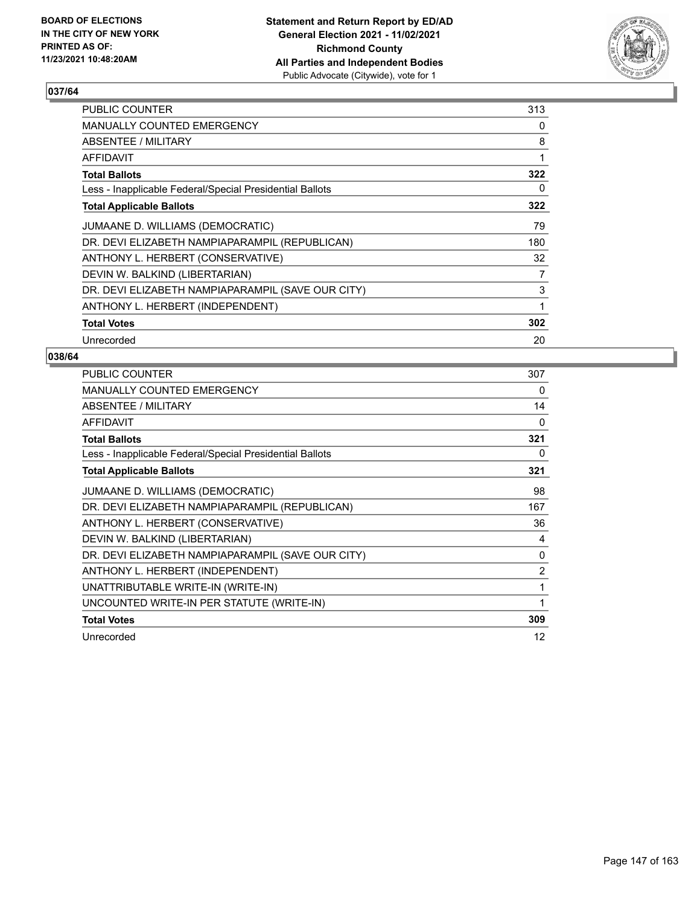BOARD OF ELECTIONS
IN THE CITY OF NEW YORK
PRINTED AS OF:
11/23/2021 10:48:20AM

**Statement and Return Report by ED/AD**
**General Election 2021 - 11/02/2021**
**Richmond County**
**All Parties and Independent Bodies**
Public Advocate (Citywide), vote for 1

### 037/64

| | |
|---|---|
| PUBLIC COUNTER | 313 |
| MANUALLY COUNTED EMERGENCY | 0 |
| ABSENTEE / MILITARY | 8 |
| AFFIDAVIT | 1 |
| **Total Ballots** | **322** |
| Less - Inapplicable Federal/Special Presidential Ballots | 0 |
| **Total Applicable Ballots** | **322** |
| JUMAANE D. WILLIAMS (DEMOCRATIC) | 79 |
| DR. DEVI ELIZABETH NAMPIAPARAMPIL (REPUBLICAN) | 180 |
| ANTHONY L. HERBERT (CONSERVATIVE) | 32 |
| DEVIN W. BALKIND (LIBERTARIAN) | 7 |
| DR. DEVI ELIZABETH NAMPIAPARAMPIL (SAVE OUR CITY) | 3 |
| ANTHONY L. HERBERT (INDEPENDENT) | 1 |
| **Total Votes** | **302** |
| Unrecorded | 20 |

### 038/64

| | |
|---|---|
| PUBLIC COUNTER | 307 |
| MANUALLY COUNTED EMERGENCY | 0 |
| ABSENTEE / MILITARY | 14 |
| AFFIDAVIT | 0 |
| **Total Ballots** | **321** |
| Less - Inapplicable Federal/Special Presidential Ballots | 0 |
| **Total Applicable Ballots** | **321** |
| JUMAANE D. WILLIAMS (DEMOCRATIC) | 98 |
| DR. DEVI ELIZABETH NAMPIAPARAMPIL (REPUBLICAN) | 167 |
| ANTHONY L. HERBERT (CONSERVATIVE) | 36 |
| DEVIN W. BALKIND (LIBERTARIAN) | 4 |
| DR. DEVI ELIZABETH NAMPIAPARAMPIL (SAVE OUR CITY) | 0 |
| ANTHONY L. HERBERT (INDEPENDENT) | 2 |
| UNATTRIBUTABLE WRITE-IN (WRITE-IN) | 1 |
| UNCOUNTED WRITE-IN PER STATUTE (WRITE-IN) | 1 |
| **Total Votes** | **309** |
| Unrecorded | 12 |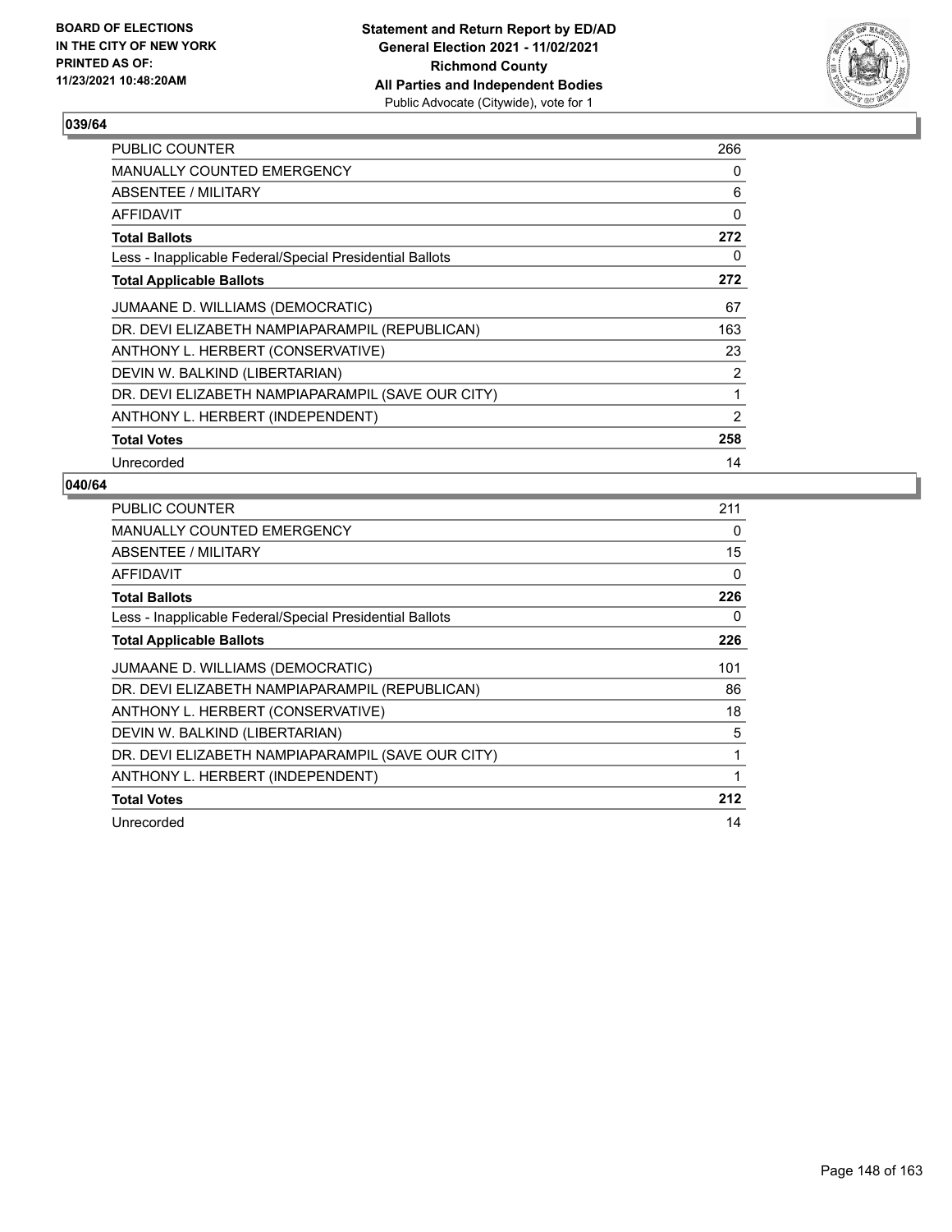BOARD OF ELECTIONS
IN THE CITY OF NEW YORK
PRINTED AS OF:
11/23/2021 10:48:20AM

**Statement and Return Report by ED/AD**
**General Election 2021 - 11/02/2021**
**Richmond County**
**All Parties and Independent Bodies**
Public Advocate (Citywide), vote for 1

## 039/64

| | |
|---|---|
| PUBLIC COUNTER | 266 |
| MANUALLY COUNTED EMERGENCY | 0 |
| ABSENTEE / MILITARY | 6 |
| AFFIDAVIT | 0 |
| **Total Ballots** | **272** |
| Less - Inapplicable Federal/Special Presidential Ballots | 0 |
| **Total Applicable Ballots** | **272** |
| JUMAANE D. WILLIAMS (DEMOCRATIC) | 67 |
| DR. DEVI ELIZABETH NAMPIAPARAMPIL (REPUBLICAN) | 163 |
| ANTHONY L. HERBERT (CONSERVATIVE) | 23 |
| DEVIN W. BALKIND (LIBERTARIAN) | 2 |
| DR. DEVI ELIZABETH NAMPIAPARAMPIL (SAVE OUR CITY) | 1 |
| ANTHONY L. HERBERT (INDEPENDENT) | 2 |
| **Total Votes** | **258** |
| Unrecorded | 14 |

## 040/64

| | |
|---|---|
| PUBLIC COUNTER | 211 |
| MANUALLY COUNTED EMERGENCY | 0 |
| ABSENTEE / MILITARY | 15 |
| AFFIDAVIT | 0 |
| **Total Ballots** | **226** |
| Less - Inapplicable Federal/Special Presidential Ballots | 0 |
| **Total Applicable Ballots** | **226** |
| JUMAANE D. WILLIAMS (DEMOCRATIC) | 101 |
| DR. DEVI ELIZABETH NAMPIAPARAMPIL (REPUBLICAN) | 86 |
| ANTHONY L. HERBERT (CONSERVATIVE) | 18 |
| DEVIN W. BALKIND (LIBERTARIAN) | 5 |
| DR. DEVI ELIZABETH NAMPIAPARAMPIL (SAVE OUR CITY) | 1 |
| ANTHONY L. HERBERT (INDEPENDENT) | 1 |
| **Total Votes** | **212** |
| Unrecorded | 14 |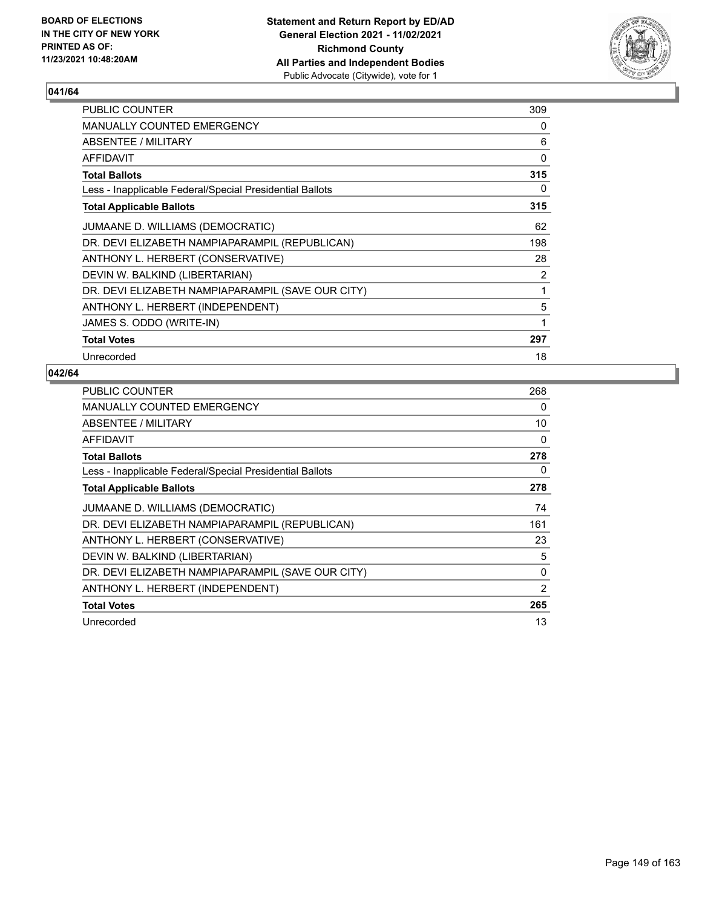**BOARD OF ELECTIONS IN THE CITY OF NEW YORK PRINTED AS OF: 11/23/2021 10:48:20AM**

**Statement and Return Report by ED/AD**
**General Election 2021 - 11/02/2021**
**Richmond County**
**All Parties and Independent Bodies**
Public Advocate (Citywide), vote for 1

## 041/64

| | |
|---|---|
| PUBLIC COUNTER | 309 |
| MANUALLY COUNTED EMERGENCY | 0 |
| ABSENTEE / MILITARY | 6 |
| AFFIDAVIT | 0 |
| **Total Ballots** | **315** |
| Less - Inapplicable Federal/Special Presidential Ballots | 0 |
| **Total Applicable Ballots** | **315** |
| JUMAANE D. WILLIAMS (DEMOCRATIC) | 62 |
| DR. DEVI ELIZABETH NAMPIAPARAMPIL (REPUBLICAN) | 198 |
| ANTHONY L. HERBERT (CONSERVATIVE) | 28 |
| DEVIN W. BALKIND (LIBERTARIAN) | 2 |
| DR. DEVI ELIZABETH NAMPIAPARAMPIL (SAVE OUR CITY) | 1 |
| ANTHONY L. HERBERT (INDEPENDENT) | 5 |
| JAMES S. ODDO (WRITE-IN) | 1 |
| **Total Votes** | **297** |
| Unrecorded | 18 |

## 042/64

| | |
|---|---|
| PUBLIC COUNTER | 268 |
| MANUALLY COUNTED EMERGENCY | 0 |
| ABSENTEE / MILITARY | 10 |
| AFFIDAVIT | 0 |
| **Total Ballots** | **278** |
| Less - Inapplicable Federal/Special Presidential Ballots | 0 |
| **Total Applicable Ballots** | **278** |
| JUMAANE D. WILLIAMS (DEMOCRATIC) | 74 |
| DR. DEVI ELIZABETH NAMPIAPARAMPIL (REPUBLICAN) | 161 |
| ANTHONY L. HERBERT (CONSERVATIVE) | 23 |
| DEVIN W. BALKIND (LIBERTARIAN) | 5 |
| DR. DEVI ELIZABETH NAMPIAPARAMPIL (SAVE OUR CITY) | 0 |
| ANTHONY L. HERBERT (INDEPENDENT) | 2 |
| **Total Votes** | **265** |
| Unrecorded | 13 |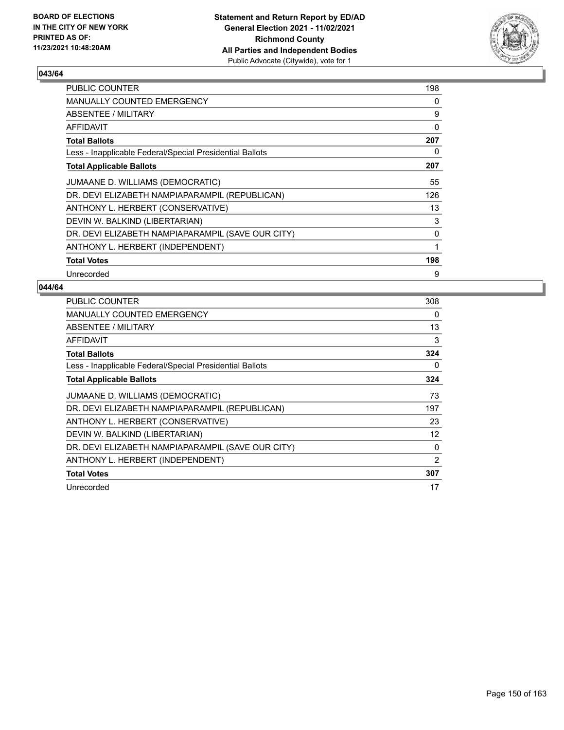BOARD OF ELECTIONS
IN THE CITY OF NEW YORK
PRINTED AS OF:
11/23/2021 10:48:20AM

**Statement and Return Report by ED/AD**
**General Election 2021 - 11/02/2021**
**Richmond County**
**All Parties and Independent Bodies**
Public Advocate (Citywide), vote for 1

## 043/64

| | |
|---|---|
| PUBLIC COUNTER | 198 |
| MANUALLY COUNTED EMERGENCY | 0 |
| ABSENTEE / MILITARY | 9 |
| AFFIDAVIT | 0 |
| **Total Ballots** | **207** |
| Less - Inapplicable Federal/Special Presidential Ballots | 0 |
| **Total Applicable Ballots** | **207** |
| JUMAANE D. WILLIAMS (DEMOCRATIC) | 55 |
| DR. DEVI ELIZABETH NAMPIAPARAMPIL (REPUBLICAN) | 126 |
| ANTHONY L. HERBERT (CONSERVATIVE) | 13 |
| DEVIN W. BALKIND (LIBERTARIAN) | 3 |
| DR. DEVI ELIZABETH NAMPIAPARAMPIL (SAVE OUR CITY) | 0 |
| ANTHONY L. HERBERT (INDEPENDENT) | 1 |
| **Total Votes** | **198** |
| Unrecorded | 9 |

## 044/64

| | |
|---|---|
| PUBLIC COUNTER | 308 |
| MANUALLY COUNTED EMERGENCY | 0 |
| ABSENTEE / MILITARY | 13 |
| AFFIDAVIT | 3 |
| **Total Ballots** | **324** |
| Less - Inapplicable Federal/Special Presidential Ballots | 0 |
| **Total Applicable Ballots** | **324** |
| JUMAANE D. WILLIAMS (DEMOCRATIC) | 73 |
| DR. DEVI ELIZABETH NAMPIAPARAMPIL (REPUBLICAN) | 197 |
| ANTHONY L. HERBERT (CONSERVATIVE) | 23 |
| DEVIN W. BALKIND (LIBERTARIAN) | 12 |
| DR. DEVI ELIZABETH NAMPIAPARAMPIL (SAVE OUR CITY) | 0 |
| ANTHONY L. HERBERT (INDEPENDENT) | 2 |
| **Total Votes** | **307** |
| Unrecorded | 17 |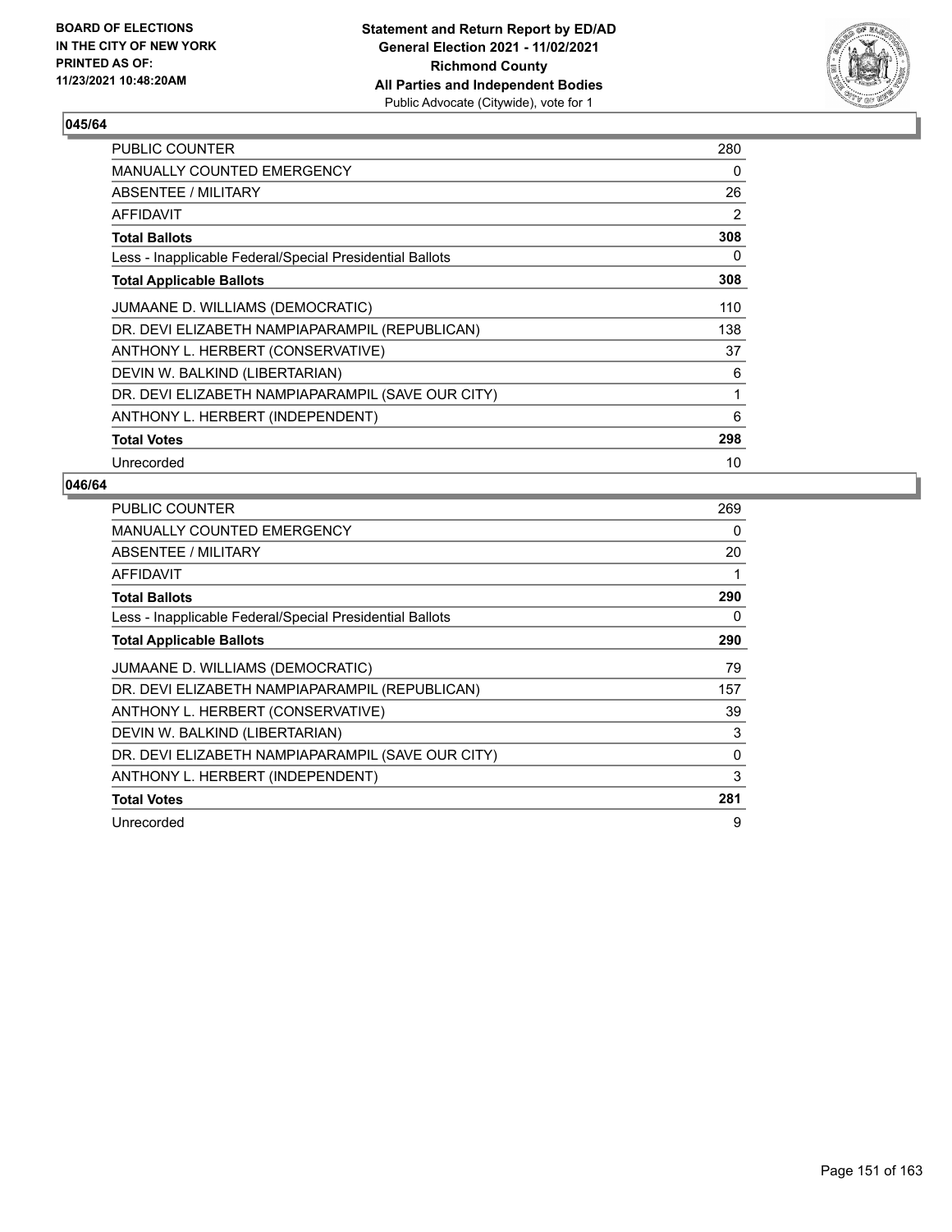BOARD OF ELECTIONS
IN THE CITY OF NEW YORK
PRINTED AS OF:
11/23/2021 10:48:20AM

**Statement and Return Report by ED/AD**
**General Election 2021 - 11/02/2021**
**Richmond County**
**All Parties and Independent Bodies**
Public Advocate (Citywide), vote for 1

### 045/64

| | |
|---|---|
| PUBLIC COUNTER | 280 |
| MANUALLY COUNTED EMERGENCY | 0 |
| ABSENTEE / MILITARY | 26 |
| AFFIDAVIT | 2 |
| **Total Ballots** | **308** |
| Less - Inapplicable Federal/Special Presidential Ballots | 0 |
| **Total Applicable Ballots** | **308** |
| JUMAANE D. WILLIAMS (DEMOCRATIC) | 110 |
| DR. DEVI ELIZABETH NAMPIAPARAMPIL (REPUBLICAN) | 138 |
| ANTHONY L. HERBERT (CONSERVATIVE) | 37 |
| DEVIN W. BALKIND (LIBERTARIAN) | 6 |
| DR. DEVI ELIZABETH NAMPIAPARAMPIL (SAVE OUR CITY) | 1 |
| ANTHONY L. HERBERT (INDEPENDENT) | 6 |
| **Total Votes** | **298** |
| Unrecorded | 10 |

### 046/64

| | |
|---|---|
| PUBLIC COUNTER | 269 |
| MANUALLY COUNTED EMERGENCY | 0 |
| ABSENTEE / MILITARY | 20 |
| AFFIDAVIT | 1 |
| **Total Ballots** | **290** |
| Less - Inapplicable Federal/Special Presidential Ballots | 0 |
| **Total Applicable Ballots** | **290** |
| JUMAANE D. WILLIAMS (DEMOCRATIC) | 79 |
| DR. DEVI ELIZABETH NAMPIAPARAMPIL (REPUBLICAN) | 157 |
| ANTHONY L. HERBERT (CONSERVATIVE) | 39 |
| DEVIN W. BALKIND (LIBERTARIAN) | 3 |
| DR. DEVI ELIZABETH NAMPIAPARAMPIL (SAVE OUR CITY) | 0 |
| ANTHONY L. HERBERT (INDEPENDENT) | 3 |
| **Total Votes** | **281** |
| Unrecorded | 9 |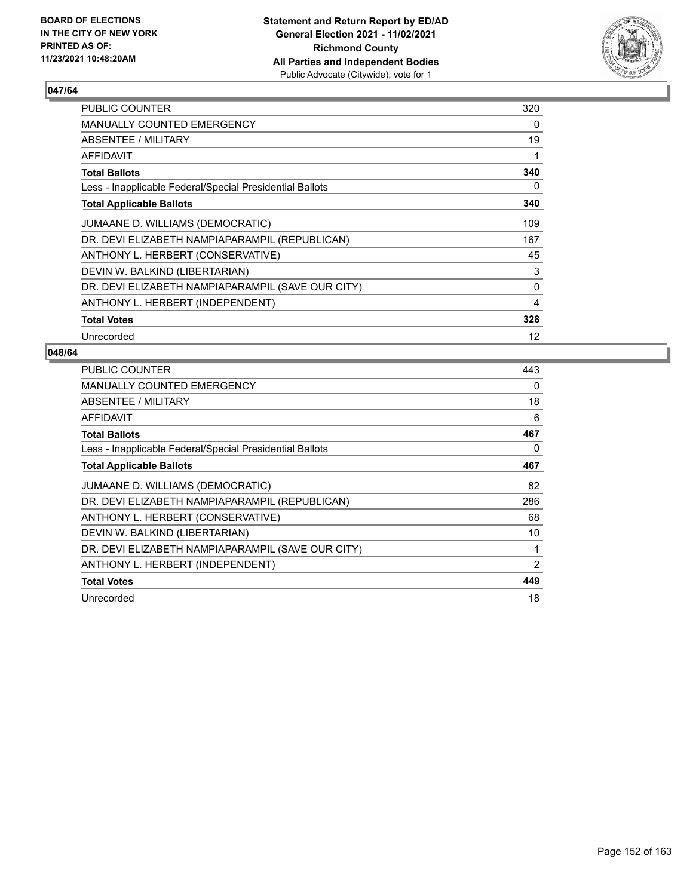BOARD OF ELECTIONS
IN THE CITY OF NEW YORK
PRINTED AS OF:
11/23/2021 10:48:20AM

**Statement and Return Report by ED/AD**
**General Election 2021 - 11/02/2021**
**Richmond County**
**All Parties and Independent Bodies**
Public Advocate (Citywide), vote for 1

## 047/64

| | |
|---|---|
| PUBLIC COUNTER | 320 |
| MANUALLY COUNTED EMERGENCY | 0 |
| ABSENTEE / MILITARY | 19 |
| AFFIDAVIT | 1 |
| **Total Ballots** | **340** |
| Less - Inapplicable Federal/Special Presidential Ballots | 0 |
| **Total Applicable Ballots** | **340** |
| JUMAANE D. WILLIAMS (DEMOCRATIC) | 109 |
| DR. DEVI ELIZABETH NAMPIAPARAMPIL (REPUBLICAN) | 167 |
| ANTHONY L. HERBERT (CONSERVATIVE) | 45 |
| DEVIN W. BALKIND (LIBERTARIAN) | 3 |
| DR. DEVI ELIZABETH NAMPIAPARAMPIL (SAVE OUR CITY) | 0 |
| ANTHONY L. HERBERT (INDEPENDENT) | 4 |
| **Total Votes** | **328** |
| Unrecorded | 12 |

## 048/64

| | |
|---|---|
| PUBLIC COUNTER | 443 |
| MANUALLY COUNTED EMERGENCY | 0 |
| ABSENTEE / MILITARY | 18 |
| AFFIDAVIT | 6 |
| **Total Ballots** | **467** |
| Less - Inapplicable Federal/Special Presidential Ballots | 0 |
| **Total Applicable Ballots** | **467** |
| JUMAANE D. WILLIAMS (DEMOCRATIC) | 82 |
| DR. DEVI ELIZABETH NAMPIAPARAMPIL (REPUBLICAN) | 286 |
| ANTHONY L. HERBERT (CONSERVATIVE) | 68 |
| DEVIN W. BALKIND (LIBERTARIAN) | 10 |
| DR. DEVI ELIZABETH NAMPIAPARAMPIL (SAVE OUR CITY) | 1 |
| ANTHONY L. HERBERT (INDEPENDENT) | 2 |
| **Total Votes** | **449** |
| Unrecorded | 18 |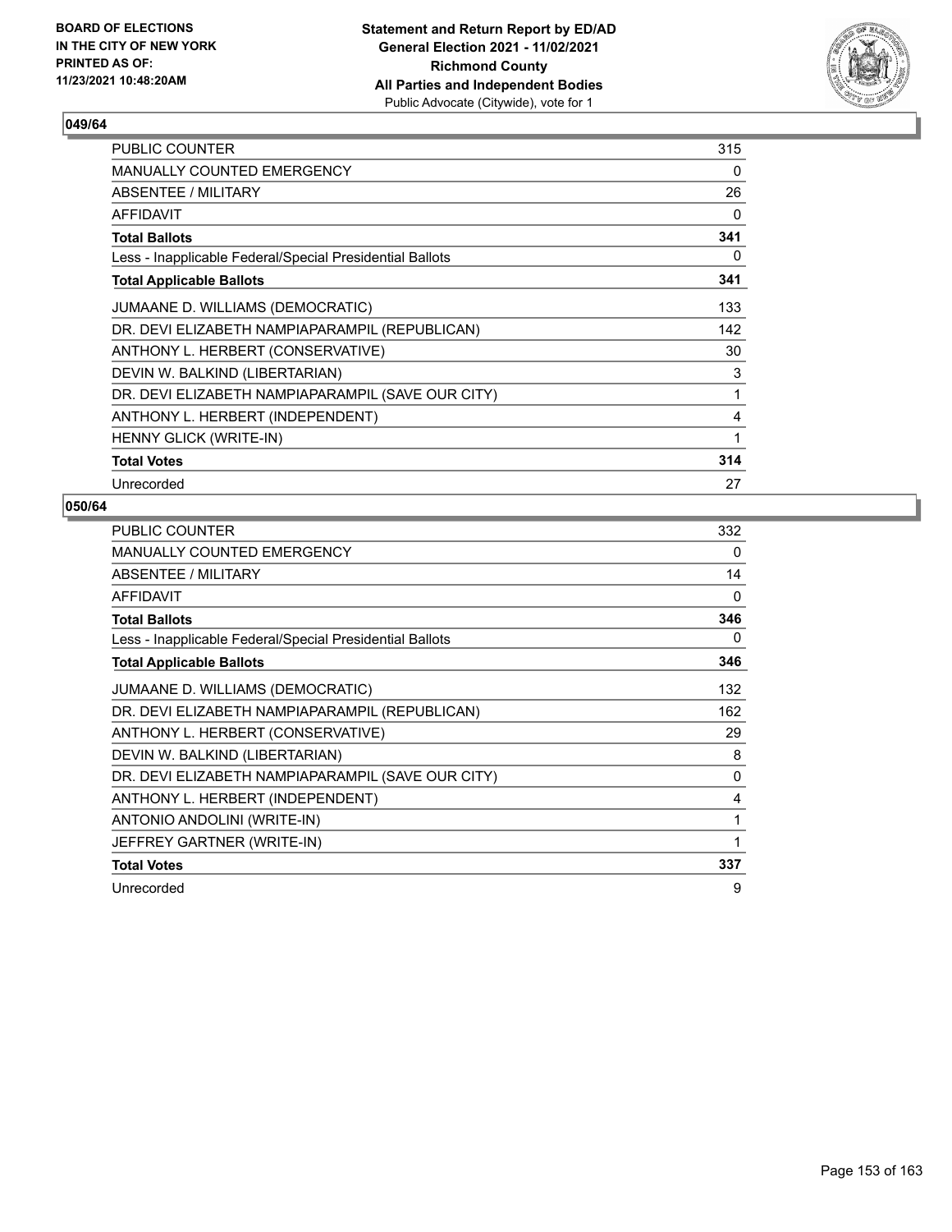BOARD OF ELECTIONS
IN THE CITY OF NEW YORK
PRINTED AS OF:
11/23/2021 10:48:20AM

**Statement and Return Report by ED/AD**
**General Election 2021 - 11/02/2021**
**Richmond County**
**All Parties and Independent Bodies**
Public Advocate (Citywide), vote for 1

### 049/64

| | |
|---|---|
| PUBLIC COUNTER | 315 |
| MANUALLY COUNTED EMERGENCY | 0 |
| ABSENTEE / MILITARY | 26 |
| AFFIDAVIT | 0 |
| **Total Ballots** | **341** |
| Less - Inapplicable Federal/Special Presidential Ballots | 0 |
| **Total Applicable Ballots** | **341** |
| JUMAANE D. WILLIAMS (DEMOCRATIC) | 133 |
| DR. DEVI ELIZABETH NAMPIAPARAMPIL (REPUBLICAN) | 142 |
| ANTHONY L. HERBERT (CONSERVATIVE) | 30 |
| DEVIN W. BALKIND (LIBERTARIAN) | 3 |
| DR. DEVI ELIZABETH NAMPIAPARAMPIL (SAVE OUR CITY) | 1 |
| ANTHONY L. HERBERT (INDEPENDENT) | 4 |
| HENNY GLICK (WRITE-IN) | 1 |
| **Total Votes** | **314** |
| Unrecorded | 27 |

### 050/64

| | |
|---|---|
| PUBLIC COUNTER | 332 |
| MANUALLY COUNTED EMERGENCY | 0 |
| ABSENTEE / MILITARY | 14 |
| AFFIDAVIT | 0 |
| **Total Ballots** | **346** |
| Less - Inapplicable Federal/Special Presidential Ballots | 0 |
| **Total Applicable Ballots** | **346** |
| JUMAANE D. WILLIAMS (DEMOCRATIC) | 132 |
| DR. DEVI ELIZABETH NAMPIAPARAMPIL (REPUBLICAN) | 162 |
| ANTHONY L. HERBERT (CONSERVATIVE) | 29 |
| DEVIN W. BALKIND (LIBERTARIAN) | 8 |
| DR. DEVI ELIZABETH NAMPIAPARAMPIL (SAVE OUR CITY) | 0 |
| ANTHONY L. HERBERT (INDEPENDENT) | 4 |
| ANTONIO ANDOLINI (WRITE-IN) | 1 |
| JEFFREY GARTNER (WRITE-IN) | 1 |
| **Total Votes** | **337** |
| Unrecorded | 9 |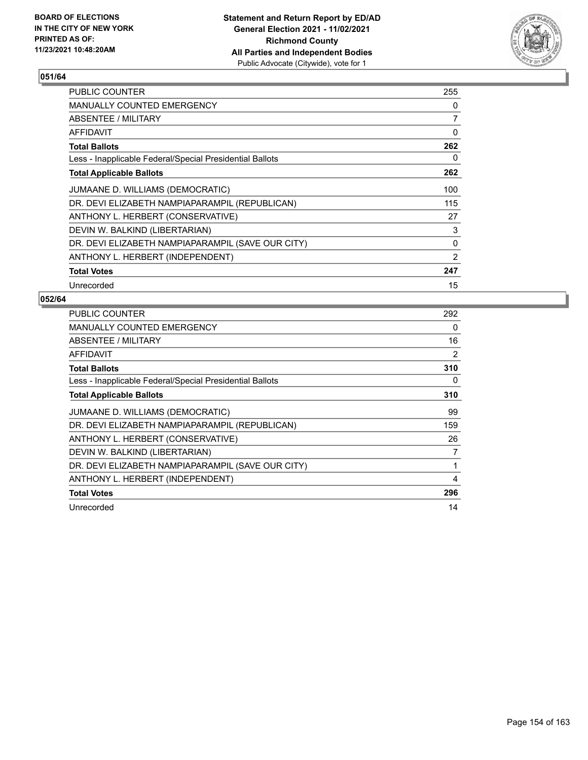**BOARD OF ELECTIONS IN THE CITY OF NEW YORK PRINTED AS OF: 11/23/2021 10:48:20AM**

**Statement and Return Report by ED/AD General Election 2021 - 11/02/2021 Richmond County All Parties and Independent Bodies**
Public Advocate (Citywide), vote for 1

### 051/64

| | |
|---|---|
| PUBLIC COUNTER | 255 |
| MANUALLY COUNTED EMERGENCY | 0 |
| ABSENTEE / MILITARY | 7 |
| AFFIDAVIT | 0 |
| **Total Ballots** | **262** |
| Less - Inapplicable Federal/Special Presidential Ballots | 0 |
| **Total Applicable Ballots** | **262** |
| JUMAANE D. WILLIAMS (DEMOCRATIC) | 100 |
| DR. DEVI ELIZABETH NAMPIAPARAMPIL (REPUBLICAN) | 115 |
| ANTHONY L. HERBERT (CONSERVATIVE) | 27 |
| DEVIN W. BALKIND (LIBERTARIAN) | 3 |
| DR. DEVI ELIZABETH NAMPIAPARAMPIL (SAVE OUR CITY) | 0 |
| ANTHONY L. HERBERT (INDEPENDENT) | 2 |
| **Total Votes** | **247** |
| Unrecorded | 15 |

### 052/64

| | |
|---|---|
| PUBLIC COUNTER | 292 |
| MANUALLY COUNTED EMERGENCY | 0 |
| ABSENTEE / MILITARY | 16 |
| AFFIDAVIT | 2 |
| **Total Ballots** | **310** |
| Less - Inapplicable Federal/Special Presidential Ballots | 0 |
| **Total Applicable Ballots** | **310** |
| JUMAANE D. WILLIAMS (DEMOCRATIC) | 99 |
| DR. DEVI ELIZABETH NAMPIAPARAMPIL (REPUBLICAN) | 159 |
| ANTHONY L. HERBERT (CONSERVATIVE) | 26 |
| DEVIN W. BALKIND (LIBERTARIAN) | 7 |
| DR. DEVI ELIZABETH NAMPIAPARAMPIL (SAVE OUR CITY) | 1 |
| ANTHONY L. HERBERT (INDEPENDENT) | 4 |
| **Total Votes** | **296** |
| Unrecorded | 14 |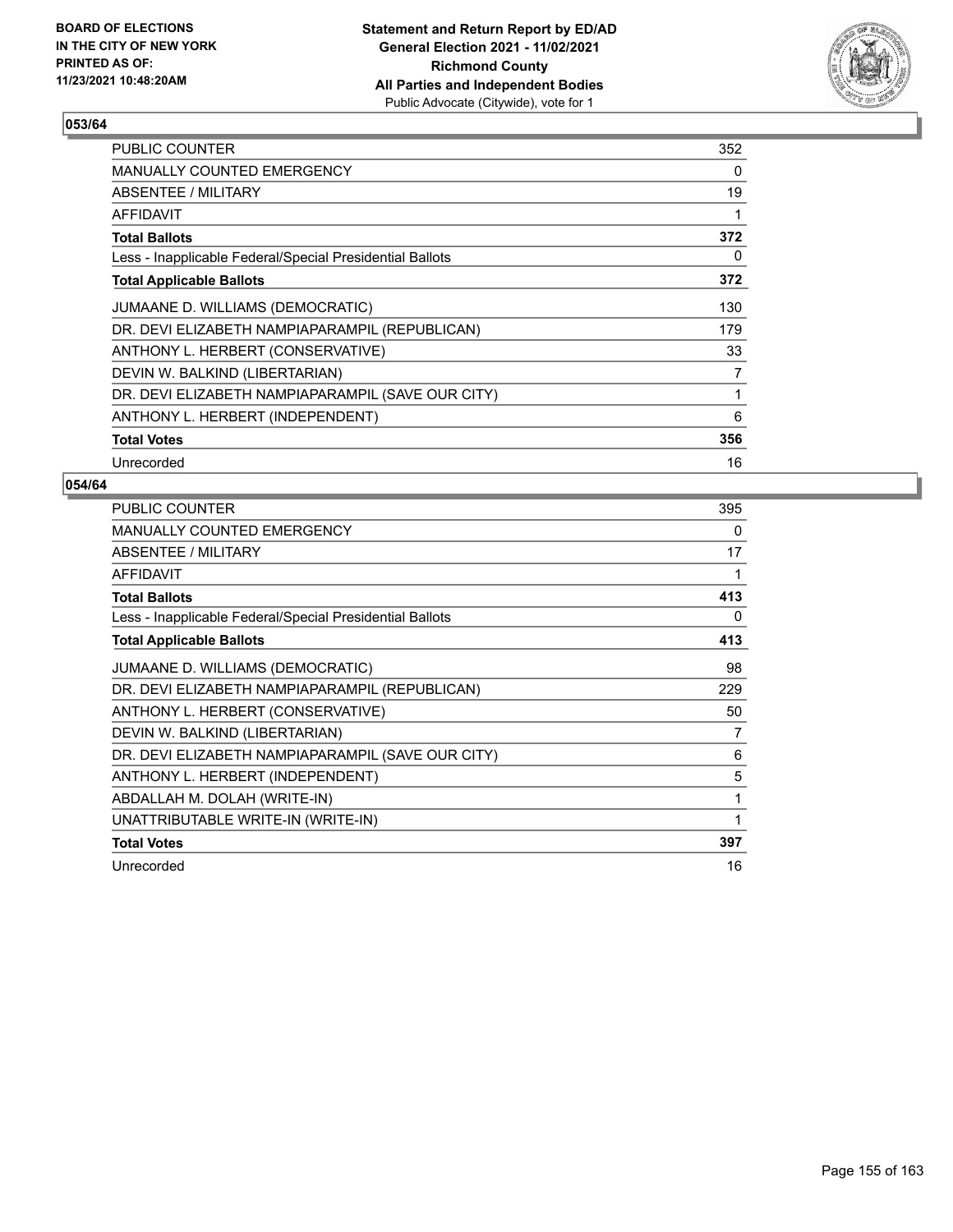BOARD OF ELECTIONS
IN THE CITY OF NEW YORK
PRINTED AS OF:
11/23/2021 10:48:20AM

**Statement and Return Report by ED/AD**
**General Election 2021 - 11/02/2021**
**Richmond County**
**All Parties and Independent Bodies**
Public Advocate (Citywide), vote for 1

## 053/64

| | |
|---|---|
| PUBLIC COUNTER | 352 |
| MANUALLY COUNTED EMERGENCY | 0 |
| ABSENTEE / MILITARY | 19 |
| AFFIDAVIT | 1 |
| **Total Ballots** | **372** |
| Less - Inapplicable Federal/Special Presidential Ballots | 0 |
| **Total Applicable Ballots** | **372** |
| JUMAANE D. WILLIAMS (DEMOCRATIC) | 130 |
| DR. DEVI ELIZABETH NAMPIAPARAMPIL (REPUBLICAN) | 179 |
| ANTHONY L. HERBERT (CONSERVATIVE) | 33 |
| DEVIN W. BALKIND (LIBERTARIAN) | 7 |
| DR. DEVI ELIZABETH NAMPIAPARAMPIL (SAVE OUR CITY) | 1 |
| ANTHONY L. HERBERT (INDEPENDENT) | 6 |
| **Total Votes** | **356** |
| Unrecorded | 16 |

## 054/64

| | |
|---|---|
| PUBLIC COUNTER | 395 |
| MANUALLY COUNTED EMERGENCY | 0 |
| ABSENTEE / MILITARY | 17 |
| AFFIDAVIT | 1 |
| **Total Ballots** | **413** |
| Less - Inapplicable Federal/Special Presidential Ballots | 0 |
| **Total Applicable Ballots** | **413** |
| JUMAANE D. WILLIAMS (DEMOCRATIC) | 98 |
| DR. DEVI ELIZABETH NAMPIAPARAMPIL (REPUBLICAN) | 229 |
| ANTHONY L. HERBERT (CONSERVATIVE) | 50 |
| DEVIN W. BALKIND (LIBERTARIAN) | 7 |
| DR. DEVI ELIZABETH NAMPIAPARAMPIL (SAVE OUR CITY) | 6 |
| ANTHONY L. HERBERT (INDEPENDENT) | 5 |
| ABDALLAH M. DOLAH (WRITE-IN) | 1 |
| UNATTRIBUTABLE WRITE-IN (WRITE-IN) | 1 |
| **Total Votes** | **397** |
| Unrecorded | 16 |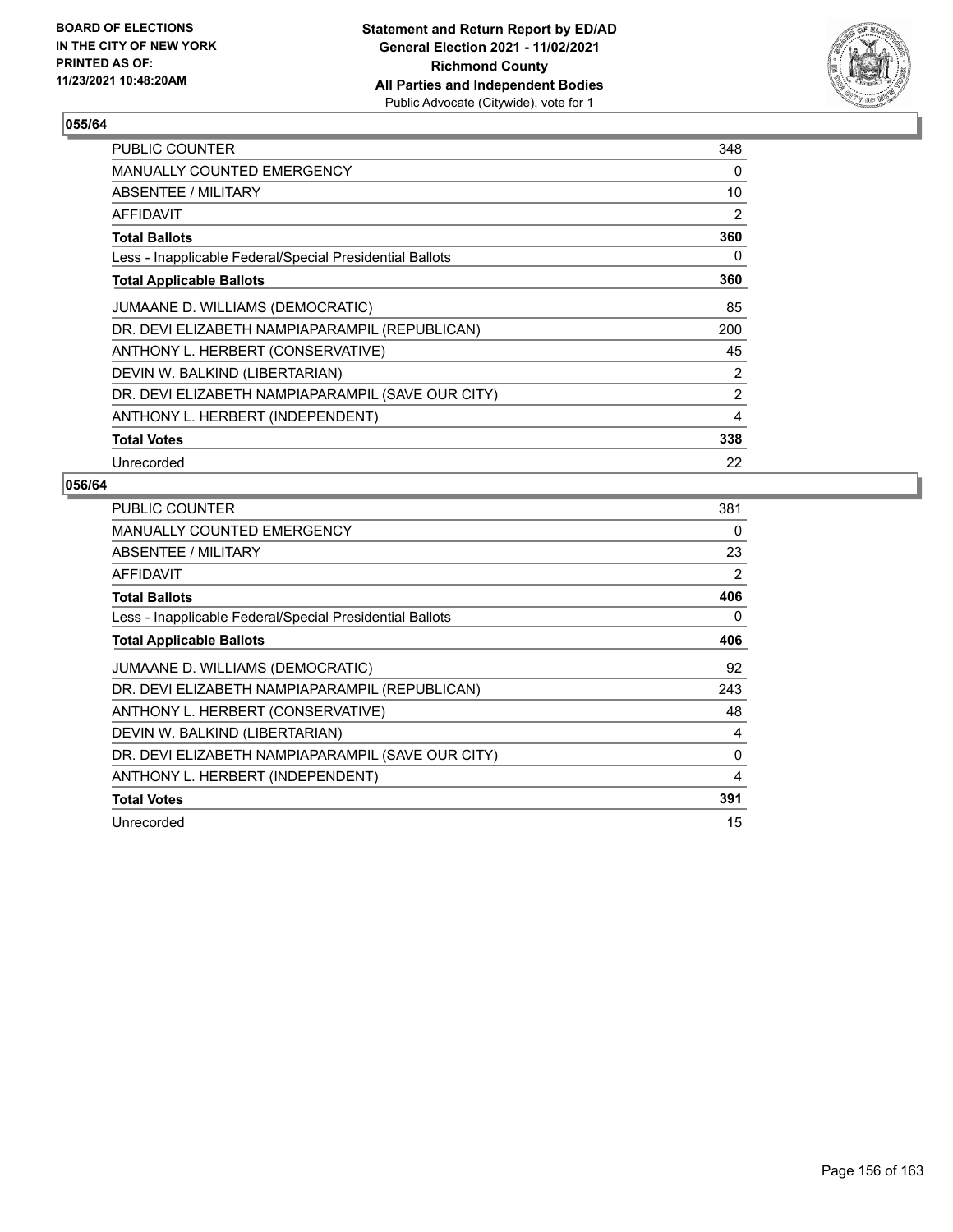BOARD OF ELECTIONS
IN THE CITY OF NEW YORK
PRINTED AS OF:
11/23/2021 10:48:20AM

**Statement and Return Report by ED/AD**
**General Election 2021 - 11/02/2021**
**Richmond County**
**All Parties and Independent Bodies**
Public Advocate (Citywide), vote for 1

## 055/64

| | |
|---|---|
| PUBLIC COUNTER | 348 |
| MANUALLY COUNTED EMERGENCY | 0 |
| ABSENTEE / MILITARY | 10 |
| AFFIDAVIT | 2 |
| **Total Ballots** | **360** |
| Less - Inapplicable Federal/Special Presidential Ballots | 0 |
| **Total Applicable Ballots** | **360** |
| JUMAANE D. WILLIAMS (DEMOCRATIC) | 85 |
| DR. DEVI ELIZABETH NAMPIAPARAMPIL (REPUBLICAN) | 200 |
| ANTHONY L. HERBERT (CONSERVATIVE) | 45 |
| DEVIN W. BALKIND (LIBERTARIAN) | 2 |
| DR. DEVI ELIZABETH NAMPIAPARAMPIL (SAVE OUR CITY) | 2 |
| ANTHONY L. HERBERT (INDEPENDENT) | 4 |
| **Total Votes** | **338** |
| Unrecorded | 22 |

## 056/64

| | |
|---|---|
| PUBLIC COUNTER | 381 |
| MANUALLY COUNTED EMERGENCY | 0 |
| ABSENTEE / MILITARY | 23 |
| AFFIDAVIT | 2 |
| **Total Ballots** | **406** |
| Less - Inapplicable Federal/Special Presidential Ballots | 0 |
| **Total Applicable Ballots** | **406** |
| JUMAANE D. WILLIAMS (DEMOCRATIC) | 92 |
| DR. DEVI ELIZABETH NAMPIAPARAMPIL (REPUBLICAN) | 243 |
| ANTHONY L. HERBERT (CONSERVATIVE) | 48 |
| DEVIN W. BALKIND (LIBERTARIAN) | 4 |
| DR. DEVI ELIZABETH NAMPIAPARAMPIL (SAVE OUR CITY) | 0 |
| ANTHONY L. HERBERT (INDEPENDENT) | 4 |
| **Total Votes** | **391** |
| Unrecorded | 15 |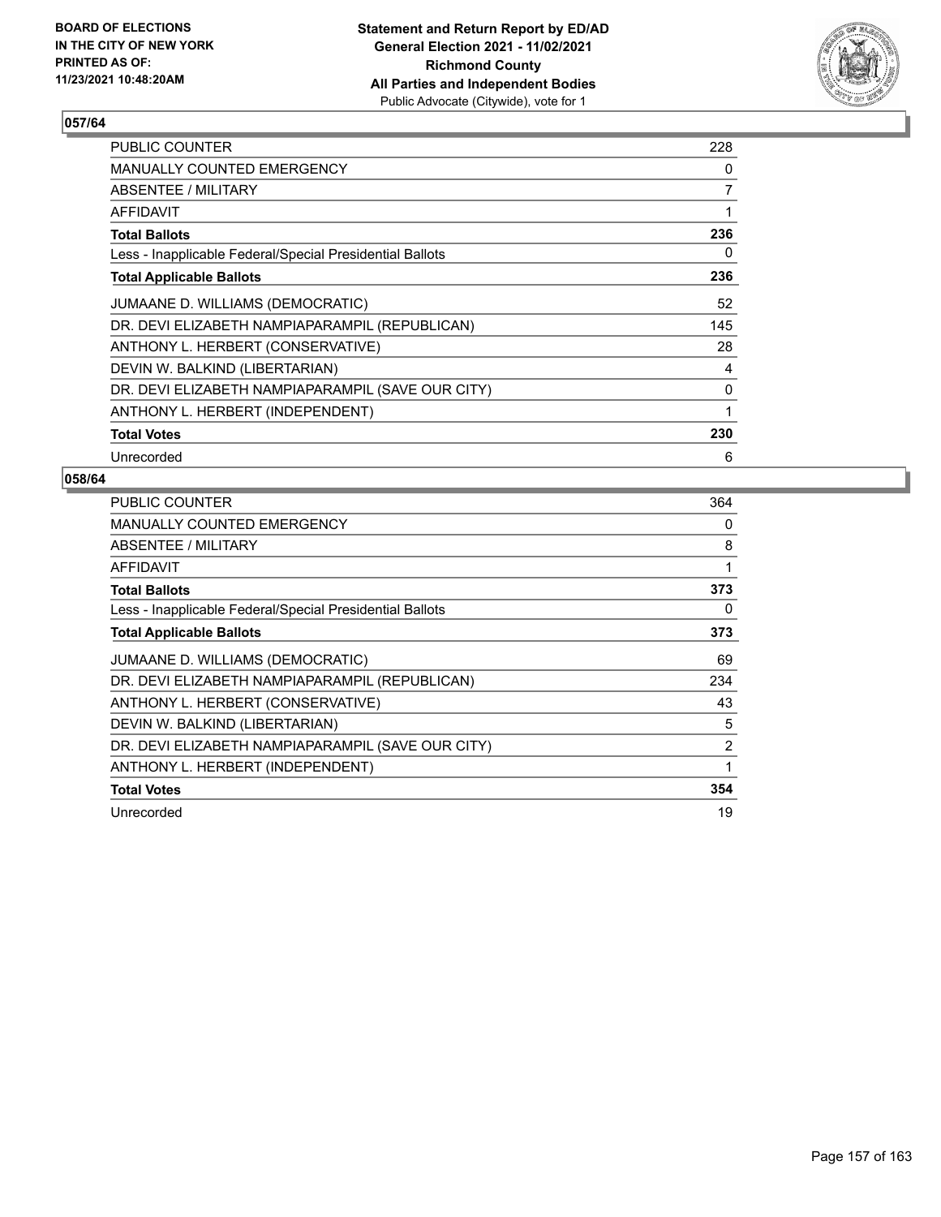BOARD OF ELECTIONS
IN THE CITY OF NEW YORK
PRINTED AS OF:
11/23/2021 10:48:20AM

**Statement and Return Report by ED/AD**
**General Election 2021 - 11/02/2021**
**Richmond County**
**All Parties and Independent Bodies**
Public Advocate (Citywide), vote for 1

## 057/64

| | |
|---|---|
| PUBLIC COUNTER | 228 |
| MANUALLY COUNTED EMERGENCY | 0 |
| ABSENTEE / MILITARY | 7 |
| AFFIDAVIT | 1 |
| **Total Ballots** | **236** |
| Less - Inapplicable Federal/Special Presidential Ballots | 0 |
| **Total Applicable Ballots** | **236** |
| JUMAANE D. WILLIAMS (DEMOCRATIC) | 52 |
| DR. DEVI ELIZABETH NAMPIAPARAMPIL (REPUBLICAN) | 145 |
| ANTHONY L. HERBERT (CONSERVATIVE) | 28 |
| DEVIN W. BALKIND (LIBERTARIAN) | 4 |
| DR. DEVI ELIZABETH NAMPIAPARAMPIL (SAVE OUR CITY) | 0 |
| ANTHONY L. HERBERT (INDEPENDENT) | 1 |
| **Total Votes** | **230** |
| Unrecorded | 6 |

## 058/64

| | |
|---|---|
| PUBLIC COUNTER | 364 |
| MANUALLY COUNTED EMERGENCY | 0 |
| ABSENTEE / MILITARY | 8 |
| AFFIDAVIT | 1 |
| **Total Ballots** | **373** |
| Less - Inapplicable Federal/Special Presidential Ballots | 0 |
| **Total Applicable Ballots** | **373** |
| JUMAANE D. WILLIAMS (DEMOCRATIC) | 69 |
| DR. DEVI ELIZABETH NAMPIAPARAMPIL (REPUBLICAN) | 234 |
| ANTHONY L. HERBERT (CONSERVATIVE) | 43 |
| DEVIN W. BALKIND (LIBERTARIAN) | 5 |
| DR. DEVI ELIZABETH NAMPIAPARAMPIL (SAVE OUR CITY) | 2 |
| ANTHONY L. HERBERT (INDEPENDENT) | 1 |
| **Total Votes** | **354** |
| Unrecorded | 19 |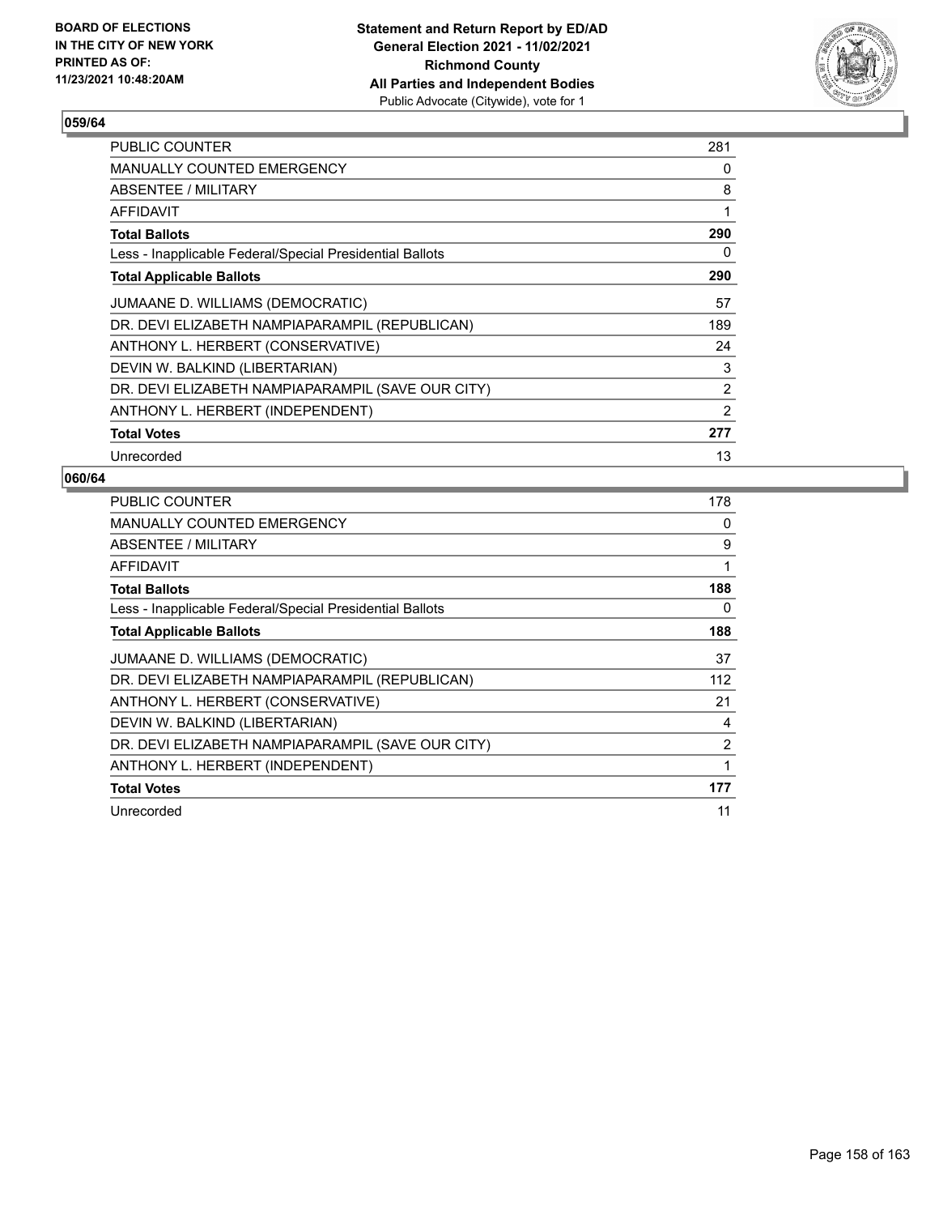BOARD OF ELECTIONS
IN THE CITY OF NEW YORK
PRINTED AS OF:
11/23/2021 10:48:20AM

**Statement and Return Report by ED/AD**
**General Election 2021 - 11/02/2021**
**Richmond County**
**All Parties and Independent Bodies**
Public Advocate (Citywide), vote for 1

## 059/64

| | |
|---|---|
| PUBLIC COUNTER | 281 |
| MANUALLY COUNTED EMERGENCY | 0 |
| ABSENTEE / MILITARY | 8 |
| AFFIDAVIT | 1 |
| **Total Ballots** | **290** |
| Less - Inapplicable Federal/Special Presidential Ballots | 0 |
| **Total Applicable Ballots** | **290** |
| JUMAANE D. WILLIAMS (DEMOCRATIC) | 57 |
| DR. DEVI ELIZABETH NAMPIAPARAMPIL (REPUBLICAN) | 189 |
| ANTHONY L. HERBERT (CONSERVATIVE) | 24 |
| DEVIN W. BALKIND (LIBERTARIAN) | 3 |
| DR. DEVI ELIZABETH NAMPIAPARAMPIL (SAVE OUR CITY) | 2 |
| ANTHONY L. HERBERT (INDEPENDENT) | 2 |
| **Total Votes** | **277** |
| Unrecorded | 13 |

## 060/64

| | |
|---|---|
| PUBLIC COUNTER | 178 |
| MANUALLY COUNTED EMERGENCY | 0 |
| ABSENTEE / MILITARY | 9 |
| AFFIDAVIT | 1 |
| **Total Ballots** | **188** |
| Less - Inapplicable Federal/Special Presidential Ballots | 0 |
| **Total Applicable Ballots** | **188** |
| JUMAANE D. WILLIAMS (DEMOCRATIC) | 37 |
| DR. DEVI ELIZABETH NAMPIAPARAMPIL (REPUBLICAN) | 112 |
| ANTHONY L. HERBERT (CONSERVATIVE) | 21 |
| DEVIN W. BALKIND (LIBERTARIAN) | 4 |
| DR. DEVI ELIZABETH NAMPIAPARAMPIL (SAVE OUR CITY) | 2 |
| ANTHONY L. HERBERT (INDEPENDENT) | 1 |
| **Total Votes** | **177** |
| Unrecorded | 11 |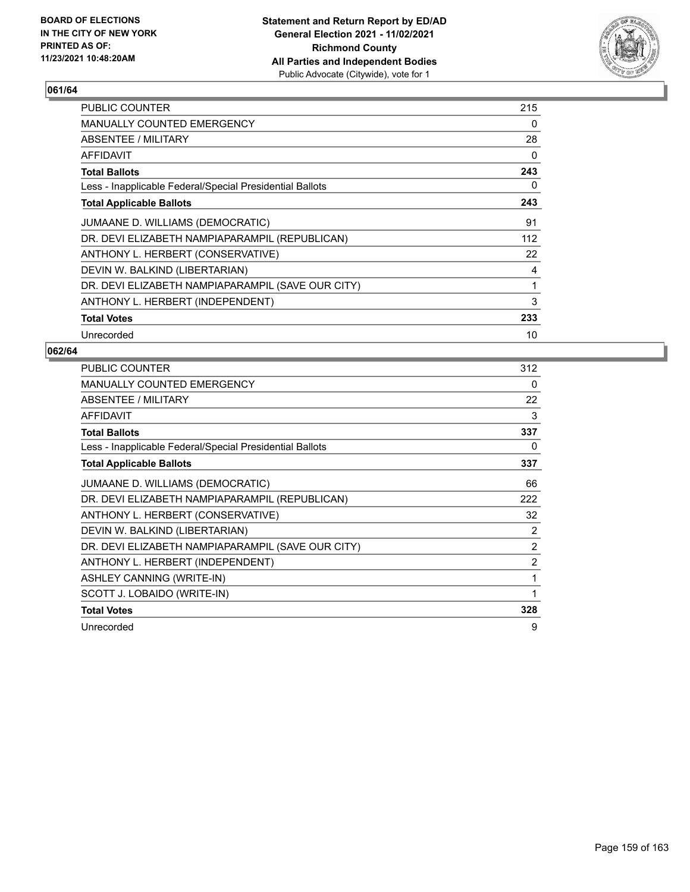BOARD OF ELECTIONS
IN THE CITY OF NEW YORK
PRINTED AS OF:
11/23/2021 10:48:20AM

**Statement and Return Report by ED/AD**
**General Election 2021 - 11/02/2021**
**Richmond County**
**All Parties and Independent Bodies**
Public Advocate (Citywide), vote for 1

## 061/64

| | |
|---|---|
| PUBLIC COUNTER | 215 |
| MANUALLY COUNTED EMERGENCY | 0 |
| ABSENTEE / MILITARY | 28 |
| AFFIDAVIT | 0 |
| **Total Ballots** | **243** |
| Less - Inapplicable Federal/Special Presidential Ballots | 0 |
| **Total Applicable Ballots** | **243** |
| JUMAANE D. WILLIAMS (DEMOCRATIC) | 91 |
| DR. DEVI ELIZABETH NAMPIAPARAMPIL (REPUBLICAN) | 112 |
| ANTHONY L. HERBERT (CONSERVATIVE) | 22 |
| DEVIN W. BALKIND (LIBERTARIAN) | 4 |
| DR. DEVI ELIZABETH NAMPIAPARAMPIL (SAVE OUR CITY) | 1 |
| ANTHONY L. HERBERT (INDEPENDENT) | 3 |
| **Total Votes** | **233** |
| Unrecorded | 10 |

## 062/64

| | |
|---|---|
| PUBLIC COUNTER | 312 |
| MANUALLY COUNTED EMERGENCY | 0 |
| ABSENTEE / MILITARY | 22 |
| AFFIDAVIT | 3 |
| **Total Ballots** | **337** |
| Less - Inapplicable Federal/Special Presidential Ballots | 0 |
| **Total Applicable Ballots** | **337** |
| JUMAANE D. WILLIAMS (DEMOCRATIC) | 66 |
| DR. DEVI ELIZABETH NAMPIAPARAMPIL (REPUBLICAN) | 222 |
| ANTHONY L. HERBERT (CONSERVATIVE) | 32 |
| DEVIN W. BALKIND (LIBERTARIAN) | 2 |
| DR. DEVI ELIZABETH NAMPIAPARAMPIL (SAVE OUR CITY) | 2 |
| ANTHONY L. HERBERT (INDEPENDENT) | 2 |
| ASHLEY CANNING (WRITE-IN) | 1 |
| SCOTT J. LOBAIDO (WRITE-IN) | 1 |
| **Total Votes** | **328** |
| Unrecorded | 9 |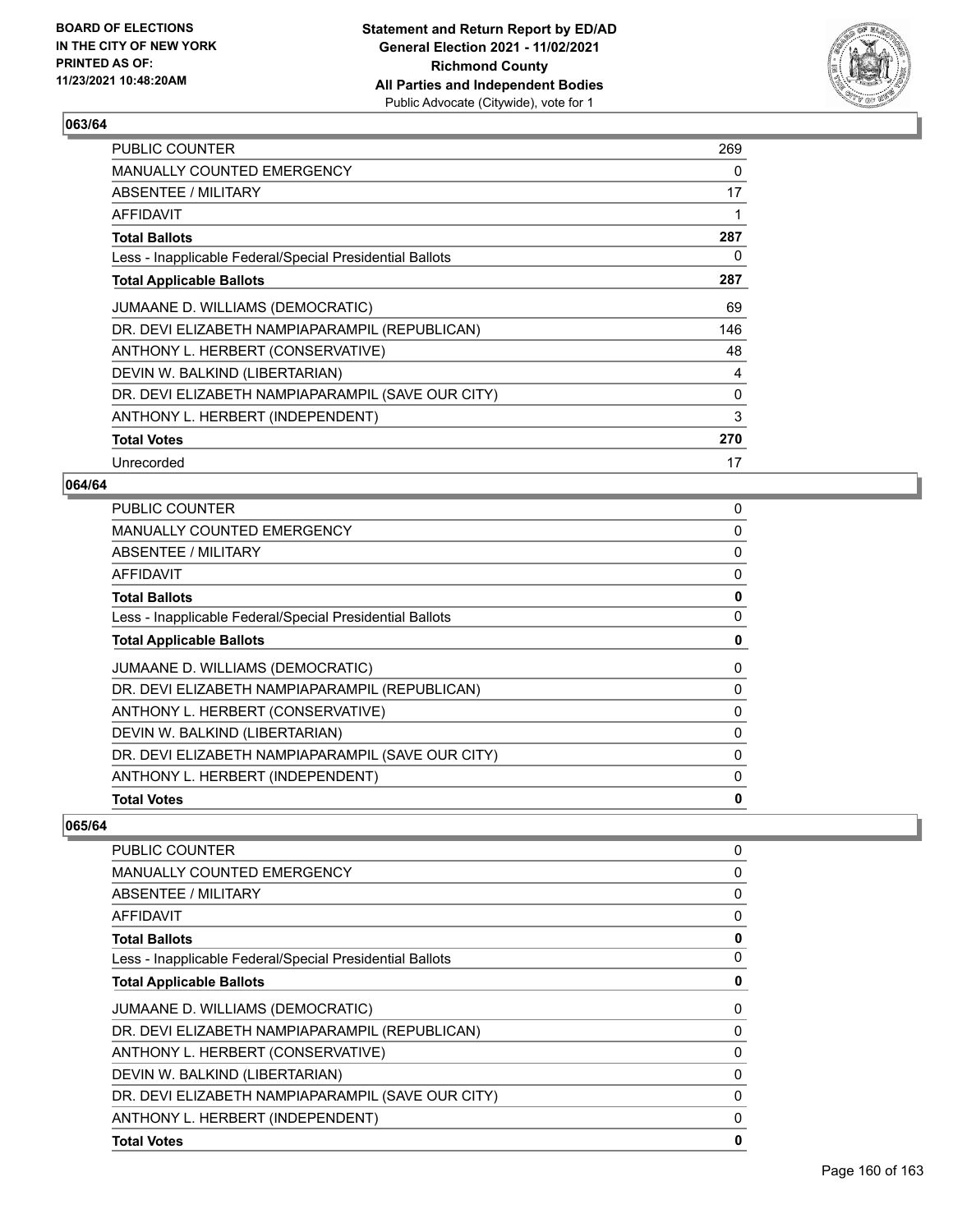## 063/64

| | |
|---|---|
| PUBLIC COUNTER | 269 |
| MANUALLY COUNTED EMERGENCY | 0 |
| ABSENTEE / MILITARY | 17 |
| AFFIDAVIT | 1 |
| **Total Ballots** | **287** |
| Less - Inapplicable Federal/Special Presidential Ballots | 0 |
| **Total Applicable Ballots** | **287** |
| JUMAANE D. WILLIAMS (DEMOCRATIC) | 69 |
| DR. DEVI ELIZABETH NAMPIAPARAMPIL (REPUBLICAN) | 146 |
| ANTHONY L. HERBERT (CONSERVATIVE) | 48 |
| DEVIN W. BALKIND (LIBERTARIAN) | 4 |
| DR. DEVI ELIZABETH NAMPIAPARAMPIL (SAVE OUR CITY) | 0 |
| ANTHONY L. HERBERT (INDEPENDENT) | 3 |
| **Total Votes** | **270** |
| Unrecorded | 17 |

## 064/64

| | |
|---|---|
| PUBLIC COUNTER | 0 |
| MANUALLY COUNTED EMERGENCY | 0 |
| ABSENTEE / MILITARY | 0 |
| AFFIDAVIT | 0 |
| **Total Ballots** | **0** |
| Less - Inapplicable Federal/Special Presidential Ballots | 0 |
| **Total Applicable Ballots** | **0** |
| JUMAANE D. WILLIAMS (DEMOCRATIC) | 0 |
| DR. DEVI ELIZABETH NAMPIAPARAMPIL (REPUBLICAN) | 0 |
| ANTHONY L. HERBERT (CONSERVATIVE) | 0 |
| DEVIN W. BALKIND (LIBERTARIAN) | 0 |
| DR. DEVI ELIZABETH NAMPIAPARAMPIL (SAVE OUR CITY) | 0 |
| ANTHONY L. HERBERT (INDEPENDENT) | 0 |
| **Total Votes** | **0** |

## 065/64

| | |
|---|---|
| PUBLIC COUNTER | 0 |
| MANUALLY COUNTED EMERGENCY | 0 |
| ABSENTEE / MILITARY | 0 |
| AFFIDAVIT | 0 |
| **Total Ballots** | **0** |
| Less - Inapplicable Federal/Special Presidential Ballots | 0 |
| **Total Applicable Ballots** | **0** |
| JUMAANE D. WILLIAMS (DEMOCRATIC) | 0 |
| DR. DEVI ELIZABETH NAMPIAPARAMPIL (REPUBLICAN) | 0 |
| ANTHONY L. HERBERT (CONSERVATIVE) | 0 |
| DEVIN W. BALKIND (LIBERTARIAN) | 0 |
| DR. DEVI ELIZABETH NAMPIAPARAMPIL (SAVE OUR CITY) | 0 |
| ANTHONY L. HERBERT (INDEPENDENT) | 0 |
| **Total Votes** | **0** |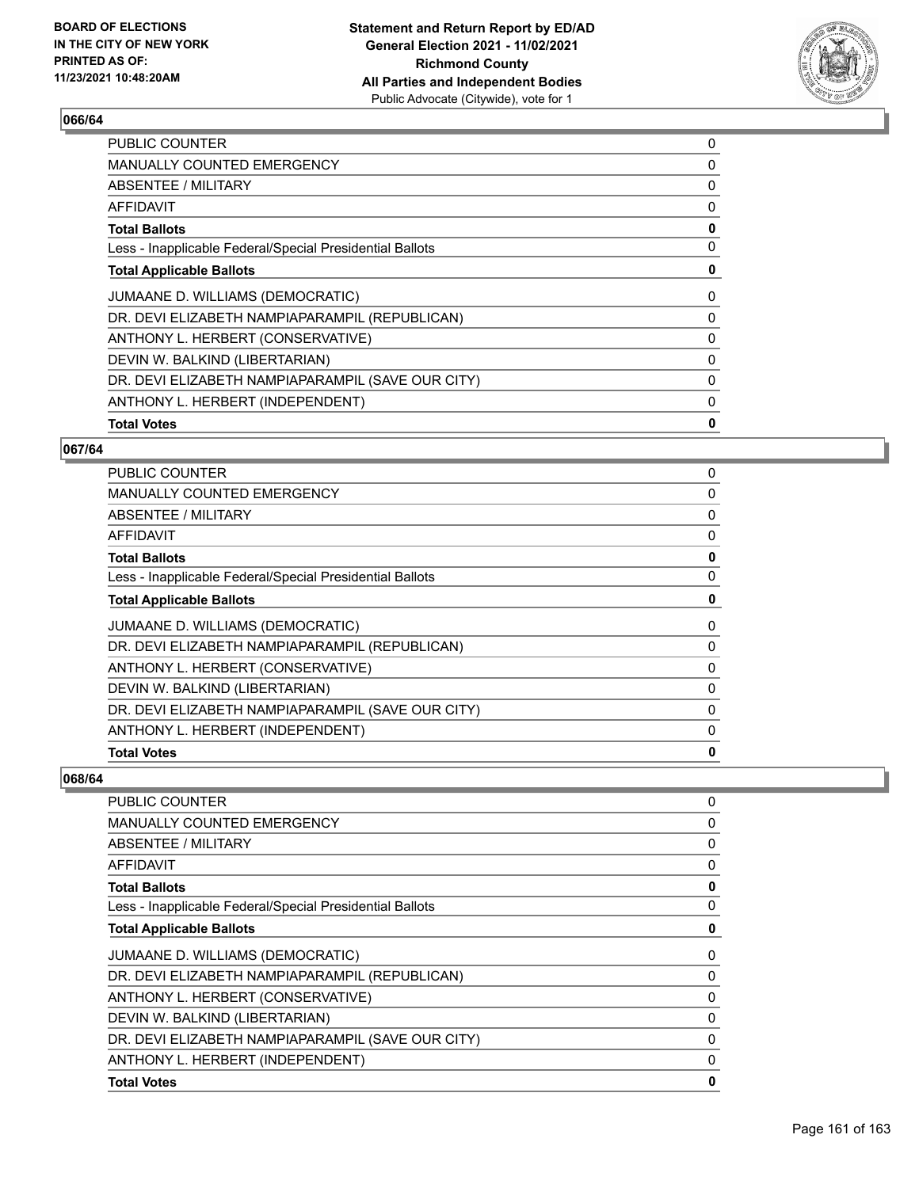## 066/64

| | |
|---|---|
| PUBLIC COUNTER | 0 |
| MANUALLY COUNTED EMERGENCY | 0 |
| ABSENTEE / MILITARY | 0 |
| AFFIDAVIT | 0 |
| **Total Ballots** | **0** |
| Less - Inapplicable Federal/Special Presidential Ballots | 0 |
| **Total Applicable Ballots** | **0** |
| JUMAANE D. WILLIAMS (DEMOCRATIC) | 0 |
| DR. DEVI ELIZABETH NAMPIAPARAMPIL (REPUBLICAN) | 0 |
| ANTHONY L. HERBERT (CONSERVATIVE) | 0 |
| DEVIN W. BALKIND (LIBERTARIAN) | 0 |
| DR. DEVI ELIZABETH NAMPIAPARAMPIL (SAVE OUR CITY) | 0 |
| ANTHONY L. HERBERT (INDEPENDENT) | 0 |
| **Total Votes** | **0** |

## 067/64

| | |
|---|---|
| PUBLIC COUNTER | 0 |
| MANUALLY COUNTED EMERGENCY | 0 |
| ABSENTEE / MILITARY | 0 |
| AFFIDAVIT | 0 |
| **Total Ballots** | **0** |
| Less - Inapplicable Federal/Special Presidential Ballots | 0 |
| **Total Applicable Ballots** | **0** |
| JUMAANE D. WILLIAMS (DEMOCRATIC) | 0 |
| DR. DEVI ELIZABETH NAMPIAPARAMPIL (REPUBLICAN) | 0 |
| ANTHONY L. HERBERT (CONSERVATIVE) | 0 |
| DEVIN W. BALKIND (LIBERTARIAN) | 0 |
| DR. DEVI ELIZABETH NAMPIAPARAMPIL (SAVE OUR CITY) | 0 |
| ANTHONY L. HERBERT (INDEPENDENT) | 0 |
| **Total Votes** | **0** |

## 068/64

| | |
|---|---|
| PUBLIC COUNTER | 0 |
| MANUALLY COUNTED EMERGENCY | 0 |
| ABSENTEE / MILITARY | 0 |
| AFFIDAVIT | 0 |
| **Total Ballots** | **0** |
| Less - Inapplicable Federal/Special Presidential Ballots | 0 |
| **Total Applicable Ballots** | **0** |
| JUMAANE D. WILLIAMS (DEMOCRATIC) | 0 |
| DR. DEVI ELIZABETH NAMPIAPARAMPIL (REPUBLICAN) | 0 |
| ANTHONY L. HERBERT (CONSERVATIVE) | 0 |
| DEVIN W. BALKIND (LIBERTARIAN) | 0 |
| DR. DEVI ELIZABETH NAMPIAPARAMPIL (SAVE OUR CITY) | 0 |
| ANTHONY L. HERBERT (INDEPENDENT) | 0 |
| **Total Votes** | **0** |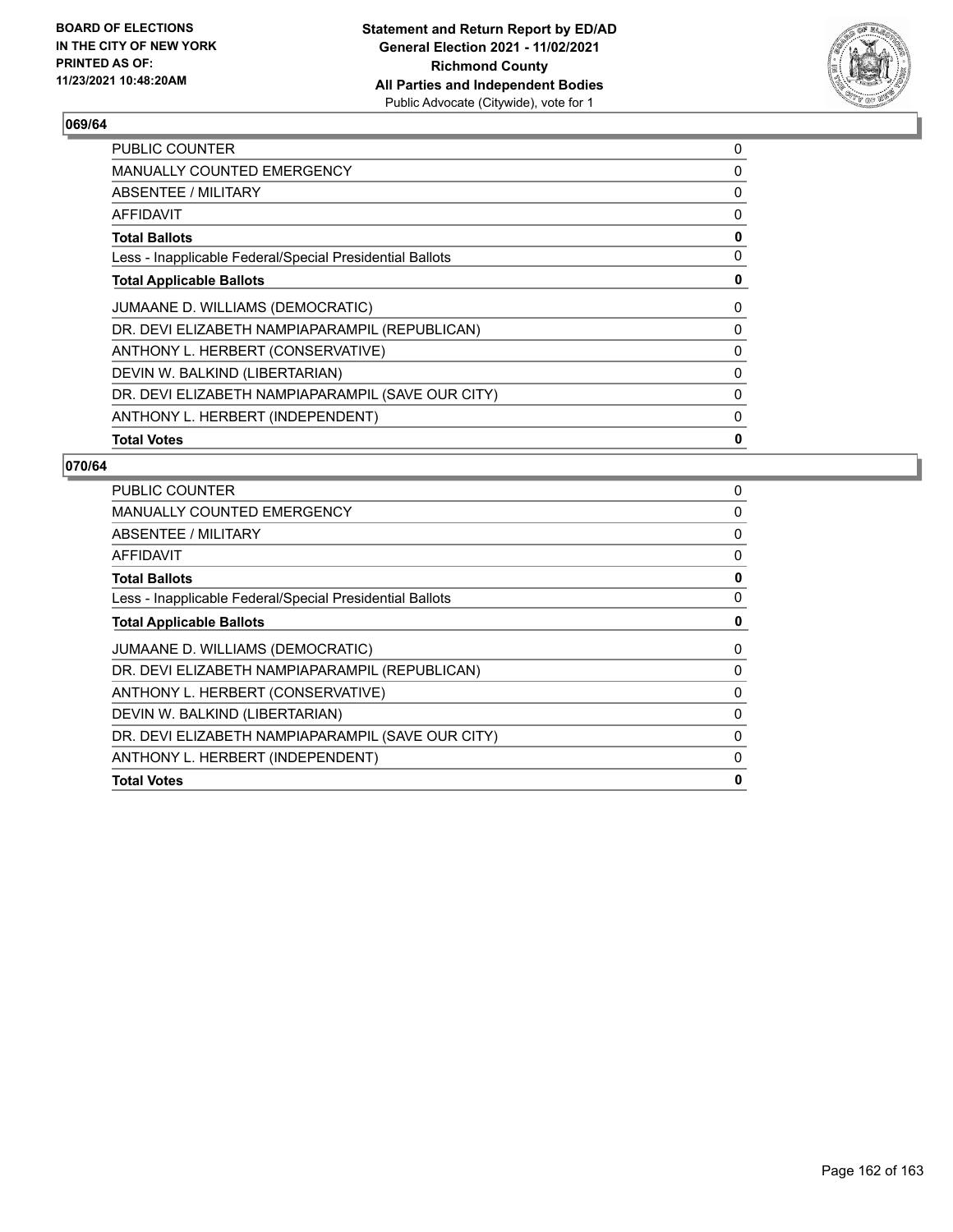## 069/64

| | |
|---|---|
| PUBLIC COUNTER | 0 |
| MANUALLY COUNTED EMERGENCY | 0 |
| ABSENTEE / MILITARY | 0 |
| AFFIDAVIT | 0 |
| **Total Ballots** | **0** |
| Less - Inapplicable Federal/Special Presidential Ballots | 0 |
| **Total Applicable Ballots** | **0** |
| JUMAANE D. WILLIAMS (DEMOCRATIC) | 0 |
| DR. DEVI ELIZABETH NAMPIAPARAMPIL (REPUBLICAN) | 0 |
| ANTHONY L. HERBERT (CONSERVATIVE) | 0 |
| DEVIN W. BALKIND (LIBERTARIAN) | 0 |
| DR. DEVI ELIZABETH NAMPIAPARAMPIL (SAVE OUR CITY) | 0 |
| ANTHONY L. HERBERT (INDEPENDENT) | 0 |
| **Total Votes** | **0** |

## 070/64

| | |
|---|---|
| PUBLIC COUNTER | 0 |
| MANUALLY COUNTED EMERGENCY | 0 |
| ABSENTEE / MILITARY | 0 |
| AFFIDAVIT | 0 |
| **Total Ballots** | **0** |
| Less - Inapplicable Federal/Special Presidential Ballots | 0 |
| **Total Applicable Ballots** | **0** |
| JUMAANE D. WILLIAMS (DEMOCRATIC) | 0 |
| DR. DEVI ELIZABETH NAMPIAPARAMPIL (REPUBLICAN) | 0 |
| ANTHONY L. HERBERT (CONSERVATIVE) | 0 |
| DEVIN W. BALKIND (LIBERTARIAN) | 0 |
| DR. DEVI ELIZABETH NAMPIAPARAMPIL (SAVE OUR CITY) | 0 |
| ANTHONY L. HERBERT (INDEPENDENT) | 0 |
| **Total Votes** | **0** |